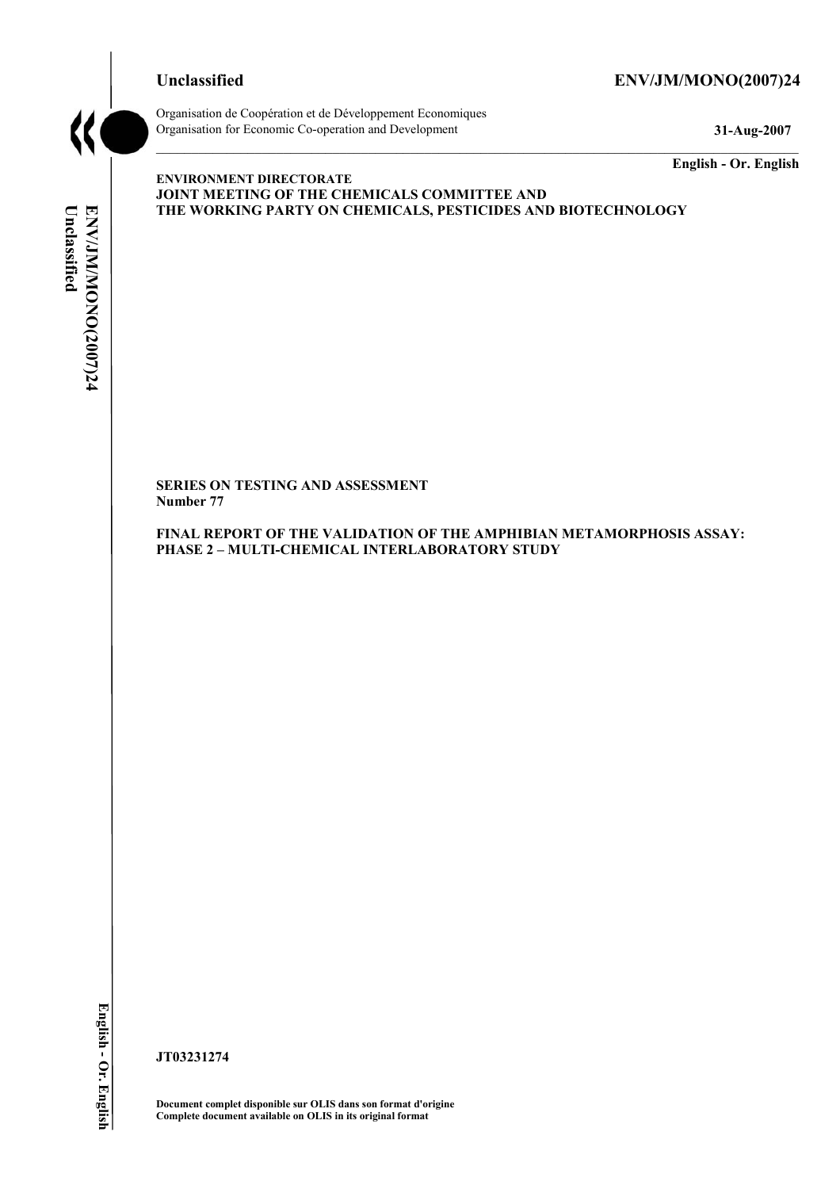**Unclassified** **ENV/JM/MONO(2007)24**

Organisation de Coopération et de Développement Economiques
Organisation for Economic Co-operation and Development **31-Aug-2007**

**English - Or. English**

**ENVIRONMENT DIRECTORATE**
**JOINT MEETING OF THE CHEMICALS COMMITTEE AND THE WORKING PARTY ON CHEMICALS, PESTICIDES AND BIOTECHNOLOGY**

**SERIES ON TESTING AND ASSESSMENT**
**Number 77**

**FINAL REPORT OF THE VALIDATION OF THE AMPHIBIAN METAMORPHOSIS ASSAY: PHASE 2 – MULTI-CHEMICAL INTERLABORATORY STUDY**

**JT03231274**

**Document complet disponible sur OLIS dans son format d'origine**
**Complete document available on OLIS in its original format**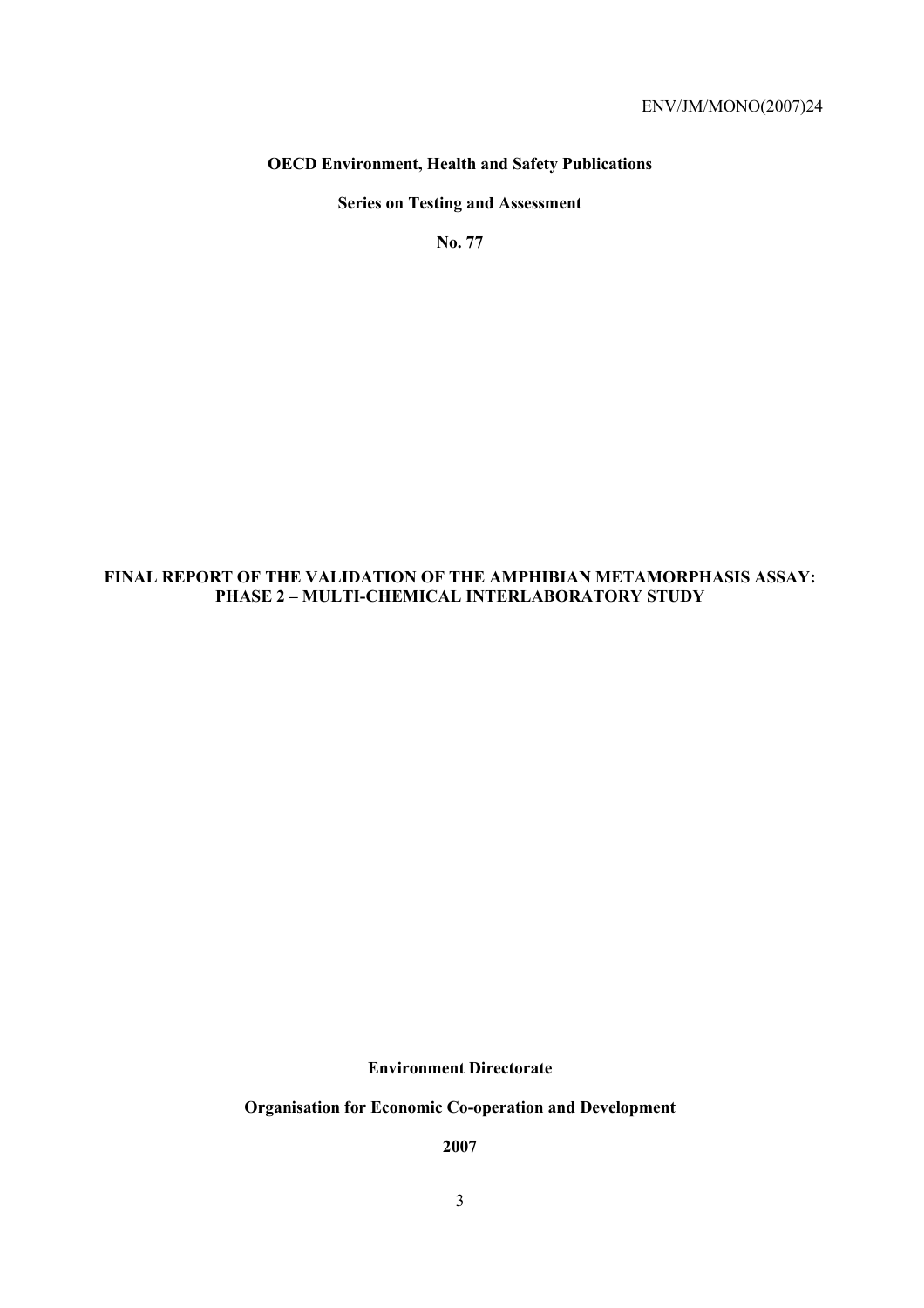ENV/JM/MONO(2007)24

**OECD Environment, Health and Safety Publications**

**Series on Testing and Assessment**

**No. 77**

# FINAL REPORT OF THE VALIDATION OF THE AMPHIBIAN METAMORPHASIS ASSAY: PHASE 2 – MULTI-CHEMICAL INTERLABORATORY STUDY

**Environment Directorate**

**Organisation for Economic Co-operation and Development**

**2007**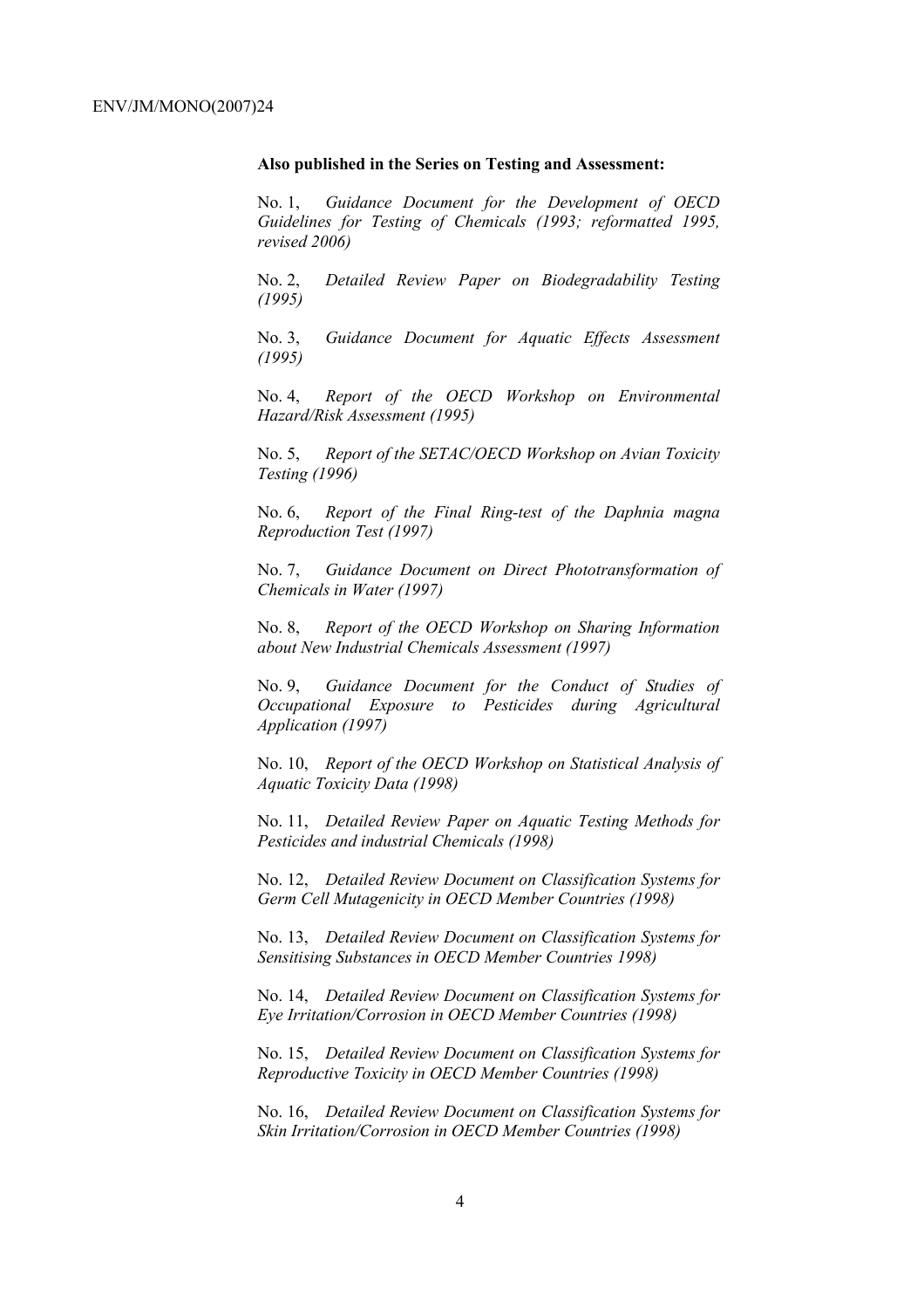**Also published in the Series on Testing and Assessment:**

No. 1, *Guidance Document for the Development of OECD Guidelines for Testing of Chemicals (1993; reformatted 1995, revised 2006)*

No. 2, *Detailed Review Paper on Biodegradability Testing (1995)*

No. 3, *Guidance Document for Aquatic Effects Assessment (1995)*

No. 4, *Report of the OECD Workshop on Environmental Hazard/Risk Assessment (1995)*

No. 5, *Report of the SETAC/OECD Workshop on Avian Toxicity Testing (1996)*

No. 6, *Report of the Final Ring-test of the Daphnia magna Reproduction Test (1997)*

No. 7, *Guidance Document on Direct Phototransformation of Chemicals in Water (1997)*

No. 8, *Report of the OECD Workshop on Sharing Information about New Industrial Chemicals Assessment (1997)*

No. 9, *Guidance Document for the Conduct of Studies of Occupational Exposure to Pesticides during Agricultural Application (1997)*

No. 10, *Report of the OECD Workshop on Statistical Analysis of Aquatic Toxicity Data (1998)*

No. 11, *Detailed Review Paper on Aquatic Testing Methods for Pesticides and industrial Chemicals (1998)*

No. 12, *Detailed Review Document on Classification Systems for Germ Cell Mutagenicity in OECD Member Countries (1998)*

No. 13, *Detailed Review Document on Classification Systems for Sensitising Substances in OECD Member Countries 1998)*

No. 14, *Detailed Review Document on Classification Systems for Eye Irritation/Corrosion in OECD Member Countries (1998)*

No. 15, *Detailed Review Document on Classification Systems for Reproductive Toxicity in OECD Member Countries (1998)*

No. 16, *Detailed Review Document on Classification Systems for Skin Irritation/Corrosion in OECD Member Countries (1998)*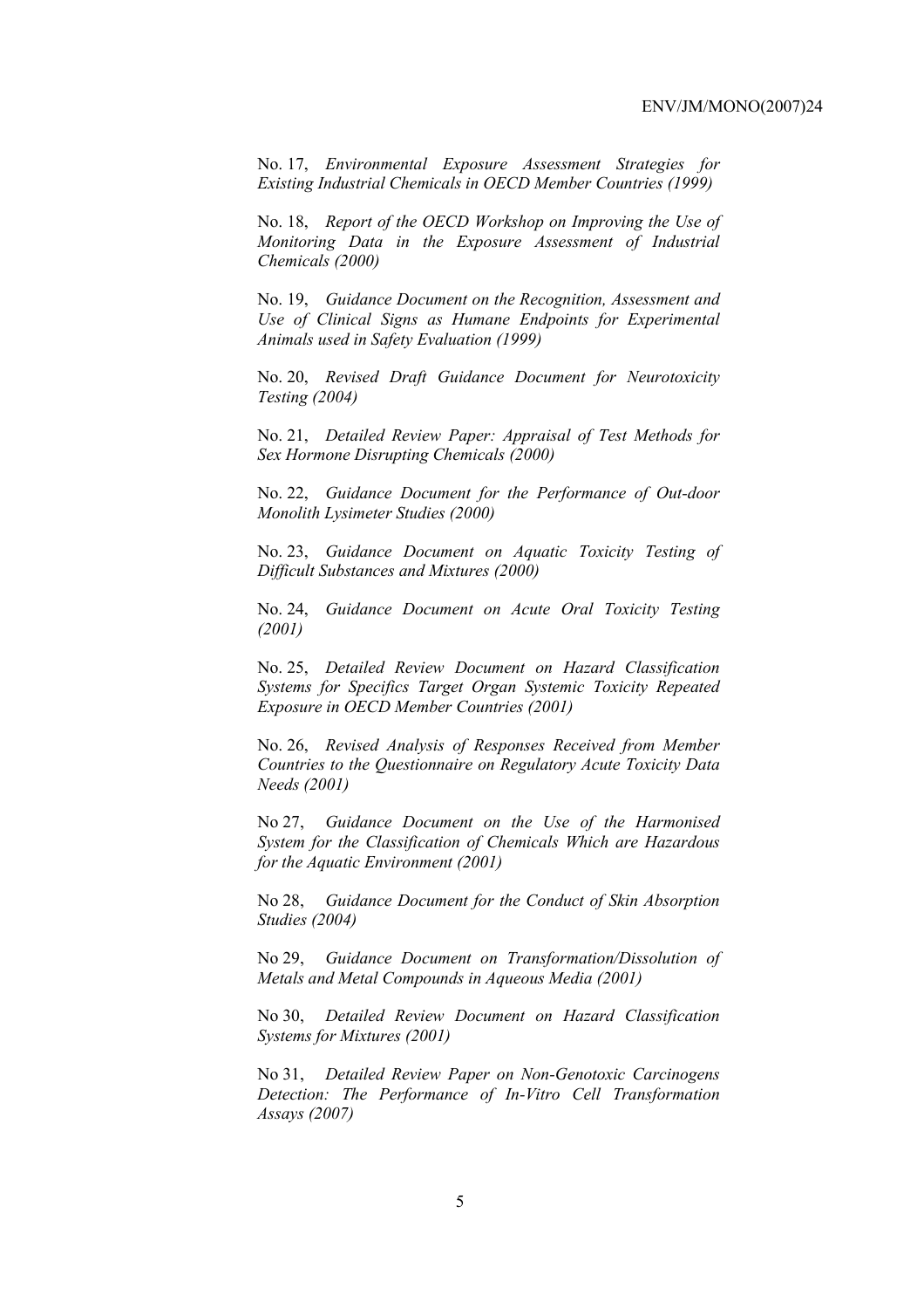No. 17, *Environmental Exposure Assessment Strategies for Existing Industrial Chemicals in OECD Member Countries (1999)*

No. 18, *Report of the OECD Workshop on Improving the Use of Monitoring Data in the Exposure Assessment of Industrial Chemicals (2000)*

No. 19, *Guidance Document on the Recognition, Assessment and Use of Clinical Signs as Humane Endpoints for Experimental Animals used in Safety Evaluation (1999)*

No. 20, *Revised Draft Guidance Document for Neurotoxicity Testing (2004)*

No. 21, *Detailed Review Paper: Appraisal of Test Methods for Sex Hormone Disrupting Chemicals (2000)*

No. 22, *Guidance Document for the Performance of Out-door Monolith Lysimeter Studies (2000)*

No. 23, *Guidance Document on Aquatic Toxicity Testing of Difficult Substances and Mixtures (2000)*

No. 24, *Guidance Document on Acute Oral Toxicity Testing (2001)*

No. 25, *Detailed Review Document on Hazard Classification Systems for Specifics Target Organ Systemic Toxicity Repeated Exposure in OECD Member Countries (2001)*

No. 26, *Revised Analysis of Responses Received from Member Countries to the Questionnaire on Regulatory Acute Toxicity Data Needs (2001)*

No 27, *Guidance Document on the Use of the Harmonised System for the Classification of Chemicals Which are Hazardous for the Aquatic Environment (2001)*

No 28, *Guidance Document for the Conduct of Skin Absorption Studies (2004)*

No 29, *Guidance Document on Transformation/Dissolution of Metals and Metal Compounds in Aqueous Media (2001)*

No 30, *Detailed Review Document on Hazard Classification Systems for Mixtures (2001)*

No 31, *Detailed Review Paper on Non-Genotoxic Carcinogens Detection: The Performance of In-Vitro Cell Transformation Assays (2007)*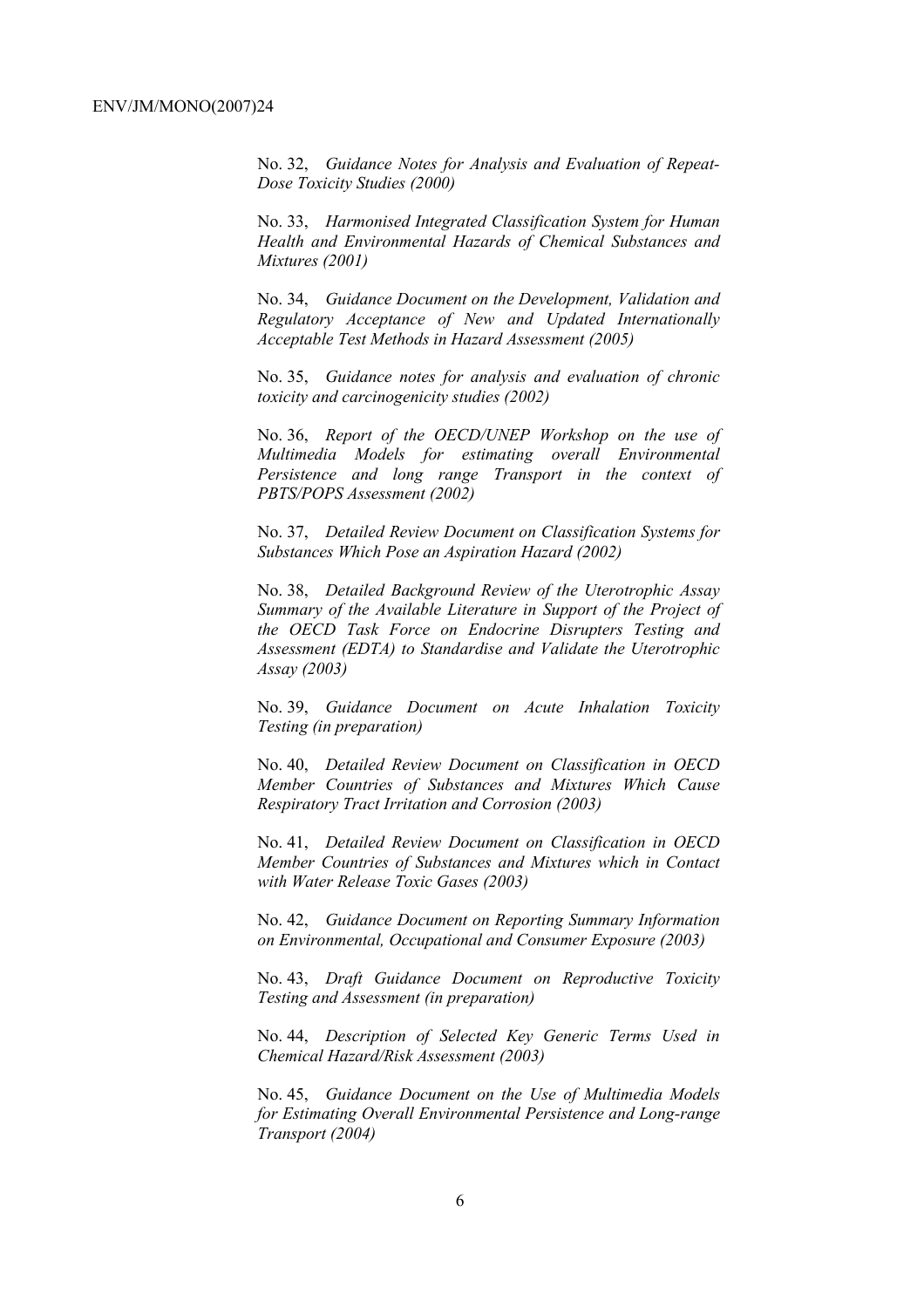No. 32, *Guidance Notes for Analysis and Evaluation of Repeat-Dose Toxicity Studies (2000)*

No. 33, *Harmonised Integrated Classification System for Human Health and Environmental Hazards of Chemical Substances and Mixtures (2001)*

No. 34, *Guidance Document on the Development, Validation and Regulatory Acceptance of New and Updated Internationally Acceptable Test Methods in Hazard Assessment (2005)*

No. 35, *Guidance notes for analysis and evaluation of chronic toxicity and carcinogenicity studies (2002)*

No. 36, *Report of the OECD/UNEP Workshop on the use of Multimedia Models for estimating overall Environmental Persistence and long range Transport in the context of PBTS/POPS Assessment (2002)*

No. 37, *Detailed Review Document on Classification Systems for Substances Which Pose an Aspiration Hazard (2002)*

No. 38, *Detailed Background Review of the Uterotrophic Assay Summary of the Available Literature in Support of the Project of the OECD Task Force on Endocrine Disrupters Testing and Assessment (EDTA) to Standardise and Validate the Uterotrophic Assay (2003)*

No. 39, *Guidance Document on Acute Inhalation Toxicity Testing (in preparation)*

No. 40, *Detailed Review Document on Classification in OECD Member Countries of Substances and Mixtures Which Cause Respiratory Tract Irritation and Corrosion (2003)*

No. 41, *Detailed Review Document on Classification in OECD Member Countries of Substances and Mixtures which in Contact with Water Release Toxic Gases (2003)*

No. 42, *Guidance Document on Reporting Summary Information on Environmental, Occupational and Consumer Exposure (2003)*

No. 43, *Draft Guidance Document on Reproductive Toxicity Testing and Assessment (in preparation)*

No. 44, *Description of Selected Key Generic Terms Used in Chemical Hazard/Risk Assessment (2003)*

No. 45, *Guidance Document on the Use of Multimedia Models for Estimating Overall Environmental Persistence and Long-range Transport (2004)*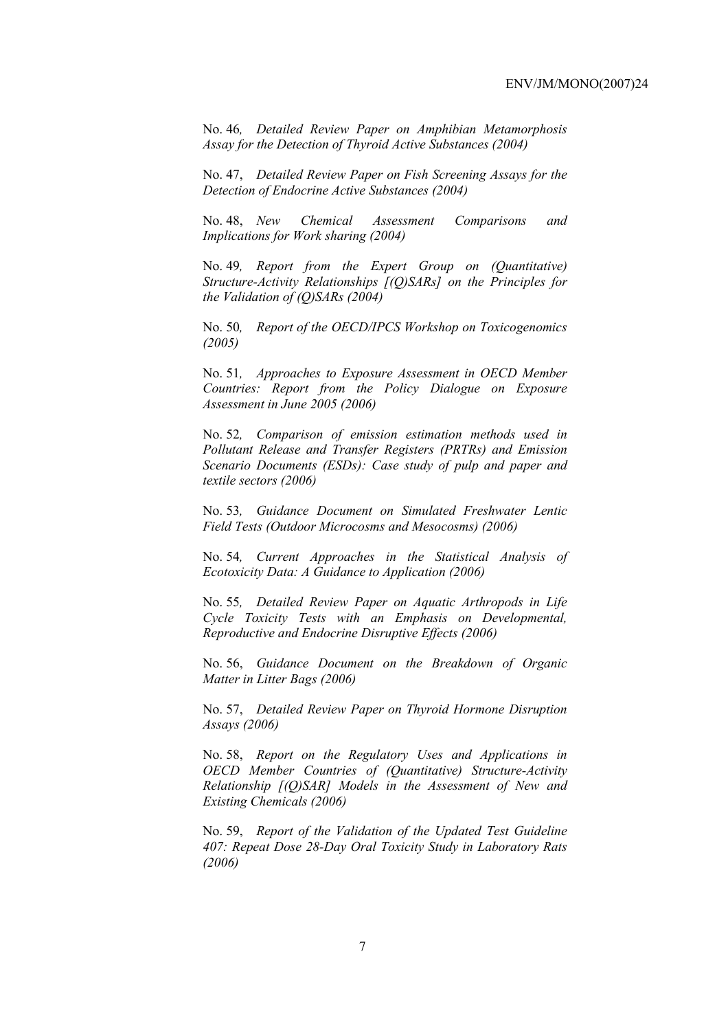No. 46*, Detailed Review Paper on Amphibian Metamorphosis Assay for the Detection of Thyroid Active Substances (2004)*

No. 47, *Detailed Review Paper on Fish Screening Assays for the Detection of Endocrine Active Substances (2004)*

No. 48, *New Chemical Assessment Comparisons and Implications for Work sharing (2004)*

No. 49*, Report from the Expert Group on (Quantitative) Structure-Activity Relationships [(Q)SARs] on the Principles for the Validation of (Q)SARs (2004)*

No. 50*, Report of the OECD/IPCS Workshop on Toxicogenomics (2005)*

No. 51*, Approaches to Exposure Assessment in OECD Member Countries: Report from the Policy Dialogue on Exposure Assessment in June 2005 (2006)*

No. 52*, Comparison of emission estimation methods used in Pollutant Release and Transfer Registers (PRTRs) and Emission Scenario Documents (ESDs): Case study of pulp and paper and textile sectors (2006)*

No. 53*, Guidance Document on Simulated Freshwater Lentic Field Tests (Outdoor Microcosms and Mesocosms) (2006)*

No. 54*, Current Approaches in the Statistical Analysis of Ecotoxicity Data: A Guidance to Application (2006)*

No. 55*, Detailed Review Paper on Aquatic Arthropods in Life Cycle Toxicity Tests with an Emphasis on Developmental, Reproductive and Endocrine Disruptive Effects (2006)*

No. 56, *Guidance Document on the Breakdown of Organic Matter in Litter Bags (2006)*

No. 57, *Detailed Review Paper on Thyroid Hormone Disruption Assays (2006)*

No. 58, *Report on the Regulatory Uses and Applications in OECD Member Countries of (Quantitative) Structure-Activity Relationship [(Q)SAR] Models in the Assessment of New and Existing Chemicals (2006)*

No. 59, *Report of the Validation of the Updated Test Guideline 407: Repeat Dose 28-Day Oral Toxicity Study in Laboratory Rats (2006)*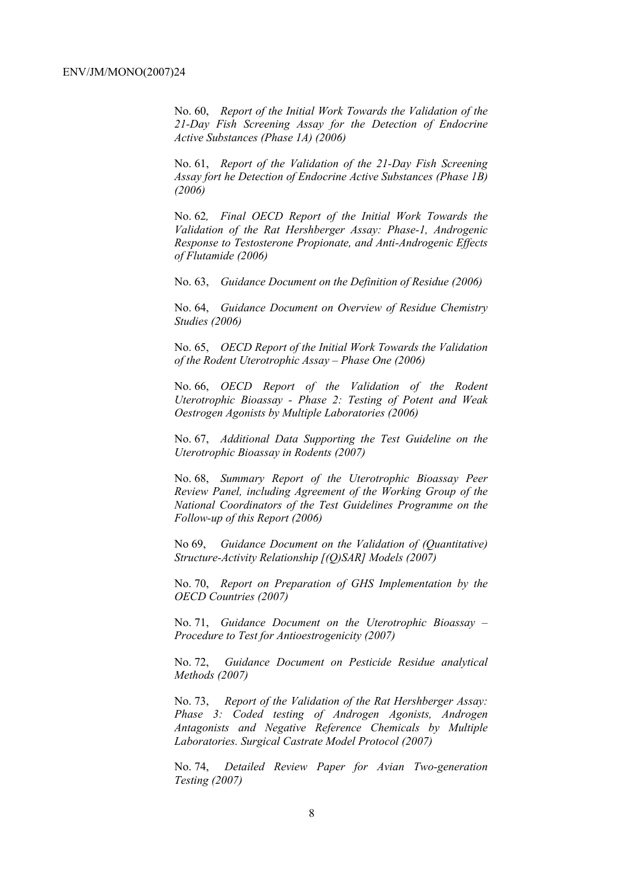No. 60, *Report of the Initial Work Towards the Validation of the 21-Day Fish Screening Assay for the Detection of Endocrine Active Substances (Phase 1A) (2006)*

No. 61, *Report of the Validation of the 21-Day Fish Screening Assay fort he Detection of Endocrine Active Substances (Phase 1B) (2006)*

No. 62, *Final OECD Report of the Initial Work Towards the Validation of the Rat Hershberger Assay: Phase-1, Androgenic Response to Testosterone Propionate, and Anti-Androgenic Effects of Flutamide (2006)*

No. 63, *Guidance Document on the Definition of Residue (2006)*

No. 64, *Guidance Document on Overview of Residue Chemistry Studies (2006)*

No. 65, *OECD Report of the Initial Work Towards the Validation of the Rodent Uterotrophic Assay – Phase One (2006)*

No. 66, *OECD Report of the Validation of the Rodent Uterotrophic Bioassay - Phase 2: Testing of Potent and Weak Oestrogen Agonists by Multiple Laboratories (2006)*

No. 67, *Additional Data Supporting the Test Guideline on the Uterotrophic Bioassay in Rodents (2007)*

No. 68, *Summary Report of the Uterotrophic Bioassay Peer Review Panel, including Agreement of the Working Group of the National Coordinators of the Test Guidelines Programme on the Follow-up of this Report (2006)*

No 69, *Guidance Document on the Validation of (Quantitative) Structure-Activity Relationship [(Q)SAR] Models (2007)*

No. 70, *Report on Preparation of GHS Implementation by the OECD Countries (2007)*

No. 71, *Guidance Document on the Uterotrophic Bioassay – Procedure to Test for Antioestrogenicity (2007)*

No. 72, *Guidance Document on Pesticide Residue analytical Methods (2007)*

No. 73, *Report of the Validation of the Rat Hershberger Assay: Phase 3: Coded testing of Androgen Agonists, Androgen Antagonists and Negative Reference Chemicals by Multiple Laboratories. Surgical Castrate Model Protocol (2007)*

No. 74, *Detailed Review Paper for Avian Two-generation Testing (2007)*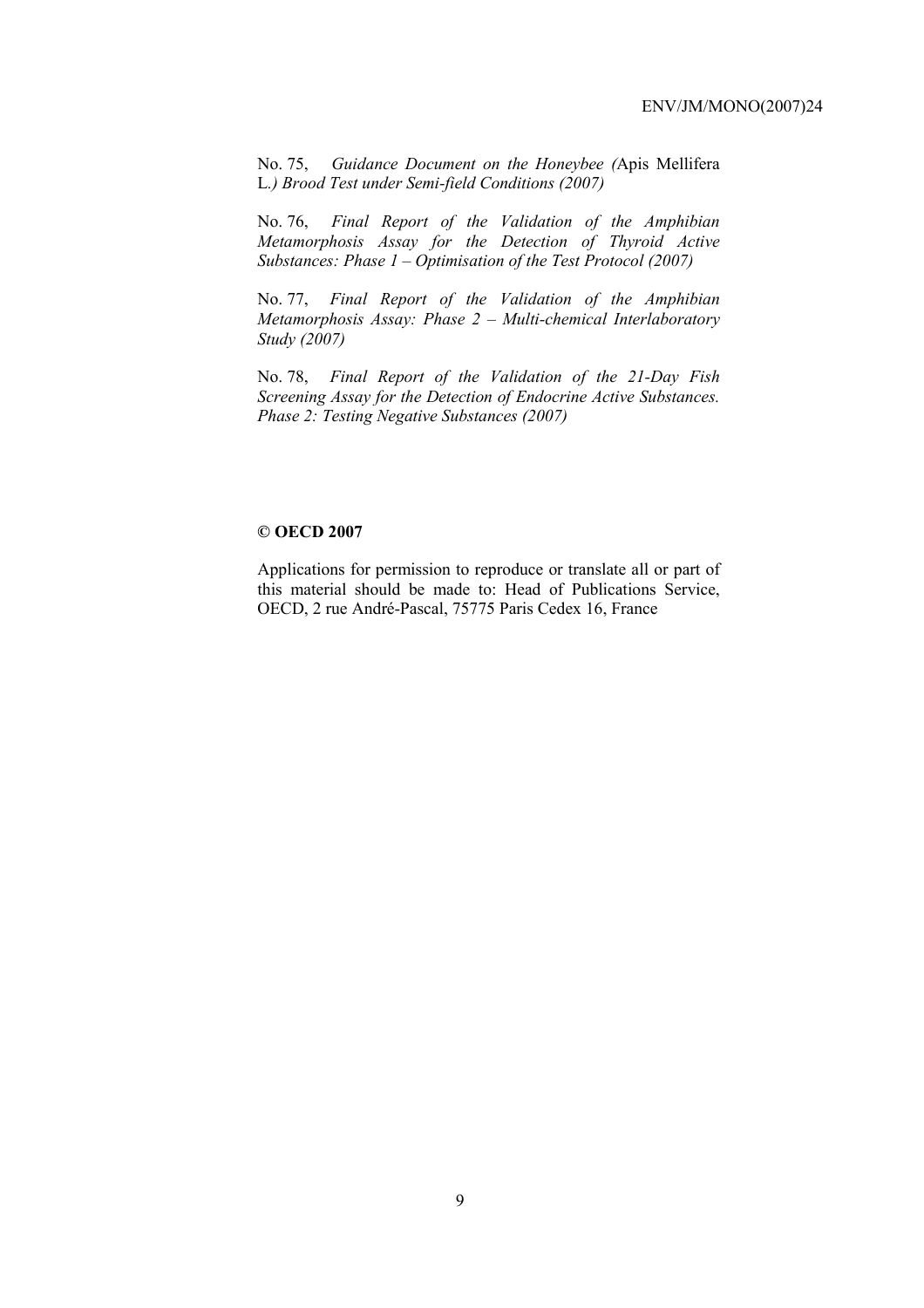No. 75, *Guidance Document on the Honeybee (*Apis Mellifera L.*) Brood Test under Semi-field Conditions (2007)*

No. 76, *Final Report of the Validation of the Amphibian Metamorphosis Assay for the Detection of Thyroid Active Substances: Phase 1 – Optimisation of the Test Protocol (2007)*

No. 77, *Final Report of the Validation of the Amphibian Metamorphosis Assay: Phase 2 – Multi-chemical Interlaboratory Study (2007)*

No. 78, *Final Report of the Validation of the 21-Day Fish Screening Assay for the Detection of Endocrine Active Substances. Phase 2: Testing Negative Substances (2007)*

**© OECD 2007**

Applications for permission to reproduce or translate all or part of this material should be made to: Head of Publications Service, OECD, 2 rue André-Pascal, 75775 Paris Cedex 16, France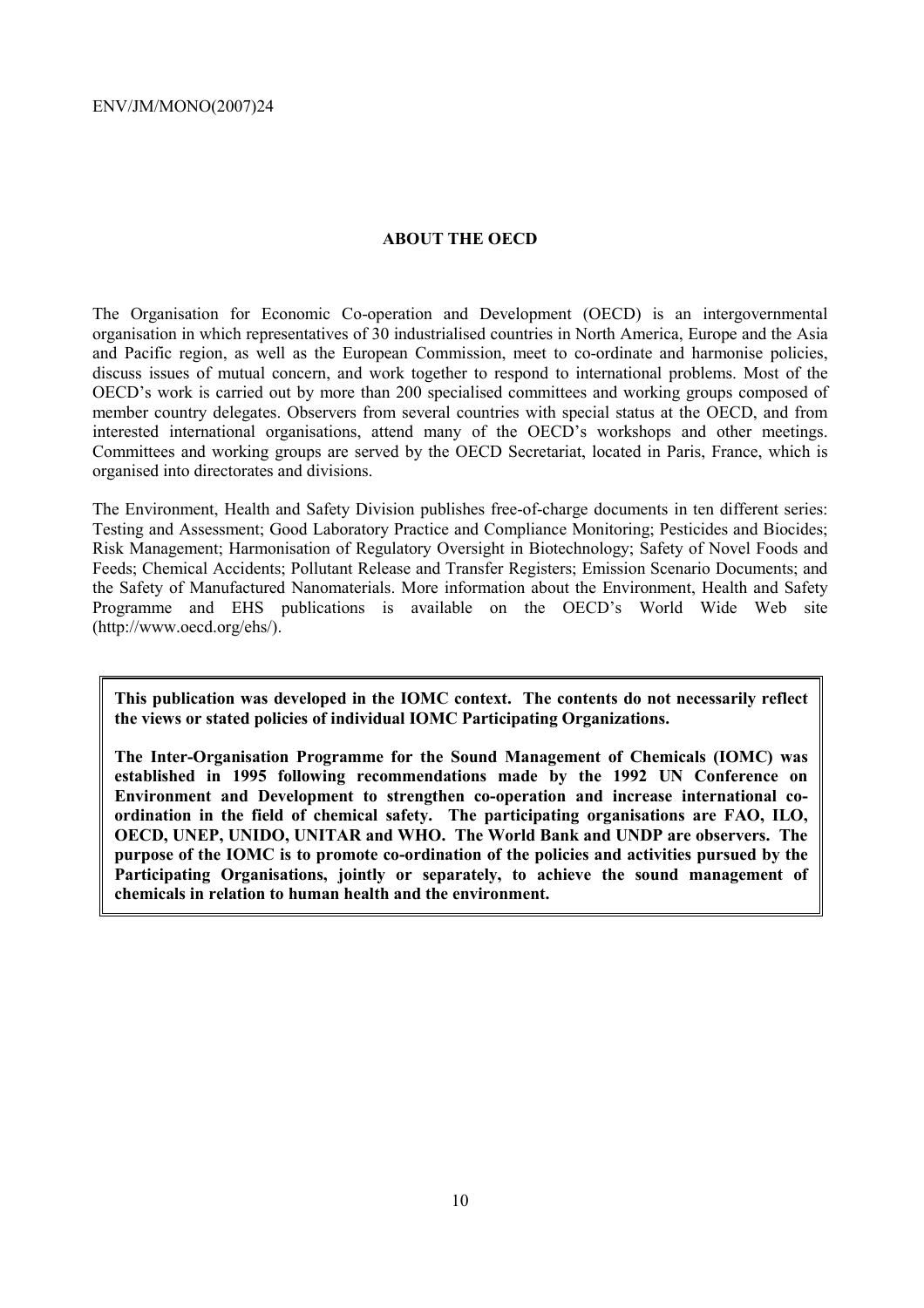## ABOUT THE OECD

The Organisation for Economic Co-operation and Development (OECD) is an intergovernmental organisation in which representatives of 30 industrialised countries in North America, Europe and the Asia and Pacific region, as well as the European Commission, meet to co-ordinate and harmonise policies, discuss issues of mutual concern, and work together to respond to international problems. Most of the OECD's work is carried out by more than 200 specialised committees and working groups composed of member country delegates. Observers from several countries with special status at the OECD, and from interested international organisations, attend many of the OECD's workshops and other meetings. Committees and working groups are served by the OECD Secretariat, located in Paris, France, which is organised into directorates and divisions.

The Environment, Health and Safety Division publishes free-of-charge documents in ten different series: Testing and Assessment; Good Laboratory Practice and Compliance Monitoring; Pesticides and Biocides; Risk Management; Harmonisation of Regulatory Oversight in Biotechnology; Safety of Novel Foods and Feeds; Chemical Accidents; Pollutant Release and Transfer Registers; Emission Scenario Documents; and the Safety of Manufactured Nanomaterials. More information about the Environment, Health and Safety Programme and EHS publications is available on the OECD's World Wide Web site (http://www.oecd.org/ehs/).

**This publication was developed in the IOMC context. The contents do not necessarily reflect the views or stated policies of individual IOMC Participating Organizations.**

**The Inter-Organisation Programme for the Sound Management of Chemicals (IOMC) was established in 1995 following recommendations made by the 1992 UN Conference on Environment and Development to strengthen co-operation and increase international co-ordination in the field of chemical safety. The participating organisations are FAO, ILO, OECD, UNEP, UNIDO, UNITAR and WHO. The World Bank and UNDP are observers. The purpose of the IOMC is to promote co-ordination of the policies and activities pursued by the Participating Organisations, jointly or separately, to achieve the sound management of chemicals in relation to human health and the environment.**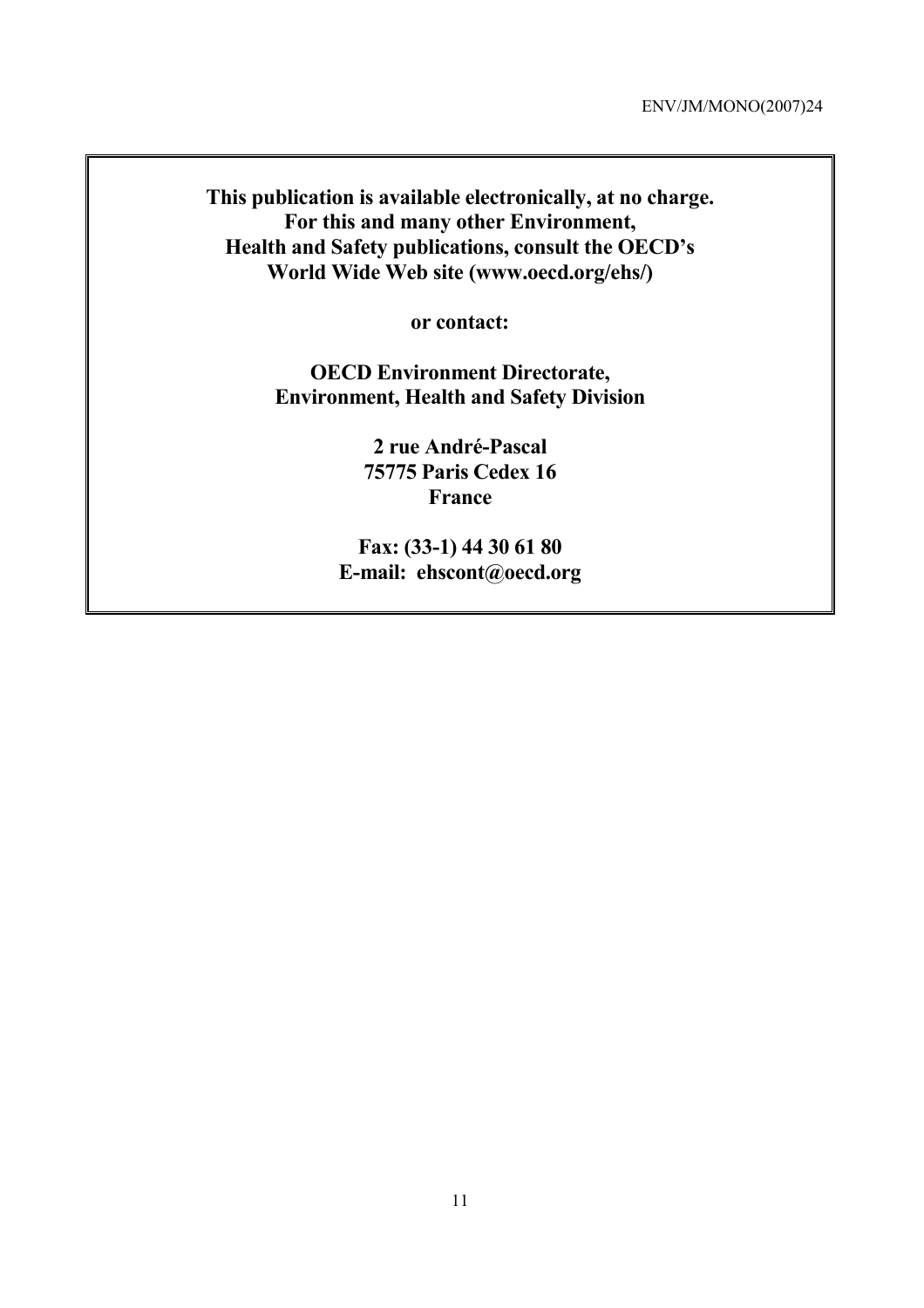**This publication is available electronically, at no charge.**
**For this and many other Environment,**
**Health and Safety publications, consult the OECD's**
**World Wide Web site (www.oecd.org/ehs/)**

**or contact:**

**OECD Environment Directorate,**
**Environment, Health and Safety Division**

**2 rue André-Pascal**
**75775 Paris Cedex 16**
**France**

**Fax: (33-1) 44 30 61 80**
**E-mail: ehscont@oecd.org**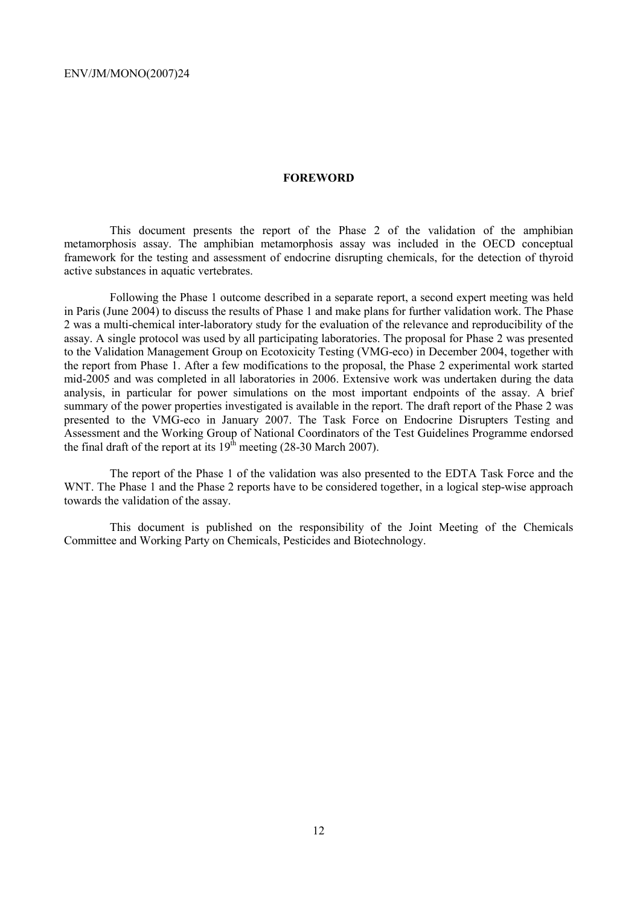# FOREWORD

This document presents the report of the Phase 2 of the validation of the amphibian metamorphosis assay. The amphibian metamorphosis assay was included in the OECD conceptual framework for the testing and assessment of endocrine disrupting chemicals, for the detection of thyroid active substances in aquatic vertebrates.

Following the Phase 1 outcome described in a separate report, a second expert meeting was held in Paris (June 2004) to discuss the results of Phase 1 and make plans for further validation work. The Phase 2 was a multi-chemical inter-laboratory study for the evaluation of the relevance and reproducibility of the assay. A single protocol was used by all participating laboratories. The proposal for Phase 2 was presented to the Validation Management Group on Ecotoxicity Testing (VMG-eco) in December 2004, together with the report from Phase 1. After a few modifications to the proposal, the Phase 2 experimental work started mid-2005 and was completed in all laboratories in 2006. Extensive work was undertaken during the data analysis, in particular for power simulations on the most important endpoints of the assay. A brief summary of the power properties investigated is available in the report. The draft report of the Phase 2 was presented to the VMG-eco in January 2007. The Task Force on Endocrine Disrupters Testing and Assessment and the Working Group of National Coordinators of the Test Guidelines Programme endorsed the final draft of the report at its 19th meeting (28-30 March 2007).

The report of the Phase 1 of the validation was also presented to the EDTA Task Force and the WNT. The Phase 1 and the Phase 2 reports have to be considered together, in a logical step-wise approach towards the validation of the assay.

This document is published on the responsibility of the Joint Meeting of the Chemicals Committee and Working Party on Chemicals, Pesticides and Biotechnology.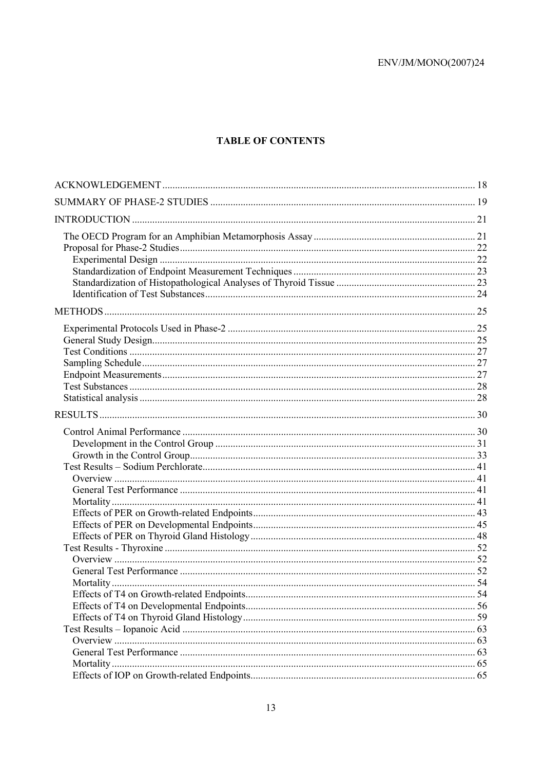**TABLE OF CONTENTS**

ACKNOWLEDGEMENT ... 18
SUMMARY OF PHASE-2 STUDIES ... 19
INTRODUCTION ... 21
- The OECD Program for an Amphibian Metamorphosis Assay ... 21
- Proposal for Phase-2 Studies ... 22
  - Experimental Design ... 22
  - Standardization of Endpoint Measurement Techniques ... 23
  - Standardization of Histopathological Analyses of Thyroid Tissue ... 23
  - Identification of Test Substances ... 24

METHODS ... 25
- Experimental Protocols Used in Phase-2 ... 25
- General Study Design ... 25
- Test Conditions ... 27
- Sampling Schedule ... 27
- Endpoint Measurements ... 27
- Test Substances ... 28
- Statistical analysis ... 28

RESULTS ... 30
- Control Animal Performance ... 30
  - Development in the Control Group ... 31
  - Growth in the Control Group ... 33
- Test Results – Sodium Perchlorate ... 41
  - Overview ... 41
  - General Test Performance ... 41
  - Mortality ... 41
  - Effects of PER on Growth-related Endpoints ... 43
  - Effects of PER on Developmental Endpoints ... 45
  - Effects of PER on Thyroid Gland Histology ... 48
- Test Results - Thyroxine ... 52
  - Overview ... 52
  - General Test Performance ... 52
  - Mortality ... 54
  - Effects of T4 on Growth-related Endpoints ... 54
  - Effects of T4 on Developmental Endpoints ... 56
  - Effects of T4 on Thyroid Gland Histology ... 59
- Test Results – Iopanoic Acid ... 63
  - Overview ... 63
  - General Test Performance ... 63
  - Mortality ... 65
  - Effects of IOP on Growth-related Endpoints ... 65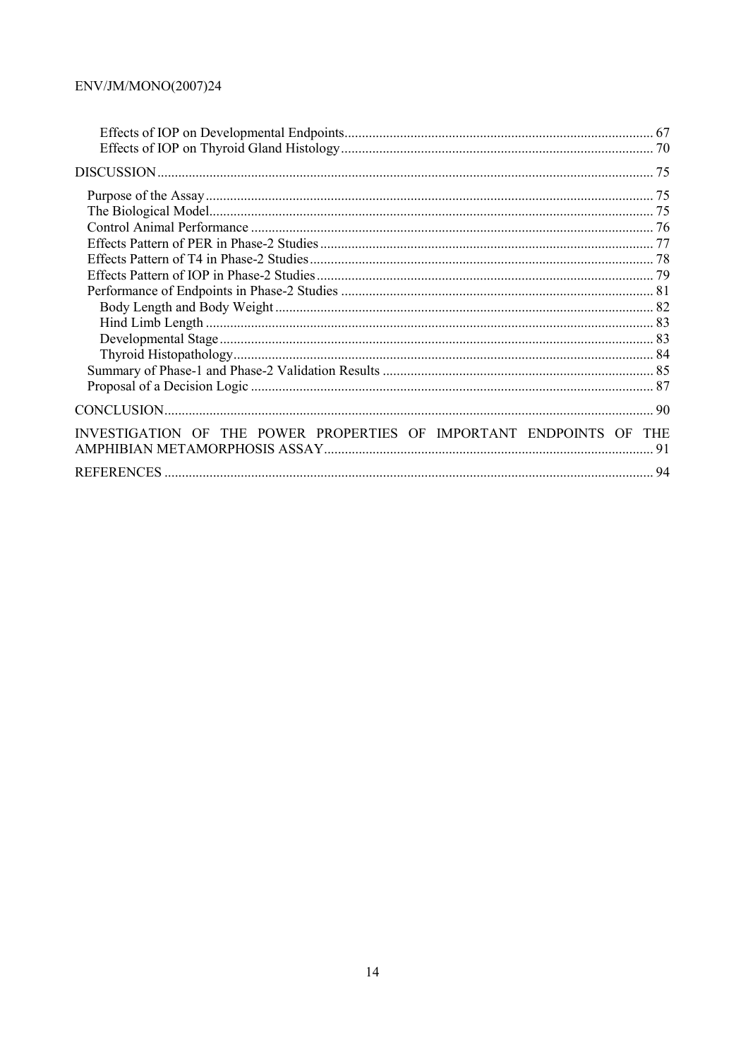Effects of IOP on Developmental Endpoints ........................................ 67
Effects of IOP on Thyroid Gland Histology ........................................ 70

DISCUSSION ........................................ 75

Purpose of the Assay ........................................ 75
The Biological Model ........................................ 75
Control Animal Performance ........................................ 76
Effects Pattern of PER in Phase-2 Studies ........................................ 77
Effects Pattern of T4 in Phase-2 Studies ........................................ 78
Effects Pattern of IOP in Phase-2 Studies ........................................ 79
Performance of Endpoints in Phase-2 Studies ........................................ 81
Body Length and Body Weight ........................................ 82
Hind Limb Length ........................................ 83
Developmental Stage ........................................ 83
Thyroid Histopathology ........................................ 84
Summary of Phase-1 and Phase-2 Validation Results ........................................ 85
Proposal of a Decision Logic ........................................ 87

CONCLUSION ........................................ 90

INVESTIGATION OF THE POWER PROPERTIES OF IMPORTANT ENDPOINTS OF THE AMPHIBIAN METAMORPHOSIS ASSAY ........................................ 91

REFERENCES ........................................ 94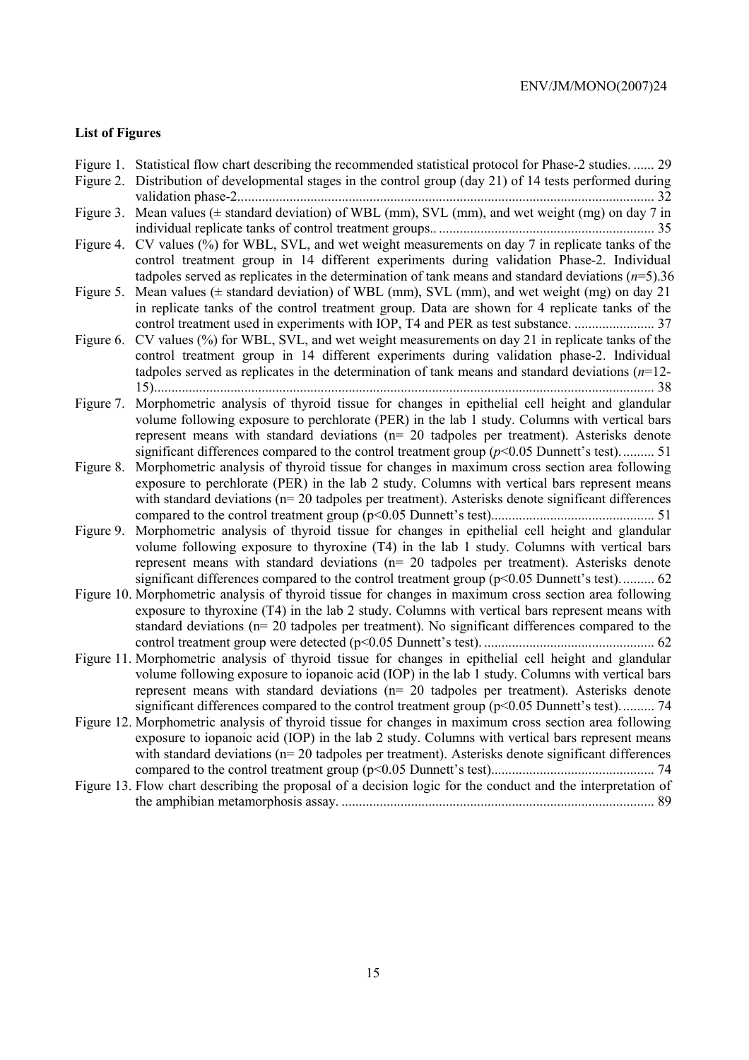**List of Figures**

Figure 1. Statistical flow chart describing the recommended statistical protocol for Phase-2 studies. ...... 29

Figure 2. Distribution of developmental stages in the control group (day 21) of 14 tests performed during validation phase-2....................................................................................................................... 32

Figure 3. Mean values (± standard deviation) of WBL (mm), SVL (mm), and wet weight (mg) on day 7 in individual replicate tanks of control treatment groups.. ............................................................. 35

Figure 4. CV values (%) for WBL, SVL, and wet weight measurements on day 7 in replicate tanks of the control treatment group in 14 different experiments during validation Phase-2. Individual tadpoles served as replicates in the determination of tank means and standard deviations (*n*=5).36

Figure 5. Mean values (± standard deviation) of WBL (mm), SVL (mm), and wet weight (mg) on day 21 in replicate tanks of the control treatment group. Data are shown for 4 replicate tanks of the control treatment used in experiments with IOP, T4 and PER as test substance. ....................... 37

Figure 6. CV values (%) for WBL, SVL, and wet weight measurements on day 21 in replicate tanks of the control treatment group in 14 different experiments during validation phase-2. Individual tadpoles served as replicates in the determination of tank means and standard deviations (*n*=12-15)............................................................................................................................................... 38

Figure 7. Morphometric analysis of thyroid tissue for changes in epithelial cell height and glandular volume following exposure to perchlorate (PER) in the lab 1 study. Columns with vertical bars represent means with standard deviations (n= 20 tadpoles per treatment). Asterisks denote significant differences compared to the control treatment group ($p$<0.05 Dunnett's test). ......... 51

Figure 8. Morphometric analysis of thyroid tissue for changes in maximum cross section area following exposure to perchlorate (PER) in the lab 2 study. Columns with vertical bars represent means with standard deviations (n= 20 tadpoles per treatment). Asterisks denote significant differences compared to the control treatment group (p<0.05 Dunnett's test).............................................. 51

Figure 9. Morphometric analysis of thyroid tissue for changes in epithelial cell height and glandular volume following exposure to thyroxine (T4) in the lab 1 study. Columns with vertical bars represent means with standard deviations (n= 20 tadpoles per treatment). Asterisks denote significant differences compared to the control treatment group (p<0.05 Dunnett's test). ......... 62

Figure 10. Morphometric analysis of thyroid tissue for changes in maximum cross section area following exposure to thyroxine (T4) in the lab 2 study. Columns with vertical bars represent means with standard deviations (n= 20 tadpoles per treatment). No significant differences compared to the control treatment group were detected (p<0.05 Dunnett's test). ................................................ 62

Figure 11. Morphometric analysis of thyroid tissue for changes in epithelial cell height and glandular volume following exposure to iopanoic acid (IOP) in the lab 1 study. Columns with vertical bars represent means with standard deviations (n= 20 tadpoles per treatment). Asterisks denote significant differences compared to the control treatment group (p<0.05 Dunnett's test). ......... 74

Figure 12. Morphometric analysis of thyroid tissue for changes in maximum cross section area following exposure to iopanoic acid (IOP) in the lab 2 study. Columns with vertical bars represent means with standard deviations (n= 20 tadpoles per treatment). Asterisks denote significant differences compared to the control treatment group (p<0.05 Dunnett's test).............................................. 74

Figure 13. Flow chart describing the proposal of a decision logic for the conduct and the interpretation of the amphibian metamorphosis assay. ......................................................................................... 89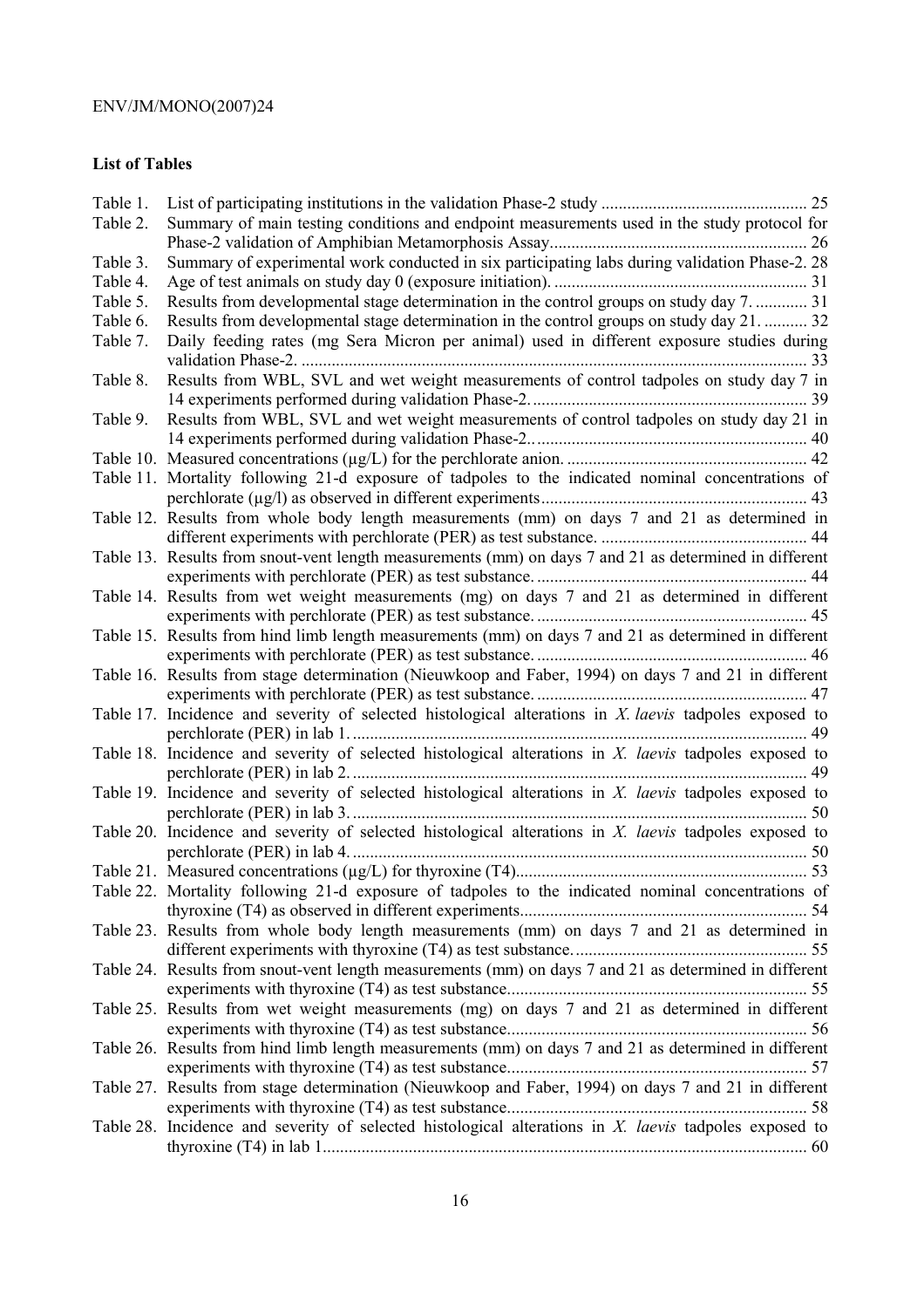**List of Tables**

| | | |
|---|---|---|
| Table 1. | List of participating institutions in the validation Phase-2 study | 25 |
| Table 2. | Summary of main testing conditions and endpoint measurements used in the study protocol for Phase-2 validation of Amphibian Metamorphosis Assay | 26 |
| Table 3. | Summary of experimental work conducted in six participating labs during validation Phase-2. | 28 |
| Table 4. | Age of test animals on study day 0 (exposure initiation). | 31 |
| Table 5. | Results from developmental stage determination in the control groups on study day 7. | 31 |
| Table 6. | Results from developmental stage determination in the control groups on study day 21. | 32 |
| Table 7. | Daily feeding rates (mg Sera Micron per animal) used in different exposure studies during validation Phase-2. | 33 |
| Table 8. | Results from WBL, SVL and wet weight measurements of control tadpoles on study day 7 in 14 experiments performed during validation Phase-2. | 39 |
| Table 9. | Results from WBL, SVL and wet weight measurements of control tadpoles on study day 21 in 14 experiments performed during validation Phase-2.. | 40 |
| Table 10. | Measured concentrations (µg/L) for the perchlorate anion. | 42 |
| Table 11. | Mortality following 21-d exposure of tadpoles to the indicated nominal concentrations of perchlorate (µg/l) as observed in different experiments | 43 |
| Table 12. | Results from whole body length measurements (mm) on days 7 and 21 as determined in different experiments with perchlorate (PER) as test substance. | 44 |
| Table 13. | Results from snout-vent length measurements (mm) on days 7 and 21 as determined in different experiments with perchlorate (PER) as test substance. | 44 |
| Table 14. | Results from wet weight measurements (mg) on days 7 and 21 as determined in different experiments with perchlorate (PER) as test substance. | 45 |
| Table 15. | Results from hind limb length measurements (mm) on days 7 and 21 as determined in different experiments with perchlorate (PER) as test substance. | 46 |
| Table 16. | Results from stage determination (Nieuwkoop and Faber, 1994) on days 7 and 21 in different experiments with perchlorate (PER) as test substance. | 47 |
| Table 17. | Incidence and severity of selected histological alterations in *X. laevis* tadpoles exposed to perchlorate (PER) in lab 1. | 49 |
| Table 18. | Incidence and severity of selected histological alterations in *X. laevis* tadpoles exposed to perchlorate (PER) in lab 2. | 49 |
| Table 19. | Incidence and severity of selected histological alterations in *X. laevis* tadpoles exposed to perchlorate (PER) in lab 3. | 50 |
| Table 20. | Incidence and severity of selected histological alterations in *X. laevis* tadpoles exposed to perchlorate (PER) in lab 4. | 50 |
| Table 21. | Measured concentrations (µg/L) for thyroxine (T4). | 53 |
| Table 22. | Mortality following 21-d exposure of tadpoles to the indicated nominal concentrations of thyroxine (T4) as observed in different experiments. | 54 |
| Table 23. | Results from whole body length measurements (mm) on days 7 and 21 as determined in different experiments with thyroxine (T4) as test substance. | 55 |
| Table 24. | Results from snout-vent length measurements (mm) on days 7 and 21 as determined in different experiments with thyroxine (T4) as test substance. | 55 |
| Table 25. | Results from wet weight measurements (mg) on days 7 and 21 as determined in different experiments with thyroxine (T4) as test substance. | 56 |
| Table 26. | Results from hind limb length measurements (mm) on days 7 and 21 as determined in different experiments with thyroxine (T4) as test substance. | 57 |
| Table 27. | Results from stage determination (Nieuwkoop and Faber, 1994) on days 7 and 21 in different experiments with thyroxine (T4) as test substance. | 58 |
| Table 28. | Incidence and severity of selected histological alterations in *X. laevis* tadpoles exposed to thyroxine (T4) in lab 1 | 60 |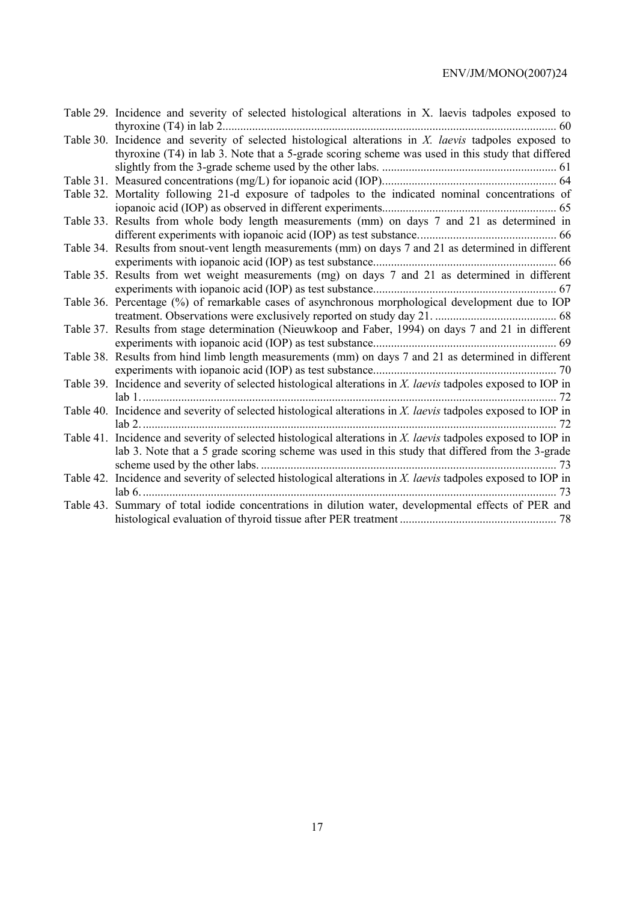Table 29. Incidence and severity of selected histological alterations in X. laevis tadpoles exposed to thyroxine (T4) in lab 2................................................................................................................. 60

Table 30. Incidence and severity of selected histological alterations in *X. laevis* tadpoles exposed to thyroxine (T4) in lab 3. Note that a 5-grade scoring scheme was used in this study that differed slightly from the 3-grade scheme used by the other labs. ........................................................... 61

Table 31. Measured concentrations (mg/L) for iopanoic acid (IOP)........................................................... 64

Table 32. Mortality following 21-d exposure of tadpoles to the indicated nominal concentrations of iopanoic acid (IOP) as observed in different experiments........................................................... 65

Table 33. Results from whole body length measurements (mm) on days 7 and 21 as determined in different experiments with iopanoic acid (IOP) as test substance.............................................. 66

Table 34. Results from snout-vent length measurements (mm) on days 7 and 21 as determined in different experiments with iopanoic acid (IOP) as test substance............................................................. 66

Table 35. Results from wet weight measurements (mg) on days 7 and 21 as determined in different experiments with iopanoic acid (IOP) as test substance............................................................. 67

Table 36. Percentage (%) of remarkable cases of asynchronous morphological development due to IOP treatment. Observations were exclusively reported on study day 21. ......................................... 68

Table 37. Results from stage determination (Nieuwkoop and Faber, 1994) on days 7 and 21 in different experiments with iopanoic acid (IOP) as test substance............................................................. 69

Table 38. Results from hind limb length measurements (mm) on days 7 and 21 as determined in different experiments with iopanoic acid (IOP) as test substance............................................................. 70

Table 39. Incidence and severity of selected histological alterations in *X. laevis* tadpoles exposed to IOP in lab 1. ........................................................................................................................................... 72

Table 40. Incidence and severity of selected histological alterations in *X. laevis* tadpoles exposed to IOP in lab 2. ........................................................................................................................................... 72

Table 41. Incidence and severity of selected histological alterations in *X. laevis* tadpoles exposed to IOP in lab 3. Note that a 5 grade scoring scheme was used in this study that differed from the 3-grade scheme used by the other labs. .................................................................................................... 73

Table 42. Incidence and severity of selected histological alterations in *X. laevis* tadpoles exposed to IOP in lab 6. ........................................................................................................................................... 73

Table 43. Summary of total iodide concentrations in dilution water, developmental effects of PER and histological evaluation of thyroid tissue after PER treatment ..................................................... 78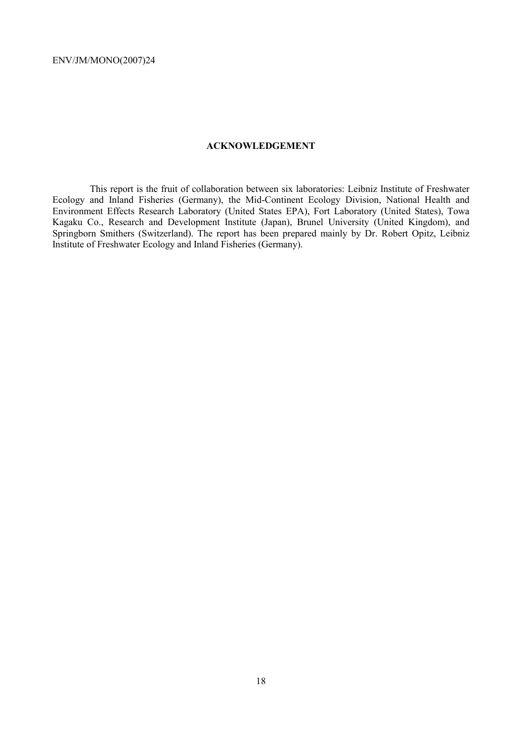## ACKNOWLEDGEMENT

This report is the fruit of collaboration between six laboratories: Leibniz Institute of Freshwater Ecology and Inland Fisheries (Germany), the Mid-Continent Ecology Division, National Health and Environment Effects Research Laboratory (United States EPA), Fort Laboratory (United States), Towa Kagaku Co., Research and Development Institute (Japan), Brunel University (United Kingdom), and Springborn Smithers (Switzerland). The report has been prepared mainly by Dr. Robert Opitz, Leibniz Institute of Freshwater Ecology and Inland Fisheries (Germany).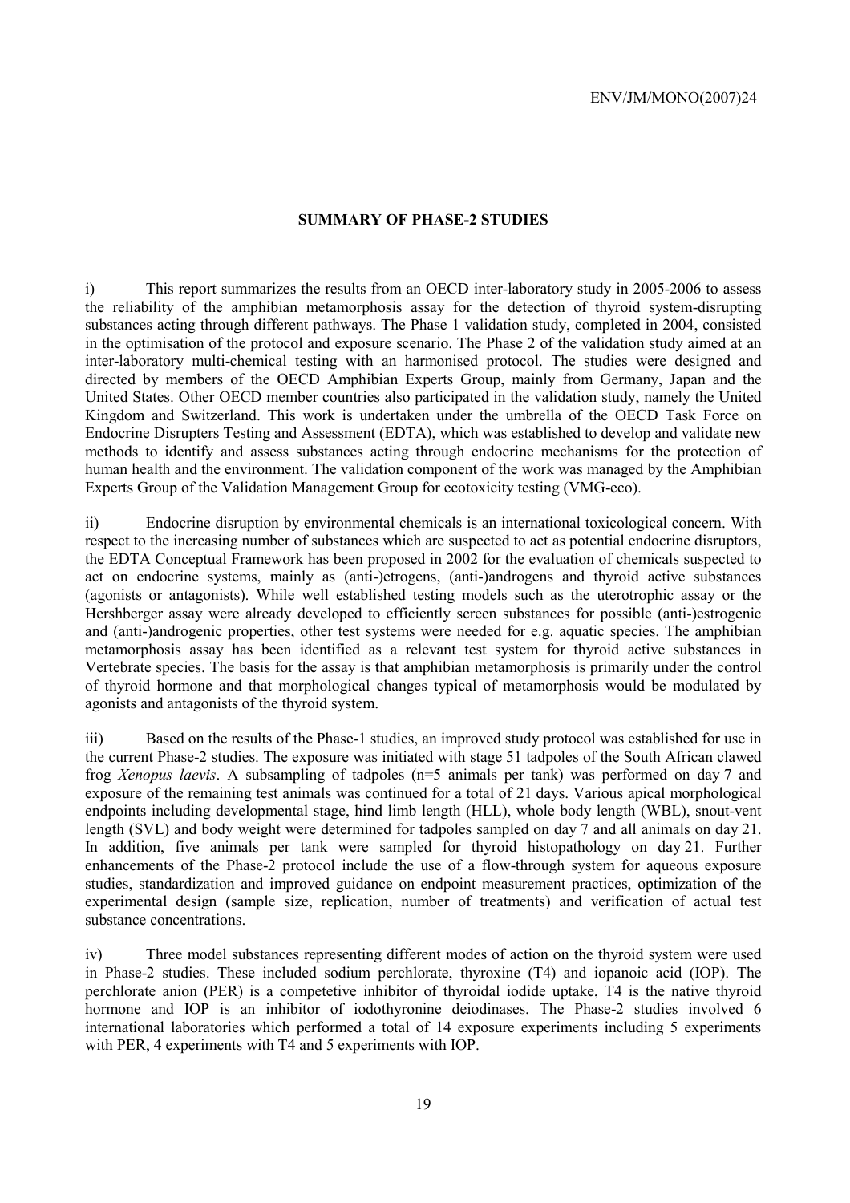## SUMMARY OF PHASE-2 STUDIES

i) This report summarizes the results from an OECD inter-laboratory study in 2005-2006 to assess the reliability of the amphibian metamorphosis assay for the detection of thyroid system-disrupting substances acting through different pathways. The Phase 1 validation study, completed in 2004, consisted in the optimisation of the protocol and exposure scenario. The Phase 2 of the validation study aimed at an inter-laboratory multi-chemical testing with an harmonised protocol. The studies were designed and directed by members of the OECD Amphibian Experts Group, mainly from Germany, Japan and the United States. Other OECD member countries also participated in the validation study, namely the United Kingdom and Switzerland. This work is undertaken under the umbrella of the OECD Task Force on Endocrine Disrupters Testing and Assessment (EDTA), which was established to develop and validate new methods to identify and assess substances acting through endocrine mechanisms for the protection of human health and the environment. The validation component of the work was managed by the Amphibian Experts Group of the Validation Management Group for ecotoxicity testing (VMG-eco).

ii) Endocrine disruption by environmental chemicals is an international toxicological concern. With respect to the increasing number of substances which are suspected to act as potential endocrine disruptors, the EDTA Conceptual Framework has been proposed in 2002 for the evaluation of chemicals suspected to act on endocrine systems, mainly as (anti-)etrogens, (anti-)androgens and thyroid active substances (agonists or antagonists). While well established testing models such as the uterotrophic assay or the Hershberger assay were already developed to efficiently screen substances for possible (anti-)estrogenic and (anti-)androgenic properties, other test systems were needed for e.g. aquatic species. The amphibian metamorphosis assay has been identified as a relevant test system for thyroid active substances in Vertebrate species. The basis for the assay is that amphibian metamorphosis is primarily under the control of thyroid hormone and that morphological changes typical of metamorphosis would be modulated by agonists and antagonists of the thyroid system.

iii) Based on the results of the Phase-1 studies, an improved study protocol was established for use in the current Phase-2 studies. The exposure was initiated with stage 51 tadpoles of the South African clawed frog *Xenopus laevis*. A subsampling of tadpoles (n=5 animals per tank) was performed on day 7 and exposure of the remaining test animals was continued for a total of 21 days. Various apical morphological endpoints including developmental stage, hind limb length (HLL), whole body length (WBL), snout-vent length (SVL) and body weight were determined for tadpoles sampled on day 7 and all animals on day 21. In addition, five animals per tank were sampled for thyroid histopathology on day 21. Further enhancements of the Phase-2 protocol include the use of a flow-through system for aqueous exposure studies, standardization and improved guidance on endpoint measurement practices, optimization of the experimental design (sample size, replication, number of treatments) and verification of actual test substance concentrations.

iv) Three model substances representing different modes of action on the thyroid system were used in Phase-2 studies. These included sodium perchlorate, thyroxine (T4) and iopanoic acid (IOP). The perchlorate anion (PER) is a competetive inhibitor of thyroidal iodide uptake, T4 is the native thyroid hormone and IOP is an inhibitor of iodothyronine deiodinases. The Phase-2 studies involved 6 international laboratories which performed a total of 14 exposure experiments including 5 experiments with PER, 4 experiments with T4 and 5 experiments with IOP.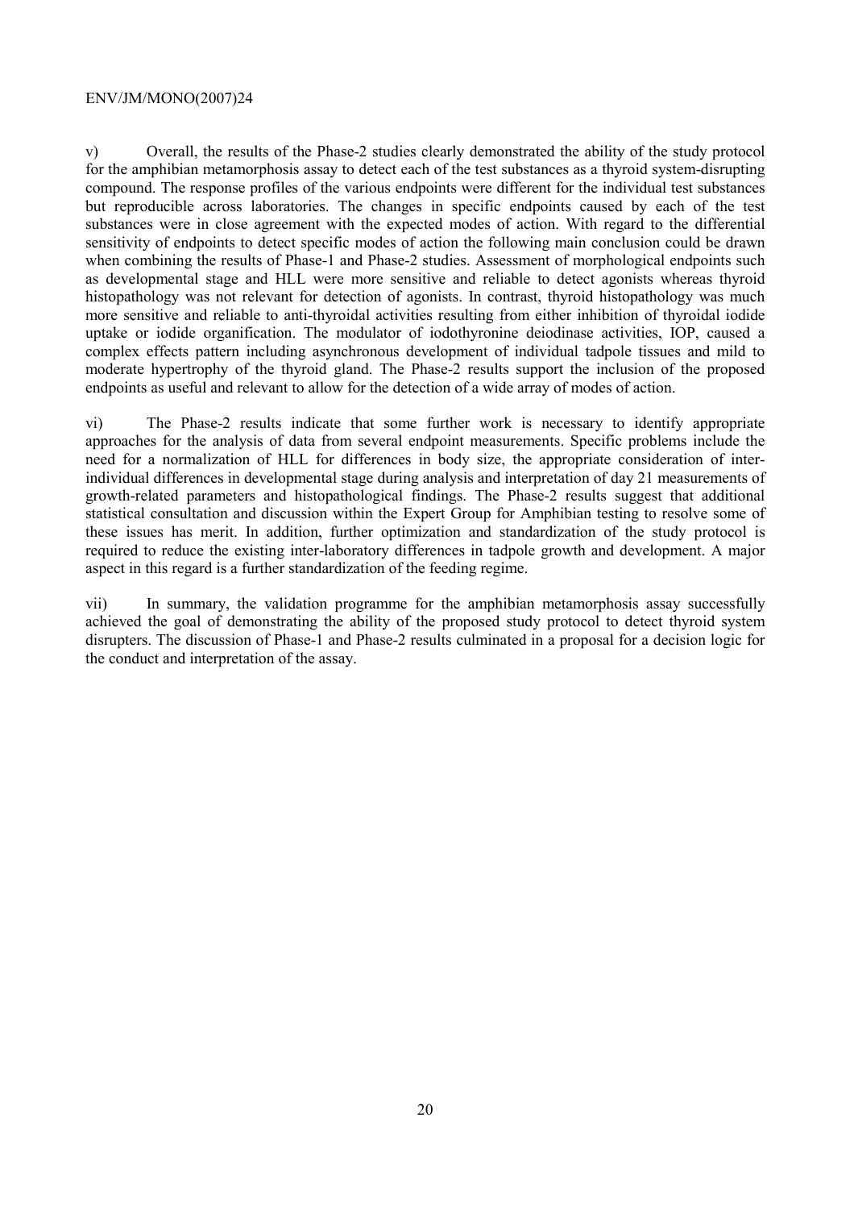v) Overall, the results of the Phase-2 studies clearly demonstrated the ability of the study protocol for the amphibian metamorphosis assay to detect each of the test substances as a thyroid system-disrupting compound. The response profiles of the various endpoints were different for the individual test substances but reproducible across laboratories. The changes in specific endpoints caused by each of the test substances were in close agreement with the expected modes of action. With regard to the differential sensitivity of endpoints to detect specific modes of action the following main conclusion could be drawn when combining the results of Phase-1 and Phase-2 studies. Assessment of morphological endpoints such as developmental stage and HLL were more sensitive and reliable to detect agonists whereas thyroid histopathology was not relevant for detection of agonists. In contrast, thyroid histopathology was much more sensitive and reliable to anti-thyroidal activities resulting from either inhibition of thyroidal iodide uptake or iodide organification. The modulator of iodothyronine deiodinase activities, IOP, caused a complex effects pattern including asynchronous development of individual tadpole tissues and mild to moderate hypertrophy of the thyroid gland. The Phase-2 results support the inclusion of the proposed endpoints as useful and relevant to allow for the detection of a wide array of modes of action.

vi) The Phase-2 results indicate that some further work is necessary to identify appropriate approaches for the analysis of data from several endpoint measurements. Specific problems include the need for a normalization of HLL for differences in body size, the appropriate consideration of inter-individual differences in developmental stage during analysis and interpretation of day 21 measurements of growth-related parameters and histopathological findings. The Phase-2 results suggest that additional statistical consultation and discussion within the Expert Group for Amphibian testing to resolve some of these issues has merit. In addition, further optimization and standardization of the study protocol is required to reduce the existing inter-laboratory differences in tadpole growth and development. A major aspect in this regard is a further standardization of the feeding regime.

vii) In summary, the validation programme for the amphibian metamorphosis assay successfully achieved the goal of demonstrating the ability of the proposed study protocol to detect thyroid system disrupters. The discussion of Phase-1 and Phase-2 results culminated in a proposal for a decision logic for the conduct and interpretation of the assay.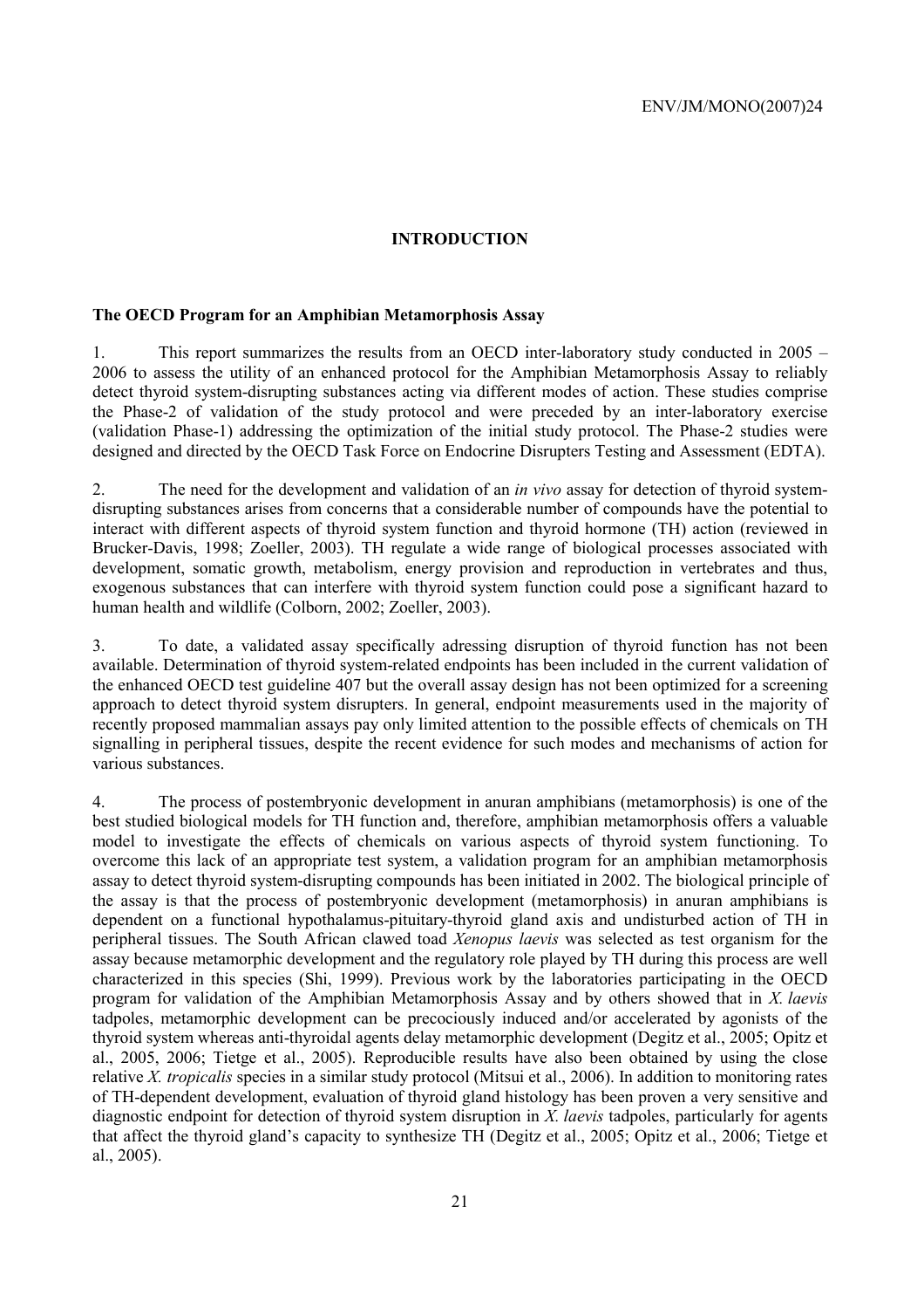# INTRODUCTION

## The OECD Program for an Amphibian Metamorphosis Assay

1. This report summarizes the results from an OECD inter-laboratory study conducted in 2005 – 2006 to assess the utility of an enhanced protocol for the Amphibian Metamorphosis Assay to reliably detect thyroid system-disrupting substances acting via different modes of action. These studies comprise the Phase-2 of validation of the study protocol and were preceded by an inter-laboratory exercise (validation Phase-1) addressing the optimization of the initial study protocol. The Phase-2 studies were designed and directed by the OECD Task Force on Endocrine Disrupters Testing and Assessment (EDTA).

2. The need for the development and validation of an *in vivo* assay for detection of thyroid system-disrupting substances arises from concerns that a considerable number of compounds have the potential to interact with different aspects of thyroid system function and thyroid hormone (TH) action (reviewed in Brucker-Davis, 1998; Zoeller, 2003). TH regulate a wide range of biological processes associated with development, somatic growth, metabolism, energy provision and reproduction in vertebrates and thus, exogenous substances that can interfere with thyroid system function could pose a significant hazard to human health and wildlife (Colborn, 2002; Zoeller, 2003).

3. To date, a validated assay specifically adressing disruption of thyroid function has not been available. Determination of thyroid system-related endpoints has been included in the current validation of the enhanced OECD test guideline 407 but the overall assay design has not been optimized for a screening approach to detect thyroid system disrupters. In general, endpoint measurements used in the majority of recently proposed mammalian assays pay only limited attention to the possible effects of chemicals on TH signalling in peripheral tissues, despite the recent evidence for such modes and mechanisms of action for various substances.

4. The process of postembryonic development in anuran amphibians (metamorphosis) is one of the best studied biological models for TH function and, therefore, amphibian metamorphosis offers a valuable model to investigate the effects of chemicals on various aspects of thyroid system functioning. To overcome this lack of an appropriate test system, a validation program for an amphibian metamorphosis assay to detect thyroid system-disrupting compounds has been initiated in 2002. The biological principle of the assay is that the process of postembryonic development (metamorphosis) in anuran amphibians is dependent on a functional hypothalamus-pituitary-thyroid gland axis and undisturbed action of TH in peripheral tissues. The South African clawed toad *Xenopus laevis* was selected as test organism for the assay because metamorphic development and the regulatory role played by TH during this process are well characterized in this species (Shi, 1999). Previous work by the laboratories participating in the OECD program for validation of the Amphibian Metamorphosis Assay and by others showed that in *X. laevis* tadpoles, metamorphic development can be precociously induced and/or accelerated by agonists of the thyroid system whereas anti-thyroidal agents delay metamorphic development (Degitz et al., 2005; Opitz et al., 2005, 2006; Tietge et al., 2005). Reproducible results have also been obtained by using the close relative *X. tropicalis* species in a similar study protocol (Mitsui et al., 2006). In addition to monitoring rates of TH-dependent development, evaluation of thyroid gland histology has been proven a very sensitive and diagnostic endpoint for detection of thyroid system disruption in *X. laevis* tadpoles, particularly for agents that affect the thyroid gland's capacity to synthesize TH (Degitz et al., 2005; Opitz et al., 2006; Tietge et al., 2005).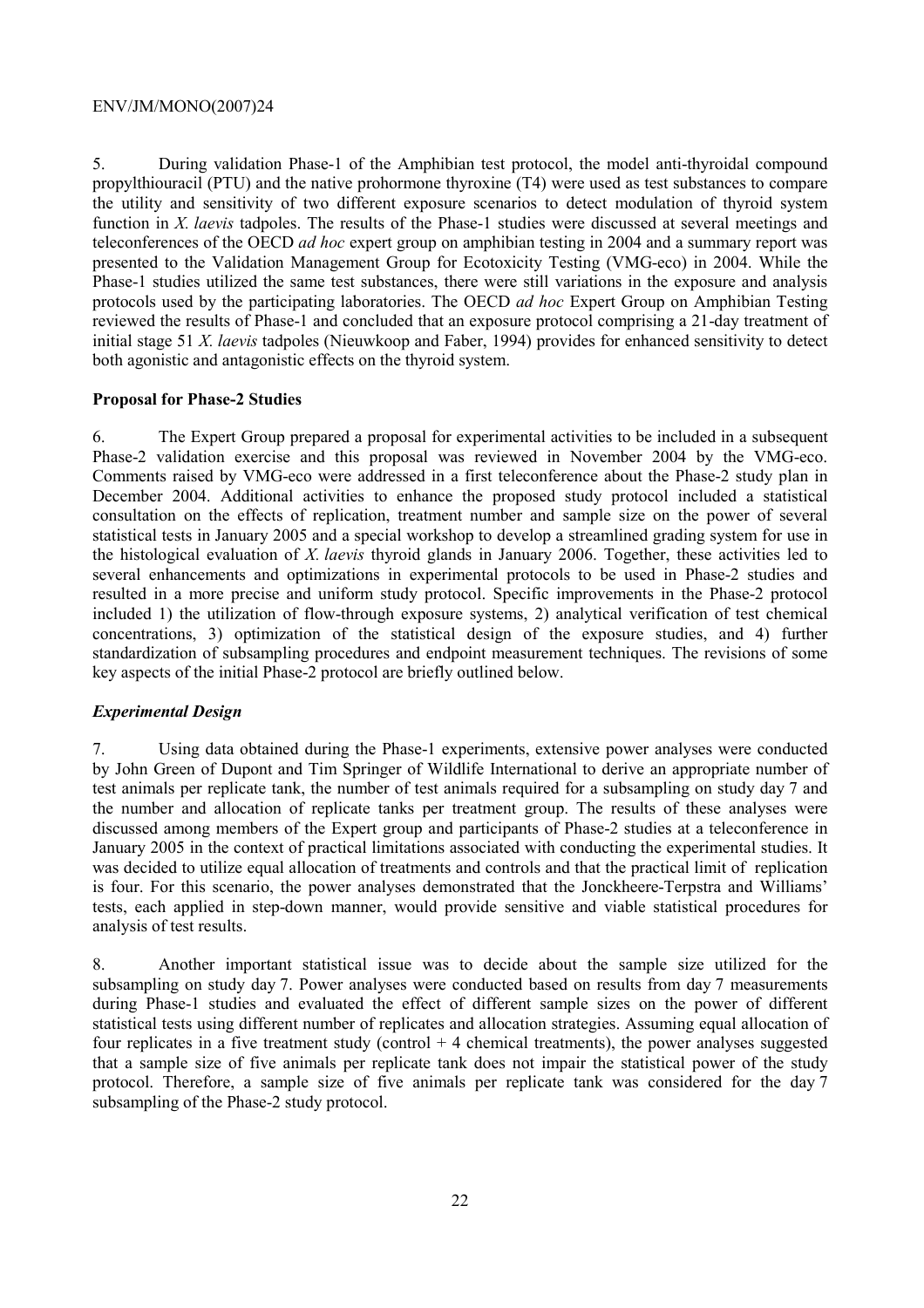5. During validation Phase-1 of the Amphibian test protocol, the model anti-thyroidal compound propylthiouracil (PTU) and the native prohormone thyroxine (T4) were used as test substances to compare the utility and sensitivity of two different exposure scenarios to detect modulation of thyroid system function in *X. laevis* tadpoles. The results of the Phase-1 studies were discussed at several meetings and teleconferences of the OECD *ad hoc* expert group on amphibian testing in 2004 and a summary report was presented to the Validation Management Group for Ecotoxicity Testing (VMG-eco) in 2004. While the Phase-1 studies utilized the same test substances, there were still variations in the exposure and analysis protocols used by the participating laboratories. The OECD *ad hoc* Expert Group on Amphibian Testing reviewed the results of Phase-1 and concluded that an exposure protocol comprising a 21-day treatment of initial stage 51 *X. laevis* tadpoles (Nieuwkoop and Faber, 1994) provides for enhanced sensitivity to detect both agonistic and antagonistic effects on the thyroid system.

**Proposal for Phase-2 Studies**

6. The Expert Group prepared a proposal for experimental activities to be included in a subsequent Phase-2 validation exercise and this proposal was reviewed in November 2004 by the VMG-eco. Comments raised by VMG-eco were addressed in a first teleconference about the Phase-2 study plan in December 2004. Additional activities to enhance the proposed study protocol included a statistical consultation on the effects of replication, treatment number and sample size on the power of several statistical tests in January 2005 and a special workshop to develop a streamlined grading system for use in the histological evaluation of *X. laevis* thyroid glands in January 2006. Together, these activities led to several enhancements and optimizations in experimental protocols to be used in Phase-2 studies and resulted in a more precise and uniform study protocol. Specific improvements in the Phase-2 protocol included 1) the utilization of flow-through exposure systems, 2) analytical verification of test chemical concentrations, 3) optimization of the statistical design of the exposure studies, and 4) further standardization of subsampling procedures and endpoint measurement techniques. The revisions of some key aspects of the initial Phase-2 protocol are briefly outlined below.

***Experimental Design***

7. Using data obtained during the Phase-1 experiments, extensive power analyses were conducted by John Green of Dupont and Tim Springer of Wildlife International to derive an appropriate number of test animals per replicate tank, the number of test animals required for a subsampling on study day 7 and the number and allocation of replicate tanks per treatment group. The results of these analyses were discussed among members of the Expert group and participants of Phase-2 studies at a teleconference in January 2005 in the context of practical limitations associated with conducting the experimental studies. It was decided to utilize equal allocation of treatments and controls and that the practical limit of replication is four. For this scenario, the power analyses demonstrated that the Jonckheere-Terpstra and Williams' tests, each applied in step-down manner, would provide sensitive and viable statistical procedures for analysis of test results.

8. Another important statistical issue was to decide about the sample size utilized for the subsampling on study day 7. Power analyses were conducted based on results from day 7 measurements during Phase-1 studies and evaluated the effect of different sample sizes on the power of different statistical tests using different number of replicates and allocation strategies. Assuming equal allocation of four replicates in a five treatment study (control + 4 chemical treatments), the power analyses suggested that a sample size of five animals per replicate tank does not impair the statistical power of the study protocol. Therefore, a sample size of five animals per replicate tank was considered for the day 7 subsampling of the Phase-2 study protocol.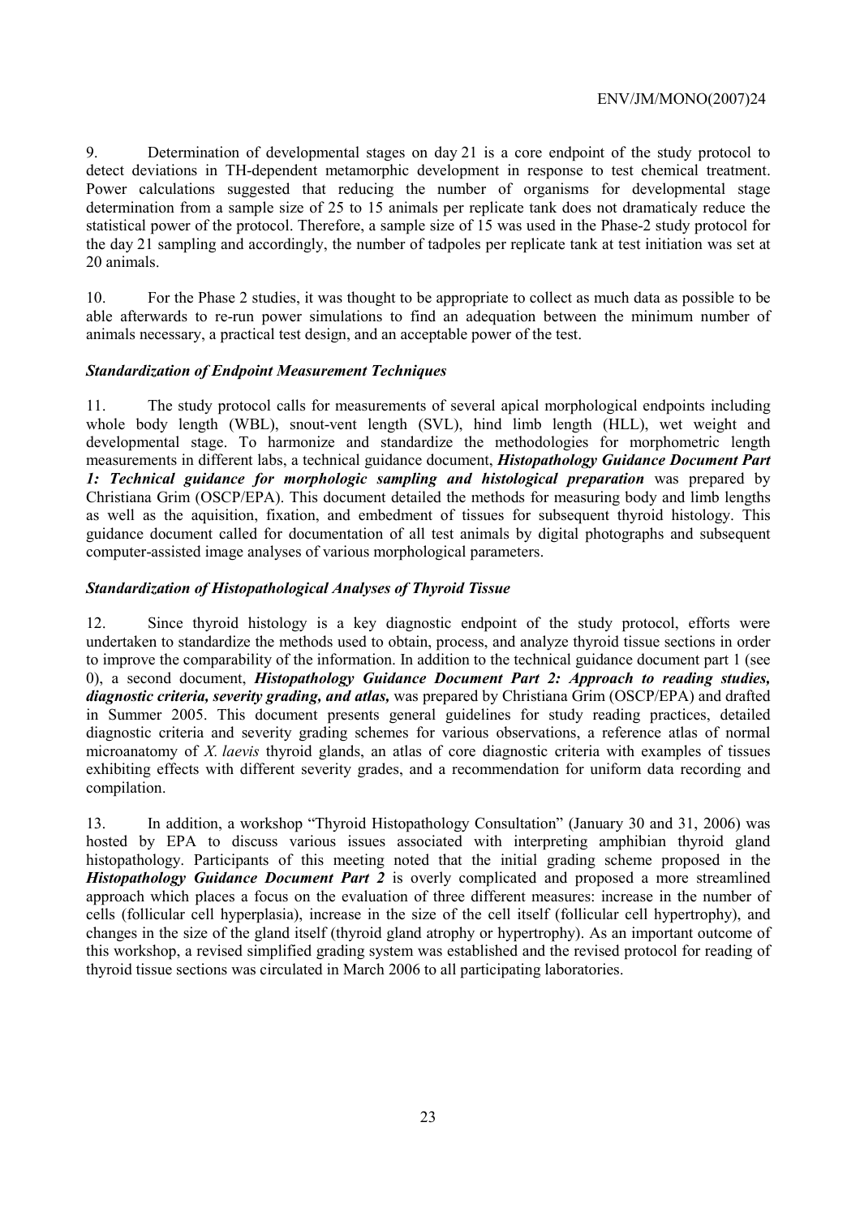9. Determination of developmental stages on day 21 is a core endpoint of the study protocol to detect deviations in TH-dependent metamorphic development in response to test chemical treatment. Power calculations suggested that reducing the number of organisms for developmental stage determination from a sample size of 25 to 15 animals per replicate tank does not dramaticaly reduce the statistical power of the protocol. Therefore, a sample size of 15 was used in the Phase-2 study protocol for the day 21 sampling and accordingly, the number of tadpoles per replicate tank at test initiation was set at 20 animals.

10. For the Phase 2 studies, it was thought to be appropriate to collect as much data as possible to be able afterwards to re-run power simulations to find an adequation between the minimum number of animals necessary, a practical test design, and an acceptable power of the test.

### *Standardization of Endpoint Measurement Techniques*

11. The study protocol calls for measurements of several apical morphological endpoints including whole body length (WBL), snout-vent length (SVL), hind limb length (HLL), wet weight and developmental stage. To harmonize and standardize the methodologies for morphometric length measurements in different labs, a technical guidance document, ***Histopathology Guidance Document Part 1: Technical guidance for morphologic sampling and histological preparation*** was prepared by Christiana Grim (OSCP/EPA). This document detailed the methods for measuring body and limb lengths as well as the aquisition, fixation, and embedment of tissues for subsequent thyroid histology. This guidance document called for documentation of all test animals by digital photographs and subsequent computer-assisted image analyses of various morphological parameters.

### *Standardization of Histopathological Analyses of Thyroid Tissue*

12. Since thyroid histology is a key diagnostic endpoint of the study protocol, efforts were undertaken to standardize the methods used to obtain, process, and analyze thyroid tissue sections in order to improve the comparability of the information. In addition to the technical guidance document part 1 (see 0), a second document, ***Histopathology Guidance Document Part 2: Approach to reading studies, diagnostic criteria, severity grading, and atlas,*** was prepared by Christiana Grim (OSCP/EPA) and drafted in Summer 2005. This document presents general guidelines for study reading practices, detailed diagnostic criteria and severity grading schemes for various observations, a reference atlas of normal microanatomy of *X. laevis* thyroid glands, an atlas of core diagnostic criteria with examples of tissues exhibiting effects with different severity grades, and a recommendation for uniform data recording and compilation.

13. In addition, a workshop "Thyroid Histopathology Consultation" (January 30 and 31, 2006) was hosted by EPA to discuss various issues associated with interpreting amphibian thyroid gland histopathology. Participants of this meeting noted that the initial grading scheme proposed in the ***Histopathology Guidance Document Part 2*** is overly complicated and proposed a more streamlined approach which places a focus on the evaluation of three different measures: increase in the number of cells (follicular cell hyperplasia), increase in the size of the cell itself (follicular cell hypertrophy), and changes in the size of the gland itself (thyroid gland atrophy or hypertrophy). As an important outcome of this workshop, a revised simplified grading system was established and the revised protocol for reading of thyroid tissue sections was circulated in March 2006 to all participating laboratories.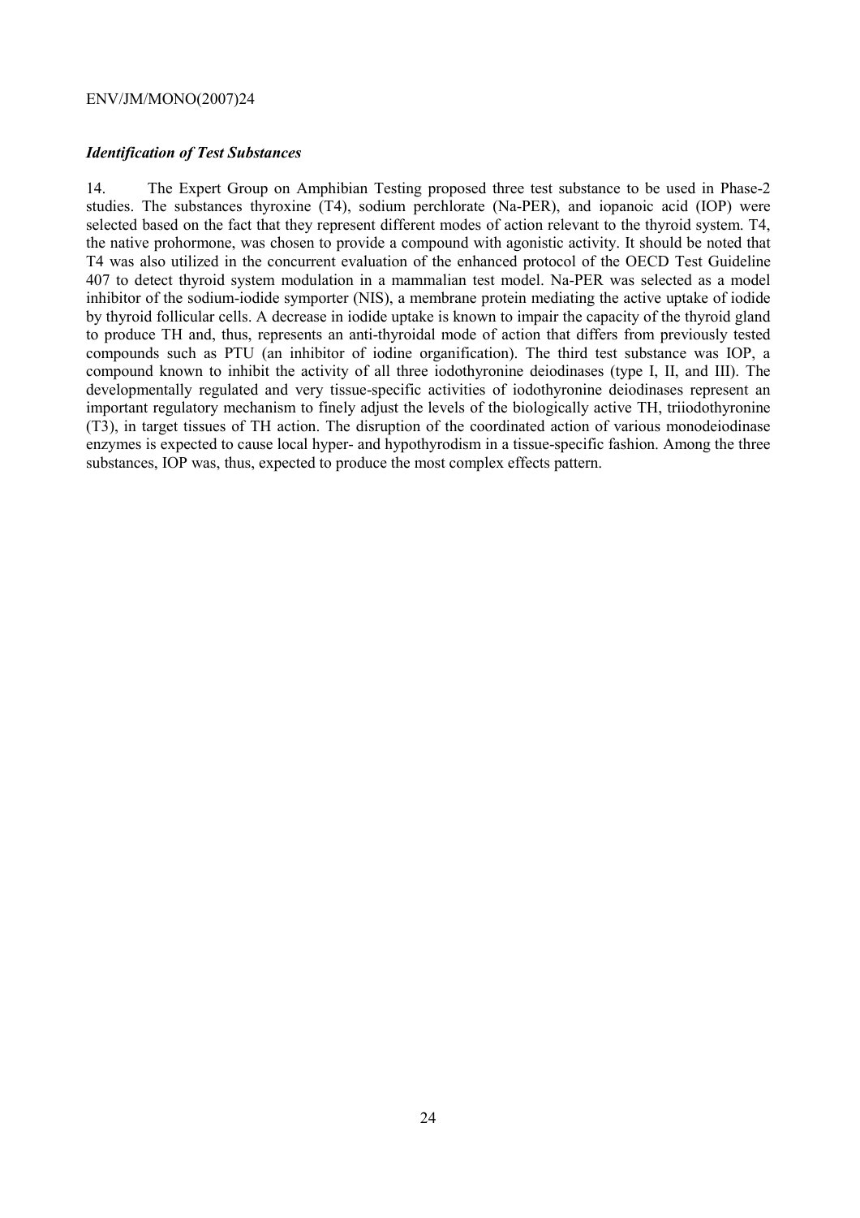### *Identification of Test Substances*

14. The Expert Group on Amphibian Testing proposed three test substance to be used in Phase-2 studies. The substances thyroxine (T4), sodium perchlorate (Na-PER), and iopanoic acid (IOP) were selected based on the fact that they represent different modes of action relevant to the thyroid system. T4, the native prohormone, was chosen to provide a compound with agonistic activity. It should be noted that T4 was also utilized in the concurrent evaluation of the enhanced protocol of the OECD Test Guideline 407 to detect thyroid system modulation in a mammalian test model. Na-PER was selected as a model inhibitor of the sodium-iodide symporter (NIS), a membrane protein mediating the active uptake of iodide by thyroid follicular cells. A decrease in iodide uptake is known to impair the capacity of the thyroid gland to produce TH and, thus, represents an anti-thyroidal mode of action that differs from previously tested compounds such as PTU (an inhibitor of iodine organification). The third test substance was IOP, a compound known to inhibit the activity of all three iodothyronine deiodinases (type I, II, and III). The developmentally regulated and very tissue-specific activities of iodothyronine deiodinases represent an important regulatory mechanism to finely adjust the levels of the biologically active TH, triiodothyronine (T3), in target tissues of TH action. The disruption of the coordinated action of various monodeiodinase enzymes is expected to cause local hyper- and hypothyrodism in a tissue-specific fashion. Among the three substances, IOP was, thus, expected to produce the most complex effects pattern.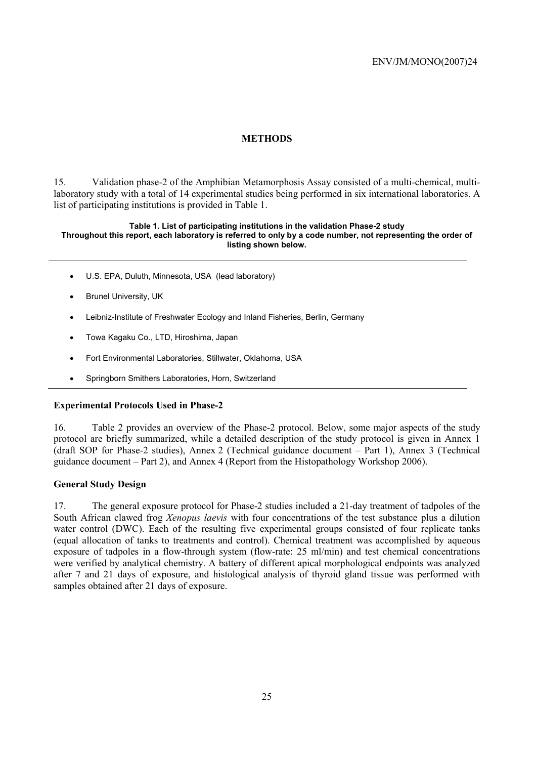## METHODS

15. Validation phase-2 of the Amphibian Metamorphosis Assay consisted of a multi-chemical, multi-laboratory study with a total of 14 experimental studies being performed in six international laboratories. A list of participating institutions is provided in Table 1.

**Table 1. List of participating institutions in the validation Phase-2 study**
**Throughout this report, each laboratory is referred to only by a code number, not representing the order of listing shown below.**

- U.S. EPA, Duluth, Minnesota, USA (lead laboratory)
- Brunel University, UK
- Leibniz-Institute of Freshwater Ecology and Inland Fisheries, Berlin, Germany
- Towa Kagaku Co., LTD, Hiroshima, Japan
- Fort Environmental Laboratories, Stillwater, Oklahoma, USA
- Springborn Smithers Laboratories, Horn, Switzerland

### Experimental Protocols Used in Phase-2

16. Table 2 provides an overview of the Phase-2 protocol. Below, some major aspects of the study protocol are briefly summarized, while a detailed description of the study protocol is given in Annex 1 (draft SOP for Phase-2 studies), Annex 2 (Technical guidance document – Part 1), Annex 3 (Technical guidance document – Part 2), and Annex 4 (Report from the Histopathology Workshop 2006).

### General Study Design

17. The general exposure protocol for Phase-2 studies included a 21-day treatment of tadpoles of the South African clawed frog *Xenopus laevis* with four concentrations of the test substance plus a dilution water control (DWC). Each of the resulting five experimental groups consisted of four replicate tanks (equal allocation of tanks to treatments and control). Chemical treatment was accomplished by aqueous exposure of tadpoles in a flow-through system (flow-rate: 25 ml/min) and test chemical concentrations were verified by analytical chemistry. A battery of different apical morphological endpoints was analyzed after 7 and 21 days of exposure, and histological analysis of thyroid gland tissue was performed with samples obtained after 21 days of exposure.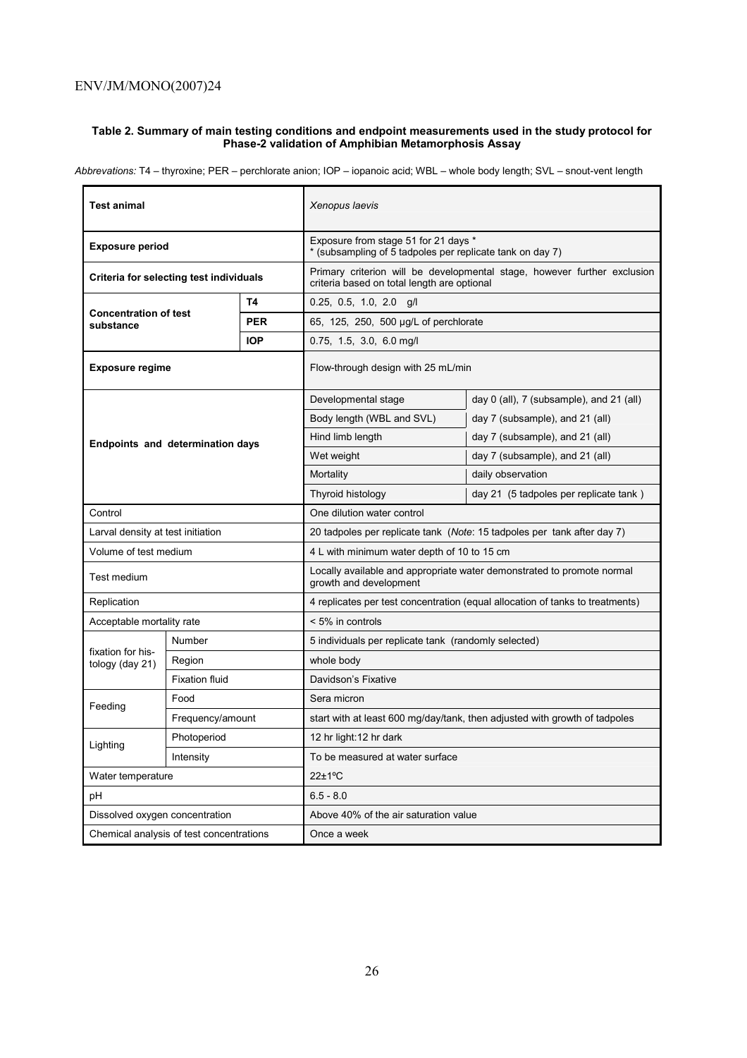**Table 2. Summary of main testing conditions and endpoint measurements used in the study protocol for Phase-2 validation of Amphibian Metamorphosis Assay**

*Abbrevations:* T4 – thyroxine; PER – perchlorate anion; IOP – iopanoic acid; WBL – whole body length; SVL – snout-vent length

| | | | | |
|---|---|---|---|---|
| **Test animal** | | | *Xenopus laevis* | |
| **Exposure period** | | | Exposure from stage 51 for 21 days *<br>* (subsampling of 5 tadpoles per replicate tank on day 7) | |
| **Criteria for selecting test individuals** | | | Primary criterion will be developmental stage, however further exclusion criteria based on total length are optional | |
| **Concentration of test substance** | | **T4** | 0.25, 0.5, 1.0, 2.0 g/l | |
| | | **PER** | 65, 125, 250, 500 µg/L of perchlorate | |
| | | **IOP** | 0.75, 1.5, 3.0, 6.0 mg/l | |
| **Exposure regime** | | | Flow-through design with 25 mL/min | |
| **Endpoints and determination days** | | | Developmental stage | day 0 (all), 7 (subsample), and 21 (all) |
| | | | Body length (WBL and SVL) | day 7 (subsample), and 21 (all) |
| | | | Hind limb length | day 7 (subsample), and 21 (all) |
| | | | Wet weight | day 7 (subsample), and 21 (all) |
| | | | Mortality | daily observation |
| | | | Thyroid histology | day 21 (5 tadpoles per replicate tank ) |
| Control | | | One dilution water control | |
| Larval density at test initiation | | | 20 tadpoles per replicate tank (*Note*: 15 tadpoles per tank after day 7) | |
| Volume of test medium | | | 4 L with minimum water depth of 10 to 15 cm | |
| Test medium | | | Locally available and appropriate water demonstrated to promote normal growth and development | |
| Replication | | | 4 replicates per test concentration (equal allocation of tanks to treatments) | |
| Acceptable mortality rate | | | < 5% in controls | |
| fixation for histology (day 21) | Number | | 5 individuals per replicate tank (randomly selected) | |
| | Region | | whole body | |
| | Fixation fluid | | Davidson's Fixative | |
| Feeding | Food | | Sera micron | |
| | Frequency/amount | | start with at least 600 mg/day/tank, then adjusted with growth of tadpoles | |
| Lighting | Photoperiod | | 12 hr light:12 hr dark | |
| | Intensity | | To be measured at water surface | |
| Water temperature | | | 22±1ºC | |
| pH | | | 6.5 - 8.0 | |
| Dissolved oxygen concentration | | | Above 40% of the air saturation value | |
| Chemical analysis of test concentrations | | | Once a week | |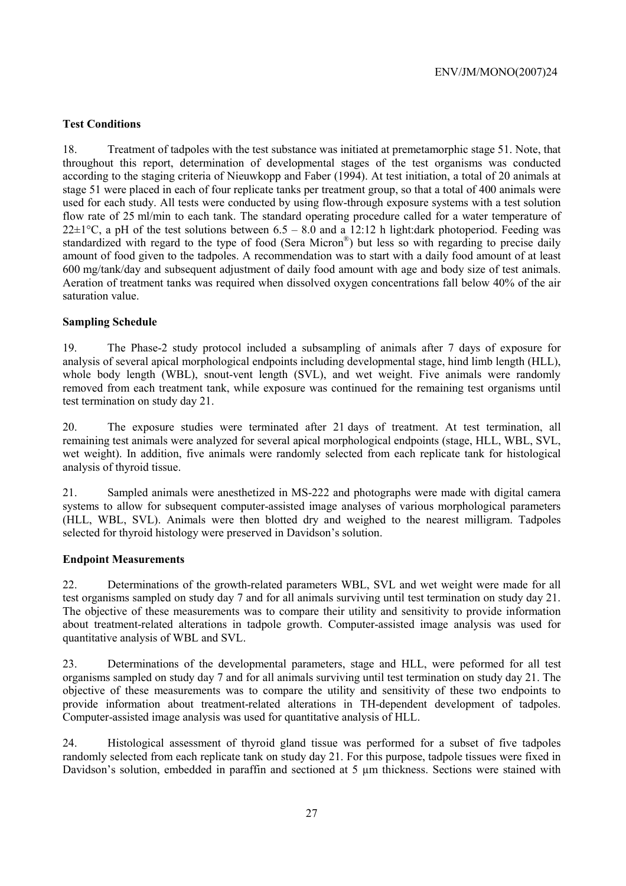**Test Conditions**

18. Treatment of tadpoles with the test substance was initiated at premetamorphic stage 51. Note, that throughout this report, determination of developmental stages of the test organisms was conducted according to the staging criteria of Nieuwkopp and Faber (1994). At test initiation, a total of 20 animals at stage 51 were placed in each of four replicate tanks per treatment group, so that a total of 400 animals were used for each study. All tests were conducted by using flow-through exposure systems with a test solution flow rate of 25 ml/min to each tank. The standard operating procedure called for a water temperature of 22±1°C, a pH of the test solutions between 6.5 – 8.0 and a 12:12 h light:dark photoperiod. Feeding was standardized with regard to the type of food (Sera Micron®) but less so with regarding to precise daily amount of food given to the tadpoles. A recommendation was to start with a daily food amount of at least 600 mg/tank/day and subsequent adjustment of daily food amount with age and body size of test animals. Aeration of treatment tanks was required when dissolved oxygen concentrations fall below 40% of the air saturation value.

**Sampling Schedule**

19. The Phase-2 study protocol included a subsampling of animals after 7 days of exposure for analysis of several apical morphological endpoints including developmental stage, hind limb length (HLL), whole body length (WBL), snout-vent length (SVL), and wet weight. Five animals were randomly removed from each treatment tank, while exposure was continued for the remaining test organisms until test termination on study day 21.

20. The exposure studies were terminated after 21 days of treatment. At test termination, all remaining test animals were analyzed for several apical morphological endpoints (stage, HLL, WBL, SVL, wet weight). In addition, five animals were randomly selected from each replicate tank for histological analysis of thyroid tissue.

21. Sampled animals were anesthetized in MS-222 and photographs were made with digital camera systems to allow for subsequent computer-assisted image analyses of various morphological parameters (HLL, WBL, SVL). Animals were then blotted dry and weighed to the nearest milligram. Tadpoles selected for thyroid histology were preserved in Davidson's solution.

**Endpoint Measurements**

22. Determinations of the growth-related parameters WBL, SVL and wet weight were made for all test organisms sampled on study day 7 and for all animals surviving until test termination on study day 21. The objective of these measurements was to compare their utility and sensitivity to provide information about treatment-related alterations in tadpole growth. Computer-assisted image analysis was used for quantitative analysis of WBL and SVL.

23. Determinations of the developmental parameters, stage and HLL, were peformed for all test organisms sampled on study day 7 and for all animals surviving until test termination on study day 21. The objective of these measurements was to compare the utility and sensitivity of these two endpoints to provide information about treatment-related alterations in TH-dependent development of tadpoles. Computer-assisted image analysis was used for quantitative analysis of HLL.

24. Histological assessment of thyroid gland tissue was performed for a subset of five tadpoles randomly selected from each replicate tank on study day 21. For this purpose, tadpole tissues were fixed in Davidson's solution, embedded in paraffin and sectioned at 5 µm thickness. Sections were stained with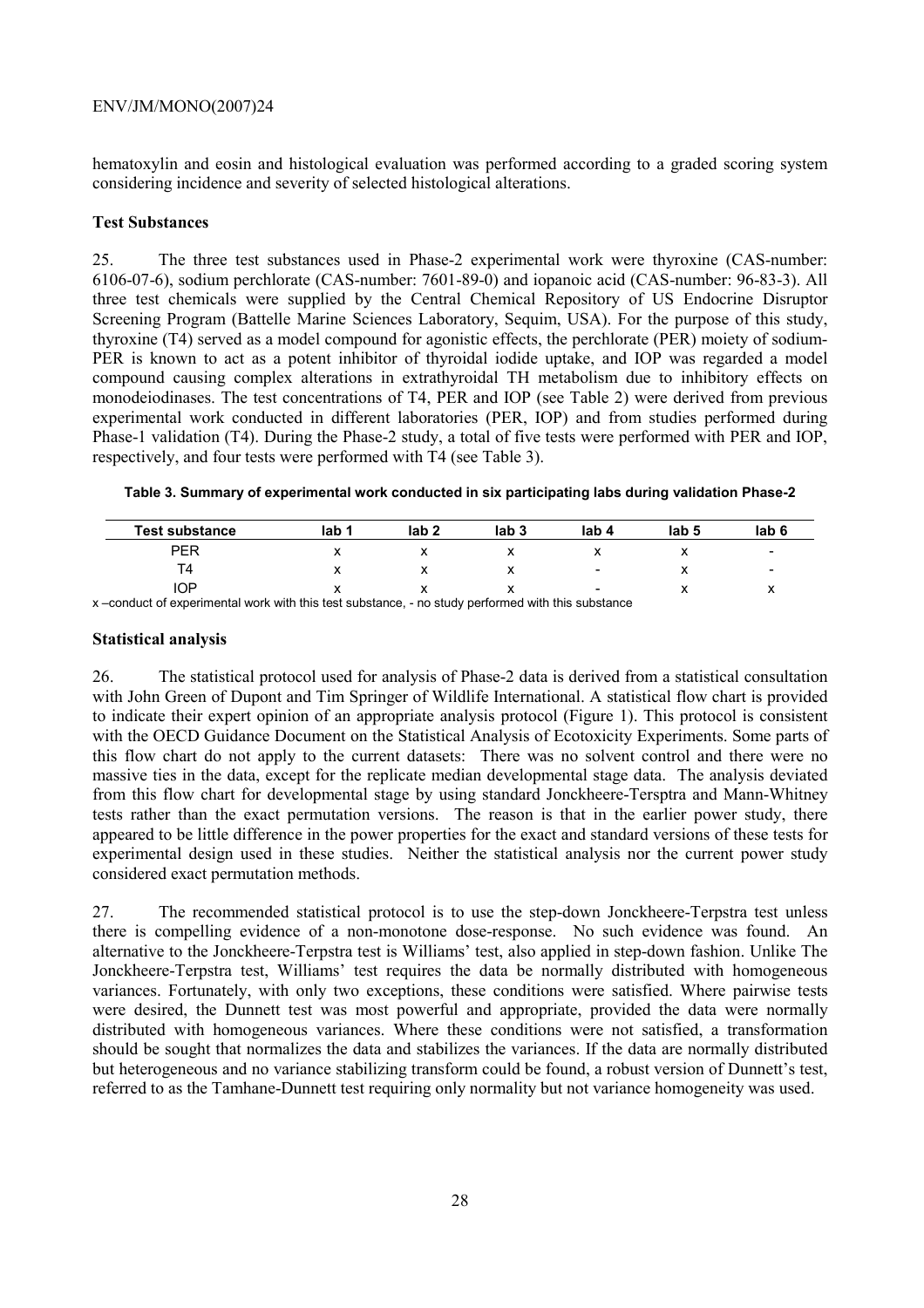hematoxylin and eosin and histological evaluation was performed according to a graded scoring system considering incidence and severity of selected histological alterations.

**Test Substances**

25. The three test substances used in Phase-2 experimental work were thyroxine (CAS-number: 6106-07-6), sodium perchlorate (CAS-number: 7601-89-0) and iopanoic acid (CAS-number: 96-83-3). All three test chemicals were supplied by the Central Chemical Repository of US Endocrine Disruptor Screening Program (Battelle Marine Sciences Laboratory, Sequim, USA). For the purpose of this study, thyroxine (T4) served as a model compound for agonistic effects, the perchlorate (PER) moiety of sodium-PER is known to act as a potent inhibitor of thyroidal iodide uptake, and IOP was regarded a model compound causing complex alterations in extrathyroidal TH metabolism due to inhibitory effects on monodeiodinases. The test concentrations of T4, PER and IOP (see Table 2) were derived from previous experimental work conducted in different laboratories (PER, IOP) and from studies performed during Phase-1 validation (T4). During the Phase-2 study, a total of five tests were performed with PER and IOP, respectively, and four tests were performed with T4 (see Table 3).

**Table 3. Summary of experimental work conducted in six participating labs during validation Phase-2**

| Test substance | lab 1 | lab 2 | lab 3 | lab 4 | lab 5 | lab 6 |
|---|---|---|---|---|---|---|
| PER | x | x | x | x | x | - |
| T4 | x | x | x | - | x | - |
| IOP | x | x | x | - | x | x |

x –conduct of experimental work with this test substance, - no study performed with this substance

**Statistical analysis**

26. The statistical protocol used for analysis of Phase-2 data is derived from a statistical consultation with John Green of Dupont and Tim Springer of Wildlife International. A statistical flow chart is provided to indicate their expert opinion of an appropriate analysis protocol (Figure 1). This protocol is consistent with the OECD Guidance Document on the Statistical Analysis of Ecotoxicity Experiments. Some parts of this flow chart do not apply to the current datasets: There was no solvent control and there were no massive ties in the data, except for the replicate median developmental stage data. The analysis deviated from this flow chart for developmental stage by using standard Jonckheere-Tersptra and Mann-Whitney tests rather than the exact permutation versions. The reason is that in the earlier power study, there appeared to be little difference in the power properties for the exact and standard versions of these tests for experimental design used in these studies. Neither the statistical analysis nor the current power study considered exact permutation methods.

27. The recommended statistical protocol is to use the step-down Jonckheere-Terpstra test unless there is compelling evidence of a non-monotone dose-response. No such evidence was found. An alternative to the Jonckheere-Terpstra test is Williams' test, also applied in step-down fashion. Unlike The Jonckheere-Terpstra test, Williams' test requires the data be normally distributed with homogeneous variances. Fortunately, with only two exceptions, these conditions were satisfied. Where pairwise tests were desired, the Dunnett test was most powerful and appropriate, provided the data were normally distributed with homogeneous variances. Where these conditions were not satisfied, a transformation should be sought that normalizes the data and stabilizes the variances. If the data are normally distributed but heterogeneous and no variance stabilizing transform could be found, a robust version of Dunnett's test, referred to as the Tamhane-Dunnett test requiring only normality but not variance homogeneity was used.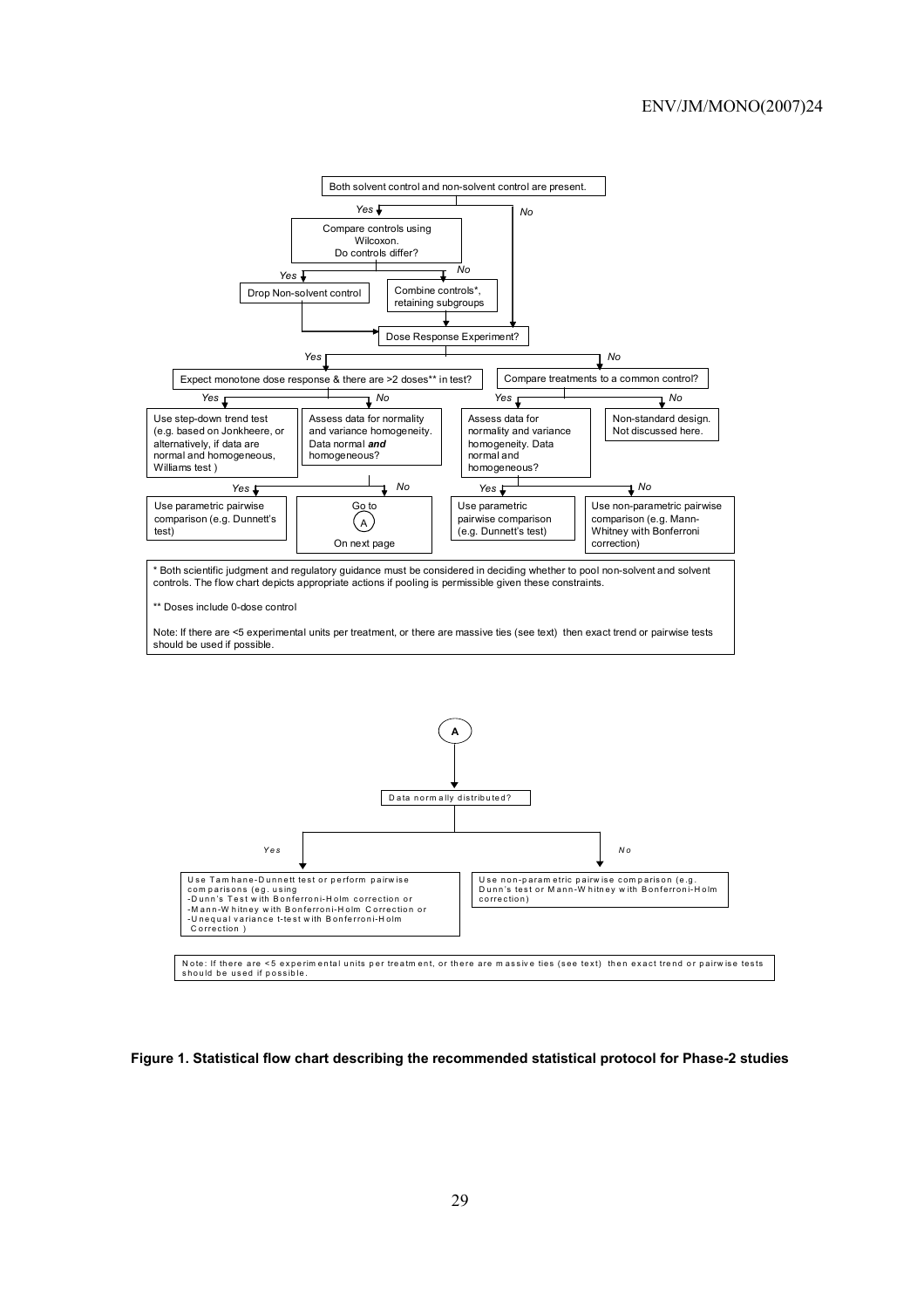Both solvent control and non-solvent control are present.

- **Yes** → Compare controls using Wilcoxon. Do controls differ?
  - **Yes** → Drop Non-solvent control → Dose Response Experiment?
  - **No** → Combine controls*, retaining subgroups → Dose Response Experiment?
- **No** → Dose Response Experiment?

Dose Response Experiment?

- **Yes** → Expect monotone dose response & there are >2 doses** in test?
  - **Yes** → Use step-down trend test (e.g. based on Jonkheere, or alternatively, if data are normal and homogeneous, Williams test )
  - **No** → Assess data for normality and variance homogeneity. Data normal ***and*** homogeneous?
    - **Yes** → Use parametric pairwise comparison (e.g. Dunnett's test)
    - **No** → Go to (A) On next page
- **No** → Compare treatments to a common control?
  - **Yes** → Assess data for normality and variance homogeneity. Data normal and homogeneous?
    - **Yes** → Use parametric pairwise comparison (e.g. Dunnett's test)
    - **No** → Use non-parametric pairwise comparison (e.g. Mann-Whitney with Bonferroni correction)
  - **No** → Non-standard design. Not discussed here.

\* Both scientific judgment and regulatory guidance must be considered in deciding whether to pool non-solvent and solvent controls. The flow chart depicts appropriate actions if pooling is permissible given these constraints.

** Doses include 0-dose control

Note: If there are <5 experimental units per treatment, or there are massive ties (see text) then exact trend or pairwise tests should be used if possible.

**(A)**

Data normally distributed?

- **Yes** → Use Tamhane-Dunnett test or perform pairwise comparisons (eg. using
  - Dunn's Test with Bonferroni-Holm correction or
  - Mann-Whitney with Bonferroni-Holm Correction or
  - Unequal variance t-test with Bonferroni-Holm Correction )
- **No** → Use non-parametric pairwise comparison (e.g. Dunn's test or Mann-Whitney with Bonferroni-Holm correction)

Note: If there are <5 experimental units per treatment, or there are massive ties (see text) then exact trend or pairwise tests should be used if possible.

**Figure 1. Statistical flow chart describing the recommended statistical protocol for Phase-2 studies**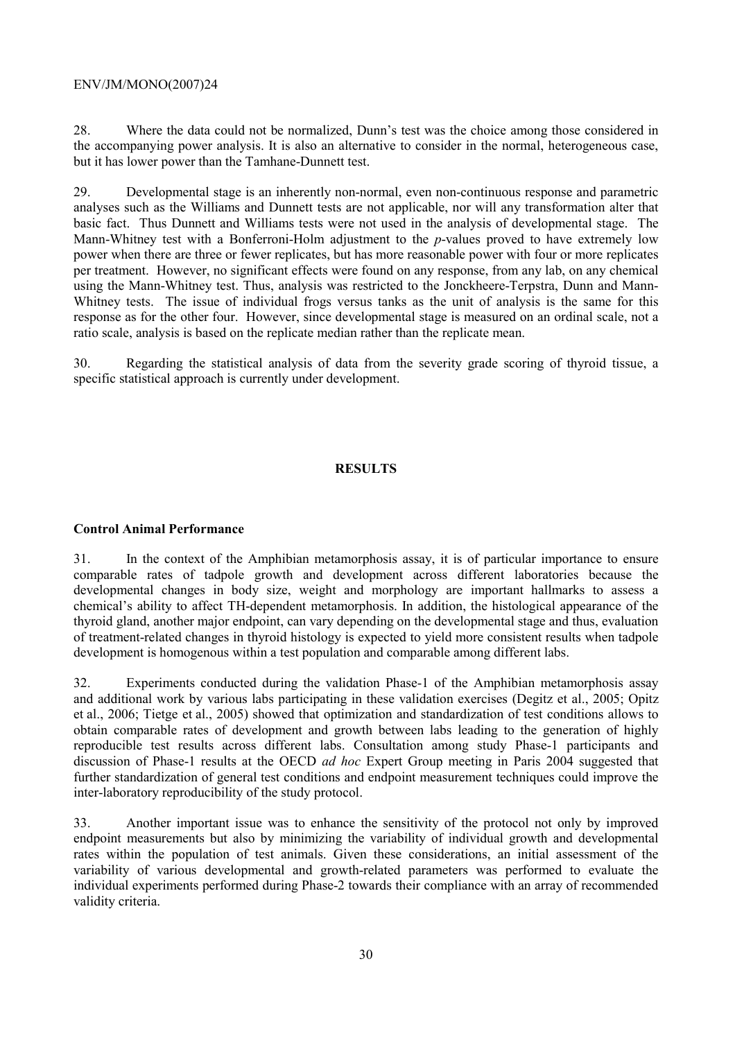28. Where the data could not be normalized, Dunn's test was the choice among those considered in the accompanying power analysis. It is also an alternative to consider in the normal, heterogeneous case, but it has lower power than the Tamhane-Dunnett test.

29. Developmental stage is an inherently non-normal, even non-continuous response and parametric analyses such as the Williams and Dunnett tests are not applicable, nor will any transformation alter that basic fact. Thus Dunnett and Williams tests were not used in the analysis of developmental stage. The Mann-Whitney test with a Bonferroni-Holm adjustment to the *p*-values proved to have extremely low power when there are three or fewer replicates, but has more reasonable power with four or more replicates per treatment. However, no significant effects were found on any response, from any lab, on any chemical using the Mann-Whitney test. Thus, analysis was restricted to the Jonckheere-Terpstra, Dunn and Mann-Whitney tests. The issue of individual frogs versus tanks as the unit of analysis is the same for this response as for the other four. However, since developmental stage is measured on an ordinal scale, not a ratio scale, analysis is based on the replicate median rather than the replicate mean.

30. Regarding the statistical analysis of data from the severity grade scoring of thyroid tissue, a specific statistical approach is currently under development.

## RESULTS

### Control Animal Performance

31. In the context of the Amphibian metamorphosis assay, it is of particular importance to ensure comparable rates of tadpole growth and development across different laboratories because the developmental changes in body size, weight and morphology are important hallmarks to assess a chemical's ability to affect TH-dependent metamorphosis. In addition, the histological appearance of the thyroid gland, another major endpoint, can vary depending on the developmental stage and thus, evaluation of treatment-related changes in thyroid histology is expected to yield more consistent results when tadpole development is homogenous within a test population and comparable among different labs.

32. Experiments conducted during the validation Phase-1 of the Amphibian metamorphosis assay and additional work by various labs participating in these validation exercises (Degitz et al., 2005; Opitz et al., 2006; Tietge et al., 2005) showed that optimization and standardization of test conditions allows to obtain comparable rates of development and growth between labs leading to the generation of highly reproducible test results across different labs. Consultation among study Phase-1 participants and discussion of Phase-1 results at the OECD *ad hoc* Expert Group meeting in Paris 2004 suggested that further standardization of general test conditions and endpoint measurement techniques could improve the inter-laboratory reproducibility of the study protocol.

33. Another important issue was to enhance the sensitivity of the protocol not only by improved endpoint measurements but also by minimizing the variability of individual growth and developmental rates within the population of test animals. Given these considerations, an initial assessment of the variability of various developmental and growth-related parameters was performed to evaluate the individual experiments performed during Phase-2 towards their compliance with an array of recommended validity criteria.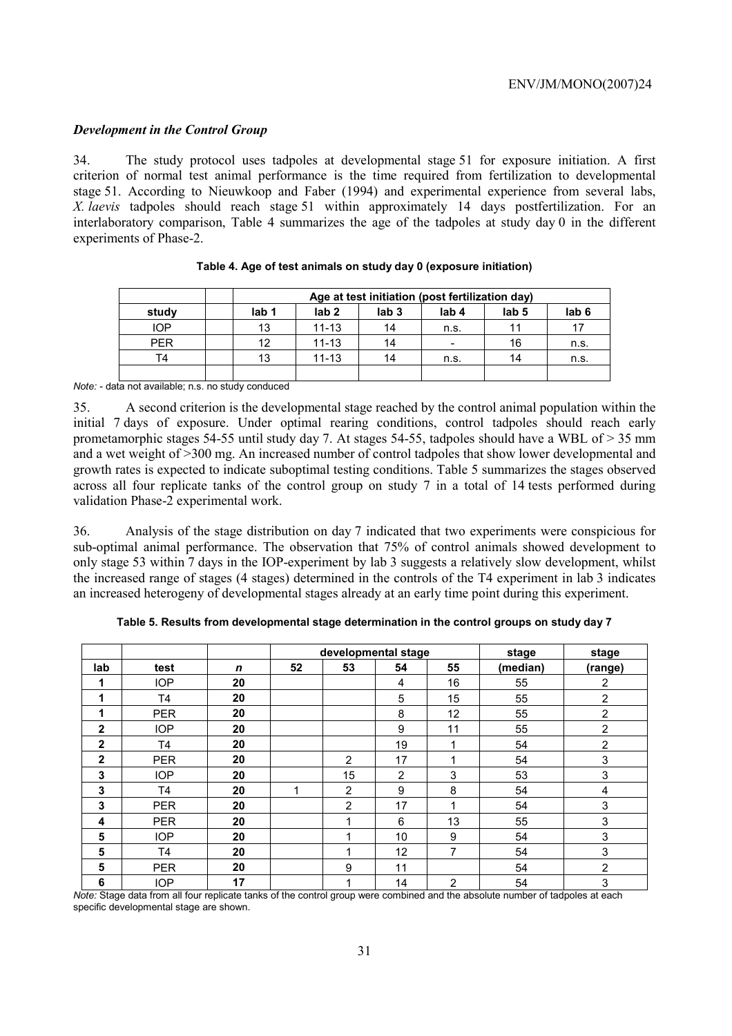### *Development in the Control Group*

34. The study protocol uses tadpoles at developmental stage 51 for exposure initiation. A first criterion of normal test animal performance is the time required from fertilization to developmental stage 51. According to Nieuwkoop and Faber (1994) and experimental experience from several labs, *X. laevis* tadpoles should reach stage 51 within approximately 14 days postfertilization. For an interlaboratory comparison, Table 4 summarizes the age of the tadpoles at study day 0 in the different experiments of Phase-2.

**Table 4. Age of test animals on study day 0 (exposure initiation)**

| | | Age at test initiation (post fertilization day) | | | | | |
|---|---|---|---|---|---|---|---|
| study | | lab 1 | lab 2 | lab 3 | lab 4 | lab 5 | lab 6 |
| IOP | | 13 | 11-13 | 14 | n.s. | 11 | 17 |
| PER | | 12 | 11-13 | 14 | - | 16 | n.s. |
| T4 | | 13 | 11-13 | 14 | n.s. | 14 | n.s. |
| | | | | | | | |

*Note:* - data not available; n.s. no study conduced

35. A second criterion is the developmental stage reached by the control animal population within the initial 7 days of exposure. Under optimal rearing conditions, control tadpoles should reach early prometamorphic stages 54-55 until study day 7. At stages 54-55, tadpoles should have a WBL of > 35 mm and a wet weight of >300 mg. An increased number of control tadpoles that show lower developmental and growth rates is expected to indicate suboptimal testing conditions. Table 5 summarizes the stages observed across all four replicate tanks of the control group on study 7 in a total of 14 tests performed during validation Phase-2 experimental work.

36. Analysis of the stage distribution on day 7 indicated that two experiments were conspicious for sub-optimal animal performance. The observation that 75% of control animals showed development to only stage 53 within 7 days in the IOP-experiment by lab 3 suggests a relatively slow development, whilst the increased range of stages (4 stages) determined in the controls of the T4 experiment in lab 3 indicates an increased heterogeny of developmental stages already at an early time point during this experiment.

**Table 5. Results from developmental stage determination in the control groups on study day 7**

| | | | developmental stage | | | | stage | stage |
|---|---|---|---|---|---|---|---|---|
| lab | test | *n* | 52 | 53 | 54 | 55 | (median) | (range) |
| **1** | IOP | **20** | | | 4 | 16 | 55 | 2 |
| **1** | T4 | **20** | | | 5 | 15 | 55 | 2 |
| **1** | PER | **20** | | | 8 | 12 | 55 | 2 |
| **2** | IOP | **20** | | | 9 | 11 | 55 | 2 |
| **2** | T4 | **20** | | | 19 | 1 | 54 | 2 |
| **2** | PER | **20** | | 2 | 17 | 1 | 54 | 3 |
| **3** | IOP | **20** | | 15 | 2 | 3 | 53 | 3 |
| **3** | T4 | **20** | 1 | 2 | 9 | 8 | 54 | 4 |
| **3** | PER | **20** | | 2 | 17 | 1 | 54 | 3 |
| **4** | PER | **20** | | 1 | 6 | 13 | 55 | 3 |
| **5** | IOP | **20** | | 1 | 10 | 9 | 54 | 3 |
| **5** | T4 | **20** | | 1 | 12 | 7 | 54 | 3 |
| **5** | PER | **20** | | 9 | 11 | | 54 | 2 |
| **6** | IOP | **17** | | 1 | 14 | 2 | 54 | 3 |

*Note:* Stage data from all four replicate tanks of the control group were combined and the absolute number of tadpoles at each specific developmental stage are shown.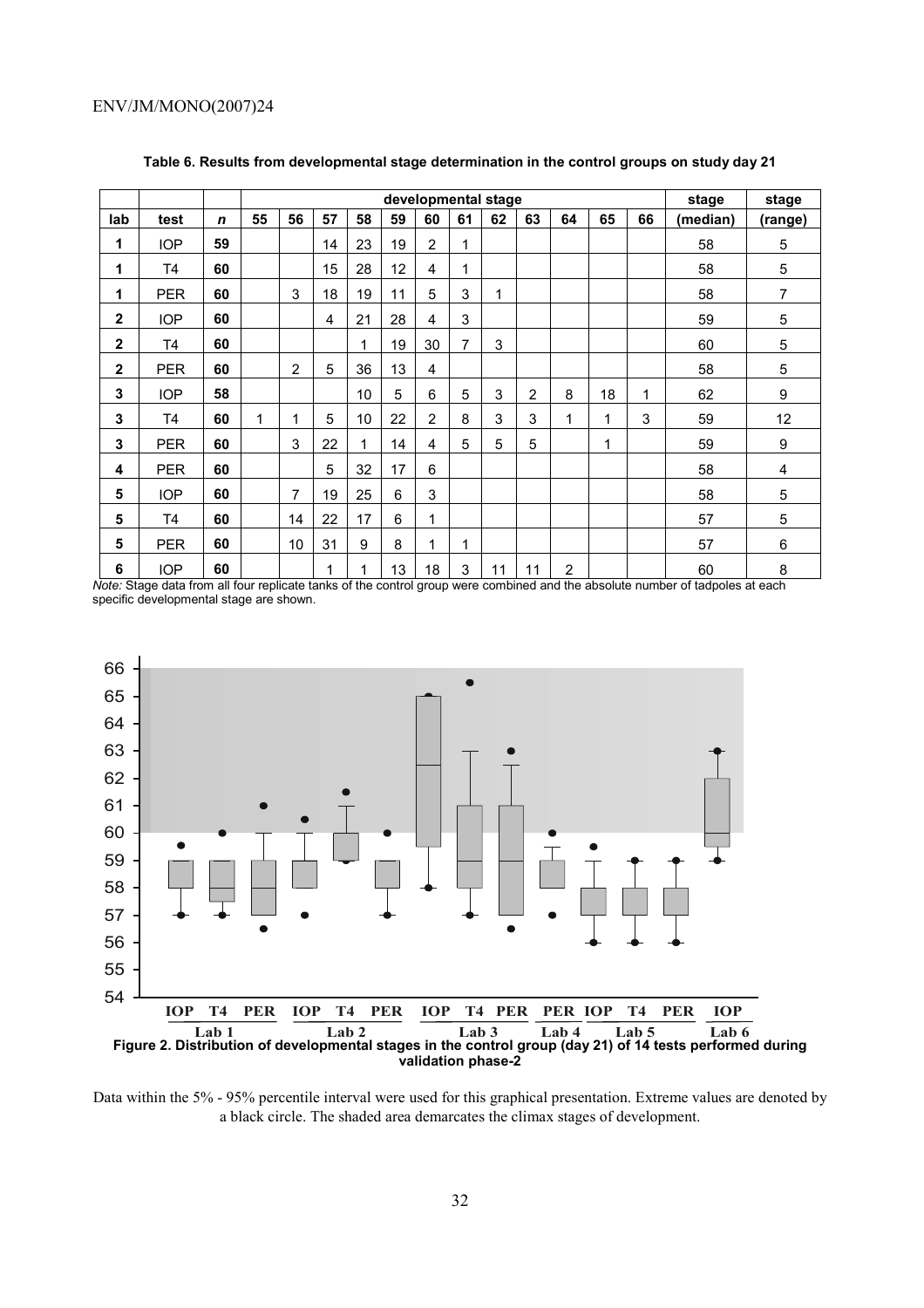**Table 6. Results from developmental stage determination in the control groups on study day 21**

| | | | developmental stage | | | | | | | | | | | | stage | stage |
|---|---|---|---|---|---|---|---|---|---|---|---|---|---|---|---|---|
| **lab** | **test** | ***n*** | **55** | **56** | **57** | **58** | **59** | **60** | **61** | **62** | **63** | **64** | **65** | **66** | **(median)** | **(range)** |
| **1** | IOP | **59** | | | 14 | 23 | 19 | 2 | 1 | | | | | | 58 | 5 |
| **1** | T4 | **60** | | | 15 | 28 | 12 | 4 | 1 | | | | | | 58 | 5 |
| **1** | PER | **60** | | 3 | 18 | 19 | 11 | 5 | 3 | 1 | | | | | 58 | 7 |
| **2** | IOP | **60** | | | 4 | 21 | 28 | 4 | 3 | | | | | | 59 | 5 |
| **2** | T4 | **60** | | | | 1 | 19 | 30 | 7 | 3 | | | | | 60 | 5 |
| **2** | PER | **60** | | 2 | 5 | 36 | 13 | 4 | | | | | | | 58 | 5 |
| **3** | IOP | **58** | | | | 10 | 5 | 6 | 5 | 3 | 2 | 8 | 18 | 1 | 62 | 9 |
| **3** | T4 | **60** | 1 | 1 | 5 | 10 | 22 | 2 | 8 | 3 | 3 | 1 | 1 | 3 | 59 | 12 |
| **3** | PER | **60** | | 3 | 22 | 1 | 14 | 4 | 5 | 5 | 5 | | 1 | | 59 | 9 |
| **4** | PER | **60** | | | 5 | 32 | 17 | 6 | | | | | | | 58 | 4 |
| **5** | IOP | **60** | | 7 | 19 | 25 | 6 | 3 | | | | | | | 58 | 5 |
| **5** | T4 | **60** | | 14 | 22 | 17 | 6 | 1 | | | | | | | 57 | 5 |
| **5** | PER | **60** | | 10 | 31 | 9 | 8 | 1 | 1 | | | | | | 57 | 6 |
| **6** | IOP | **60** | | | 1 | 1 | 13 | 18 | 3 | 11 | 11 | 2 | | | 60 | 8 |

*Note:* Stage data from all four replicate tanks of the control group were combined and the absolute number of tadpoles at each specific developmental stage are shown.

**Figure 2. Distribution of developmental stages in the control group (day 21) of 14 tests performed during validation phase-2**

Data within the 5% - 95% percentile interval were used for this graphical presentation. Extreme values are denoted by a black circle. The shaded area demarcates the climax stages of development.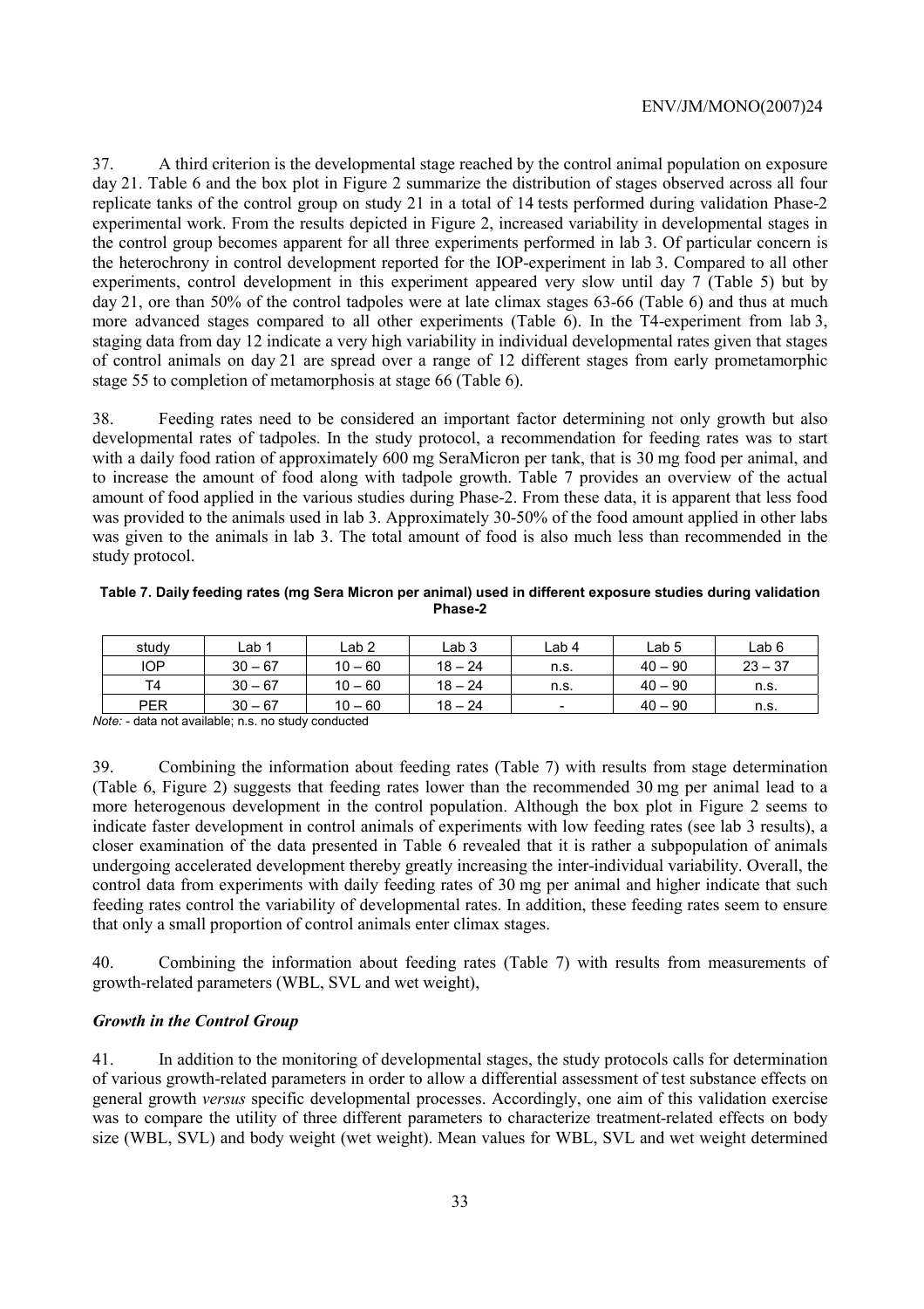37. A third criterion is the developmental stage reached by the control animal population on exposure day 21. Table 6 and the box plot in Figure 2 summarize the distribution of stages observed across all four replicate tanks of the control group on study 21 in a total of 14 tests performed during validation Phase-2 experimental work. From the results depicted in Figure 2, increased variability in developmental stages in the control group becomes apparent for all three experiments performed in lab 3. Of particular concern is the heterochrony in control development reported for the IOP-experiment in lab 3. Compared to all other experiments, control development in this experiment appeared very slow until day 7 (Table 5) but by day 21, ore than 50% of the control tadpoles were at late climax stages 63-66 (Table 6) and thus at much more advanced stages compared to all other experiments (Table 6). In the T4-experiment from lab 3, staging data from day 12 indicate a very high variability in individual developmental rates given that stages of control animals on day 21 are spread over a range of 12 different stages from early prometamorphic stage 55 to completion of metamorphosis at stage 66 (Table 6).

38. Feeding rates need to be considered an important factor determining not only growth but also developmental rates of tadpoles. In the study protocol, a recommendation for feeding rates was to start with a daily food ration of approximately 600 mg SeraMicron per tank, that is 30 mg food per animal, and to increase the amount of food along with tadpole growth. Table 7 provides an overview of the actual amount of food applied in the various studies during Phase-2. From these data, it is apparent that less food was provided to the animals used in lab 3. Approximately 30-50% of the food amount applied in other labs was given to the animals in lab 3. The total amount of food is also much less than recommended in the study protocol.

**Table 7. Daily feeding rates (mg Sera Micron per animal) used in different exposure studies during validation Phase-2**

| study | Lab 1 | Lab 2 | Lab 3 | Lab 4 | Lab 5 | Lab 6 |
|---|---|---|---|---|---|---|
| IOP | 30 – 67 | 10 – 60 | 18 – 24 | n.s. | 40 – 90 | 23 – 37 |
| T4 | 30 – 67 | 10 – 60 | 18 – 24 | n.s. | 40 – 90 | n.s. |
| PER | 30 – 67 | 10 – 60 | 18 – 24 | - | 40 – 90 | n.s. |

*Note:* - data not available; n.s. no study conducted

39. Combining the information about feeding rates (Table 7) with results from stage determination (Table 6, Figure 2) suggests that feeding rates lower than the recommended 30 mg per animal lead to a more heterogenous development in the control population. Although the box plot in Figure 2 seems to indicate faster development in control animals of experiments with low feeding rates (see lab 3 results), a closer examination of the data presented in Table 6 revealed that it is rather a subpopulation of animals undergoing accelerated development thereby greatly increasing the inter-individual variability. Overall, the control data from experiments with daily feeding rates of 30 mg per animal and higher indicate that such feeding rates control the variability of developmental rates. In addition, these feeding rates seem to ensure that only a small proportion of control animals enter climax stages.

40. Combining the information about feeding rates (Table 7) with results from measurements of growth-related parameters (WBL, SVL and wet weight),

### *Growth in the Control Group*

41. In addition to the monitoring of developmental stages, the study protocols calls for determination of various growth-related parameters in order to allow a differential assessment of test substance effects on general growth *versus* specific developmental processes. Accordingly, one aim of this validation exercise was to compare the utility of three different parameters to characterize treatment-related effects on body size (WBL, SVL) and body weight (wet weight). Mean values for WBL, SVL and wet weight determined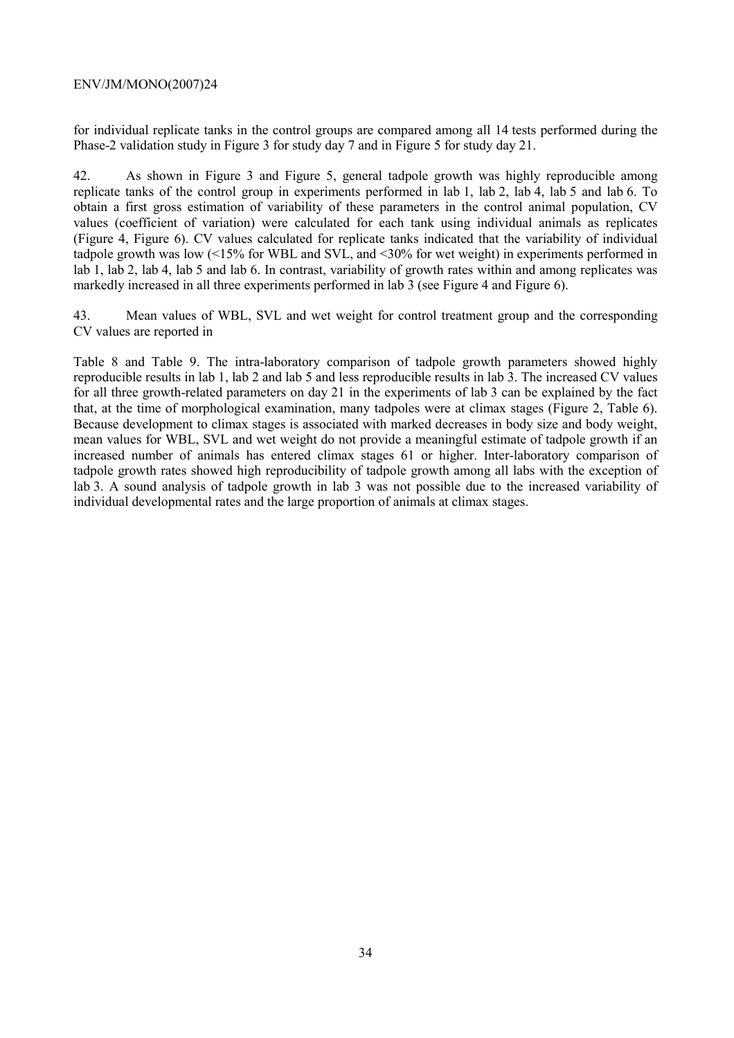for individual replicate tanks in the control groups are compared among all 14 tests performed during the Phase-2 validation study in Figure 3 for study day 7 and in Figure 5 for study day 21.

42. As shown in Figure 3 and Figure 5, general tadpole growth was highly reproducible among replicate tanks of the control group in experiments performed in lab 1, lab 2, lab 4, lab 5 and lab 6. To obtain a first gross estimation of variability of these parameters in the control animal population, CV values (coefficient of variation) were calculated for each tank using individual animals as replicates (Figure 4, Figure 6). CV values calculated for replicate tanks indicated that the variability of individual tadpole growth was low (<15% for WBL and SVL, and <30% for wet weight) in experiments performed in lab 1, lab 2, lab 4, lab 5 and lab 6. In contrast, variability of growth rates within and among replicates was markedly increased in all three experiments performed in lab 3 (see Figure 4 and Figure 6).

43. Mean values of WBL, SVL and wet weight for control treatment group and the corresponding CV values are reported in

Table 8 and Table 9. The intra-laboratory comparison of tadpole growth parameters showed highly reproducible results in lab 1, lab 2 and lab 5 and less reproducible results in lab 3. The increased CV values for all three growth-related parameters on day 21 in the experiments of lab 3 can be explained by the fact that, at the time of morphological examination, many tadpoles were at climax stages (Figure 2, Table 6). Because development to climax stages is associated with marked decreases in body size and body weight, mean values for WBL, SVL and wet weight do not provide a meaningful estimate of tadpole growth if an increased number of animals has entered climax stages 61 or higher. Inter-laboratory comparison of tadpole growth rates showed high reproducibility of tadpole growth among all labs with the exception of lab 3. A sound analysis of tadpole growth in lab 3 was not possible due to the increased variability of individual developmental rates and the large proportion of animals at climax stages.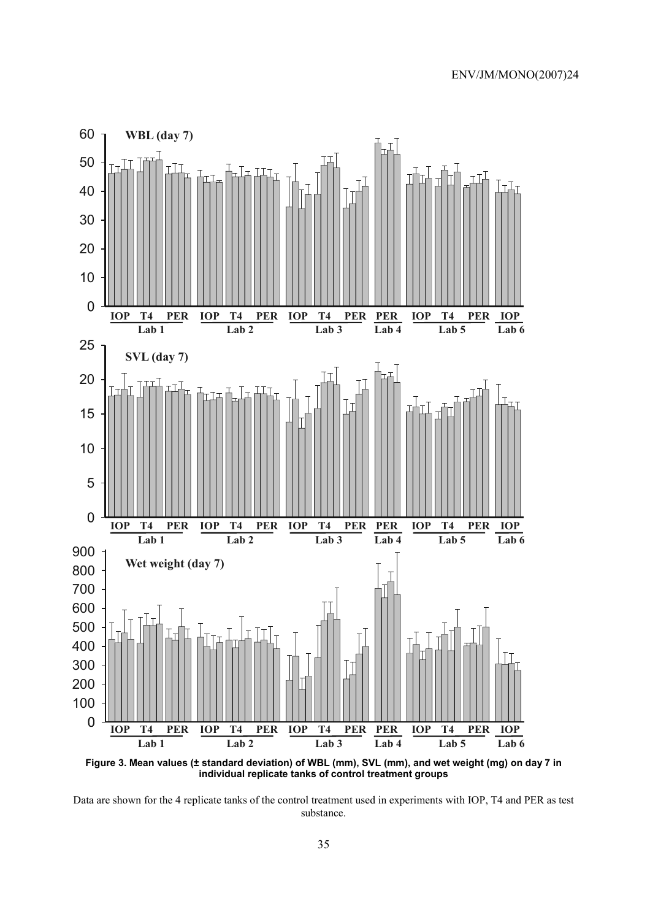**Figure 3. Mean values (± standard deviation) of WBL (mm), SVL (mm), and wet weight (mg) on day 7 in individual replicate tanks of control treatment groups**

Data are shown for the 4 replicate tanks of the control treatment used in experiments with IOP, T4 and PER as test substance.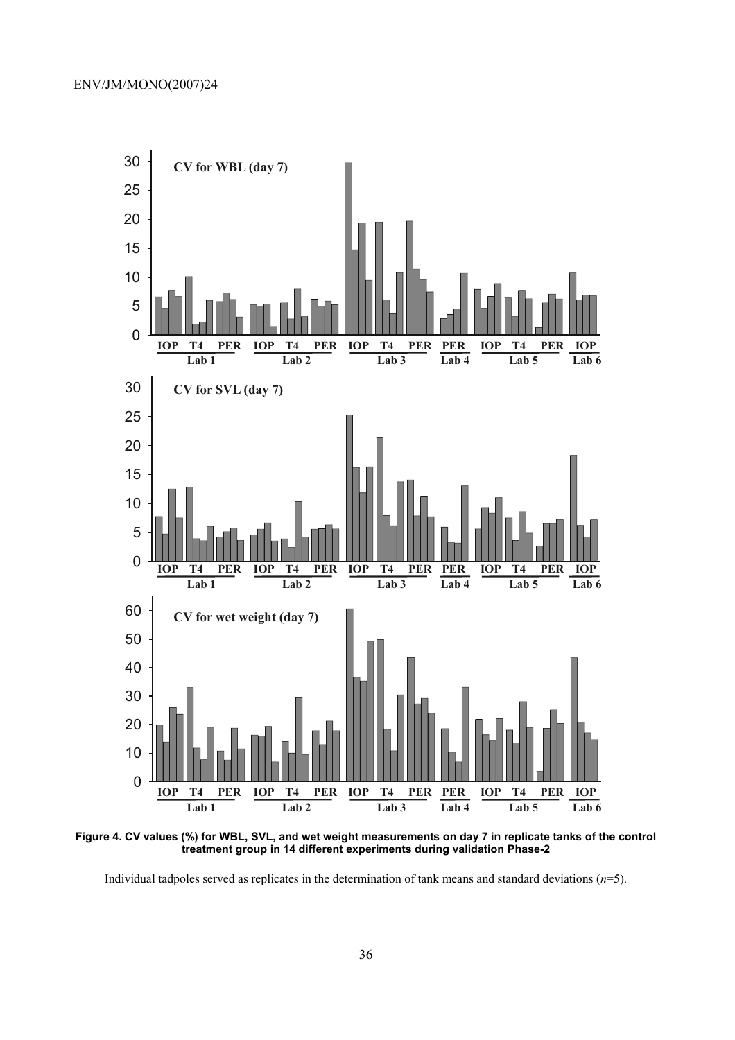**Figure 4. CV values (%) for WBL, SVL, and wet weight measurements on day 7 in replicate tanks of the control treatment group in 14 different experiments during validation Phase-2**

Individual tadpoles served as replicates in the determination of tank means and standard deviations (*n*=5).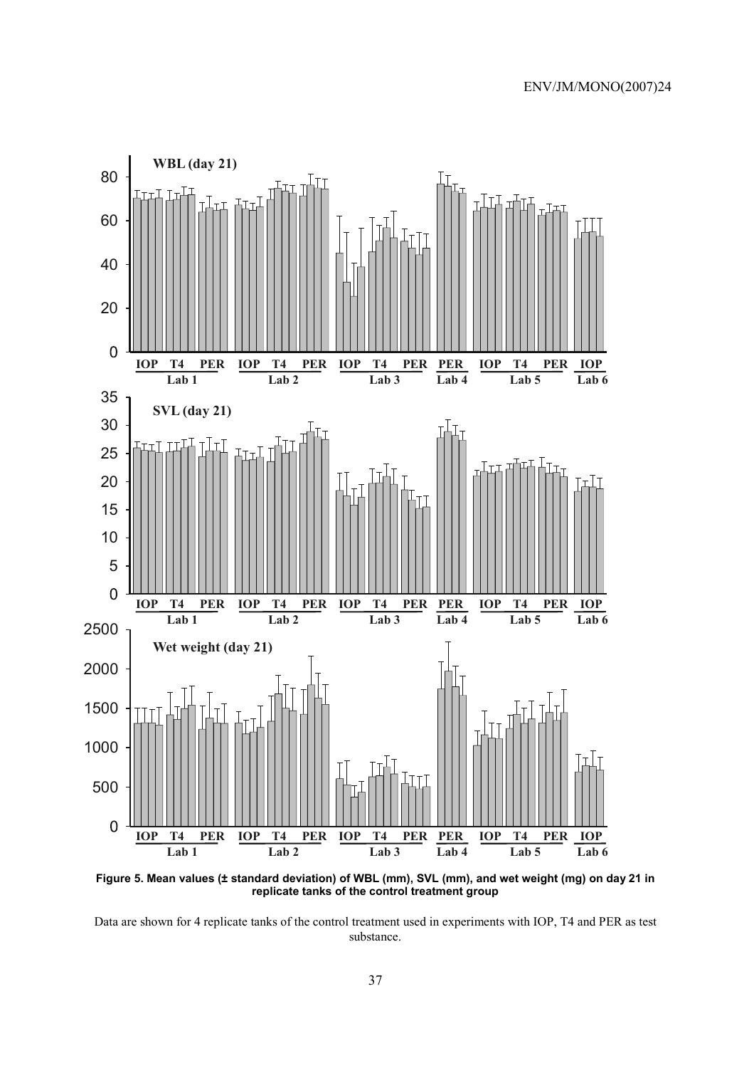**Figure 5. Mean values (± standard deviation) of WBL (mm), SVL (mm), and wet weight (mg) on day 21 in replicate tanks of the control treatment group**

Data are shown for 4 replicate tanks of the control treatment used in experiments with IOP, T4 and PER as test substance.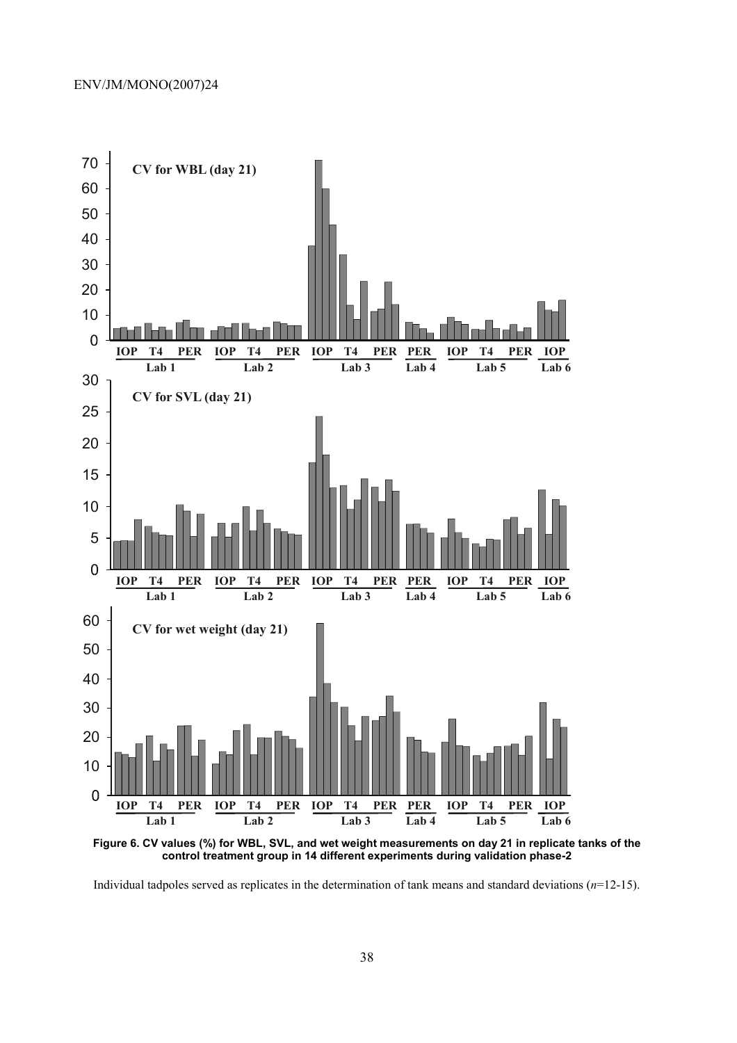**Figure 6. CV values (%) for WBL, SVL, and wet weight measurements on day 21 in replicate tanks of the control treatment group in 14 different experiments during validation phase-2**

Individual tadpoles served as replicates in the determination of tank means and standard deviations (*n*=12-15).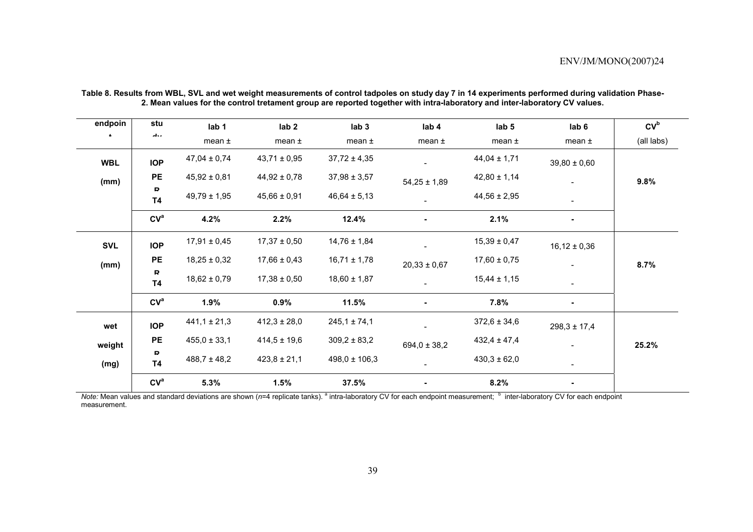**Table 8. Results from WBL, SVL and wet weight measurements of control tadpoles on study day 7 in 14 experiments performed during validation Phase-2. Mean values for the control tretament group are reported together with intra-laboratory and inter-laboratory CV values.**

| endpoint | study | lab 1<br>mean ± | lab 2<br>mean ± | lab 3<br>mean ± | lab 4<br>mean ± | lab 5<br>mean ± | lab 6<br>mean ± | CV[b]<br>(all labs) |
|---|---|---|---|---|---|---|---|---|
| **WBL (mm)** | **IOP** | 47,04 ± 0,74 | 43,71 ± 0,95 | 37,72 ± 4,35 | - | 44,04 ± 1,71 | 39,80 ± 0,60 | **9.8%** |
| | **PER** | 45,92 ± 0,81 | 44,92 ± 0,78 | 37,98 ± 3,57 | 54,25 ± 1,89 | 42,80 ± 1,14 | - | |
| | **T4** | 49,79 ± 1,95 | 45,66 ± 0,91 | 46,64 ± 5,13 | - | 44,56 ± 2,95 | - | |
| | **CV[a]** | **4.2%** | **2.2%** | **12.4%** | **-** | **2.1%** | **-** | |
| **SVL (mm)** | **IOP** | 17,91 ± 0,45 | 17,37 ± 0,50 | 14,76 ± 1,84 | - | 15,39 ± 0,47 | 16,12 ± 0,36 | **8.7%** |
| | **PER** | 18,25 ± 0,32 | 17,66 ± 0,43 | 16,71 ± 1,78 | 20,33 ± 0,67 | 17,60 ± 0,75 | - | |
| | **T4** | 18,62 ± 0,79 | 17,38 ± 0,50 | 18,60 ± 1,87 | - | 15,44 ± 1,15 | - | |
| | **CV[a]** | **1.9%** | **0.9%** | **11.5%** | **-** | **7.8%** | **-** | |
| **wet weight (mg)** | **IOP** | 441,1 ± 21,3 | 412,3 ± 28,0 | 245,1 ± 74,1 | - | 372,6 ± 34,6 | 298,3 ± 17,4 | **25.2%** |
| | **PER** | 455,0 ± 33,1 | 414,5 ± 19,6 | 309,2 ± 83,2 | 694,0 ± 38,2 | 432,4 ± 47,4 | - | |
| | **T4** | 488,7 ± 48,2 | 423,8 ± 21,1 | 498,0 ± 106,3 | - | 430,3 ± 62,0 | - | |
| | **CV[a]** | **5.3%** | **1.5%** | **37.5%** | **-** | **8.2%** | **-** | |

*Note:* Mean values and standard deviations are shown (*n*=4 replicate tanks). [a] intra-laboratory CV for each endpoint measurement; [b] inter-laboratory CV for each endpoint measurement.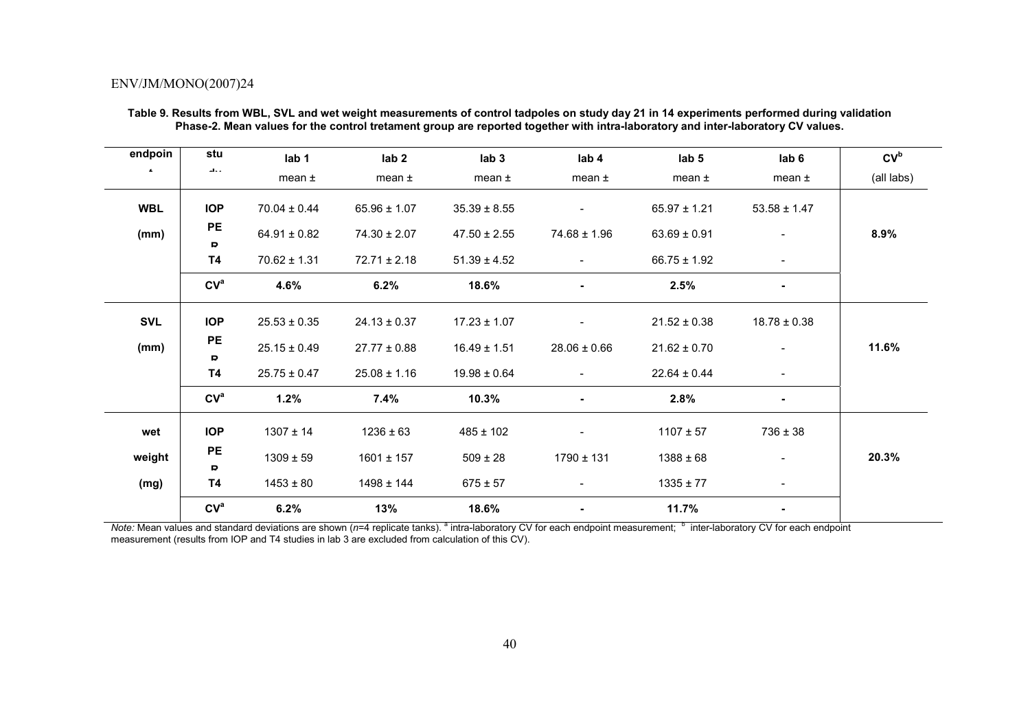**Table 9. Results from WBL, SVL and wet weight measurements of control tadpoles on study day 21 in 14 experiments performed during validation Phase-2. Mean values for the control tretament group are reported together with intra-laboratory and inter-laboratory CV values.**

| endpoint | study | lab 1 | lab 2 | lab 3 | lab 4 | lab 5 | lab 6 | CV[b] |
|---|---|---|---|---|---|---|---|---|
| | | mean ± | mean ± | mean ± | mean ± | mean ± | mean ± | (all labs) |
| **WBL** | **IOP** | 70.04 ± 0.44 | 65.96 ± 1.07 | 35.39 ± 8.55 | - | 65.97 ± 1.21 | 53.58 ± 1.47 | |
| **(mm)** | **PEP** | 64.91 ± 0.82 | 74.30 ± 2.07 | 47.50 ± 2.55 | 74.68 ± 1.96 | 63.69 ± 0.91 | - | **8.9%** |
| | **T4** | 70.62 ± 1.31 | 72.71 ± 2.18 | 51.39 ± 4.52 | - | 66.75 ± 1.92 | - | |
| | **CV[a]** | **4.6%** | **6.2%** | **18.6%** | **-** | **2.5%** | **-** | |
| **SVL** | **IOP** | 25.53 ± 0.35 | 24.13 ± 0.37 | 17.23 ± 1.07 | - | 21.52 ± 0.38 | 18.78 ± 0.38 | |
| **(mm)** | **PEP** | 25.15 ± 0.49 | 27.77 ± 0.88 | 16.49 ± 1.51 | 28.06 ± 0.66 | 21.62 ± 0.70 | - | **11.6%** |
| | **T4** | 25.75 ± 0.47 | 25.08 ± 1.16 | 19.98 ± 0.64 | - | 22.64 ± 0.44 | - | |
| | **CV[a]** | **1.2%** | **7.4%** | **10.3%** | **-** | **2.8%** | **-** | |
| **wet** | **IOP** | 1307 ± 14 | 1236 ± 63 | 485 ± 102 | - | 1107 ± 57 | 736 ± 38 | |
| **weight** | **PEP** | 1309 ± 59 | 1601 ± 157 | 509 ± 28 | 1790 ± 131 | 1388 ± 68 | - | **20.3%** |
| **(mg)** | **T4** | 1453 ± 80 | 1498 ± 144 | 675 ± 57 | - | 1335 ± 77 | - | |
| | **CV[a]** | **6.2%** | **13%** | **18.6%** | **-** | **11.7%** | **-** | |

*Note:* Mean values and standard deviations are shown ($n$=4 replicate tanks). [a] intra-laboratory CV for each endpoint measurement; [b] inter-laboratory CV for each endpoint measurement (results from IOP and T4 studies in lab 3 are excluded from calculation of this CV).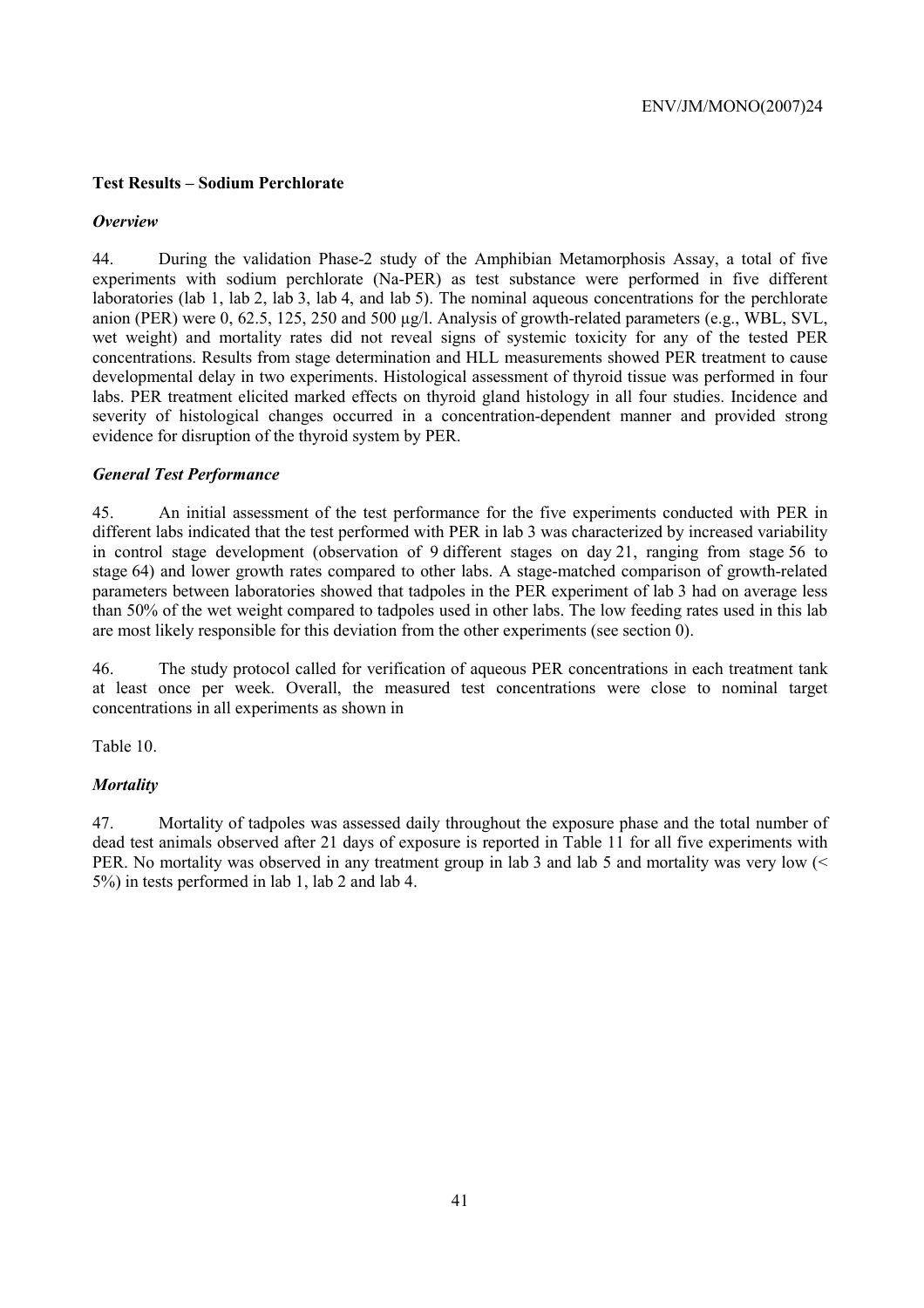**Test Results – Sodium Perchlorate**

***Overview***

44. During the validation Phase-2 study of the Amphibian Metamorphosis Assay, a total of five experiments with sodium perchlorate (Na-PER) as test substance were performed in five different laboratories (lab 1, lab 2, lab 3, lab 4, and lab 5). The nominal aqueous concentrations for the perchlorate anion (PER) were 0, 62.5, 125, 250 and 500 µg/l. Analysis of growth-related parameters (e.g., WBL, SVL, wet weight) and mortality rates did not reveal signs of systemic toxicity for any of the tested PER concentrations. Results from stage determination and HLL measurements showed PER treatment to cause developmental delay in two experiments. Histological assessment of thyroid tissue was performed in four labs. PER treatment elicited marked effects on thyroid gland histology in all four studies. Incidence and severity of histological changes occurred in a concentration-dependent manner and provided strong evidence for disruption of the thyroid system by PER.

***General Test Performance***

45. An initial assessment of the test performance for the five experiments conducted with PER in different labs indicated that the test performed with PER in lab 3 was characterized by increased variability in control stage development (observation of 9 different stages on day 21, ranging from stage 56 to stage 64) and lower growth rates compared to other labs. A stage-matched comparison of growth-related parameters between laboratories showed that tadpoles in the PER experiment of lab 3 had on average less than 50% of the wet weight compared to tadpoles used in other labs. The low feeding rates used in this lab are most likely responsible for this deviation from the other experiments (see section 0).

46. The study protocol called for verification of aqueous PER concentrations in each treatment tank at least once per week. Overall, the measured test concentrations were close to nominal target concentrations in all experiments as shown in

Table 10.

***Mortality***

47. Mortality of tadpoles was assessed daily throughout the exposure phase and the total number of dead test animals observed after 21 days of exposure is reported in Table 11 for all five experiments with PER. No mortality was observed in any treatment group in lab 3 and lab 5 and mortality was very low (< 5%) in tests performed in lab 1, lab 2 and lab 4.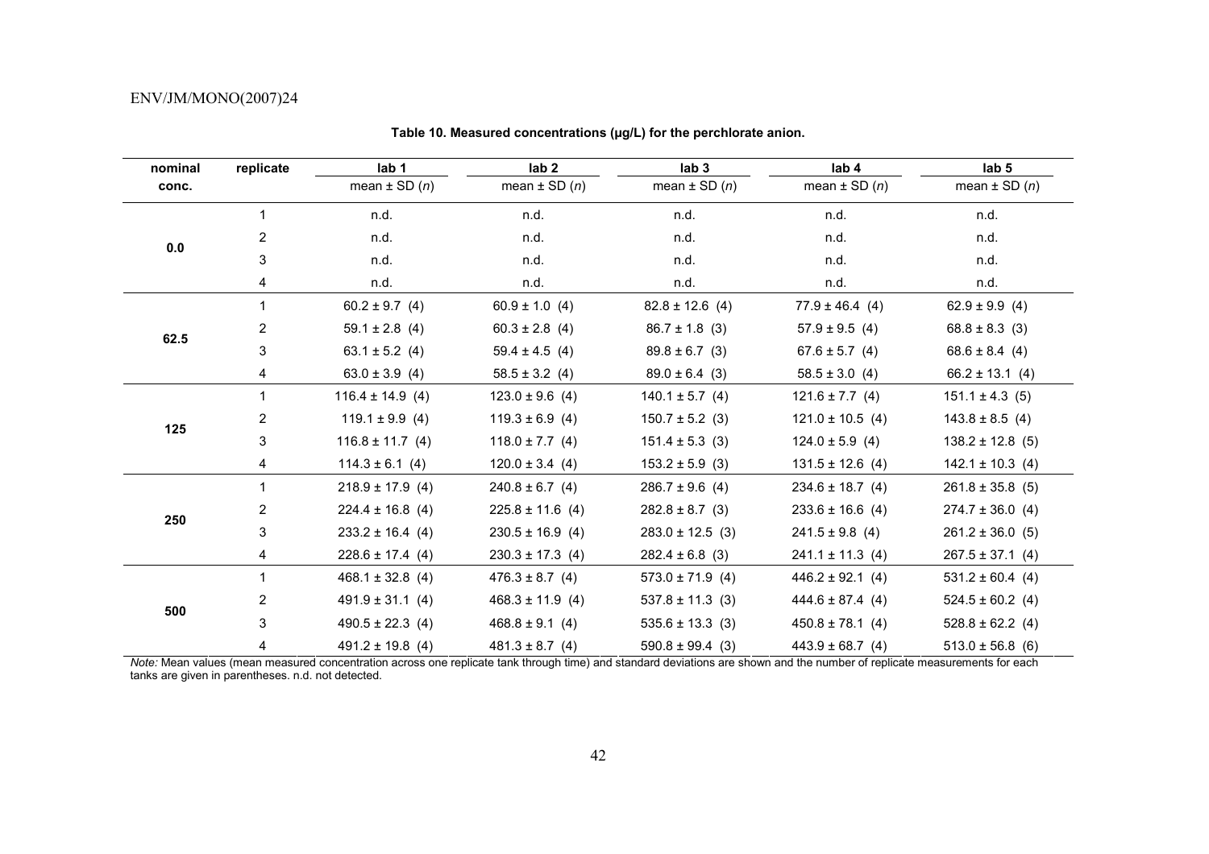**Table 10. Measured concentrations (μg/L) for the perchlorate anion.**

| nominal conc. | replicate | lab 1 | lab 2 | lab 3 | lab 4 | lab 5 |
|---|---|---|---|---|---|---|
| | | mean ± SD (*n*) | mean ± SD (*n*) | mean ± SD (*n*) | mean ± SD (*n*) | mean ± SD (*n*) |
| **0.0** | 1 | n.d. | n.d. | n.d. | n.d. | n.d. |
| | 2 | n.d. | n.d. | n.d. | n.d. | n.d. |
| | 3 | n.d. | n.d. | n.d. | n.d. | n.d. |
| | 4 | n.d. | n.d. | n.d. | n.d. | n.d. |
| **62.5** | 1 | 60.2 ± 9.7 (4) | 60.9 ± 1.0 (4) | 82.8 ± 12.6 (4) | 77.9 ± 46.4 (4) | 62.9 ± 9.9 (4) |
| | 2 | 59.1 ± 2.8 (4) | 60.3 ± 2.8 (4) | 86.7 ± 1.8 (3) | 57.9 ± 9.5 (4) | 68.8 ± 8.3 (3) |
| | 3 | 63.1 ± 5.2 (4) | 59.4 ± 4.5 (4) | 89.8 ± 6.7 (3) | 67.6 ± 5.7 (4) | 68.6 ± 8.4 (4) |
| | 4 | 63.0 ± 3.9 (4) | 58.5 ± 3.2 (4) | 89.0 ± 6.4 (3) | 58.5 ± 3.0 (4) | 66.2 ± 13.1 (4) |
| **125** | 1 | 116.4 ± 14.9 (4) | 123.0 ± 9.6 (4) | 140.1 ± 5.7 (4) | 121.6 ± 7.7 (4) | 151.1 ± 4.3 (5) |
| | 2 | 119.1 ± 9.9 (4) | 119.3 ± 6.9 (4) | 150.7 ± 5.2 (3) | 121.0 ± 10.5 (4) | 143.8 ± 8.5 (4) |
| | 3 | 116.8 ± 11.7 (4) | 118.0 ± 7.7 (4) | 151.4 ± 5.3 (3) | 124.0 ± 5.9 (4) | 138.2 ± 12.8 (5) |
| | 4 | 114.3 ± 6.1 (4) | 120.0 ± 3.4 (4) | 153.2 ± 5.9 (3) | 131.5 ± 12.6 (4) | 142.1 ± 10.3 (4) |
| **250** | 1 | 218.9 ± 17.9 (4) | 240.8 ± 6.7 (4) | 286.7 ± 9.6 (4) | 234.6 ± 18.7 (4) | 261.8 ± 35.8 (5) |
| | 2 | 224.4 ± 16.8 (4) | 225.8 ± 11.6 (4) | 282.8 ± 8.7 (3) | 233.6 ± 16.6 (4) | 274.7 ± 36.0 (4) |
| | 3 | 233.2 ± 16.4 (4) | 230.5 ± 16.9 (4) | 283.0 ± 12.5 (3) | 241.5 ± 9.8 (4) | 261.2 ± 36.0 (5) |
| | 4 | 228.6 ± 17.4 (4) | 230.3 ± 17.3 (4) | 282.4 ± 6.8 (3) | 241.1 ± 11.3 (4) | 267.5 ± 37.1 (4) |
| **500** | 1 | 468.1 ± 32.8 (4) | 476.3 ± 8.7 (4) | 573.0 ± 71.9 (4) | 446.2 ± 92.1 (4) | 531.2 ± 60.4 (4) |
| | 2 | 491.9 ± 31.1 (4) | 468.3 ± 11.9 (4) | 537.8 ± 11.3 (3) | 444.6 ± 87.4 (4) | 524.5 ± 60.2 (4) |
| | 3 | 490.5 ± 22.3 (4) | 468.8 ± 9.1 (4) | 535.6 ± 13.3 (3) | 450.8 ± 78.1 (4) | 528.8 ± 62.2 (4) |
| | 4 | 491.2 ± 19.8 (4) | 481.3 ± 8.7 (4) | 590.8 ± 99.4 (3) | 443.9 ± 68.7 (4) | 513.0 ± 56.8 (6) |

*Note:* Mean values (mean measured concentration across one replicate tank through time) and standard deviations are shown and the number of replicate measurements for each tanks are given in parentheses. n.d. not detected.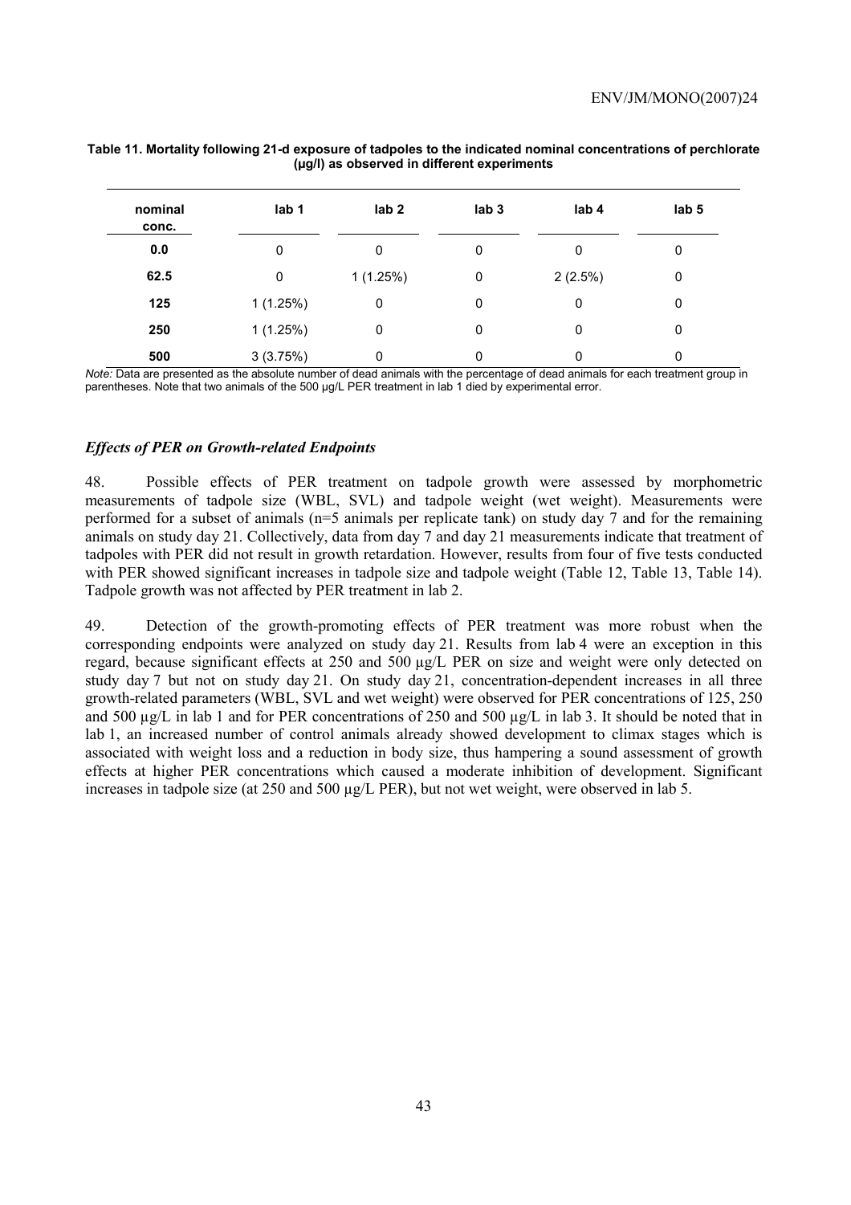**Table 11. Mortality following 21-d exposure of tadpoles to the indicated nominal concentrations of perchlorate (µg/l) as observed in different experiments**

| nominal conc. | lab 1 | lab 2 | lab 3 | lab 4 | lab 5 |
|---|---|---|---|---|---|
| **0.0** | 0 | 0 | 0 | 0 | 0 |
| **62.5** | 0 | 1 (1.25%) | 0 | 2 (2.5%) | 0 |
| **125** | 1 (1.25%) | 0 | 0 | 0 | 0 |
| **250** | 1 (1.25%) | 0 | 0 | 0 | 0 |
| **500** | 3 (3.75%) | 0 | 0 | 0 | 0 |

*Note:* Data are presented as the absolute number of dead animals with the percentage of dead animals for each treatment group in parentheses. Note that two animals of the 500 µg/L PER treatment in lab 1 died by experimental error.

### *Effects of PER on Growth-related Endpoints*

48. Possible effects of PER treatment on tadpole growth were assessed by morphometric measurements of tadpole size (WBL, SVL) and tadpole weight (wet weight). Measurements were performed for a subset of animals (n=5 animals per replicate tank) on study day 7 and for the remaining animals on study day 21. Collectively, data from day 7 and day 21 measurements indicate that treatment of tadpoles with PER did not result in growth retardation. However, results from four of five tests conducted with PER showed significant increases in tadpole size and tadpole weight (Table 12, Table 13, Table 14). Tadpole growth was not affected by PER treatment in lab 2.

49. Detection of the growth-promoting effects of PER treatment was more robust when the corresponding endpoints were analyzed on study day 21. Results from lab 4 were an exception in this regard, because significant effects at 250 and 500 µg/L PER on size and weight were only detected on study day 7 but not on study day 21. On study day 21, concentration-dependent increases in all three growth-related parameters (WBL, SVL and wet weight) were observed for PER concentrations of 125, 250 and 500 µg/L in lab 1 and for PER concentrations of 250 and 500 µg/L in lab 3. It should be noted that in lab 1, an increased number of control animals already showed development to climax stages which is associated with weight loss and a reduction in body size, thus hampering a sound assessment of growth effects at higher PER concentrations which caused a moderate inhibition of development. Significant increases in tadpole size (at 250 and 500 µg/L PER), but not wet weight, were observed in lab 5.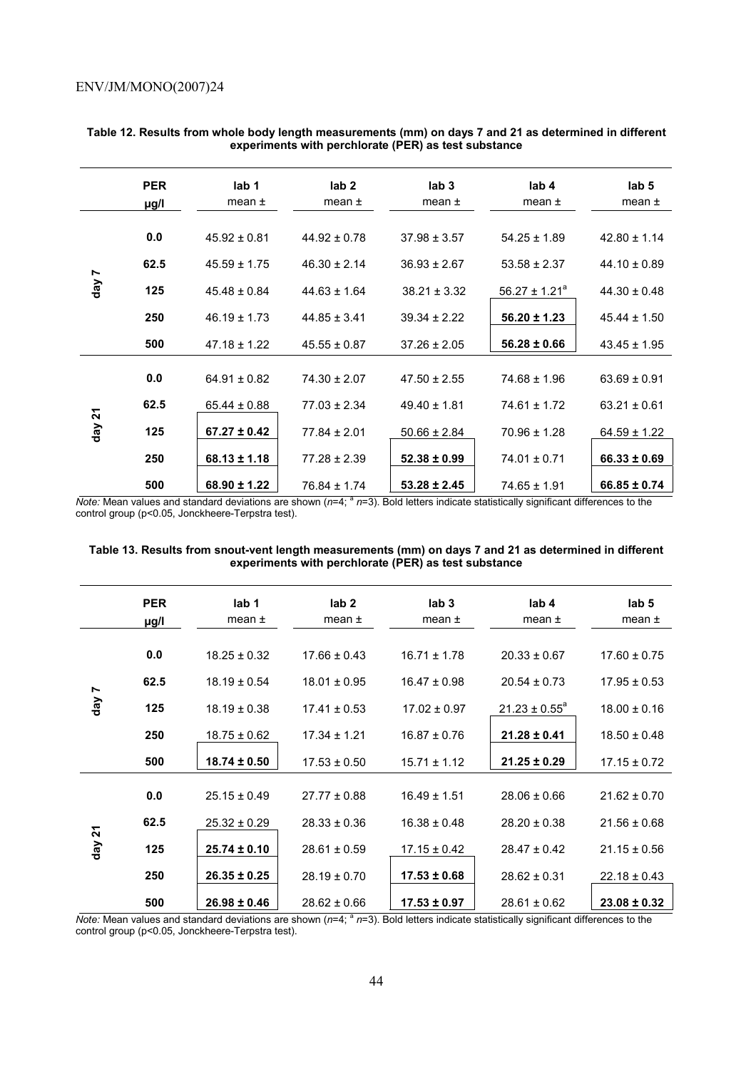**Table 12. Results from whole body length measurements (mm) on days 7 and 21 as determined in different experiments with perchlorate (PER) as test substance**

| | PER µg/l | lab 1 mean ± | lab 2 mean ± | lab 3 mean ± | lab 4 mean ± | lab 5 mean ± |
|---|---|---|---|---|---|---|
| day 7 | 0.0 | 45.92 ± 0.81 | 44.92 ± 0.78 | 37.98 ± 3.57 | 54.25 ± 1.89 | 42.80 ± 1.14 |
| | 62.5 | 45.59 ± 1.75 | 46.30 ± 2.14 | 36.93 ± 2.67 | 53.58 ± 2.37 | 44.10 ± 0.89 |
| | 125 | 45.48 ± 0.84 | 44.63 ± 1.64 | 38.21 ± 3.32 | 56.27 ± 1.21[a] | 44.30 ± 0.48 |
| | 250 | 46.19 ± 1.73 | 44.85 ± 3.41 | 39.34 ± 2.22 | **56.20 ± 1.23** | 45.44 ± 1.50 |
| | 500 | 47.18 ± 1.22 | 45.55 ± 0.87 | 37.26 ± 2.05 | **56.28 ± 0.66** | 43.45 ± 1.95 |
| day 21 | 0.0 | 64.91 ± 0.82 | 74.30 ± 2.07 | 47.50 ± 2.55 | 74.68 ± 1.96 | 63.69 ± 0.91 |
| | 62.5 | 65.44 ± 0.88 | 77.03 ± 2.34 | 49.40 ± 1.81 | 74.61 ± 1.72 | 63.21 ± 0.61 |
| | 125 | **67.27 ± 0.42** | 77.84 ± 2.01 | 50.66 ± 2.84 | 70.96 ± 1.28 | 64.59 ± 1.22 |
| | 250 | **68.13 ± 1.18** | 77.28 ± 2.39 | **52.38 ± 0.99** | 74.01 ± 0.71 | **66.33 ± 0.69** |
| | 500 | **68.90 ± 1.22** | 76.84 ± 1.74 | **53.28 ± 2.45** | 74.65 ± 1.91 | **66.85 ± 0.74** |

*Note:* Mean values and standard deviations are shown ($n$=4; [a] $n$=3). Bold letters indicate statistically significant differences to the control group ($p<0.05$, Jonckheere-Terpstra test).

**Table 13. Results from snout-vent length measurements (mm) on days 7 and 21 as determined in different experiments with perchlorate (PER) as test substance**

| | PER µg/l | lab 1 mean ± | lab 2 mean ± | lab 3 mean ± | lab 4 mean ± | lab 5 mean ± |
|---|---|---|---|---|---|---|
| day 7 | 0.0 | 18.25 ± 0.32 | 17.66 ± 0.43 | 16.71 ± 1.78 | 20.33 ± 0.67 | 17.60 ± 0.75 |
| | 62.5 | 18.19 ± 0.54 | 18.01 ± 0.95 | 16.47 ± 0.98 | 20.54 ± 0.73 | 17.95 ± 0.53 |
| | 125 | 18.19 ± 0.38 | 17.41 ± 0.53 | 17.02 ± 0.97 | 21.23 ± 0.55[a] | 18.00 ± 0.16 |
| | 250 | 18.75 ± 0.62 | 17.34 ± 1.21 | 16.87 ± 0.76 | **21.28 ± 0.41** | 18.50 ± 0.48 |
| | 500 | **18.74 ± 0.50** | 17.53 ± 0.50 | 15.71 ± 1.12 | **21.25 ± 0.29** | 17.15 ± 0.72 |
| day 21 | 0.0 | 25.15 ± 0.49 | 27.77 ± 0.88 | 16.49 ± 1.51 | 28.06 ± 0.66 | 21.62 ± 0.70 |
| | 62.5 | 25.32 ± 0.29 | 28.33 ± 0.36 | 16.38 ± 0.48 | 28.20 ± 0.38 | 21.56 ± 0.68 |
| | 125 | **25.74 ± 0.10** | 28.61 ± 0.59 | 17.15 ± 0.42 | 28.47 ± 0.42 | 21.15 ± 0.56 |
| | 250 | **26.35 ± 0.25** | 28.19 ± 0.70 | **17.53 ± 0.68** | 28.62 ± 0.31 | 22.18 ± 0.43 |
| | 500 | **26.98 ± 0.46** | 28.62 ± 0.66 | **17.53 ± 0.97** | 28.61 ± 0.62 | **23.08 ± 0.32** |

*Note:* Mean values and standard deviations are shown ($n$=4; [a] $n$=3). Bold letters indicate statistically significant differences to the control group ($p<0.05$, Jonckheere-Terpstra test).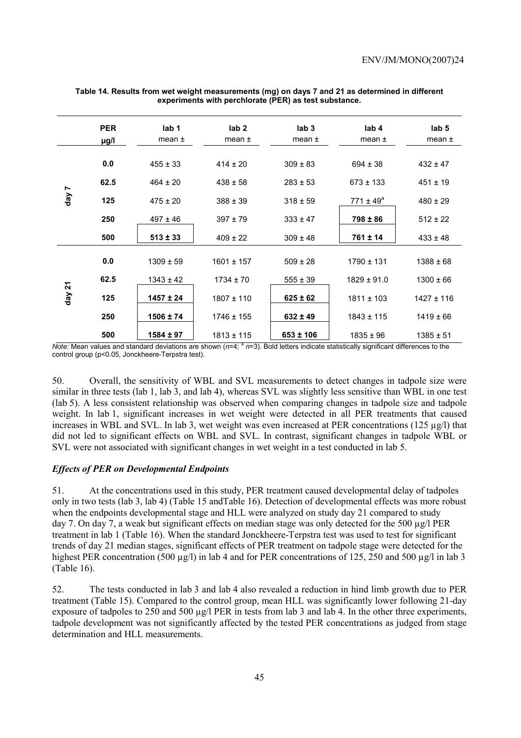**Table 14. Results from wet weight measurements (mg) on days 7 and 21 as determined in different experiments with perchlorate (PER) as test substance.**

| | PER µg/l | lab 1 mean ± | lab 2 mean ± | lab 3 mean ± | lab 4 mean ± | lab 5 mean ± |
|---|---|---|---|---|---|---|
| day 7 | 0.0 | 455 ± 33 | 414 ± 20 | 309 ± 83 | 694 ± 38 | 432 ± 47 |
| | 62.5 | 464 ± 20 | 438 ± 58 | 283 ± 53 | 673 ± 133 | 451 ± 19 |
| | 125 | 475 ± 20 | 388 ± 39 | 318 ± 59 | 771 ± 49[a] | 480 ± 29 |
| | 250 | 497 ± 46 | 397 ± 79 | 333 ± 47 | **798 ± 86** | 512 ± 22 |
| | 500 | **513 ± 33** | 409 ± 22 | 309 ± 48 | **761 ± 14** | 433 ± 48 |
| day 21 | 0.0 | 1309 ± 59 | 1601 ± 157 | 509 ± 28 | 1790 ± 131 | 1388 ± 68 |
| | 62.5 | 1343 ± 42 | 1734 ± 70 | 555 ± 39 | 1829 ± 91.0 | 1300 ± 66 |
| | 125 | **1457 ± 24** | 1807 ± 110 | **625 ± 62** | 1811 ± 103 | 1427 ± 116 |
| | 250 | **1506 ± 74** | 1746 ± 155 | **632 ± 49** | 1843 ± 115 | 1419 ± 66 |
| | 500 | **1584 ± 97** | 1813 ± 115 | **653 ± 106** | 1835 ± 96 | 1385 ± 51 |

*Note:* Mean values and standard deviations are shown ($n$=4; [a] $n$=3). Bold letters indicate statistically significant differences to the control group (p<0.05, Jonckheere-Terpstra test).

50. Overall, the sensitivity of WBL and SVL measurements to detect changes in tadpole size were similar in three tests (lab 1, lab 3, and lab 4), whereas SVL was slightly less sensitive than WBL in one test (lab 5). A less consistent relationship was observed when comparing changes in tadpole size and tadpole weight. In lab 1, significant increases in wet weight were detected in all PER treatments that caused increases in WBL and SVL. In lab 3, wet weight was even increased at PER concentrations (125 µg/l) that did not led to significant effects on WBL and SVL. In contrast, significant changes in tadpole WBL or SVL were not associated with significant changes in wet weight in a test conducted in lab 5.

### *Effects of PER on Developmental Endpoints*

51. At the concentrations used in this study, PER treatment caused developmental delay of tadpoles only in two tests (lab 3, lab 4) (Table 15 andTable 16). Detection of developmental effects was more robust when the endpoints developmental stage and HLL were analyzed on study day 21 compared to study day 7. On day 7, a weak but significant effects on median stage was only detected for the 500 µg/l PER treatment in lab 1 (Table 16). When the standard Jonckheere-Terpstra test was used to test for significant trends of day 21 median stages, significant effects of PER treatment on tadpole stage were detected for the highest PER concentration (500 µg/l) in lab 4 and for PER concentrations of 125, 250 and 500 µg/l in lab 3 (Table 16).

52. The tests conducted in lab 3 and lab 4 also revealed a reduction in hind limb growth due to PER treatment (Table 15). Compared to the control group, mean HLL was significantly lower following 21-day exposure of tadpoles to 250 and 500 µg/l PER in tests from lab 3 and lab 4. In the other three experiments, tadpole development was not significantly affected by the tested PER concentrations as judged from stage determination and HLL measurements.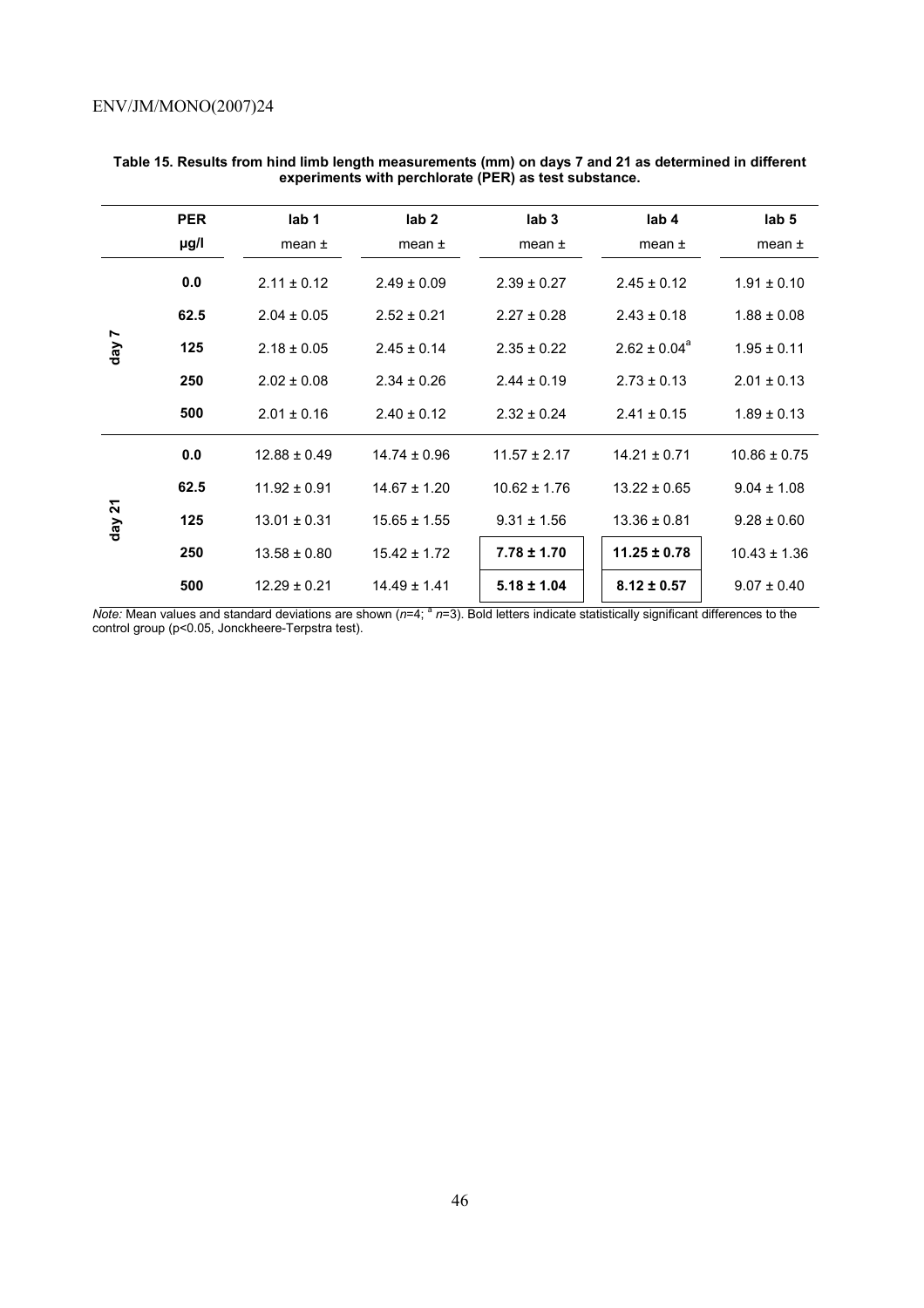**Table 15. Results from hind limb length measurements (mm) on days 7 and 21 as determined in different experiments with perchlorate (PER) as test substance.**

| | PER µg/l | lab 1 mean ± | lab 2 mean ± | lab 3 mean ± | lab 4 mean ± | lab 5 mean ± |
|---|---|---|---|---|---|---|
| day 7 | 0.0 | 2.11 ± 0.12 | 2.49 ± 0.09 | 2.39 ± 0.27 | 2.45 ± 0.12 | 1.91 ± 0.10 |
| | 62.5 | 2.04 ± 0.05 | 2.52 ± 0.21 | 2.27 ± 0.28 | 2.43 ± 0.18 | 1.88 ± 0.08 |
| | 125 | 2.18 ± 0.05 | 2.45 ± 0.14 | 2.35 ± 0.22 | 2.62 ± 0.04[a] | 1.95 ± 0.11 |
| | 250 | 2.02 ± 0.08 | 2.34 ± 0.26 | 2.44 ± 0.19 | 2.73 ± 0.13 | 2.01 ± 0.13 |
| | 500 | 2.01 ± 0.16 | 2.40 ± 0.12 | 2.32 ± 0.24 | 2.41 ± 0.15 | 1.89 ± 0.13 |
| day 21 | 0.0 | 12.88 ± 0.49 | 14.74 ± 0.96 | 11.57 ± 2.17 | 14.21 ± 0.71 | 10.86 ± 0.75 |
| | 62.5 | 11.92 ± 0.91 | 14.67 ± 1.20 | 10.62 ± 1.76 | 13.22 ± 0.65 | 9.04 ± 1.08 |
| | 125 | 13.01 ± 0.31 | 15.65 ± 1.55 | 9.31 ± 1.56 | 13.36 ± 0.81 | 9.28 ± 0.60 |
| | 250 | 13.58 ± 0.80 | 15.42 ± 1.72 | **7.78 ± 1.70** | **11.25 ± 0.78** | 10.43 ± 1.36 |
| | 500 | 12.29 ± 0.21 | 14.49 ± 1.41 | **5.18 ± 1.04** | **8.12 ± 0.57** | 9.07 ± 0.40 |

*Note:* Mean values and standard deviations are shown ($n$=4; [a] $n$=3). Bold letters indicate statistically significant differences to the control group ($p<0.05$, Jonckheere-Terpstra test).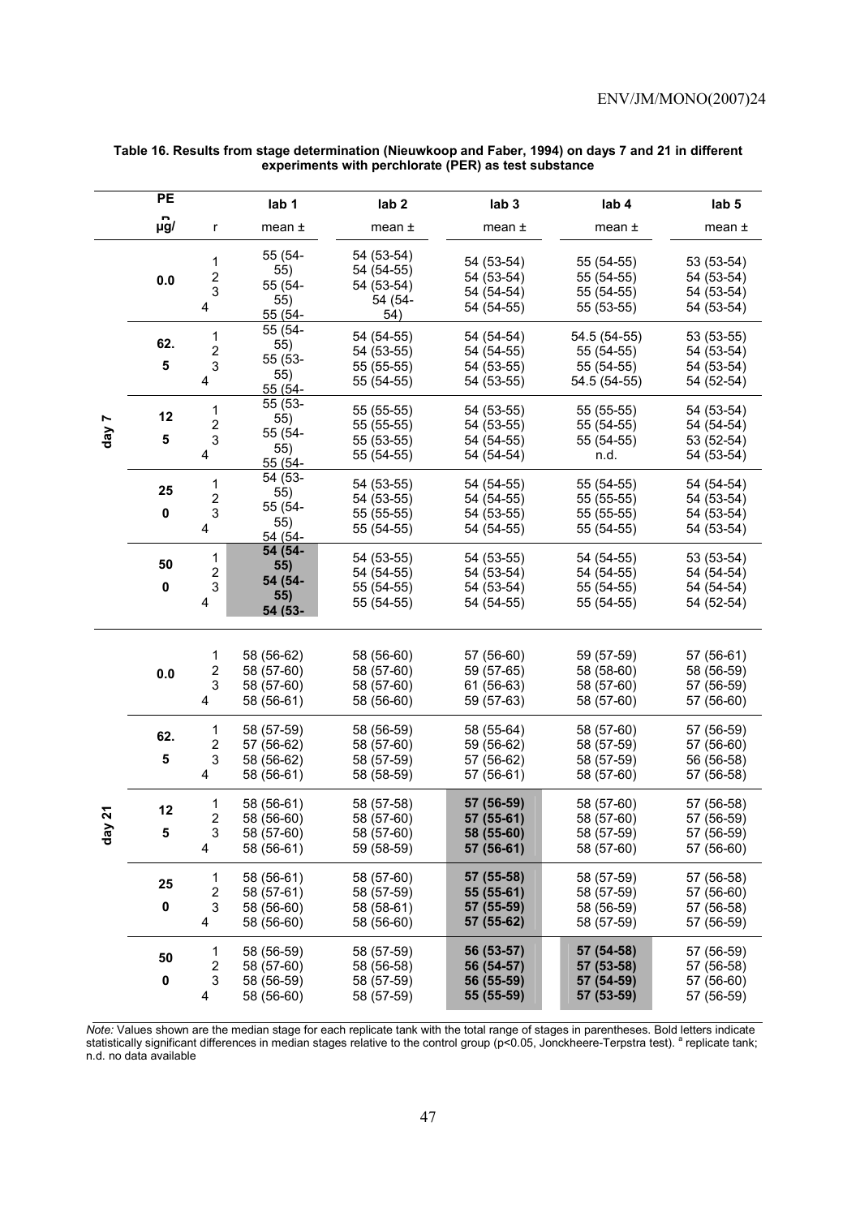**Table 16. Results from stage determination (Nieuwkoop and Faber, 1994) on days 7 and 21 in different experiments with perchlorate (PER) as test substance**

| | PER µg/L | r | lab 1 mean ± | lab 2 mean ± | lab 3 mean ± | lab 4 mean ± | lab 5 mean ± |
|---|---|---|---|---|---|---|---|
| day 7 | 0.0 | 1 | 55 (54-55) | 54 (53-54) | 54 (53-54) | 55 (54-55) | 53 (53-54) |
| | | 2 | 55 (54-55) | 54 (54-55) | 54 (53-54) | 55 (54-55) | 54 (53-54) |
| | | 3 | 55 (54- | 54 (53-54) | 54 (54-54) | 55 (54-55) | 54 (53-54) |
| | | 4 | | 54 (54-54) | 54 (54-55) | 55 (53-55) | 54 (53-54) |
| | 62.5 | 1 | 55 (54-55) | 54 (54-55) | 54 (54-54) | 54.5 (54-55) | 53 (53-55) |
| | | 2 | 55 (53-55) | 54 (53-55) | 54 (54-55) | 55 (54-55) | 54 (53-54) |
| | | 3 | 55 (54- | 55 (55-55) | 54 (53-55) | 55 (54-55) | 54 (53-54) |
| | | 4 | | 55 (54-55) | 54 (53-55) | 54.5 (54-55) | 54 (52-54) |
| | 125 | 1 | 55 (53-55) | 55 (55-55) | 54 (53-55) | 55 (55-55) | 54 (53-54) |
| | | 2 | 55 (54-55) | 55 (55-55) | 54 (53-55) | 55 (54-55) | 54 (54-54) |
| | | 3 | 55 (54- | 55 (53-55) | 54 (54-55) | 55 (54-55) | 53 (52-54) |
| | | 4 | | 55 (54-55) | 54 (54-54) | n.d. | 54 (53-54) |
| | 250 | 1 | 54 (53-55) | 54 (53-55) | 54 (54-55) | 55 (54-55) | 54 (54-54) |
| | | 2 | 55 (54-55) | 54 (53-55) | 54 (54-55) | 55 (55-55) | 54 (53-54) |
| | | 3 | 54 (54- | 55 (55-55) | 54 (53-55) | 55 (55-55) | 54 (53-54) |
| | | 4 | | 55 (54-55) | 54 (54-55) | 55 (54-55) | 54 (53-54) |
| | 500 | 1 | **54 (54-55)** | 54 (53-55) | 54 (53-55) | 54 (54-55) | 53 (53-54) |
| | | 2 | **54 (54-55)** | 54 (54-55) | 54 (53-54) | 54 (54-55) | 54 (54-55) |
| | | 3 | **54 (53-** | 55 (54-55) | 54 (53-54) | 55 (54-55) | 54 (54-54) |
| | | 4 | | 55 (54-55) | 54 (54-55) | 55 (54-55) | 54 (52-54) |
| day 21 | 0.0 | 1 | 58 (56-62) | 58 (56-60) | 57 (56-60) | 59 (57-59) | 57 (56-61) |
| | | 2 | 58 (57-60) | 58 (57-60) | 59 (57-65) | 58 (58-60) | 58 (56-59) |
| | | 3 | 58 (57-60) | 58 (57-60) | 61 (56-63) | 58 (57-60) | 57 (56-59) |
| | | 4 | 58 (56-61) | 58 (56-60) | 59 (57-63) | 58 (57-60) | 57 (56-60) |
| | 62.5 | 1 | 58 (57-59) | 58 (56-59) | 58 (55-64) | 58 (57-60) | 57 (56-59) |
| | | 2 | 57 (56-62) | 58 (57-60) | 59 (56-62) | 58 (57-59) | 57 (56-60) |
| | | 3 | 58 (56-62) | 58 (57-59) | 57 (56-62) | 58 (57-59) | 56 (56-58) |
| | | 4 | 58 (56-61) | 58 (58-59) | 57 (56-61) | 58 (57-60) | 57 (56-58) |
| | 125 | 1 | 58 (56-61) | 58 (57-58) | **57 (56-59)** | 58 (57-60) | 57 (56-58) |
| | | 2 | 58 (56-60) | 58 (57-60) | **57 (55-61)** | 58 (57-60) | 57 (56-59) |
| | | 3 | 58 (57-60) | 58 (57-60) | **58 (55-60)** | 58 (57-59) | 57 (56-59) |
| | | 4 | 58 (56-61) | 59 (58-59) | **57 (56-61)** | 58 (57-60) | 57 (56-60) |
| | 250 | 1 | 58 (56-61) | 58 (57-60) | **57 (55-58)** | 58 (57-59) | 57 (56-58) |
| | | 2 | 58 (57-61) | 58 (57-59) | **55 (56-61)** | 58 (57-59) | 57 (56-60) |
| | | 3 | 58 (56-60) | 58 (58-61) | **57 (55-59)** | 58 (56-59) | 57 (56-58) |
| | | 4 | 58 (56-60) | 58 (56-60) | **57 (55-62)** | 58 (57-59) | 57 (56-59) |
| | 500 | 1 | 58 (56-59) | 58 (57-59) | **56 (53-57)** | **57 (54-58)** | 57 (56-59) |
| | | 2 | 58 (57-60) | 58 (56-58) | **56 (54-57)** | **57 (53-58)** | 57 (56-58) |
| | | 3 | 58 (56-59) | 58 (57-59) | **56 (55-59)** | **57 (54-59)** | 57 (56-60) |
| | | 4 | 58 (56-60) | 58 (57-59) | **55 (55-59)** | **57 (53-59)** | 57 (56-59) |

*Note:* Values shown are the median stage for each replicate tank with the total range of stages in parentheses. Bold letters indicate statistically significant differences in median stages relative to the control group ($p<0.05$, Jonckheere-Terpstra test). [a] replicate tank; n.d. no data available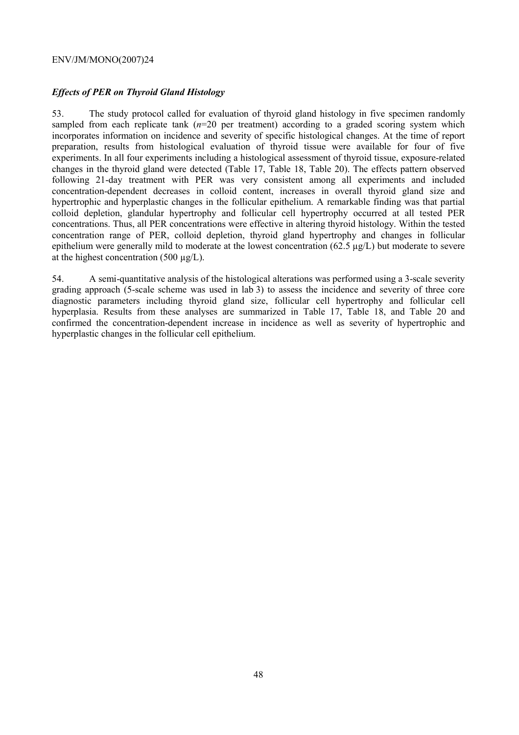### *Effects of PER on Thyroid Gland Histology*

53. The study protocol called for evaluation of thyroid gland histology in five specimen randomly sampled from each replicate tank (*n*=20 per treatment) according to a graded scoring system which incorporates information on incidence and severity of specific histological changes. At the time of report preparation, results from histological evaluation of thyroid tissue were available for four of five experiments. In all four experiments including a histological assessment of thyroid tissue, exposure-related changes in the thyroid gland were detected (Table 17, Table 18, Table 20). The effects pattern observed following 21-day treatment with PER was very consistent among all experiments and included concentration-dependent decreases in colloid content, increases in overall thyroid gland size and hypertrophic and hyperplastic changes in the follicular epithelium. A remarkable finding was that partial colloid depletion, glandular hypertrophy and follicular cell hypertrophy occurred at all tested PER concentrations. Thus, all PER concentrations were effective in altering thyroid histology. Within the tested concentration range of PER, colloid depletion, thyroid gland hypertrophy and changes in follicular epithelium were generally mild to moderate at the lowest concentration (62.5 µg/L) but moderate to severe at the highest concentration (500 µg/L).

54. A semi-quantitative analysis of the histological alterations was performed using a 3-scale severity grading approach (5-scale scheme was used in lab 3) to assess the incidence and severity of three core diagnostic parameters including thyroid gland size, follicular cell hypertrophy and follicular cell hyperplasia. Results from these analyses are summarized in Table 17, Table 18, and Table 20 and confirmed the concentration-dependent increase in incidence as well as severity of hypertrophic and hyperplastic changes in the follicular cell epithelium.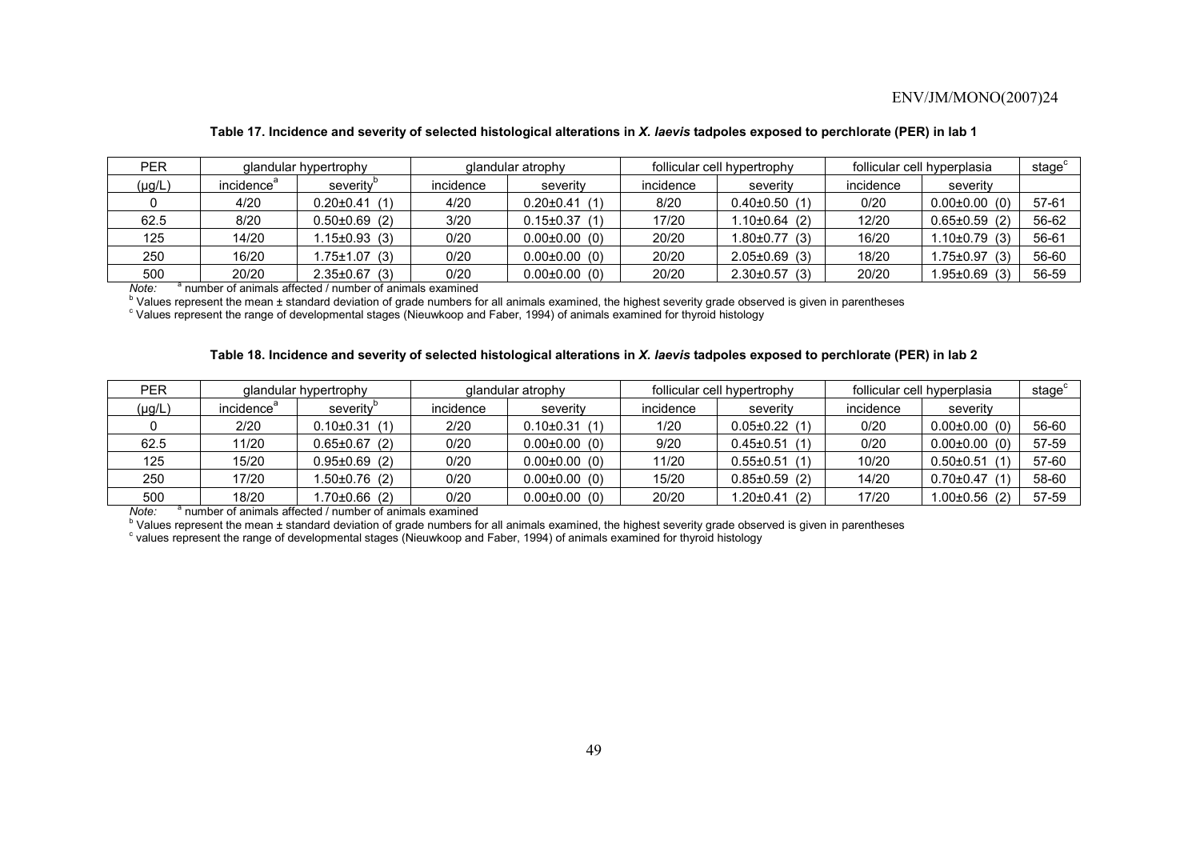**Table 17. Incidence and severity of selected histological alterations in *X. laevis* tadpoles exposed to perchlorate (PER) in lab 1**

| PER | glandular hypertrophy | | glandular atrophy | | follicular cell hypertrophy | | follicular cell hyperplasia | | stage[c] |
|---|---|---|---|---|---|---|---|---|---|
| (µg/L) | incidence[a] | severity[b] | incidence | severity | incidence | severity | incidence | severity | |
| 0 | 4/20 | 0.20±0.41 (1) | 4/20 | 0.20±0.41 (1) | 8/20 | 0.40±0.50 (1) | 0/20 | 0.00±0.00 (0) | 57-61 |
| 62.5 | 8/20 | 0.50±0.69 (2) | 3/20 | 0.15±0.37 (1) | 17/20 | 1.10±0.64 (2) | 12/20 | 0.65±0.59 (2) | 56-62 |
| 125 | 14/20 | 1.15±0.93 (3) | 0/20 | 0.00±0.00 (0) | 20/20 | 1.80±0.77 (3) | 16/20 | 1.10±0.79 (3) | 56-61 |
| 250 | 16/20 | 1.75±1.07 (3) | 0/20 | 0.00±0.00 (0) | 20/20 | 2.05±0.69 (3) | 18/20 | 1.75±0.97 (3) | 56-60 |
| 500 | 20/20 | 2.35±0.67 (3) | 0/20 | 0.00±0.00 (0) | 20/20 | 2.30±0.57 (3) | 20/20 | 1.95±0.69 (3) | 56-59 |

*Note:* [a] number of animals affected / number of animals examined

[b] Values represent the mean ± standard deviation of grade numbers for all animals examined, the highest severity grade observed is given in parentheses

[c] Values represent the range of developmental stages (Nieuwkoop and Faber, 1994) of animals examined for thyroid histology

**Table 18. Incidence and severity of selected histological alterations in *X. laevis* tadpoles exposed to perchlorate (PER) in lab 2**

| PER | glandular hypertrophy | | glandular atrophy | | follicular cell hypertrophy | | follicular cell hyperplasia | | stage[c] |
|---|---|---|---|---|---|---|---|---|---|
| (µg/L) | incidence[a] | severity[b] | incidence | severity | incidence | severity | incidence | severity | |
| 0 | 2/20 | 0.10±0.31 (1) | 2/20 | 0.10±0.31 (1) | 1/20 | 0.05±0.22 (1) | 0/20 | 0.00±0.00 (0) | 56-60 |
| 62.5 | 11/20 | 0.65±0.67 (2) | 0/20 | 0.00±0.00 (0) | 9/20 | 0.45±0.51 (1) | 0/20 | 0.00±0.00 (0) | 57-59 |
| 125 | 15/20 | 0.95±0.69 (2) | 0/20 | 0.00±0.00 (0) | 11/20 | 0.55±0.51 (1) | 10/20 | 0.50±0.51 (1) | 57-60 |
| 250 | 17/20 | 1.50±0.76 (2) | 0/20 | 0.00±0.00 (0) | 15/20 | 0.85±0.59 (2) | 14/20 | 0.70±0.47 (1) | 58-60 |
| 500 | 18/20 | 1.70±0.66 (2) | 0/20 | 0.00±0.00 (0) | 20/20 | 1.20±0.41 (2) | 17/20 | 1.00±0.56 (2) | 57-59 |

*Note:* [a] number of animals affected / number of animals examined

[b] Values represent the mean ± standard deviation of grade numbers for all animals examined, the highest severity grade observed is given in parentheses

[c] values represent the range of developmental stages (Nieuwkoop and Faber, 1994) of animals examined for thyroid histology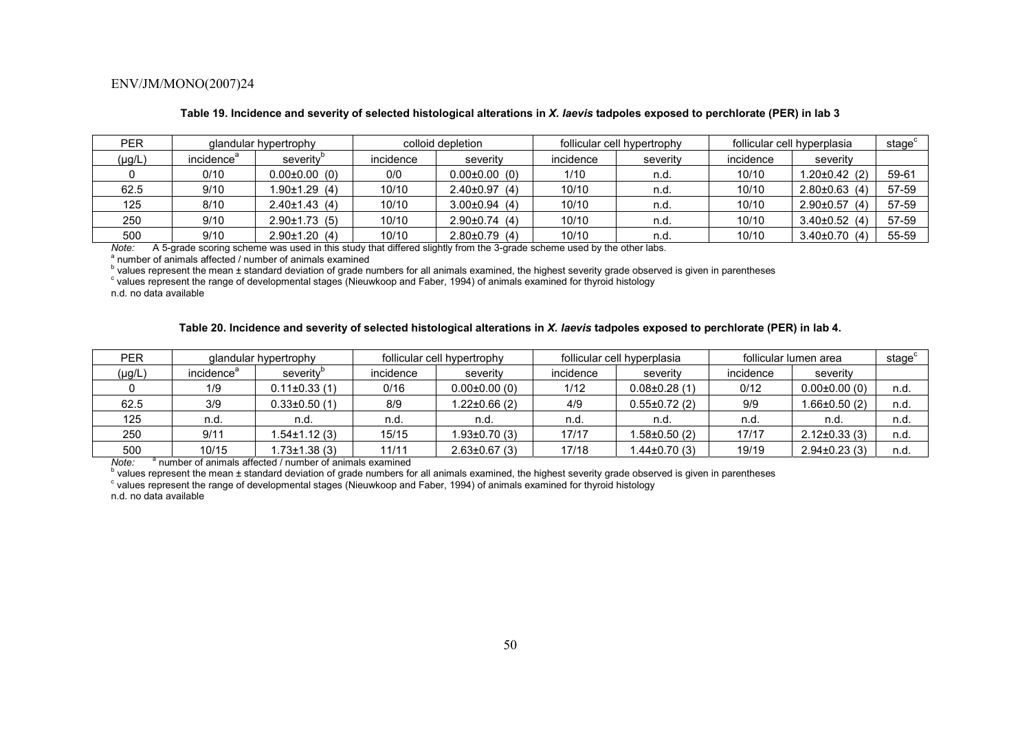**Table 19. Incidence and severity of selected histological alterations in *X. laevis* tadpoles exposed to perchlorate (PER) in lab 3**

| PER | glandular hypertrophy | | colloid depletion | | follicular cell hypertrophy | | follicular cell hyperplasia | | stage[c] |
|---|---|---|---|---|---|---|---|---|---|
| (µg/L) | incidence[a] | severity[b] | incidence | severity | incidence | severity | incidence | severity | |
| 0 | 0/10 | 0.00±0.00 (0) | 0/0 | 0.00±0.00 (0) | 1/10 | n.d. | 10/10 | 1.20±0.42 (2) | 59-61 |
| 62.5 | 9/10 | 1.90±1.29 (4) | 10/10 | 2.40±0.97 (4) | 10/10 | n.d. | 10/10 | 2.80±0.63 (4) | 57-59 |
| 125 | 8/10 | 2.40±1.43 (4) | 10/10 | 3.00±0.94 (4) | 10/10 | n.d. | 10/10 | 2.90±0.57 (4) | 57-59 |
| 250 | 9/10 | 2.90±1.73 (5) | 10/10 | 2.90±0.74 (4) | 10/10 | n.d. | 10/10 | 3.40±0.52 (4) | 57-59 |
| 500 | 9/10 | 2.90±1.20 (4) | 10/10 | 2.80±0.79 (4) | 10/10 | n.d. | 10/10 | 3.40±0.70 (4) | 55-59 |

*Note:* A 5-grade scoring scheme was used in this study that differed slightly from the 3-grade scheme used by the other labs.
[a] number of animals affected / number of animals examined
[b] values represent the mean ± standard deviation of grade numbers for all animals examined, the highest severity grade observed is given in parentheses
[c] values represent the range of developmental stages (Nieuwkoop and Faber, 1994) of animals examined for thyroid histology
n.d. no data available

**Table 20. Incidence and severity of selected histological alterations in *X. laevis* tadpoles exposed to perchlorate (PER) in lab 4.**

| PER | glandular hypertrophy | | follicular cell hypertrophy | | follicular cell hyperplasia | | follicular lumen area | | stage[c] |
|---|---|---|---|---|---|---|---|---|---|
| (µg/L) | incidence[a] | severity[b] | incidence | severity | incidence | severity | incidence | severity | |
| 0 | 1/9 | 0.11±0.33 (1) | 0/16 | 0.00±0.00 (0) | 1/12 | 0.08±0.28 (1) | 0/12 | 0.00±0.00 (0) | n.d. |
| 62.5 | 3/9 | 0.33±0.50 (1) | 8/9 | 1.22±0.66 (2) | 4/9 | 0.55±0.72 (2) | 9/9 | 1.66±0.50 (2) | n.d. |
| 125 | n.d. | n.d. | n.d. | n.d. | n.d. | n.d. | n.d. | n.d. | n.d. |
| 250 | 9/11 | 1.54±1.12 (3) | 15/15 | 1.93±0.70 (3) | 17/17 | 1.58±0.50 (2) | 17/17 | 2.12±0.33 (3) | n.d. |
| 500 | 10/15 | 1.73±1.38 (3) | 11/11 | 2.63±0.67 (3) | 17/18 | 1.44±0.70 (3) | 19/19 | 2.94±0.23 (3) | n.d. |

*Note:* [a] number of animals affected / number of animals examined
[b] values represent the mean ± standard deviation of grade numbers for all animals examined, the highest severity grade observed is given in parentheses
[c] values represent the range of developmental stages (Nieuwkoop and Faber, 1994) of animals examined for thyroid histology
n.d. no data available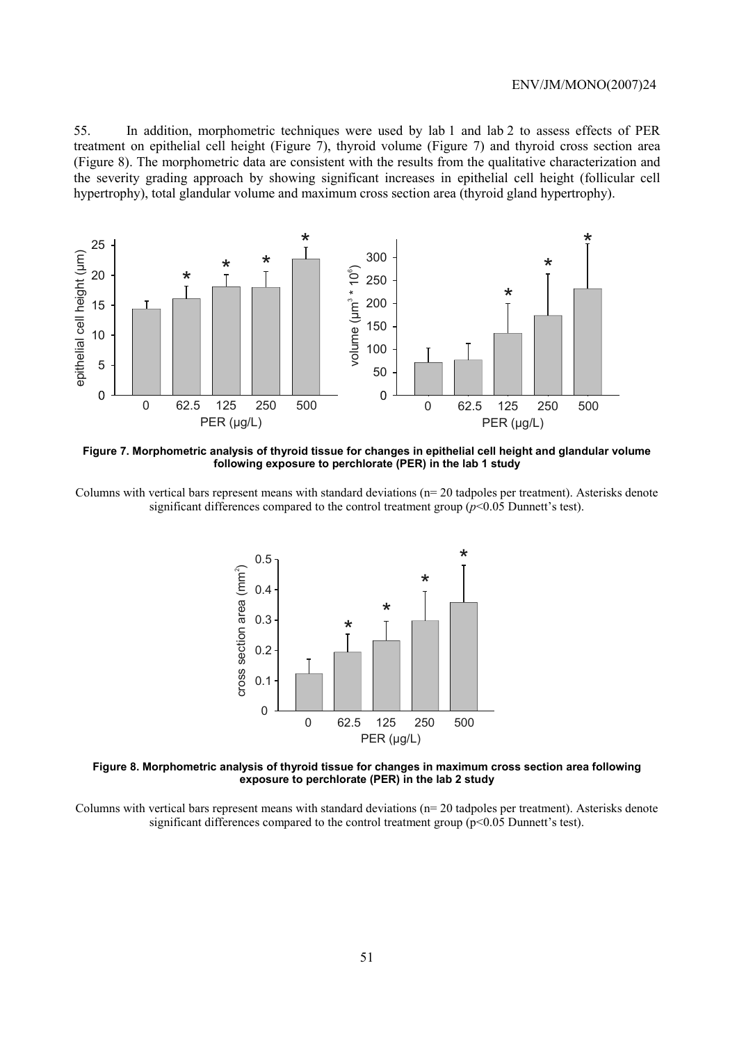55. In addition, morphometric techniques were used by lab 1 and lab 2 to assess effects of PER treatment on epithelial cell height (Figure 7), thyroid volume (Figure 7) and thyroid cross section area (Figure 8). The morphometric data are consistent with the results from the qualitative characterization and the severity grading approach by showing significant increases in epithelial cell height (follicular cell hypertrophy), total glandular volume and maximum cross section area (thyroid gland hypertrophy).

**Figure 7. Morphometric analysis of thyroid tissue for changes in epithelial cell height and glandular volume following exposure to perchlorate (PER) in the lab 1 study**

Columns with vertical bars represent means with standard deviations (n= 20 tadpoles per treatment). Asterisks denote significant differences compared to the control treatment group ($p<0.05$ Dunnett's test).

**Figure 8. Morphometric analysis of thyroid tissue for changes in maximum cross section area following exposure to perchlorate (PER) in the lab 2 study**

Columns with vertical bars represent means with standard deviations (n= 20 tadpoles per treatment). Asterisks denote significant differences compared to the control treatment group ($p<0.05$ Dunnett's test).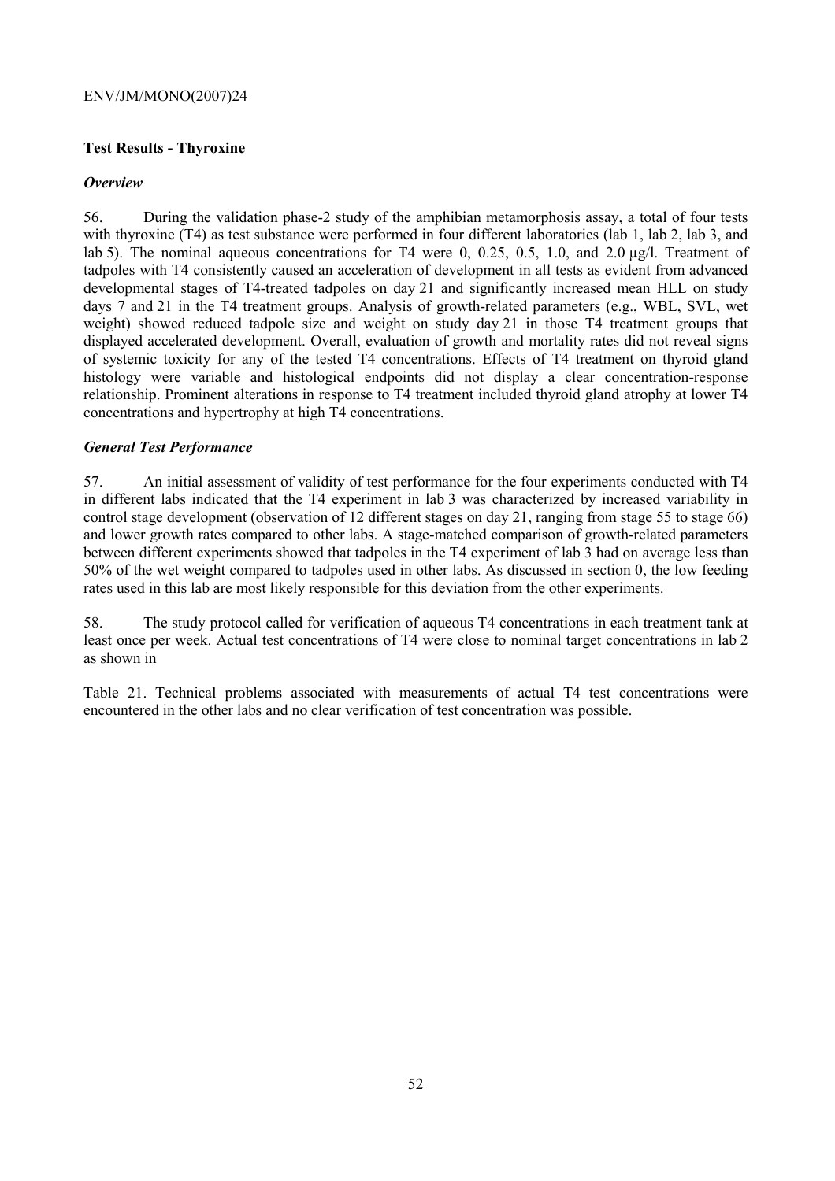**Test Results - Thyroxine**

***Overview***

56. During the validation phase-2 study of the amphibian metamorphosis assay, a total of four tests with thyroxine (T4) as test substance were performed in four different laboratories (lab 1, lab 2, lab 3, and lab 5). The nominal aqueous concentrations for T4 were 0, 0.25, 0.5, 1.0, and 2.0 µg/l. Treatment of tadpoles with T4 consistently caused an acceleration of development in all tests as evident from advanced developmental stages of T4-treated tadpoles on day 21 and significantly increased mean HLL on study days 7 and 21 in the T4 treatment groups. Analysis of growth-related parameters (e.g., WBL, SVL, wet weight) showed reduced tadpole size and weight on study day 21 in those T4 treatment groups that displayed accelerated development. Overall, evaluation of growth and mortality rates did not reveal signs of systemic toxicity for any of the tested T4 concentrations. Effects of T4 treatment on thyroid gland histology were variable and histological endpoints did not display a clear concentration-response relationship. Prominent alterations in response to T4 treatment included thyroid gland atrophy at lower T4 concentrations and hypertrophy at high T4 concentrations.

***General Test Performance***

57. An initial assessment of validity of test performance for the four experiments conducted with T4 in different labs indicated that the T4 experiment in lab 3 was characterized by increased variability in control stage development (observation of 12 different stages on day 21, ranging from stage 55 to stage 66) and lower growth rates compared to other labs. A stage-matched comparison of growth-related parameters between different experiments showed that tadpoles in the T4 experiment of lab 3 had on average less than 50% of the wet weight compared to tadpoles used in other labs. As discussed in section 0, the low feeding rates used in this lab are most likely responsible for this deviation from the other experiments.

58. The study protocol called for verification of aqueous T4 concentrations in each treatment tank at least once per week. Actual test concentrations of T4 were close to nominal target concentrations in lab 2 as shown in

Table 21. Technical problems associated with measurements of actual T4 test concentrations were encountered in the other labs and no clear verification of test concentration was possible.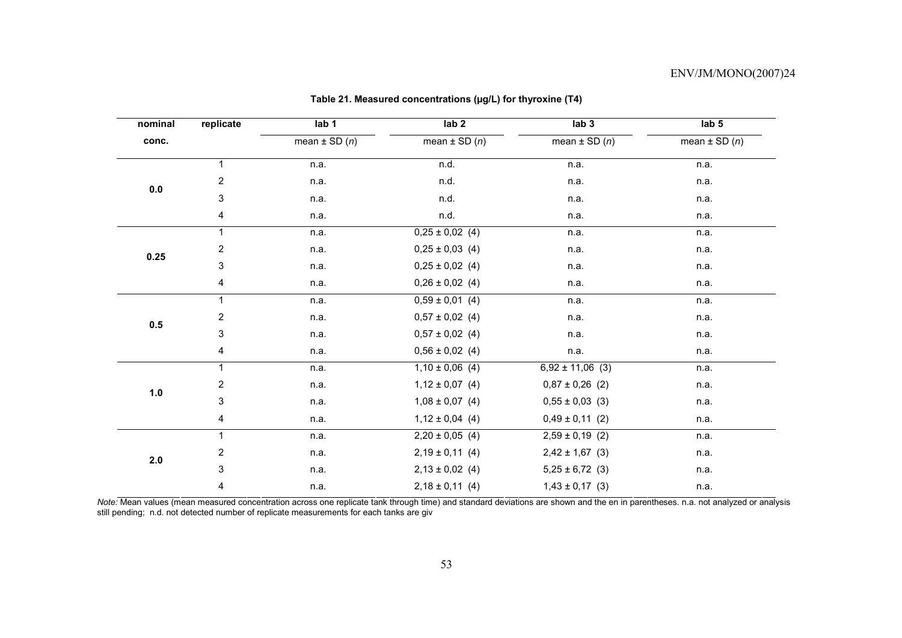**Table 21. Measured concentrations (µg/L) for thyroxine (T4)**

| nominal conc. | replicate | lab 1 | lab 2 | lab 3 | lab 5 |
|---|---|---|---|---|---|
| | | mean ± SD (*n*) | mean ± SD (*n*) | mean ± SD (*n*) | mean ± SD (*n*) |
| **0.0** | 1 | n.a. | n.d. | n.a. | n.a. |
| | 2 | n.a. | n.d. | n.a. | n.a. |
| | 3 | n.a. | n.d. | n.a. | n.a. |
| | 4 | n.a. | n.d. | n.a. | n.a. |
| **0.25** | 1 | n.a. | 0,25 ± 0,02 (4) | n.a. | n.a. |
| | 2 | n.a. | 0,25 ± 0,03 (4) | n.a. | n.a. |
| | 3 | n.a. | 0,25 ± 0,02 (4) | n.a. | n.a. |
| | 4 | n.a. | 0,26 ± 0,02 (4) | n.a. | n.a. |
| **0.5** | 1 | n.a. | 0,59 ± 0,01 (4) | n.a. | n.a. |
| | 2 | n.a. | 0,57 ± 0,02 (4) | n.a. | n.a. |
| | 3 | n.a. | 0,57 ± 0,02 (4) | n.a. | n.a. |
| | 4 | n.a. | 0,56 ± 0,02 (4) | n.a. | n.a. |
| **1.0** | 1 | n.a. | 1,10 ± 0,06 (4) | 6,92 ± 11,06 (3) | n.a. |
| | 2 | n.a. | 1,12 ± 0,07 (4) | 0,87 ± 0,26 (2) | n.a. |
| | 3 | n.a. | 1,08 ± 0,07 (4) | 0,55 ± 0,03 (3) | n.a. |
| | 4 | n.a. | 1,12 ± 0,04 (4) | 0,49 ± 0,11 (2) | n.a. |
| **2.0** | 1 | n.a. | 2,20 ± 0,05 (4) | 2,59 ± 0,19 (2) | n.a. |
| | 2 | n.a. | 2,19 ± 0,11 (4) | 2,42 ± 1,67 (3) | n.a. |
| | 3 | n.a. | 2,13 ± 0,02 (4) | 5,25 ± 6,72 (3) | n.a. |
| | 4 | n.a. | 2,18 ± 0,11 (4) | 1,43 ± 0,17 (3) | n.a. |

*Note:* Mean values (mean measured concentration across one replicate tank through time) and standard deviations are shown and the en in parentheses. n.a. not analyzed or analysis still pending; n.d. not detected number of replicate measurements for each tanks are giv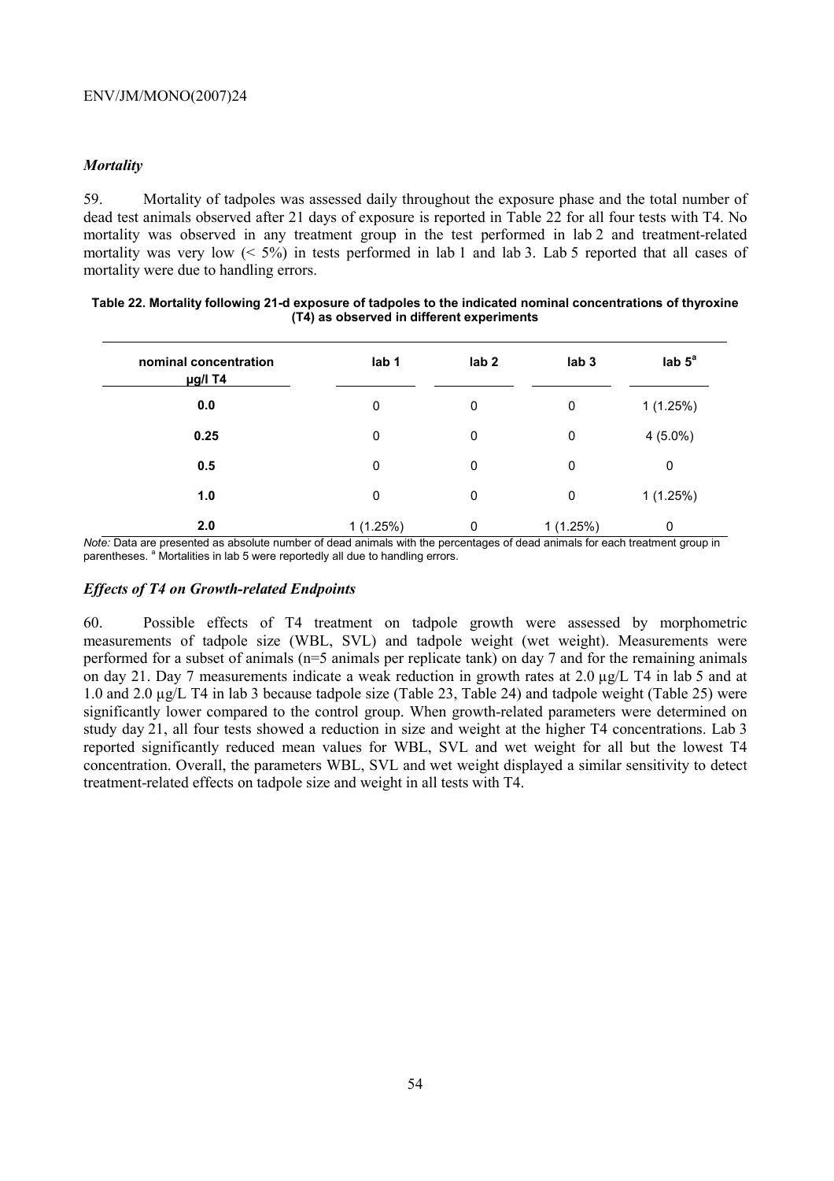### *Mortality*

59. Mortality of tadpoles was assessed daily throughout the exposure phase and the total number of dead test animals observed after 21 days of exposure is reported in Table 22 for all four tests with T4. No mortality was observed in any treatment group in the test performed in lab 2 and treatment-related mortality was very low (< 5%) in tests performed in lab 1 and lab 3. Lab 5 reported that all cases of mortality were due to handling errors.

**Table 22. Mortality following 21-d exposure of tadpoles to the indicated nominal concentrations of thyroxine (T4) as observed in different experiments**

| nominal concentration µg/l T4 | lab 1 | lab 2 | lab 3 | lab 5[a] |
|---|---|---|---|---|
| **0.0** | 0 | 0 | 0 | 1 (1.25%) |
| **0.25** | 0 | 0 | 0 | 4 (5.0%) |
| **0.5** | 0 | 0 | 0 | 0 |
| **1.0** | 0 | 0 | 0 | 1 (1.25%) |
| **2.0** | 1 (1.25%) | 0 | 1 (1.25%) | 0 |

*Note:* Data are presented as absolute number of dead animals with the percentages of dead animals for each treatment group in parentheses. [a] Mortalities in lab 5 were reportedly all due to handling errors.

### *Effects of T4 on Growth-related Endpoints*

60. Possible effects of T4 treatment on tadpole growth were assessed by morphometric measurements of tadpole size (WBL, SVL) and tadpole weight (wet weight). Measurements were performed for a subset of animals (n=5 animals per replicate tank) on day 7 and for the remaining animals on day 21. Day 7 measurements indicate a weak reduction in growth rates at 2.0 µg/L T4 in lab 5 and at 1.0 and 2.0 µg/L T4 in lab 3 because tadpole size (Table 23, Table 24) and tadpole weight (Table 25) were significantly lower compared to the control group. When growth-related parameters were determined on study day 21, all four tests showed a reduction in size and weight at the higher T4 concentrations. Lab 3 reported significantly reduced mean values for WBL, SVL and wet weight for all but the lowest T4 concentration. Overall, the parameters WBL, SVL and wet weight displayed a similar sensitivity to detect treatment-related effects on tadpole size and weight in all tests with T4.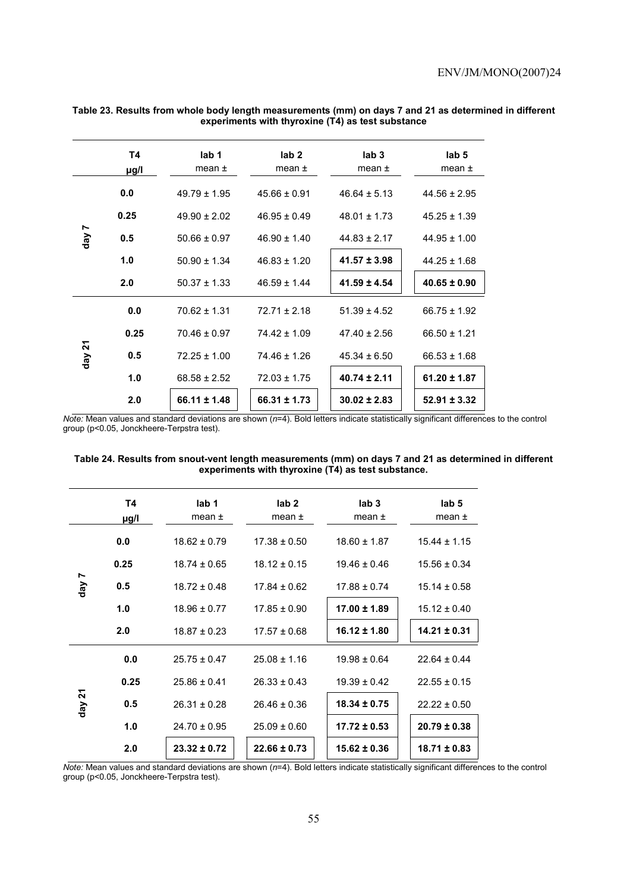**Table 23. Results from whole body length measurements (mm) on days 7 and 21 as determined in different experiments with thyroxine (T4) as test substance**

| | T4 µg/l | lab 1 mean ± | lab 2 mean ± | lab 3 mean ± | lab 5 mean ± |
|---|---|---|---|---|---|
| day 7 | 0.0 | 49.79 ± 1.95 | 45.66 ± 0.91 | 46.64 ± 5.13 | 44.56 ± 2.95 |
| | 0.25 | 49.90 ± 2.02 | 46.95 ± 0.49 | 48.01 ± 1.73 | 45.25 ± 1.39 |
| | 0.5 | 50.66 ± 0.97 | 46.90 ± 1.40 | 44.83 ± 2.17 | 44.95 ± 1.00 |
| | 1.0 | 50.90 ± 1.34 | 46.83 ± 1.20 | **41.57 ± 3.98** | 44.25 ± 1.68 |
| | 2.0 | 50.37 ± 1.33 | 46.59 ± 1.44 | **41.59 ± 4.54** | **40.65 ± 0.90** |
| day 21 | 0.0 | 70.62 ± 1.31 | 72.71 ± 2.18 | 51.39 ± 4.52 | 66.75 ± 1.92 |
| | 0.25 | 70.46 ± 0.97 | 74.42 ± 1.09 | 47.40 ± 2.56 | 66.50 ± 1.21 |
| | 0.5 | 72.25 ± 1.00 | 74.46 ± 1.26 | 45.34 ± 6.50 | 66.53 ± 1.68 |
| | 1.0 | 68.58 ± 2.52 | 72.03 ± 1.75 | **40.74 ± 2.11** | **61.20 ± 1.87** |
| | 2.0 | **66.11 ± 1.48** | **66.31 ± 1.73** | **30.02 ± 2.83** | **52.91 ± 3.32** |

*Note:* Mean values and standard deviations are shown (*n*=4). Bold letters indicate statistically significant differences to the control group ($p<0.05$, Jonckheere-Terpstra test).

**Table 24. Results from snout-vent length measurements (mm) on days 7 and 21 as determined in different experiments with thyroxine (T4) as test substance.**

| | T4 µg/l | lab 1 mean ± | lab 2 mean ± | lab 3 mean ± | lab 5 mean ± |
|---|---|---|---|---|---|
| day 7 | 0.0 | 18.62 ± 0.79 | 17.38 ± 0.50 | 18.60 ± 1.87 | 15.44 ± 1.15 |
| | 0.25 | 18.74 ± 0.65 | 18.12 ± 0.15 | 19.46 ± 0.46 | 15.56 ± 0.34 |
| | 0.5 | 18.72 ± 0.48 | 17.84 ± 0.62 | 17.88 ± 0.74 | 15.14 ± 0.58 |
| | 1.0 | 18.96 ± 0.77 | 17.85 ± 0.90 | **17.00 ± 1.89** | 15.12 ± 0.40 |
| | 2.0 | 18.87 ± 0.23 | 17.57 ± 0.68 | **16.12 ± 1.80** | **14.21 ± 0.31** |
| day 21 | 0.0 | 25.75 ± 0.47 | 25.08 ± 1.16 | 19.98 ± 0.64 | 22.64 ± 0.44 |
| | 0.25 | 25.86 ± 0.41 | 26.33 ± 0.43 | 19.39 ± 0.42 | 22.55 ± 0.15 |
| | 0.5 | 26.31 ± 0.28 | 26.46 ± 0.36 | **18.34 ± 0.75** | 22.22 ± 0.50 |
| | 1.0 | 24.70 ± 0.95 | 25.09 ± 0.60 | **17.72 ± 0.53** | **20.79 ± 0.38** |
| | 2.0 | **23.32 ± 0.72** | **22.66 ± 0.73** | **15.62 ± 0.36** | **18.71 ± 0.83** |

*Note:* Mean values and standard deviations are shown (*n*=4). Bold letters indicate statistically significant differences to the control group ($p<0.05$, Jonckheere-Terpstra test).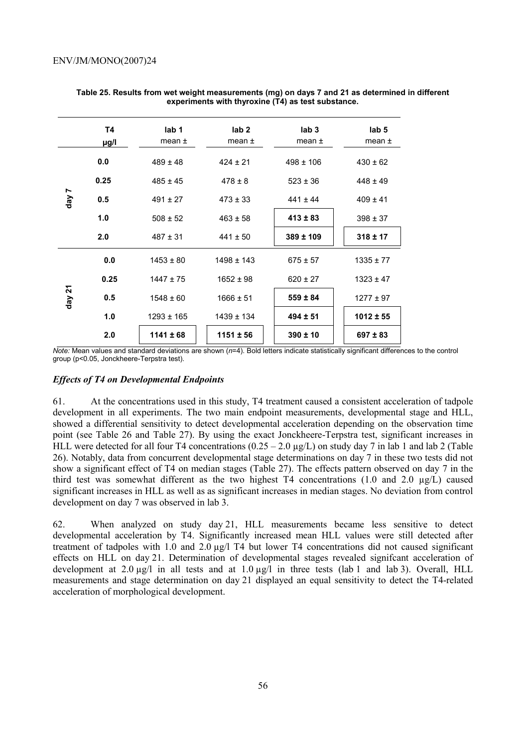**Table 25. Results from wet weight measurements (mg) on days 7 and 21 as determined in different experiments with thyroxine (T4) as test substance.**

| | T4 µg/l | lab 1 mean ± | lab 2 mean ± | lab 3 mean ± | lab 5 mean ± |
|---|---|---|---|---|---|
| day 7 | 0.0 | 489 ± 48 | 424 ± 21 | 498 ± 106 | 430 ± 62 |
| | 0.25 | 485 ± 45 | 478 ± 8 | 523 ± 36 | 448 ± 49 |
| | 0.5 | 491 ± 27 | 473 ± 33 | 441 ± 44 | 409 ± 41 |
| | 1.0 | 508 ± 52 | 463 ± 58 | **413 ± 83** | 398 ± 37 |
| | 2.0 | 487 ± 31 | 441 ± 50 | **389 ± 109** | **318 ± 17** |
| day 21 | 0.0 | 1453 ± 80 | 1498 ± 143 | 675 ± 57 | 1335 ± 77 |
| | 0.25 | 1447 ± 75 | 1652 ± 98 | 620 ± 27 | 1323 ± 47 |
| | 0.5 | 1548 ± 60 | 1666 ± 51 | **559 ± 84** | 1277 ± 97 |
| | 1.0 | 1293 ± 165 | 1439 ± 134 | **494 ± 51** | **1012 ± 55** |
| | 2.0 | **1141 ± 68** | **1151 ± 56** | **390 ± 10** | **697 ± 83** |

*Note:* Mean values and standard deviations are shown (*n*=4). Bold letters indicate statistically significant differences to the control group ($p<0.05$, Jonckheere-Terpstra test).

### *Effects of T4 on Developmental Endpoints*

61. At the concentrations used in this study, T4 treatment caused a consistent acceleration of tadpole development in all experiments. The two main endpoint measurements, developmental stage and HLL, showed a differential sensitivity to detect developmental acceleration depending on the observation time point (see Table 26 and Table 27). By using the exact Jonckheere-Terpstra test, significant increases in HLL were detected for all four T4 concentrations (0.25 – 2.0 µg/L) on study day 7 in lab 1 and lab 2 (Table 26). Notably, data from concurrent developmental stage determinations on day 7 in these two tests did not show a significant effect of T4 on median stages (Table 27). The effects pattern observed on day 7 in the third test was somewhat different as the two highest T4 concentrations (1.0 and 2.0 µg/L) caused significant increases in HLL as well as as significant increases in median stages. No deviation from control development on day 7 was observed in lab 3.

62. When analyzed on study day 21, HLL measurements became less sensitive to detect developmental acceleration by T4. Significantly increased mean HLL values were still detected after treatment of tadpoles with 1.0 and 2.0 µg/l T4 but lower T4 concentrations did not caused significant effects on HLL on day 21. Determination of developmental stages revealed signifcant acceleration of development at 2.0 µg/l in all tests and at 1.0 µg/l in three tests (lab 1 and lab 3). Overall, HLL measurements and stage determination on day 21 displayed an equal sensitivity to detect the T4-related acceleration of morphological development.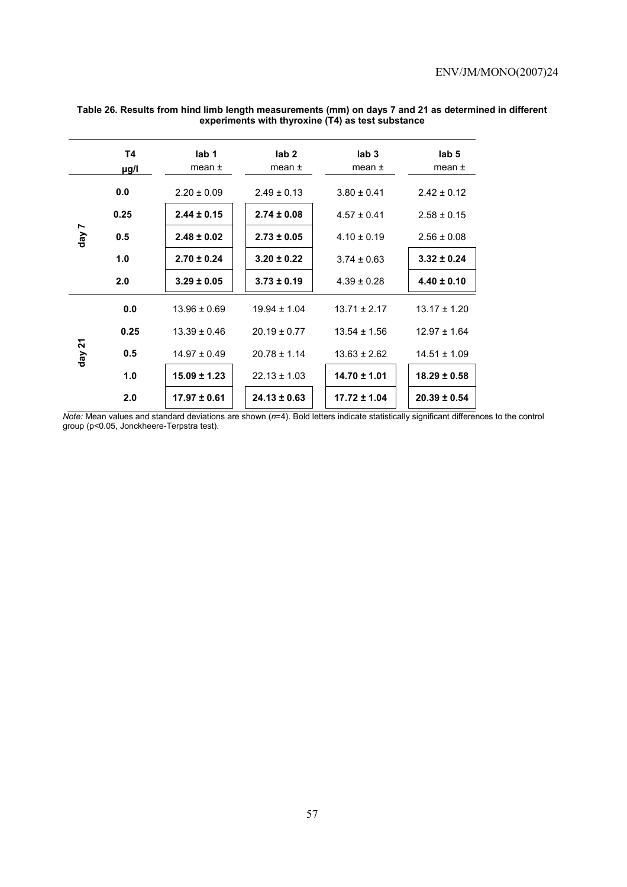**Table 26. Results from hind limb length measurements (mm) on days 7 and 21 as determined in different experiments with thyroxine (T4) as test substance**

| | T4 µg/l | lab 1 mean ± | lab 2 mean ± | lab 3 mean ± | lab 5 mean ± |
|---|---|---|---|---|---|
| day 7 | 0.0 | 2.20 ± 0.09 | 2.49 ± 0.13 | 3.80 ± 0.41 | 2.42 ± 0.12 |
| | 0.25 | **2.44 ± 0.15** | **2.74 ± 0.08** | 4.57 ± 0.41 | 2.58 ± 0.15 |
| | 0.5 | **2.48 ± 0.02** | **2.73 ± 0.05** | 4.10 ± 0.19 | 2.56 ± 0.08 |
| | 1.0 | **2.70 ± 0.24** | **3.20 ± 0.22** | 3.74 ± 0.63 | **3.32 ± 0.24** |
| | 2.0 | **3.29 ± 0.05** | **3.73 ± 0.19** | 4.39 ± 0.28 | **4.40 ± 0.10** |
| day 21 | 0.0 | 13.96 ± 0.69 | 19.94 ± 1.04 | 13.71 ± 2.17 | 13.17 ± 1.20 |
| | 0.25 | 13.39 ± 0.46 | 20.19 ± 0.77 | 13.54 ± 1.56 | 12.97 ± 1.64 |
| | 0.5 | 14.97 ± 0.49 | 20.78 ± 1.14 | 13.63 ± 2.62 | 14.51 ± 1.09 |
| | 1.0 | **15.09 ± 1.23** | 22.13 ± 1.03 | **14.70 ± 1.01** | **18.29 ± 0.58** |
| | 2.0 | **17.97 ± 0.61** | **24.13 ± 0.63** | **17.72 ± 1.04** | **20.39 ± 0.54** |

*Note:* Mean values and standard deviations are shown ($n$=4). Bold letters indicate statistically significant differences to the control group ($p<0.05$, Jonckheere-Terpstra test).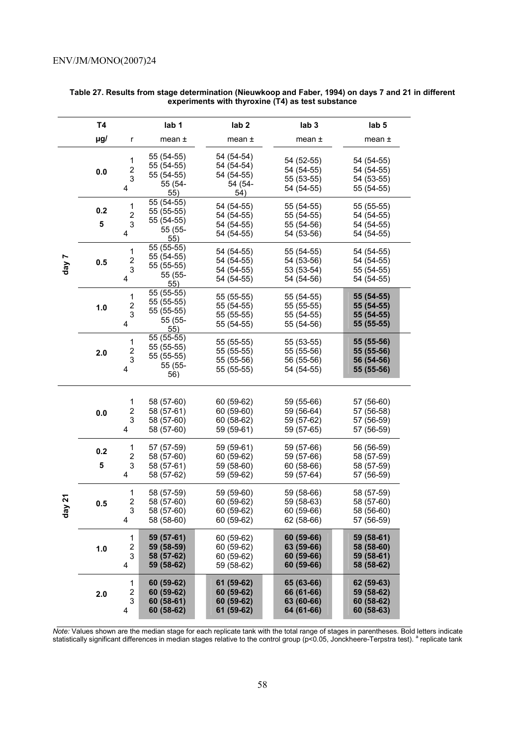**Table 27. Results from stage determination (Nieuwkoop and Faber, 1994) on days 7 and 21 in different experiments with thyroxine (T4) as test substance**

| | T4 µg/ | r | lab 1 mean ± | lab 2 mean ± | lab 3 mean ± | lab 5 mean ± |
|---|---|---|---|---|---|---|
| day 7 | 0.0 | 1 | 55 (54-55) | 54 (54-54) | 54 (52-55) | 54 (54-55) |
| | | 2 | 55 (54-55) | 54 (54-54) | 54 (54-55) | 54 (54-55) |
| | | 3 | 55 (54-55) | 54 (54-55) | 55 (53-55) | 54 (53-55) |
| | | 4 | 55 (54-55) | 54 (54-54) | 54 (54-55) | 55 (54-55) |
| | 0.25 | 1 | 55 (54-55) | 54 (54-55) | 55 (54-55) | 55 (55-55) |
| | | 2 | 55 (55-55) | 54 (54-55) | 55 (54-55) | 54 (54-55) |
| | | 3 | 55 (54-55) | 54 (54-55) | 55 (54-56) | 54 (54-55) |
| | | 4 | 55 (55-55) | 54 (54-55) | 54 (53-56) | 54 (54-55) |
| | 0.5 | 1 | 55 (55-55) | 54 (54-55) | 55 (54-55) | 54 (54-55) |
| | | 2 | 55 (54-55) | 54 (54-55) | 54 (53-56) | 54 (54-55) |
| | | 3 | 55 (55-55) | 54 (54-55) | 53 (53-54) | 55 (54-55) |
| | | 4 | 55 (55-55) | 54 (54-55) | 54 (54-56) | 54 (54-55) |
| | 1.0 | 1 | 55 (55-55) | 55 (55-55) | 55 (54-55) | **55 (54-55)** |
| | | 2 | 55 (55-55) | 55 (54-55) | 55 (55-55) | **55 (54-55)** |
| | | 3 | 55 (55-55) | 55 (55-55) | 55 (54-55) | **55 (54-55)** |
| | | 4 | 55 (55-55) | 55 (54-55) | 55 (54-56) | **55 (55-55)** |
| | 2.0 | 1 | 55 (55-55) | 55 (55-55) | 55 (53-55) | **55 (55-56)** |
| | | 2 | 55 (55-55) | 55 (55-55) | 55 (55-56) | **55 (55-56)** |
| | | 3 | 55 (55-55) | 55 (55-56) | 56 (55-56) | **56 (54-56)** |
| | | 4 | 55 (55-56) | 55 (55-55) | 54 (54-55) | **55 (55-56)** |
| day 21 | 0.0 | 1 | 58 (57-60) | 60 (59-62) | 59 (55-66) | 57 (56-60) |
| | | 2 | 58 (57-61) | 60 (59-60) | 59 (56-64) | 57 (56-58) |
| | | 3 | 58 (57-60) | 60 (58-62) | 59 (57-62) | 57 (56-59) |
| | | 4 | 58 (57-60) | 59 (59-61) | 59 (57-65) | 57 (56-59) |
| | 0.25 | 1 | 57 (57-59) | 59 (59-61) | 59 (57-66) | 56 (56-59) |
| | | 2 | 58 (57-60) | 60 (59-62) | 59 (57-66) | 58 (57-59) |
| | | 3 | 58 (57-61) | 59 (58-60) | 60 (58-66) | 58 (57-59) |
| | | 4 | 58 (57-62) | 59 (59-62) | 59 (57-64) | 57 (56-59) |
| | 0.5 | 1 | 58 (57-59) | 59 (59-60) | 59 (58-66) | 58 (57-59) |
| | | 2 | 58 (57-60) | 60 (59-62) | 59 (58-63) | 58 (57-60) |
| | | 3 | 58 (57-60) | 60 (59-62) | 60 (59-66) | 58 (56-60) |
| | | 4 | 58 (58-60) | 60 (59-62) | 62 (58-66) | 57 (56-59) |
| | 1.0 | 1 | **59 (57-61)** | 60 (59-62) | **60 (59-66)** | **59 (58-61)** |
| | | 2 | **59 (58-59)** | 60 (59-62) | **63 (59-66)** | **58 (58-60)** |
| | | 3 | **58 (57-62)** | 60 (59-62) | **60 (59-66)** | **59 (58-61)** |
| | | 4 | **59 (58-62)** | 59 (58-62) | **60 (59-66)** | **58 (58-62)** |
| | 2.0 | 1 | **60 (59-62)** | **61 (59-62)** | **65 (63-66)** | **62 (59-63)** |
| | | 2 | **60 (59-62)** | **60 (59-62)** | **66 (61-66)** | **59 (58-62)** |
| | | 3 | **60 (58-61)** | **60 (59-62)** | **63 (60-66)** | **60 (58-62)** |
| | | 4 | **60 (58-62)** | **61 (59-62)** | **64 (61-66)** | **60 (58-63)** |

*Note:* Values shown are the median stage for each replicate tank with the total range of stages in parentheses. Bold letters indicate statistically significant differences in median stages relative to the control group ($p<0.05$, Jonckheere-Terpstra test). [a] replicate tank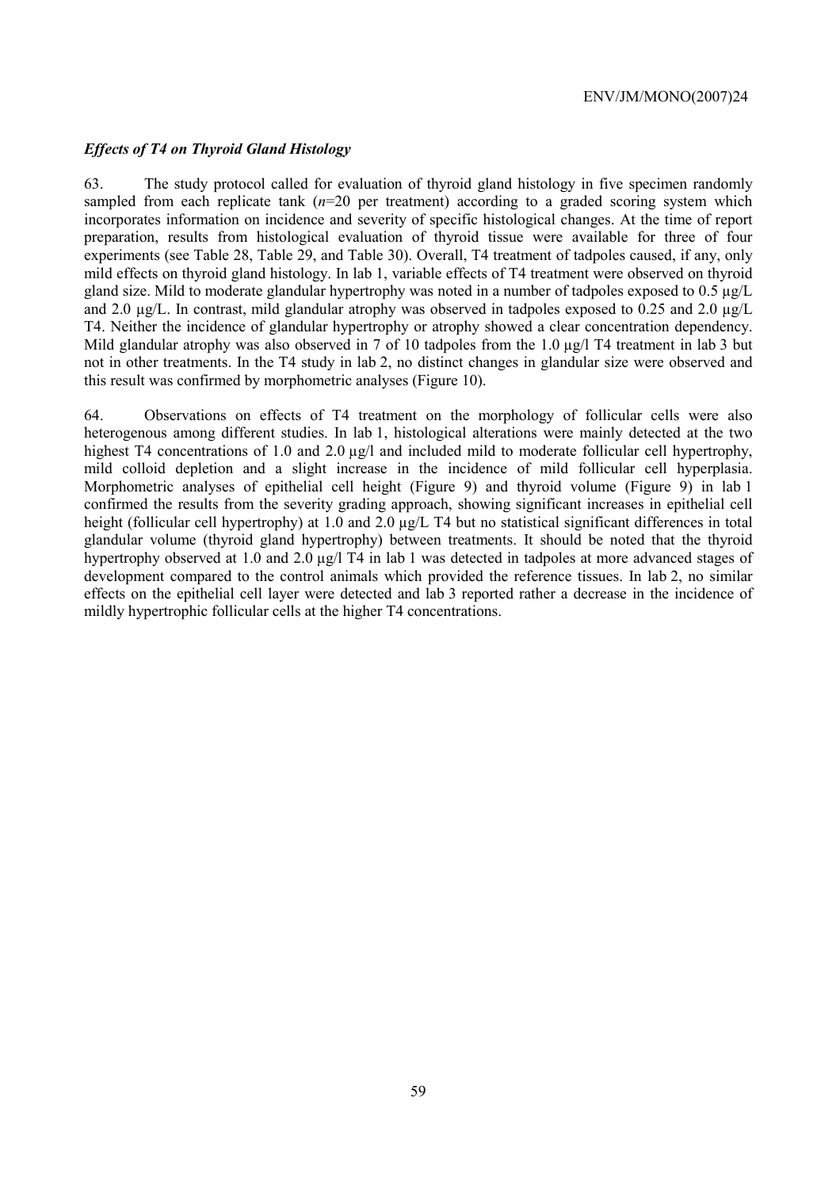### *Effects of T4 on Thyroid Gland Histology*

63. The study protocol called for evaluation of thyroid gland histology in five specimen randomly sampled from each replicate tank (*n*=20 per treatment) according to a graded scoring system which incorporates information on incidence and severity of specific histological changes. At the time of report preparation, results from histological evaluation of thyroid tissue were available for three of four experiments (see Table 28, Table 29, and Table 30). Overall, T4 treatment of tadpoles caused, if any, only mild effects on thyroid gland histology. In lab 1, variable effects of T4 treatment were observed on thyroid gland size. Mild to moderate glandular hypertrophy was noted in a number of tadpoles exposed to 0.5 µg/L and 2.0 µg/L. In contrast, mild glandular atrophy was observed in tadpoles exposed to 0.25 and 2.0 µg/L T4. Neither the incidence of glandular hypertrophy or atrophy showed a clear concentration dependency. Mild glandular atrophy was also observed in 7 of 10 tadpoles from the 1.0 µg/l T4 treatment in lab 3 but not in other treatments. In the T4 study in lab 2, no distinct changes in glandular size were observed and this result was confirmed by morphometric analyses (Figure 10).

64. Observations on effects of T4 treatment on the morphology of follicular cells were also heterogenous among different studies. In lab 1, histological alterations were mainly detected at the two highest T4 concentrations of 1.0 and 2.0 µg/l and included mild to moderate follicular cell hypertrophy, mild colloid depletion and a slight increase in the incidence of mild follicular cell hyperplasia. Morphometric analyses of epithelial cell height (Figure 9) and thyroid volume (Figure 9) in lab 1 confirmed the results from the severity grading approach, showing significant increases in epithelial cell height (follicular cell hypertrophy) at 1.0 and 2.0 µg/L T4 but no statistical significant differences in total glandular volume (thyroid gland hypertrophy) between treatments. It should be noted that the thyroid hypertrophy observed at 1.0 and 2.0 µg/l T4 in lab 1 was detected in tadpoles at more advanced stages of development compared to the control animals which provided the reference tissues. In lab 2, no similar effects on the epithelial cell layer were detected and lab 3 reported rather a decrease in the incidence of mildly hypertrophic follicular cells at the higher T4 concentrations.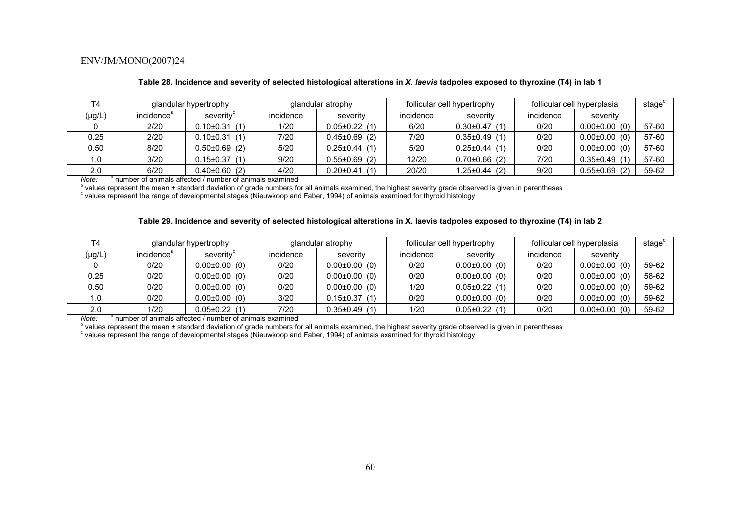**Table 28. Incidence and severity of selected histological alterations in *X. laevis* tadpoles exposed to thyroxine (T4) in lab 1**

| T4 | glandular hypertrophy | | glandular atrophy | | follicular cell hypertrophy | | follicular cell hyperplasia | | stage[c] |
|---|---|---|---|---|---|---|---|---|---|
| (µg/L) | incidence[a] | severity[b] | incidence | severity | incidence | severity | incidence | severity | |
| 0 | 2/20 | 0.10±0.31 (1) | 1/20 | 0.05±0.22 (1) | 6/20 | 0.30±0.47 (1) | 0/20 | 0.00±0.00 (0) | 57-60 |
| 0.25 | 2/20 | 0.10±0.31 (1) | 7/20 | 0.45±0.69 (2) | 7/20 | 0.35±0.49 (1) | 0/20 | 0.00±0.00 (0) | 57-60 |
| 0.50 | 8/20 | 0.50±0.69 (2) | 5/20 | 0.25±0.44 (1) | 5/20 | 0.25±0.44 (1) | 0/20 | 0.00±0.00 (0) | 57-60 |
| 1.0 | 3/20 | 0.15±0.37 (1) | 9/20 | 0.55±0.69 (2) | 12/20 | 0.70±0.66 (2) | 7/20 | 0.35±0.49 (1) | 57-60 |
| 2.0 | 6/20 | 0.40±0.60 (2) | 4/20 | 0.20±0.41 (1) | 20/20 | 1.25±0.44 (2) | 9/20 | 0.55±0.69 (2) | 59-62 |

*Note:* [a] number of animals affected / number of animals examined
[b] values represent the mean ± standard deviation of grade numbers for all animals examined, the highest severity grade observed is given in parentheses
[c] values represent the range of developmental stages (Nieuwkoop and Faber, 1994) of animals examined for thyroid histology

**Table 29. Incidence and severity of selected histological alterations in X. laevis tadpoles exposed to thyroxine (T4) in lab 2**

| T4 | glandular hypertrophy | | glandular atrophy | | follicular cell hypertrophy | | follicular cell hyperplasia | | stage[c] |
|---|---|---|---|---|---|---|---|---|---|
| (µg/L) | incidence[a] | severity[b] | incidence | severity | incidence | severity | incidence | severity | |
| 0 | 0/20 | 0.00±0.00 (0) | 0/20 | 0.00±0.00 (0) | 0/20 | 0.00±0.00 (0) | 0/20 | 0.00±0.00 (0) | 59-62 |
| 0.25 | 0/20 | 0.00±0.00 (0) | 0/20 | 0.00±0.00 (0) | 0/20 | 0.00±0.00 (0) | 0/20 | 0.00±0.00 (0) | 58-62 |
| 0.50 | 0/20 | 0.00±0.00 (0) | 0/20 | 0.00±0.00 (0) | 1/20 | 0.05±0.22 (1) | 0/20 | 0.00±0.00 (0) | 59-62 |
| 1.0 | 0/20 | 0.00±0.00 (0) | 3/20 | 0.15±0.37 (1) | 0/20 | 0.00±0.00 (0) | 0/20 | 0.00±0.00 (0) | 59-62 |
| 2.0 | 1/20 | 0.05±0.22 (1) | 7/20 | 0.35±0.49 (1) | 1/20 | 0.05±0.22 (1) | 0/20 | 0.00±0.00 (0) | 59-62 |

*Note:* [a] number of animals affected / number of animals examined
[b] values represent the mean ± standard deviation of grade numbers for all animals examined, the highest severity grade observed is given in parentheses
[c] values represent the range of developmental stages (Nieuwkoop and Faber, 1994) of animals examined for thyroid histology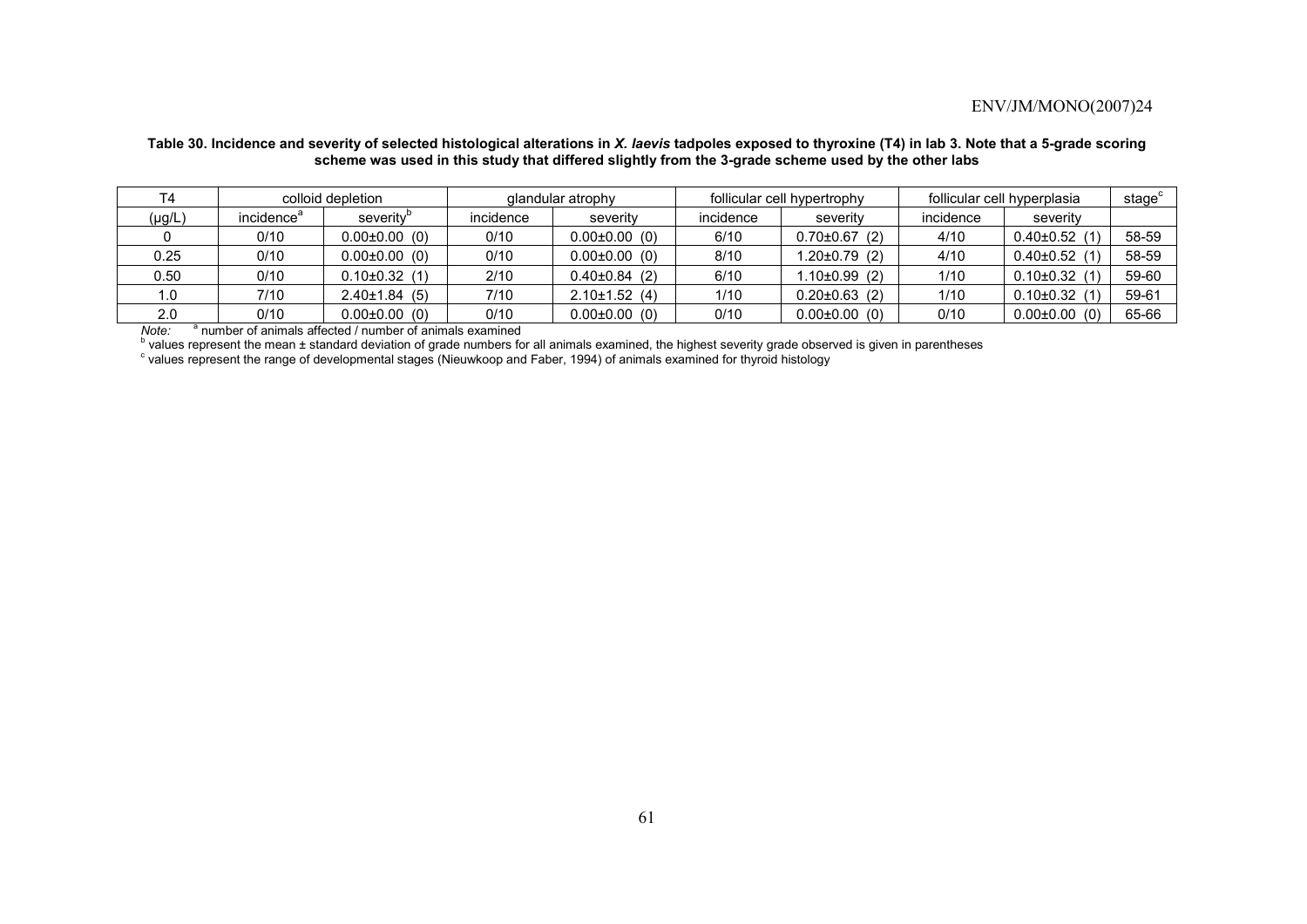**Table 30. Incidence and severity of selected histological alterations in *X. laevis* tadpoles exposed to thyroxine (T4) in lab 3. Note that a 5-grade scoring scheme was used in this study that differed slightly from the 3-grade scheme used by the other labs**

| T4 | colloid depletion | | glandular atrophy | | follicular cell hypertrophy | | follicular cell hyperplasia | | stage[c] |
|---|---|---|---|---|---|---|---|---|---|
| (µg/L) | incidence[a] | severity[b] | incidence | severity | incidence | severity | incidence | severity | |
| 0 | 0/10 | 0.00±0.00 (0) | 0/10 | 0.00±0.00 (0) | 6/10 | 0.70±0.67 (2) | 4/10 | 0.40±0.52 (1) | 58-59 |
| 0.25 | 0/10 | 0.00±0.00 (0) | 0/10 | 0.00±0.00 (0) | 8/10 | 1.20±0.79 (2) | 4/10 | 0.40±0.52 (1) | 58-59 |
| 0.50 | 0/10 | 0.10±0.32 (1) | 2/10 | 0.40±0.84 (2) | 6/10 | 1.10±0.99 (2) | 1/10 | 0.10±0.32 (1) | 59-60 |
| 1.0 | 7/10 | 2.40±1.84 (5) | 7/10 | 2.10±1.52 (4) | 1/10 | 0.20±0.63 (2) | 1/10 | 0.10±0.32 (1) | 59-61 |
| 2.0 | 0/10 | 0.00±0.00 (0) | 0/10 | 0.00±0.00 (0) | 0/10 | 0.00±0.00 (0) | 0/10 | 0.00±0.00 (0) | 65-66 |

*Note:* [a] number of animals affected / number of animals examined
[b] values represent the mean ± standard deviation of grade numbers for all animals examined, the highest severity grade observed is given in parentheses
[c] values represent the range of developmental stages (Nieuwkoop and Faber, 1994) of animals examined for thyroid histology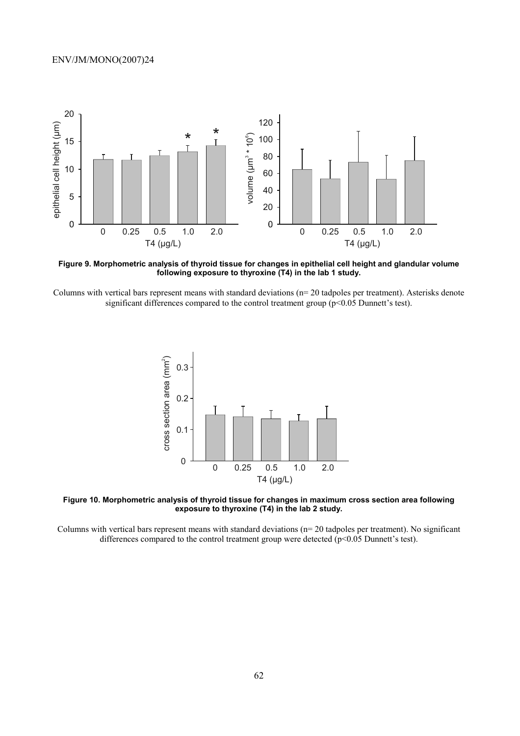**Figure 9. Morphometric analysis of thyroid tissue for changes in epithelial cell height and glandular volume following exposure to thyroxine (T4) in the lab 1 study.**

Columns with vertical bars represent means with standard deviations (n= 20 tadpoles per treatment). Asterisks denote significant differences compared to the control treatment group (p<0.05 Dunnett's test).

**Figure 10. Morphometric analysis of thyroid tissue for changes in maximum cross section area following exposure to thyroxine (T4) in the lab 2 study.**

Columns with vertical bars represent means with standard deviations (n= 20 tadpoles per treatment). No significant differences compared to the control treatment group were detected (p<0.05 Dunnett's test).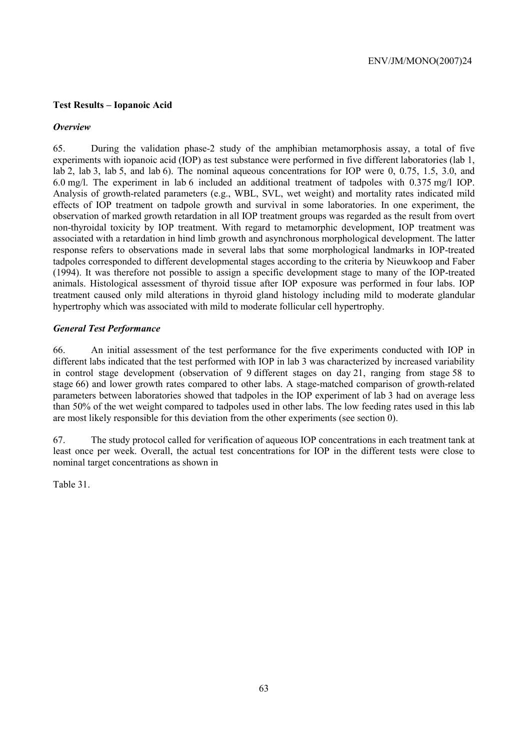### Test Results – Iopanoic Acid

#### *Overview*

65. During the validation phase-2 study of the amphibian metamorphosis assay, a total of five experiments with iopanoic acid (IOP) as test substance were performed in five different laboratories (lab 1, lab 2, lab 3, lab 5, and lab 6). The nominal aqueous concentrations for IOP were 0, 0.75, 1.5, 3.0, and 6.0 mg/l. The experiment in lab 6 included an additional treatment of tadpoles with 0.375 mg/l IOP. Analysis of growth-related parameters (e.g., WBL, SVL, wet weight) and mortality rates indicated mild effects of IOP treatment on tadpole growth and survival in some laboratories. In one experiment, the observation of marked growth retardation in all IOP treatment groups was regarded as the result from overt non-thyroidal toxicity by IOP treatment. With regard to metamorphic development, IOP treatment was associated with a retardation in hind limb growth and asynchronous morphological development. The latter response refers to observations made in several labs that some morphological landmarks in IOP-treated tadpoles corresponded to different developmental stages according to the criteria by Nieuwkoop and Faber (1994). It was therefore not possible to assign a specific development stage to many of the IOP-treated animals. Histological assessment of thyroid tissue after IOP exposure was performed in four labs. IOP treatment caused only mild alterations in thyroid gland histology including mild to moderate glandular hypertrophy which was associated with mild to moderate follicular cell hypertrophy.

#### *General Test Performance*

66. An initial assessment of the test performance for the five experiments conducted with IOP in different labs indicated that the test performed with IOP in lab 3 was characterized by increased variability in control stage development (observation of 9 different stages on day 21, ranging from stage 58 to stage 66) and lower growth rates compared to other labs. A stage-matched comparison of growth-related parameters between laboratories showed that tadpoles in the IOP experiment of lab 3 had on average less than 50% of the wet weight compared to tadpoles used in other labs. The low feeding rates used in this lab are most likely responsible for this deviation from the other experiments (see section 0).

67. The study protocol called for verification of aqueous IOP concentrations in each treatment tank at least once per week. Overall, the actual test concentrations for IOP in the different tests were close to nominal target concentrations as shown in

Table 31.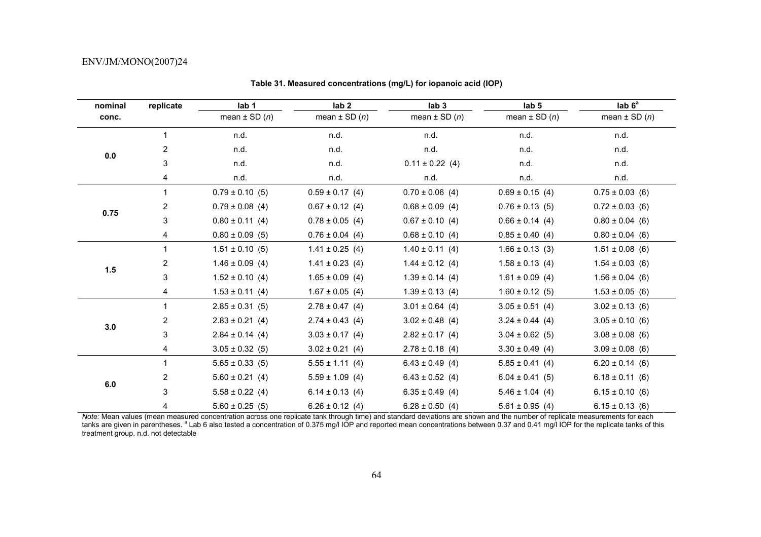**Table 31. Measured concentrations (mg/L) for iopanoic acid (IOP)**

| nominal conc. | replicate | lab 1 | lab 2 | lab 3 | lab 5 | lab 6[a] |
|---|---|---|---|---|---|---|
| | | mean ± SD (*n*) | mean ± SD (*n*) | mean ± SD (*n*) | mean ± SD (*n*) | mean ± SD (*n*) |
| 0.0 | 1 | n.d. | n.d. | n.d. | n.d. | n.d. |
| | 2 | n.d. | n.d. | n.d. | n.d. | n.d. |
| | 3 | n.d. | n.d. | 0.11 ± 0.22 (4) | n.d. | n.d. |
| | 4 | n.d. | n.d. | n.d. | n.d. | n.d. |
| 0.75 | 1 | 0.79 ± 0.10 (5) | 0.59 ± 0.17 (4) | 0.70 ± 0.06 (4) | 0.69 ± 0.15 (4) | 0.75 ± 0.03 (6) |
| | 2 | 0.79 ± 0.08 (4) | 0.67 ± 0.12 (4) | 0.68 ± 0.09 (4) | 0.76 ± 0.13 (5) | 0.72 ± 0.03 (6) |
| | 3 | 0.80 ± 0.11 (4) | 0.78 ± 0.05 (4) | 0.67 ± 0.10 (4) | 0.66 ± 0.14 (4) | 0.80 ± 0.04 (6) |
| | 4 | 0.80 ± 0.09 (5) | 0.76 ± 0.04 (4) | 0.68 ± 0.10 (4) | 0.85 ± 0.40 (4) | 0.80 ± 0.04 (6) |
| 1.5 | 1 | 1.51 ± 0.10 (5) | 1.41 ± 0.25 (4) | 1.40 ± 0.11 (4) | 1.66 ± 0.13 (3) | 1.51 ± 0.08 (6) |
| | 2 | 1.46 ± 0.09 (4) | 1.41 ± 0.23 (4) | 1.44 ± 0.12 (4) | 1.58 ± 0.13 (4) | 1.54 ± 0.03 (6) |
| | 3 | 1.52 ± 0.10 (4) | 1.65 ± 0.09 (4) | 1.39 ± 0.14 (4) | 1.61 ± 0.09 (4) | 1.56 ± 0.04 (6) |
| | 4 | 1.53 ± 0.11 (4) | 1.67 ± 0.05 (4) | 1.39 ± 0.13 (4) | 1.60 ± 0.12 (5) | 1.53 ± 0.05 (6) |
| 3.0 | 1 | 2.85 ± 0.31 (5) | 2.78 ± 0.47 (4) | 3.01 ± 0.64 (4) | 3.05 ± 0.51 (4) | 3.02 ± 0.13 (6) |
| | 2 | 2.83 ± 0.21 (4) | 2.74 ± 0.43 (4) | 3.02 ± 0.48 (4) | 3.24 ± 0.44 (4) | 3.05 ± 0.10 (6) |
| | 3 | 2.84 ± 0.14 (4) | 3.03 ± 0.17 (4) | 2.82 ± 0.17 (4) | 3.04 ± 0.62 (5) | 3.08 ± 0.08 (6) |
| | 4 | 3.05 ± 0.32 (5) | 3.02 ± 0.21 (4) | 2.78 ± 0.18 (4) | 3.30 ± 0.49 (4) | 3.09 ± 0.08 (6) |
| 6.0 | 1 | 5.65 ± 0.33 (5) | 5.55 ± 1.11 (4) | 6.43 ± 0.49 (4) | 5.85 ± 0.41 (4) | 6.20 ± 0.14 (6) |
| | 2 | 5.60 ± 0.21 (4) | 5.59 ± 1.09 (4) | 6.43 ± 0.52 (4) | 6.04 ± 0.41 (5) | 6.18 ± 0.11 (6) |
| | 3 | 5.58 ± 0.22 (4) | 6.14 ± 0.13 (4) | 6.35 ± 0.49 (4) | 5.46 ± 1.04 (4) | 6.15 ± 0.10 (6) |
| | 4 | 5.60 ± 0.25 (5) | 6.26 ± 0.12 (4) | 6.28 ± 0.50 (4) | 5.61 ± 0.95 (4) | 6.15 ± 0.13 (6) |

*Note:* Mean values (mean measured concentration across one replicate tank through time) and standard deviations are shown and the number of replicate measurements for each tanks are given in parentheses. [a] Lab 6 also tested a concentration of 0.375 mg/l IOP and reported mean concentrations between 0.37 and 0.41 mg/l IOP for the replicate tanks of this treatment group. n.d. not detectable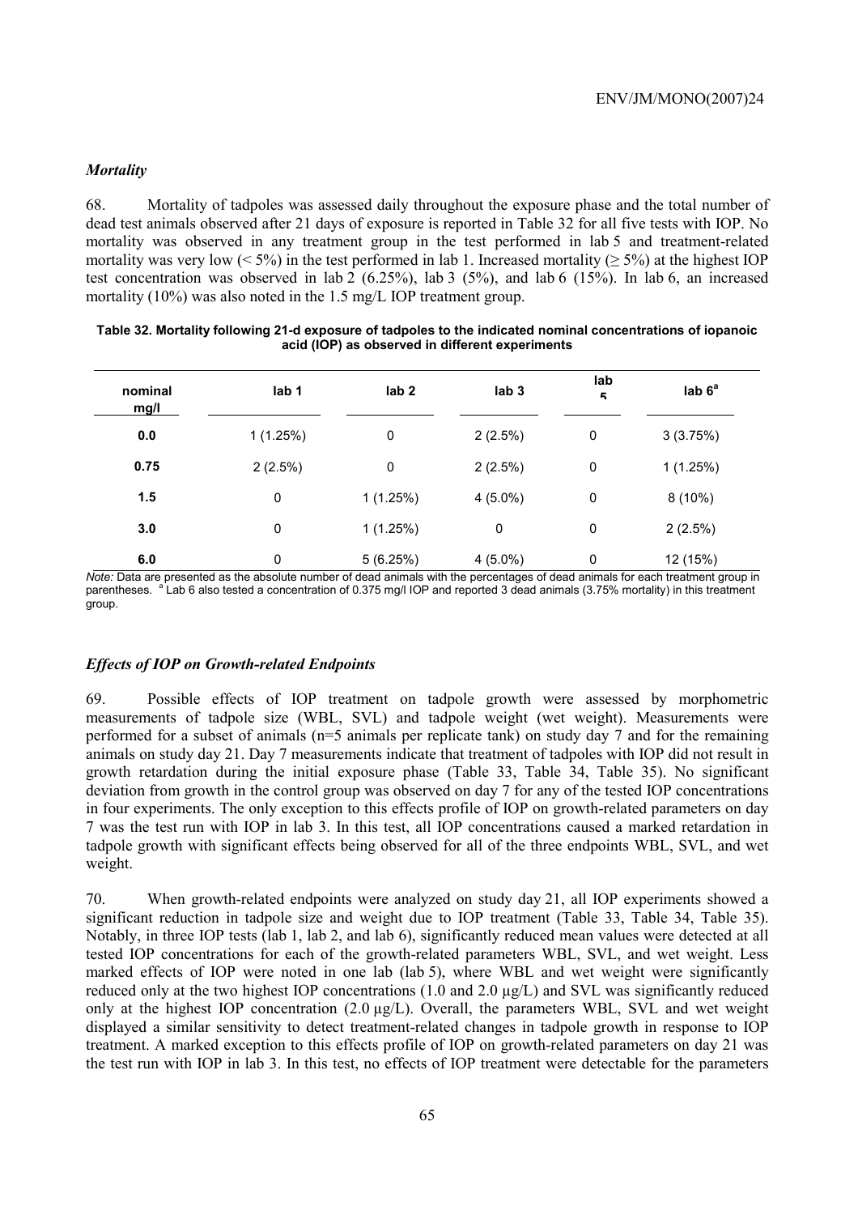### *Mortality*

68. Mortality of tadpoles was assessed daily throughout the exposure phase and the total number of dead test animals observed after 21 days of exposure is reported in Table 32 for all five tests with IOP. No mortality was observed in any treatment group in the test performed in lab 5 and treatment-related mortality was very low (< 5%) in the test performed in lab 1. Increased mortality (≥ 5%) at the highest IOP test concentration was observed in lab 2 (6.25%), lab 3 (5%), and lab 6 (15%). In lab 6, an increased mortality (10%) was also noted in the 1.5 mg/L IOP treatment group.

**Table 32. Mortality following 21-d exposure of tadpoles to the indicated nominal concentrations of iopanoic acid (IOP) as observed in different experiments**

| nominal mg/l | lab 1 | lab 2 | lab 3 | lab 5 | lab 6[a] |
|---|---|---|---|---|---|
| **0.0** | 1 (1.25%) | 0 | 2 (2.5%) | 0 | 3 (3.75%) |
| **0.75** | 2 (2.5%) | 0 | 2 (2.5%) | 0 | 1 (1.25%) |
| **1.5** | 0 | 1 (1.25%) | 4 (5.0%) | 0 | 8 (10%) |
| **3.0** | 0 | 1 (1.25%) | 0 | 0 | 2 (2.5%) |
| **6.0** | 0 | 5 (6.25%) | 4 (5.0%) | 0 | 12 (15%) |

*Note:* Data are presented as the absolute number of dead animals with the percentages of dead animals for each treatment group in parentheses. [a] Lab 6 also tested a concentration of 0.375 mg/l IOP and reported 3 dead animals (3.75% mortality) in this treatment group.

### *Effects of IOP on Growth-related Endpoints*

69. Possible effects of IOP treatment on tadpole growth were assessed by morphometric measurements of tadpole size (WBL, SVL) and tadpole weight (wet weight). Measurements were performed for a subset of animals (n=5 animals per replicate tank) on study day 7 and for the remaining animals on study day 21. Day 7 measurements indicate that treatment of tadpoles with IOP did not result in growth retardation during the initial exposure phase (Table 33, Table 34, Table 35). No significant deviation from growth in the control group was observed on day 7 for any of the tested IOP concentrations in four experiments. The only exception to this effects profile of IOP on growth-related parameters on day 7 was the test run with IOP in lab 3. In this test, all IOP concentrations caused a marked retardation in tadpole growth with significant effects being observed for all of the three endpoints WBL, SVL, and wet weight.

70. When growth-related endpoints were analyzed on study day 21, all IOP experiments showed a significant reduction in tadpole size and weight due to IOP treatment (Table 33, Table 34, Table 35). Notably, in three IOP tests (lab 1, lab 2, and lab 6), significantly reduced mean values were detected at all tested IOP concentrations for each of the growth-related parameters WBL, SVL, and wet weight. Less marked effects of IOP were noted in one lab (lab 5), where WBL and wet weight were significantly reduced only at the two highest IOP concentrations (1.0 and 2.0 µg/L) and SVL was significantly reduced only at the highest IOP concentration (2.0 µg/L). Overall, the parameters WBL, SVL and wet weight displayed a similar sensitivity to detect treatment-related changes in tadpole growth in response to IOP treatment. A marked exception to this effects profile of IOP on growth-related parameters on day 21 was the test run with IOP in lab 3. In this test, no effects of IOP treatment were detectable for the parameters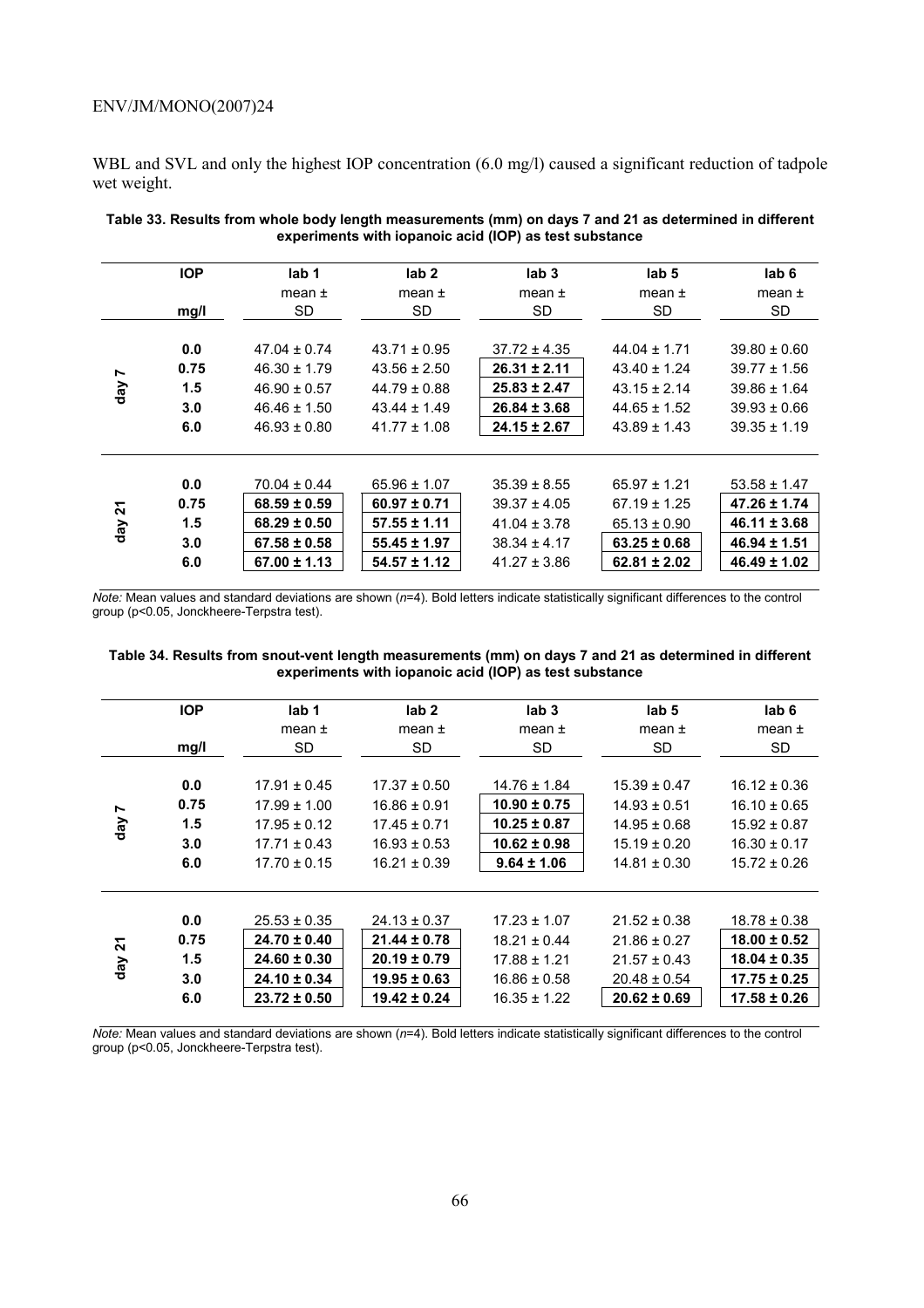WBL and SVL and only the highest IOP concentration (6.0 mg/l) caused a significant reduction of tadpole wet weight.

**Table 33. Results from whole body length measurements (mm) on days 7 and 21 as determined in different experiments with iopanoic acid (IOP) as test substance**

| | IOP mg/l | lab 1 mean ± SD | lab 2 mean ± SD | lab 3 mean ± SD | lab 5 mean ± SD | lab 6 mean ± SD |
|---|---|---|---|---|---|---|
| day 7 | 0.0 | 47.04 ± 0.74 | 43.71 ± 0.95 | 37.72 ± 4.35 | 44.04 ± 1.71 | 39.80 ± 0.60 |
| | 0.75 | 46.30 ± 1.79 | 43.56 ± 2.50 | **26.31 ± 2.11** | 43.40 ± 1.24 | 39.77 ± 1.56 |
| | 1.5 | 46.90 ± 0.57 | 44.79 ± 0.88 | **25.83 ± 2.47** | 43.15 ± 2.14 | 39.86 ± 1.64 |
| | 3.0 | 46.46 ± 1.50 | 43.44 ± 1.49 | **26.84 ± 3.68** | 44.65 ± 1.52 | 39.93 ± 0.66 |
| | 6.0 | 46.93 ± 0.80 | 41.77 ± 1.08 | **24.15 ± 2.67** | 43.89 ± 1.43 | 39.35 ± 1.19 |
| day 21 | 0.0 | 70.04 ± 0.44 | 65.96 ± 1.07 | 35.39 ± 8.55 | 65.97 ± 1.21 | 53.58 ± 1.47 |
| | 0.75 | **68.59 ± 0.59** | **60.97 ± 0.71** | 39.37 ± 4.05 | 67.19 ± 1.25 | **47.26 ± 1.74** |
| | 1.5 | **68.29 ± 0.50** | **57.55 ± 1.11** | 41.04 ± 3.78 | 65.13 ± 0.90 | **46.11 ± 3.68** |
| | 3.0 | **67.58 ± 0.58** | **55.45 ± 1.97** | 38.34 ± 4.17 | **63.25 ± 0.68** | **46.94 ± 1.51** |
| | 6.0 | **67.00 ± 1.13** | **54.57 ± 1.12** | 41.27 ± 3.86 | **62.81 ± 2.02** | **46.49 ± 1.02** |

*Note:* Mean values and standard deviations are shown (*n*=4). Bold letters indicate statistically significant differences to the control group ($p<0.05$, Jonckheere-Terpstra test).

**Table 34. Results from snout-vent length measurements (mm) on days 7 and 21 as determined in different experiments with iopanoic acid (IOP) as test substance**

| | IOP mg/l | lab 1 mean ± SD | lab 2 mean ± SD | lab 3 mean ± SD | lab 5 mean ± SD | lab 6 mean ± SD |
|---|---|---|---|---|---|---|
| day 7 | 0.0 | 17.91 ± 0.45 | 17.37 ± 0.50 | 14.76 ± 1.84 | 15.39 ± 0.47 | 16.12 ± 0.36 |
| | 0.75 | 17.99 ± 1.00 | 16.86 ± 0.91 | **10.90 ± 0.75** | 14.93 ± 0.51 | 16.10 ± 0.65 |
| | 1.5 | 17.95 ± 0.12 | 17.45 ± 0.71 | **10.25 ± 0.87** | 14.95 ± 0.68 | 15.92 ± 0.87 |
| | 3.0 | 17.71 ± 0.43 | 16.93 ± 0.53 | **10.62 ± 0.98** | 15.19 ± 0.20 | 16.30 ± 0.17 |
| | 6.0 | 17.70 ± 0.15 | 16.21 ± 0.39 | **9.64 ± 1.06** | 14.81 ± 0.30 | 15.72 ± 0.26 |
| day 21 | 0.0 | 25.53 ± 0.35 | 24.13 ± 0.37 | 17.23 ± 1.07 | 21.52 ± 0.38 | 18.78 ± 0.38 |
| | 0.75 | **24.70 ± 0.40** | **21.44 ± 0.78** | 18.21 ± 0.44 | 21.86 ± 0.27 | **18.00 ± 0.52** |
| | 1.5 | **24.60 ± 0.30** | **20.19 ± 0.79** | 17.88 ± 1.21 | 21.57 ± 0.43 | **18.04 ± 0.35** |
| | 3.0 | **24.10 ± 0.34** | **19.95 ± 0.63** | 16.86 ± 0.58 | 20.48 ± 0.54 | **17.75 ± 0.25** |
| | 6.0 | **23.72 ± 0.50** | **19.42 ± 0.24** | 16.35 ± 1.22 | **20.62 ± 0.69** | **17.58 ± 0.26** |

*Note:* Mean values and standard deviations are shown (*n*=4). Bold letters indicate statistically significant differences to the control group ($p<0.05$, Jonckheere-Terpstra test).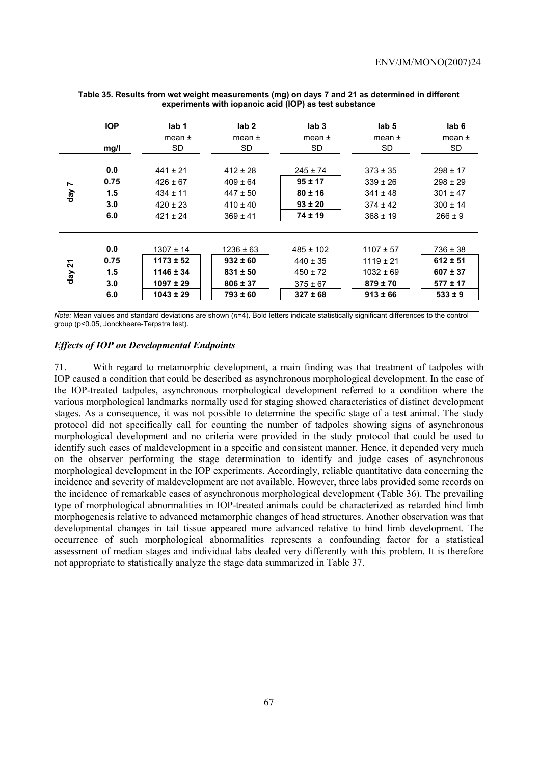**Table 35. Results from wet weight measurements (mg) on days 7 and 21 as determined in different experiments with iopanoic acid (IOP) as test substance**

| | IOP | lab 1 | lab 2 | lab 3 | lab 5 | lab 6 |
|---|---|---|---|---|---|---|
| | mg/l | mean ± SD | mean ± SD | mean ± SD | mean ± SD | mean ± SD |
| day 7 | 0.0 | 441 ± 21 | 412 ± 28 | 245 ± 74 | 373 ± 35 | 298 ± 17 |
| | 0.75 | 426 ± 67 | 409 ± 64 | **95 ± 17** | 339 ± 26 | 298 ± 29 |
| | 1.5 | 434 ± 11 | 447 ± 50 | **80 ± 16** | 341 ± 48 | 301 ± 47 |
| | 3.0 | 420 ± 23 | 410 ± 40 | **93 ± 20** | 374 ± 42 | 300 ± 14 |
| | 6.0 | 421 ± 24 | 369 ± 41 | **74 ± 19** | 368 ± 19 | 266 ± 9 |
| day 21 | 0.0 | 1307 ± 14 | 1236 ± 63 | 485 ± 102 | 1107 ± 57 | 736 ± 38 |
| | 0.75 | **1173 ± 52** | **932 ± 60** | 440 ± 35 | 1119 ± 21 | **612 ± 51** |
| | 1.5 | **1146 ± 34** | **831 ± 50** | 450 ± 72 | 1032 ± 69 | **607 ± 37** |
| | 3.0 | **1097 ± 29** | **806 ± 37** | 375 ± 67 | **879 ± 70** | **577 ± 17** |
| | 6.0 | **1043 ± 29** | **793 ± 60** | **327 ± 68** | **913 ± 66** | **533 ± 9** |

*Note:* Mean values and standard deviations are shown ($n$=4). Bold letters indicate statistically significant differences to the control group ($p$<0.05, Jonckheere-Terpstra test).

### *Effects of IOP on Developmental Endpoints*

71. With regard to metamorphic development, a main finding was that treatment of tadpoles with IOP caused a condition that could be described as asynchronous morphological development. In the case of the IOP-treated tadpoles, asynchronous morphological development referred to a condition where the various morphological landmarks normally used for staging showed characteristics of distinct development stages. As a consequence, it was not possible to determine the specific stage of a test animal. The study protocol did not specifically call for counting the number of tadpoles showing signs of asynchronous morphological development and no criteria were provided in the study protocol that could be used to identify such cases of maldevelopment in a specific and consistent manner. Hence, it depended very much on the observer performing the stage determination to identify and judge cases of asynchronous morphological development in the IOP experiments. Accordingly, reliable quantitative data concerning the incidence and severity of maldevelopment are not available. However, three labs provided some records on the incidence of remarkable cases of asynchronous morphological development (Table 36). The prevailing type of morphological abnormalities in IOP-treated animals could be characterized as retarded hind limb morphogenesis relative to advanced metamorphic changes of head structures. Another observation was that developmental changes in tail tissue appeared more advanced relative to hind limb development. The occurrence of such morphological abnormalities represents a confounding factor for a statistical assessment of median stages and individual labs dealt very differently with this problem. It is therefore not appropriate to statistically analyze the stage data summarized in Table 37.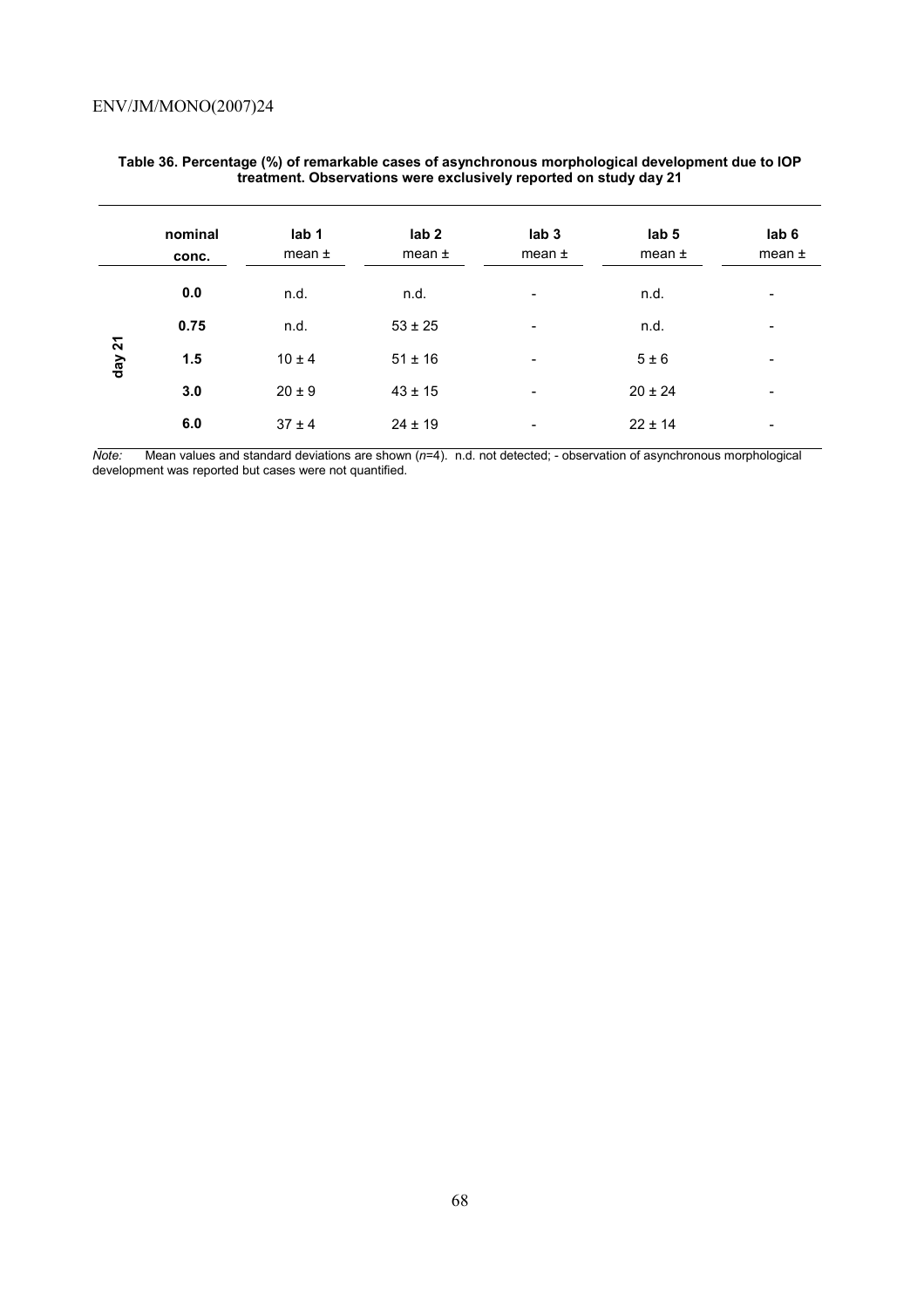**Table 36. Percentage (%) of remarkable cases of asynchronous morphological development due to IOP treatment. Observations were exclusively reported on study day 21**

| | nominal conc. | lab 1 mean ± | lab 2 mean ± | lab 3 mean ± | lab 5 mean ± | lab 6 mean ± |
|---|---|---|---|---|---|---|
| day 21 | **0.0** | n.d. | n.d. | - | n.d. | - |
| | **0.75** | n.d. | 53 ± 25 | - | n.d. | - |
| | **1.5** | 10 ± 4 | 51 ± 16 | - | 5 ± 6 | - |
| | **3.0** | 20 ± 9 | 43 ± 15 | - | 20 ± 24 | - |
| | **6.0** | 37 ± 4 | 24 ± 19 | - | 22 ± 14 | - |

*Note:* Mean values and standard deviations are shown (*n*=4). n.d. not detected; - observation of asynchronous morphological development was reported but cases were not quantified.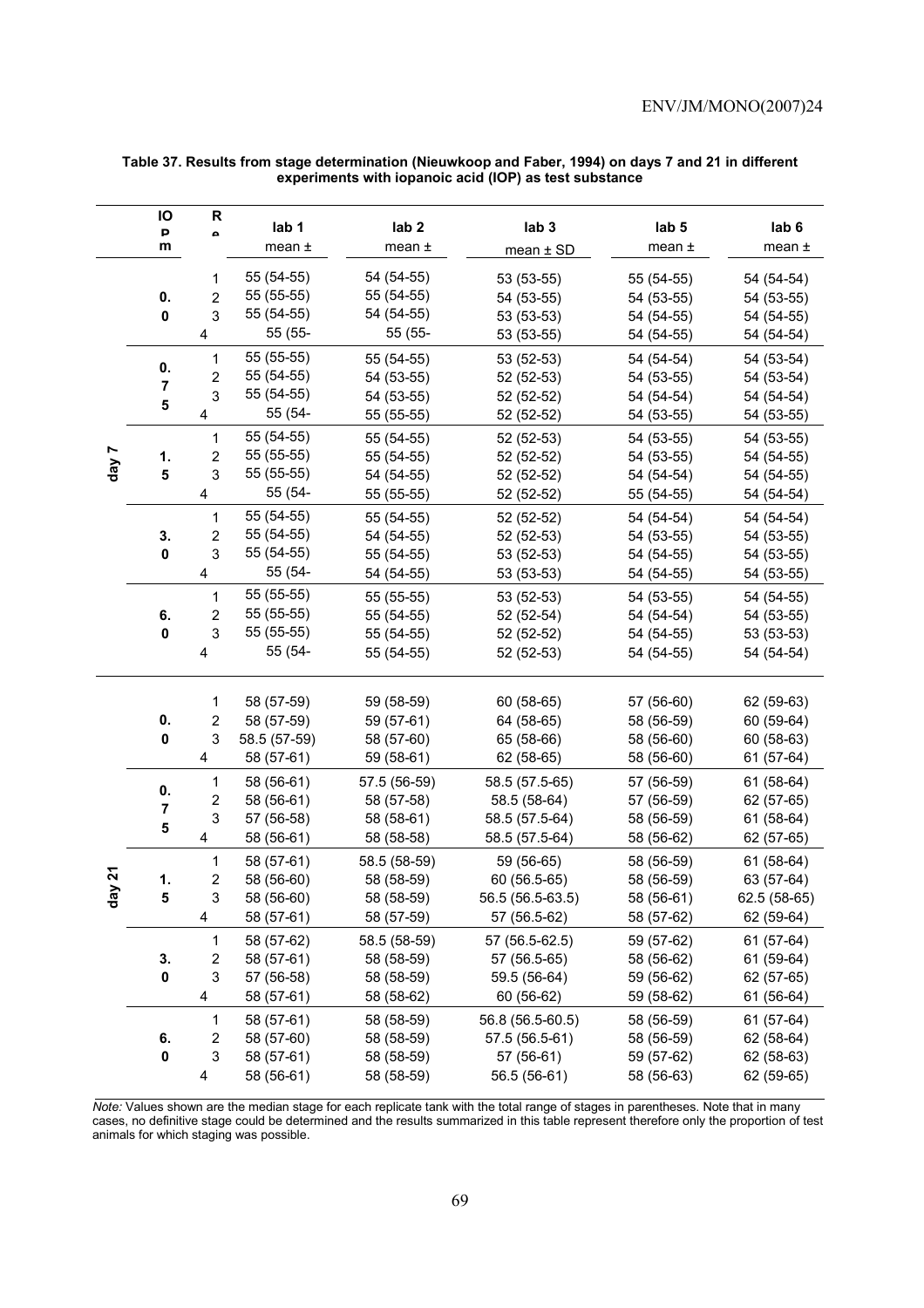**Table 37. Results from stage determination (Nieuwkoop and Faber, 1994) on days 7 and 21 in different experiments with iopanoic acid (IOP) as test substance**

| | IOP m | Re | lab 1 mean ± | lab 2 mean ± | lab 3 mean ± SD | lab 5 mean ± | lab 6 mean ± |
|---|---|---|---|---|---|---|---|
| day 7 | 0.0 | 1 | 55 (54-55) | 54 (54-55) | 53 (53-55) | 55 (54-55) | 54 (54-54) |
| | | 2 | 55 (55-55) | 55 (54-55) | 54 (53-55) | 54 (53-55) | 54 (53-55) |
| | | 3 | 55 (54-55) | 54 (54-55) | 53 (53-53) | 54 (54-55) | 54 (54-55) |
| | | 4 | 55 (55- | 55 (55- | 53 (53-55) | 54 (54-55) | 54 (54-54) |
| | 0.75 | 1 | 55 (55-55) | 55 (54-55) | 53 (52-53) | 54 (54-54) | 54 (53-54) |
| | | 2 | 55 (54-55) | 54 (53-55) | 52 (52-53) | 54 (53-55) | 54 (53-54) |
| | | 3 | 55 (54-55) | 54 (53-55) | 52 (52-52) | 54 (54-54) | 54 (54-54) |
| | | 4 | 55 (54- | 55 (55-55) | 52 (52-52) | 54 (53-55) | 54 (53-55) |
| | 1.5 | 1 | 55 (54-55) | 55 (54-55) | 52 (52-53) | 54 (53-55) | 54 (53-55) |
| | | 2 | 55 (55-55) | 55 (54-55) | 52 (52-52) | 54 (53-55) | 54 (54-55) |
| | | 3 | 55 (55-55) | 54 (54-55) | 52 (52-52) | 54 (54-54) | 54 (54-55) |
| | | 4 | 55 (54- | 55 (55-55) | 52 (52-52) | 55 (54-55) | 54 (54-54) |
| | 3.0 | 1 | 55 (54-55) | 55 (54-55) | 52 (52-52) | 54 (54-54) | 54 (54-54) |
| | | 2 | 55 (54-55) | 54 (54-55) | 52 (52-53) | 54 (53-55) | 54 (53-55) |
| | | 3 | 55 (54-55) | 55 (54-55) | 53 (52-53) | 54 (54-55) | 54 (53-55) |
| | | 4 | 55 (54- | 54 (54-55) | 53 (53-53) | 54 (54-55) | 54 (53-55) |
| | 6.0 | 1 | 55 (55-55) | 55 (55-55) | 53 (52-53) | 54 (53-55) | 54 (54-55) |
| | | 2 | 55 (55-55) | 55 (54-55) | 52 (52-54) | 54 (54-54) | 54 (53-55) |
| | | 3 | 55 (55-55) | 55 (54-55) | 52 (52-52) | 54 (54-55) | 53 (53-53) |
| | | 4 | 55 (54- | 55 (54-55) | 52 (52-53) | 54 (54-55) | 54 (54-54) |
| day 21 | 0.0 | 1 | 58 (57-59) | 59 (58-59) | 60 (58-65) | 57 (56-60) | 62 (59-63) |
| | | 2 | 58 (57-59) | 59 (57-61) | 64 (58-65) | 58 (56-59) | 60 (59-64) |
| | | 3 | 58.5 (57-59) | 58 (57-60) | 65 (58-66) | 58 (56-60) | 60 (58-63) |
| | | 4 | 58 (57-61) | 59 (58-61) | 62 (58-65) | 58 (56-60) | 61 (57-64) |
| | 0.75 | 1 | 58 (56-61) | 57.5 (56-59) | 58.5 (57.5-65) | 57 (56-59) | 61 (58-64) |
| | | 2 | 58 (56-61) | 58 (57-58) | 58.5 (58-64) | 57 (56-59) | 62 (57-65) |
| | | 3 | 57 (56-58) | 58 (58-61) | 58.5 (57.5-64) | 58 (56-59) | 61 (58-64) |
| | | 4 | 58 (56-61) | 58 (58-58) | 58.5 (57.5-64) | 58 (56-62) | 62 (57-65) |
| | 1.5 | 1 | 58 (57-61) | 58.5 (58-59) | 59 (56-65) | 58 (56-59) | 61 (58-64) |
| | | 2 | 58 (56-60) | 58 (58-59) | 60 (56.5-65) | 58 (56-59) | 63 (57-64) |
| | | 3 | 58 (56-60) | 58 (58-59) | 56.5 (56.5-63.5) | 58 (56-61) | 62.5 (58-65) |
| | | 4 | 58 (57-61) | 58 (57-59) | 57 (56.5-62) | 58 (57-62) | 62 (59-64) |
| | 3.0 | 1 | 58 (57-62) | 58.5 (58-59) | 57 (56.5-62.5) | 59 (57-62) | 61 (57-64) |
| | | 2 | 58 (57-61) | 58 (58-59) | 57 (56.5-65) | 58 (56-62) | 61 (59-64) |
| | | 3 | 57 (56-58) | 58 (58-59) | 59.5 (56-64) | 59 (56-62) | 62 (57-65) |
| | | 4 | 58 (57-61) | 58 (58-62) | 60 (56-62) | 59 (58-62) | 61 (56-64) |
| | 6.0 | 1 | 58 (57-61) | 58 (58-59) | 56.8 (56.5-60.5) | 58 (56-59) | 61 (57-64) |
| | | 2 | 58 (57-60) | 58 (58-59) | 57.5 (56.5-61) | 58 (56-59) | 62 (58-64) |
| | | 3 | 58 (57-61) | 58 (58-59) | 57 (56-61) | 59 (57-62) | 62 (58-63) |
| | | 4 | 58 (56-61) | 58 (58-59) | 56.5 (56-61) | 58 (56-63) | 62 (59-65) |

*Note:* Values shown are the median stage for each replicate tank with the total range of stages in parentheses. Note that in many cases, no definitive stage could be determined and the results summarized in this table represent therefore only the proportion of test animals for which staging was possible.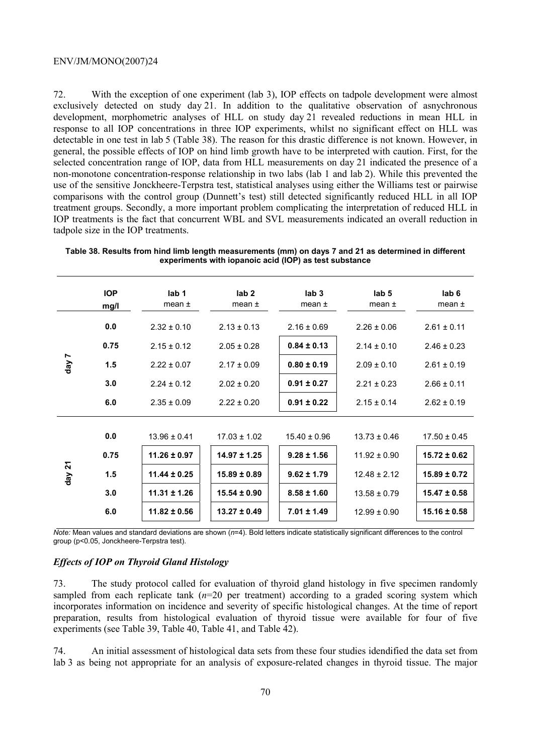72. With the exception of one experiment (lab 3), IOP effects on tadpole development were almost exclusively detected on study day 21. In addition to the qualitative observation of asnychronous development, morphometric analyses of HLL on study day 21 revealed reductions in mean HLL in response to all IOP concentrations in three IOP experiments, whilst no significant effect on HLL was detectable in one test in lab 5 (Table 38). The reason for this drastic difference is not known. However, in general, the possible effects of IOP on hind limb growth have to be interpreted with caution. First, for the selected concentration range of IOP, data from HLL measurements on day 21 indicated the presence of a non-monotone concentration-response relationship in two labs (lab 1 and lab 2). While this prevented the use of the sensitive Jonckheere-Terpstra test, statistical analyses using either the Williams test or pairwise comparisons with the control group (Dunnett's test) still detected significantly reduced HLL in all IOP treatment groups. Secondly, a more important problem complicating the interpretation of reduced HLL in IOP treatments is the fact that concurrent WBL and SVL measurements indicated an overall reduction in tadpole size in the IOP treatments.

**Table 38. Results from hind limb length measurements (mm) on days 7 and 21 as determined in different experiments with iopanoic acid (IOP) as test substance**

| | IOP mg/l | lab 1 mean ± | lab 2 mean ± | lab 3 mean ± | lab 5 mean ± | lab 6 mean ± |
|---|---|---|---|---|---|---|
| day 7 | 0.0 | 2.32 ± 0.10 | 2.13 ± 0.13 | 2.16 ± 0.69 | 2.26 ± 0.06 | 2.61 ± 0.11 |
| | 0.75 | 2.15 ± 0.12 | 2.05 ± 0.28 | **0.84 ± 0.13** | 2.14 ± 0.10 | 2.46 ± 0.23 |
| | 1.5 | 2.22 ± 0.07 | 2.17 ± 0.09 | **0.80 ± 0.19** | 2.09 ± 0.10 | 2.61 ± 0.19 |
| | 3.0 | 2.24 ± 0.12 | 2.02 ± 0.20 | **0.91 ± 0.27** | 2.21 ± 0.23 | 2.66 ± 0.11 |
| | 6.0 | 2.35 ± 0.09 | 2.22 ± 0.20 | **0.91 ± 0.22** | 2.15 ± 0.14 | 2.62 ± 0.19 |
| day 21 | 0.0 | 13.96 ± 0.41 | 17.03 ± 1.02 | 15.40 ± 0.96 | 13.73 ± 0.46 | 17.50 ± 0.45 |
| | 0.75 | **11.26 ± 0.97** | **14.97 ± 1.25** | **9.28 ± 1.56** | 11.92 ± 0.90 | **15.72 ± 0.62** |
| | 1.5 | **11.44 ± 0.25** | **15.89 ± 0.89** | **9.62 ± 1.79** | 12.48 ± 2.12 | **15.89 ± 0.72** |
| | 3.0 | **11.31 ± 1.26** | **15.54 ± 0.90** | **8.58 ± 1.60** | 13.58 ± 0.79 | **15.47 ± 0.58** |
| | 6.0 | **11.82 ± 0.56** | **13.27 ± 0.49** | **7.01 ± 1.49** | 12.99 ± 0.90 | **15.16 ± 0.58** |

*Note:* Mean values and standard deviations are shown ($n$=4). Bold letters indicate statistically significant differences to the control group ($p<0.05$, Jonckheere-Terpstra test).

### *Effects of IOP on Thyroid Gland Histology*

73. The study protocol called for evaluation of thyroid gland histology in five specimen randomly sampled from each replicate tank ($n$=20 per treatment) according to a graded scoring system which incorporates information on incidence and severity of specific histological changes. At the time of report preparation, results from histological evaluation of thyroid tissue were available for four of five experiments (see Table 39, Table 40, Table 41, and Table 42).

74. An initial assessment of histological data sets from these four studies idendified the data set from lab 3 as being not appropriate for an analysis of exposure-related changes in thyroid tissue. The major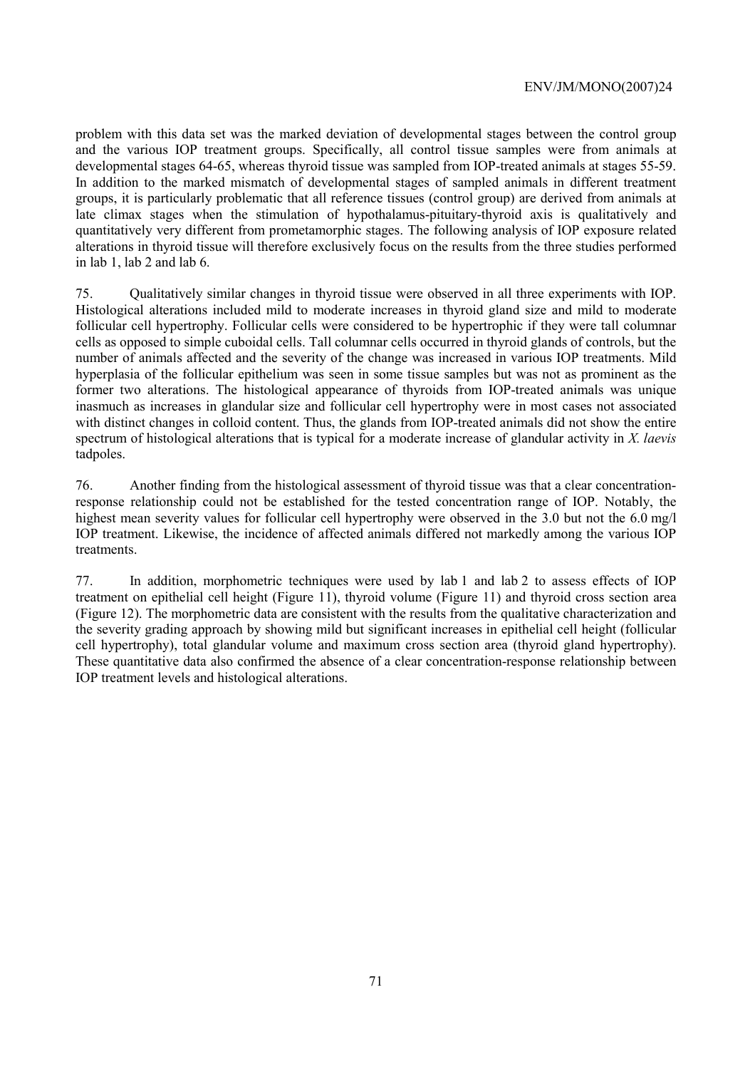problem with this data set was the marked deviation of developmental stages between the control group and the various IOP treatment groups. Specifically, all control tissue samples were from animals at developmental stages 64-65, whereas thyroid tissue was sampled from IOP-treated animals at stages 55-59. In addition to the marked mismatch of developmental stages of sampled animals in different treatment groups, it is particularly problematic that all reference tissues (control group) are derived from animals at late climax stages when the stimulation of hypothalamus-pituitary-thyroid axis is qualitatively and quantitatively very different from prometamorphic stages. The following analysis of IOP exposure related alterations in thyroid tissue will therefore exclusively focus on the results from the three studies performed in lab 1, lab 2 and lab 6.

75. Qualitatively similar changes in thyroid tissue were observed in all three experiments with IOP. Histological alterations included mild to moderate increases in thyroid gland size and mild to moderate follicular cell hypertrophy. Follicular cells were considered to be hypertrophic if they were tall columnar cells as opposed to simple cuboidal cells. Tall columnar cells occurred in thyroid glands of controls, but the number of animals affected and the severity of the change was increased in various IOP treatments. Mild hyperplasia of the follicular epithelium was seen in some tissue samples but was not as prominent as the former two alterations. The histological appearance of thyroids from IOP-treated animals was unique inasmuch as increases in glandular size and follicular cell hypertrophy were in most cases not associated with distinct changes in colloid content. Thus, the glands from IOP-treated animals did not show the entire spectrum of histological alterations that is typical for a moderate increase of glandular activity in *X. laevis* tadpoles.

76. Another finding from the histological assessment of thyroid tissue was that a clear concentration-response relationship could not be established for the tested concentration range of IOP. Notably, the highest mean severity values for follicular cell hypertrophy were observed in the 3.0 but not the 6.0 mg/l IOP treatment. Likewise, the incidence of affected animals differed not markedly among the various IOP treatments.

77. In addition, morphometric techniques were used by lab 1 and lab 2 to assess effects of IOP treatment on epithelial cell height (Figure 11), thyroid volume (Figure 11) and thyroid cross section area (Figure 12). The morphometric data are consistent with the results from the qualitative characterization and the severity grading approach by showing mild but significant increases in epithelial cell height (follicular cell hypertrophy), total glandular volume and maximum cross section area (thyroid gland hypertrophy). These quantitative data also confirmed the absence of a clear concentration-response relationship between IOP treatment levels and histological alterations.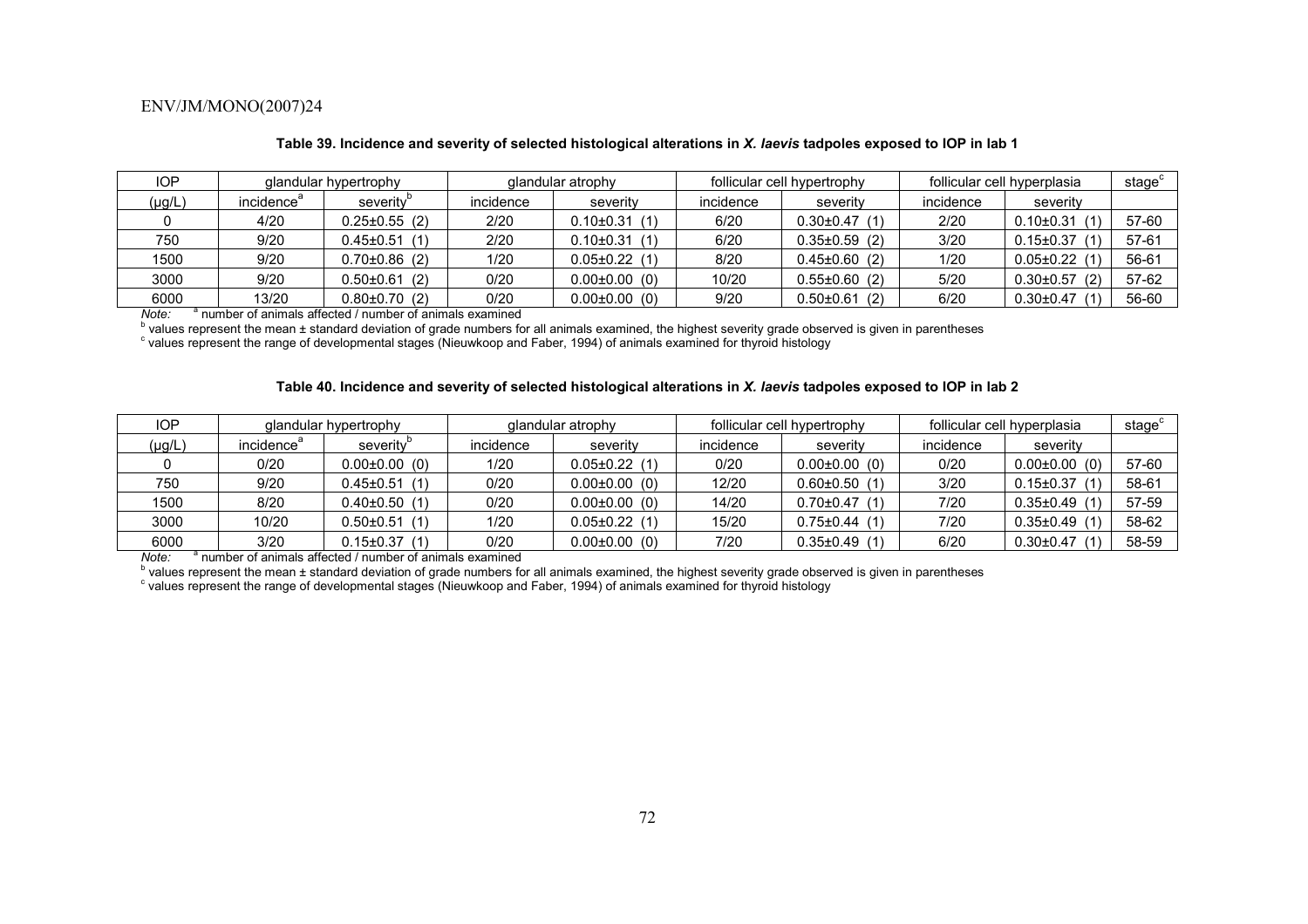**Table 39. Incidence and severity of selected histological alterations in *X. laevis* tadpoles exposed to IOP in lab 1**

| IOP | glandular hypertrophy | | glandular atrophy | | follicular cell hypertrophy | | follicular cell hyperplasia | | stage[c] |
|---|---|---|---|---|---|---|---|---|---|
| (µg/L) | incidence[a] | severity[b] | incidence | severity | incidence | severity | incidence | severity | |
| 0 | 4/20 | 0.25±0.55 (2) | 2/20 | 0.10±0.31 (1) | 6/20 | 0.30±0.47 (1) | 2/20 | 0.10±0.31 (1) | 57-60 |
| 750 | 9/20 | 0.45±0.51 (1) | 2/20 | 0.10±0.31 (1) | 6/20 | 0.35±0.59 (2) | 3/20 | 0.15±0.37 (1) | 57-61 |
| 1500 | 9/20 | 0.70±0.86 (2) | 1/20 | 0.05±0.22 (1) | 8/20 | 0.45±0.60 (2) | 1/20 | 0.05±0.22 (1) | 56-61 |
| 3000 | 9/20 | 0.50±0.61 (2) | 0/20 | 0.00±0.00 (0) | 10/20 | 0.55±0.60 (2) | 5/20 | 0.30±0.57 (2) | 57-62 |
| 6000 | 13/20 | 0.80±0.70 (2) | 0/20 | 0.00±0.00 (0) | 9/20 | 0.50±0.61 (2) | 6/20 | 0.30±0.47 (1) | 56-60 |

*Note:* [a] number of animals affected / number of animals examined
[b] values represent the mean ± standard deviation of grade numbers for all animals examined, the highest severity grade observed is given in parentheses
[c] values represent the range of developmental stages (Nieuwkoop and Faber, 1994) of animals examined for thyroid histology

**Table 40. Incidence and severity of selected histological alterations in *X. laevis* tadpoles exposed to IOP in lab 2**

| IOP | glandular hypertrophy | | glandular atrophy | | follicular cell hypertrophy | | follicular cell hyperplasia | | stage[c] |
|---|---|---|---|---|---|---|---|---|---|
| (µg/L) | incidence[a] | severity[b] | incidence | severity | incidence | severity | incidence | severity | |
| 0 | 0/20 | 0.00±0.00 (0) | 1/20 | 0.05±0.22 (1) | 0/20 | 0.00±0.00 (0) | 0/20 | 0.00±0.00 (0) | 57-60 |
| 750 | 9/20 | 0.45±0.51 (1) | 0/20 | 0.00±0.00 (0) | 12/20 | 0.60±0.50 (1) | 3/20 | 0.15±0.37 (1) | 58-61 |
| 1500 | 8/20 | 0.40±0.50 (1) | 0/20 | 0.00±0.00 (0) | 14/20 | 0.70±0.47 (1) | 7/20 | 0.35±0.49 (1) | 57-59 |
| 3000 | 10/20 | 0.50±0.51 (1) | 1/20 | 0.05±0.22 (1) | 15/20 | 0.75±0.44 (1) | 7/20 | 0.35±0.49 (1) | 58-62 |
| 6000 | 3/20 | 0.15±0.37 (1) | 0/20 | 0.00±0.00 (0) | 7/20 | 0.35±0.49 (1) | 6/20 | 0.30±0.47 (1) | 58-59 |

*Note:* [a] number of animals affected / number of animals examined
[b] values represent the mean ± standard deviation of grade numbers for all animals examined, the highest severity grade observed is given in parentheses
[c] values represent the range of developmental stages (Nieuwkoop and Faber, 1994) of animals examined for thyroid histology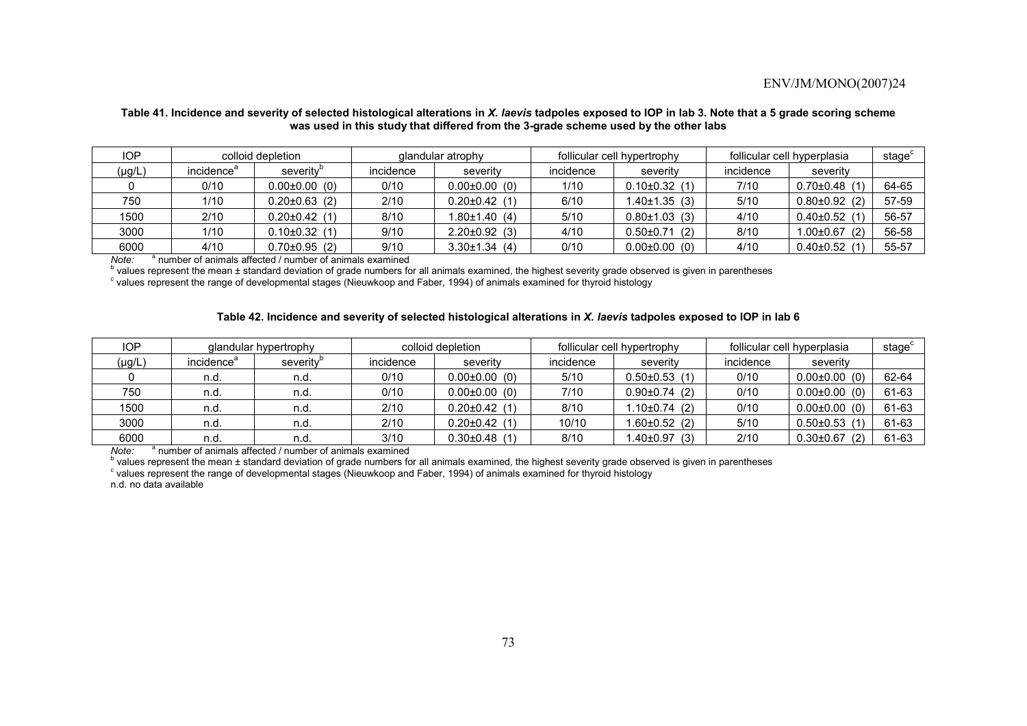**Table 41. Incidence and severity of selected histological alterations in *X. laevis* tadpoles exposed to IOP in lab 3. Note that a 5 grade scoring scheme was used in this study that differed from the 3-grade scheme used by the other labs**

| IOP | colloid depletion | | glandular atrophy | | follicular cell hypertrophy | | follicular cell hyperplasia | | stage[c] |
|---|---|---|---|---|---|---|---|---|---|
| (µg/L) | incidence[a] | severity[b] | incidence | severity | incidence | severity | incidence | severity | |
| 0 | 0/10 | 0.00±0.00 (0) | 0/10 | 0.00±0.00 (0) | 1/10 | 0.10±0.32 (1) | 7/10 | 0.70±0.48 (1) | 64-65 |
| 750 | 1/10 | 0.20±0.63 (2) | 2/10 | 0.20±0.42 (1) | 6/10 | 1.40±1.35 (3) | 5/10 | 0.80±0.92 (2) | 57-59 |
| 1500 | 2/10 | 0.20±0.42 (1) | 8/10 | 1.80±1.40 (4) | 5/10 | 0.80±1.03 (3) | 4/10 | 0.40±0.52 (1) | 56-57 |
| 3000 | 1/10 | 0.10±0.32 (1) | 9/10 | 2.20±0.92 (3) | 4/10 | 0.50±0.71 (2) | 8/10 | 1.00±0.67 (2) | 56-58 |
| 6000 | 4/10 | 0.70±0.95 (2) | 9/10 | 3.30±1.34 (4) | 0/10 | 0.00±0.00 (0) | 4/10 | 0.40±0.52 (1) | 55-57 |

*Note:* [a] number of animals affected / number of animals examined
[b] values represent the mean ± standard deviation of grade numbers for all animals examined, the highest severity grade observed is given in parentheses
[c] values represent the range of developmental stages (Nieuwkoop and Faber, 1994) of animals examined for thyroid histology

**Table 42. Incidence and severity of selected histological alterations in *X. laevis* tadpoles exposed to IOP in lab 6**

| IOP | glandular hypertrophy | | colloid depletion | | follicular cell hypertrophy | | follicular cell hyperplasia | | stage[c] |
|---|---|---|---|---|---|---|---|---|---|
| (µg/L) | incidence[a] | severity[b] | incidence | severity | incidence | severity | incidence | severity | |
| 0 | n.d. | n.d. | 0/10 | 0.00±0.00 (0) | 5/10 | 0.50±0.53 (1) | 0/10 | 0.00±0.00 (0) | 62-64 |
| 750 | n.d. | n.d. | 0/10 | 0.00±0.00 (0) | 7/10 | 0.90±0.74 (2) | 0/10 | 0.00±0.00 (0) | 61-63 |
| 1500 | n.d. | n.d. | 2/10 | 0.20±0.42 (1) | 8/10 | 1.10±0.74 (2) | 0/10 | 0.00±0.00 (0) | 61-63 |
| 3000 | n.d. | n.d. | 2/10 | 0.20±0.42 (1) | 10/10 | 1.60±0.52 (2) | 5/10 | 0.50±0.53 (1) | 61-63 |
| 6000 | n.d. | n.d. | 3/10 | 0.30±0.48 (1) | 8/10 | 1.40±0.97 (3) | 2/10 | 0.30±0.67 (2) | 61-63 |

*Note:* [a] number of animals affected / number of animals examined
[b] values represent the mean ± standard deviation of grade numbers for all animals examined, the highest severity grade observed is given in parentheses
[c] values represent the range of developmental stages (Nieuwkoop and Faber, 1994) of animals examined for thyroid histology
n.d. no data available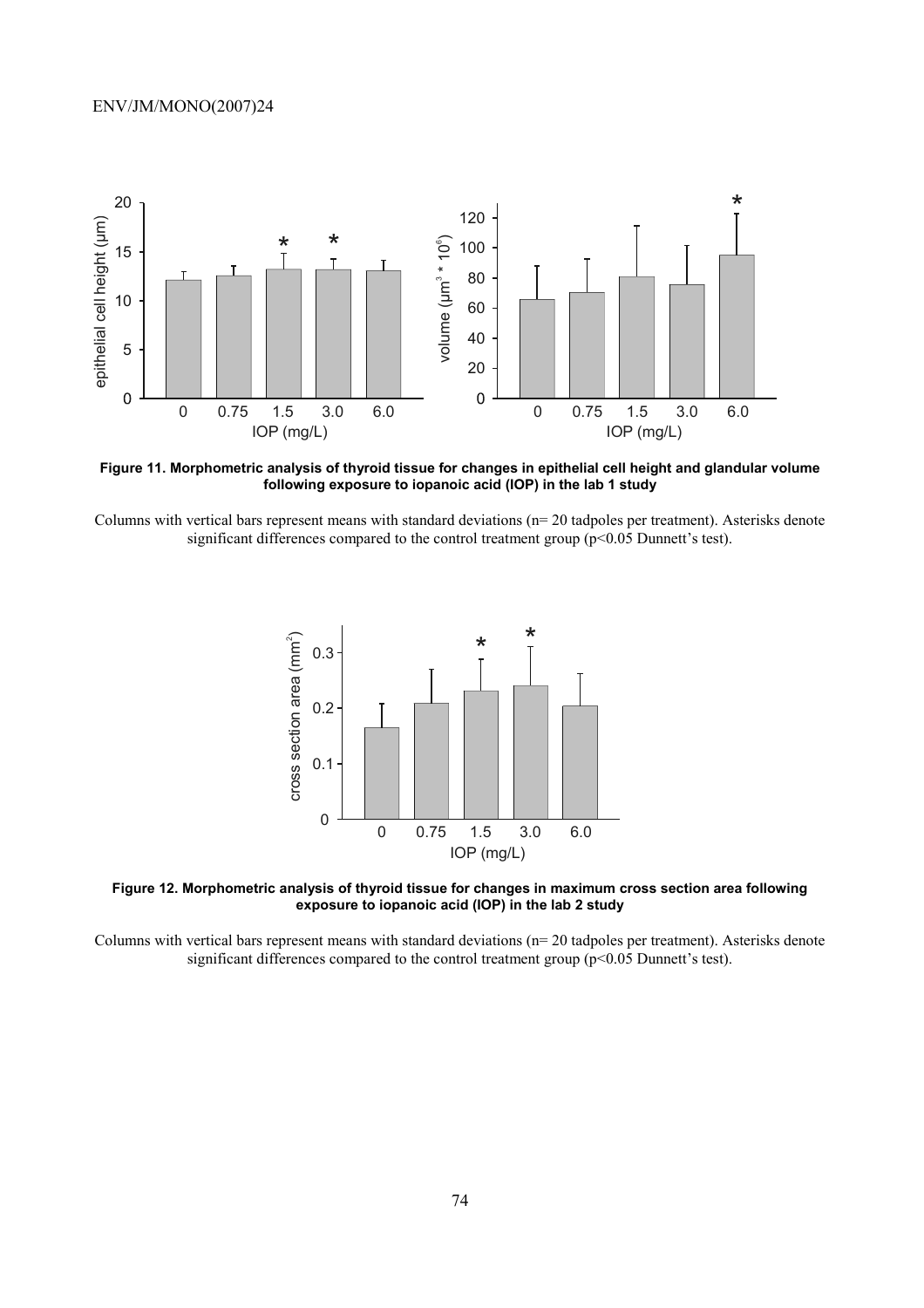**Figure 11. Morphometric analysis of thyroid tissue for changes in epithelial cell height and glandular volume following exposure to iopanoic acid (IOP) in the lab 1 study**

Columns with vertical bars represent means with standard deviations (n= 20 tadpoles per treatment). Asterisks denote significant differences compared to the control treatment group ($p<0.05$ Dunnett's test).

**Figure 12. Morphometric analysis of thyroid tissue for changes in maximum cross section area following exposure to iopanoic acid (IOP) in the lab 2 study**

Columns with vertical bars represent means with standard deviations (n= 20 tadpoles per treatment). Asterisks denote significant differences compared to the control treatment group ($p<0.05$ Dunnett's test).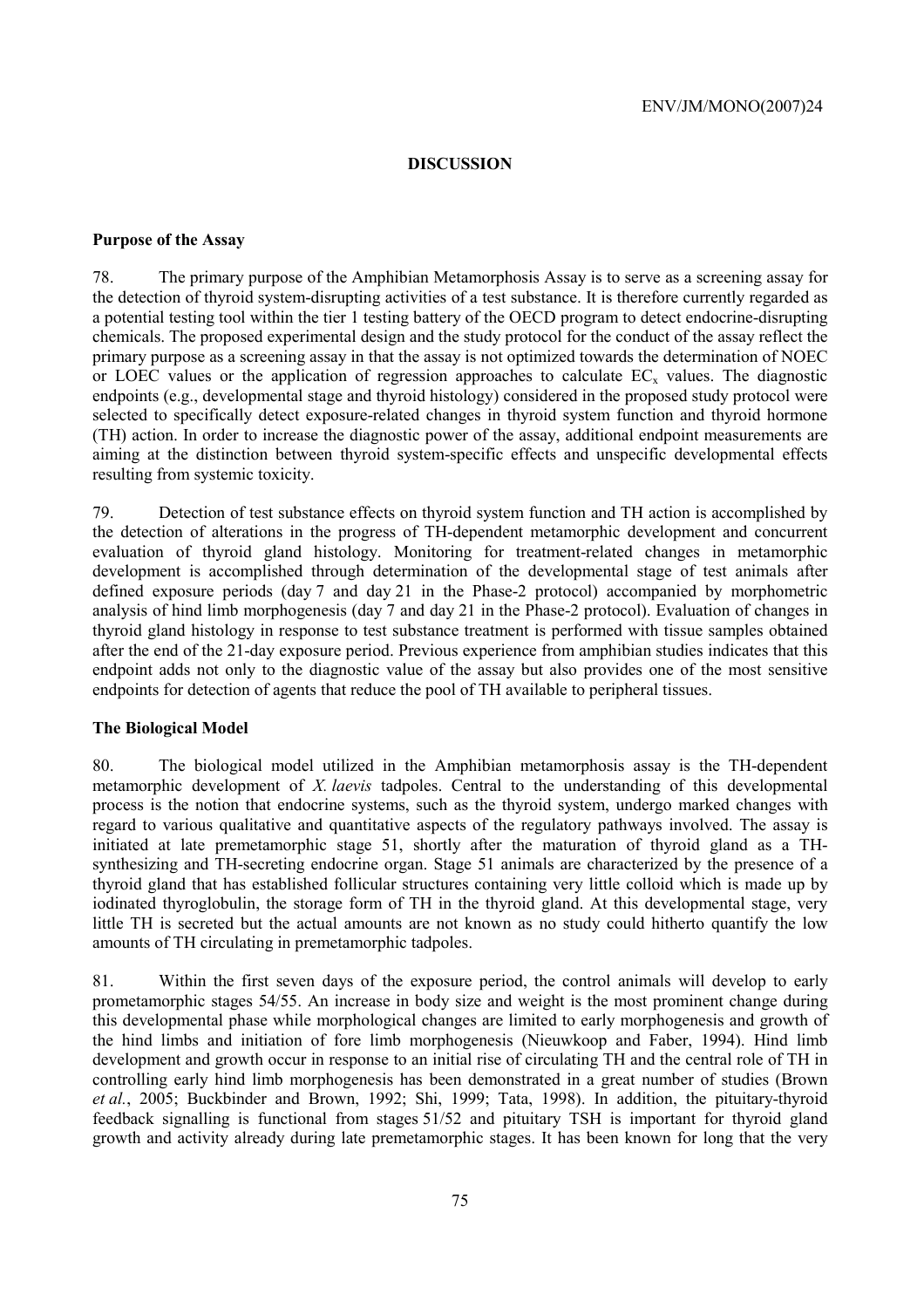## DISCUSSION

### Purpose of the Assay

78. The primary purpose of the Amphibian Metamorphosis Assay is to serve as a screening assay for the detection of thyroid system-disrupting activities of a test substance. It is therefore currently regarded as a potential testing tool within the tier 1 testing battery of the OECD program to detect endocrine-disrupting chemicals. The proposed experimental design and the study protocol for the conduct of the assay reflect the primary purpose as a screening assay in that the assay is not optimized towards the determination of NOEC or LOEC values or the application of regression approaches to calculate $EC_x$ values. The diagnostic endpoints (e.g., developmental stage and thyroid histology) considered in the proposed study protocol were selected to specifically detect exposure-related changes in thyroid system function and thyroid hormone (TH) action. In order to increase the diagnostic power of the assay, additional endpoint measurements are aiming at the distinction between thyroid system-specific effects and unspecific developmental effects resulting from systemic toxicity.

79. Detection of test substance effects on thyroid system function and TH action is accomplished by the detection of alterations in the progress of TH-dependent metamorphic development and concurrent evaluation of thyroid gland histology. Monitoring for treatment-related changes in metamorphic development is accomplished through determination of the developmental stage of test animals after defined exposure periods (day 7 and day 21 in the Phase-2 protocol) accompanied by morphometric analysis of hind limb morphogenesis (day 7 and day 21 in the Phase-2 protocol). Evaluation of changes in thyroid gland histology in response to test substance treatment is performed with tissue samples obtained after the end of the 21-day exposure period. Previous experience from amphibian studies indicates that this endpoint adds not only to the diagnostic value of the assay but also provides one of the most sensitive endpoints for detection of agents that reduce the pool of TH available to peripheral tissues.

### The Biological Model

80. The biological model utilized in the Amphibian metamorphosis assay is the TH-dependent metamorphic development of *X. laevis* tadpoles. Central to the understanding of this developmental process is the notion that endocrine systems, such as the thyroid system, undergo marked changes with regard to various qualitative and quantitative aspects of the regulatory pathways involved. The assay is initiated at late premetamorphic stage 51, shortly after the maturation of thyroid gland as a TH-synthesizing and TH-secreting endocrine organ. Stage 51 animals are characterized by the presence of a thyroid gland that has established follicular structures containing very little colloid which is made up by iodinated thyroglobulin, the storage form of TH in the thyroid gland. At this developmental stage, very little TH is secreted but the actual amounts are not known as no study could hitherto quantify the low amounts of TH circulating in premetamorphic tadpoles.

81. Within the first seven days of the exposure period, the control animals will develop to early prometamorphic stages 54/55. An increase in body size and weight is the most prominent change during this developmental phase while morphological changes are limited to early morphogenesis and growth of the hind limbs and initiation of fore limb morphogenesis (Nieuwkoop and Faber, 1994). Hind limb development and growth occur in response to an initial rise of circulating TH and the central role of TH in controlling early hind limb morphogenesis has been demonstrated in a great number of studies (Brown *et al.*, 2005; Buckbinder and Brown, 1992; Shi, 1999; Tata, 1998). In addition, the pituitary-thyroid feedback signalling is functional from stages 51/52 and pituitary TSH is important for thyroid gland growth and activity already during late premetamorphic stages. It has been known for long that the very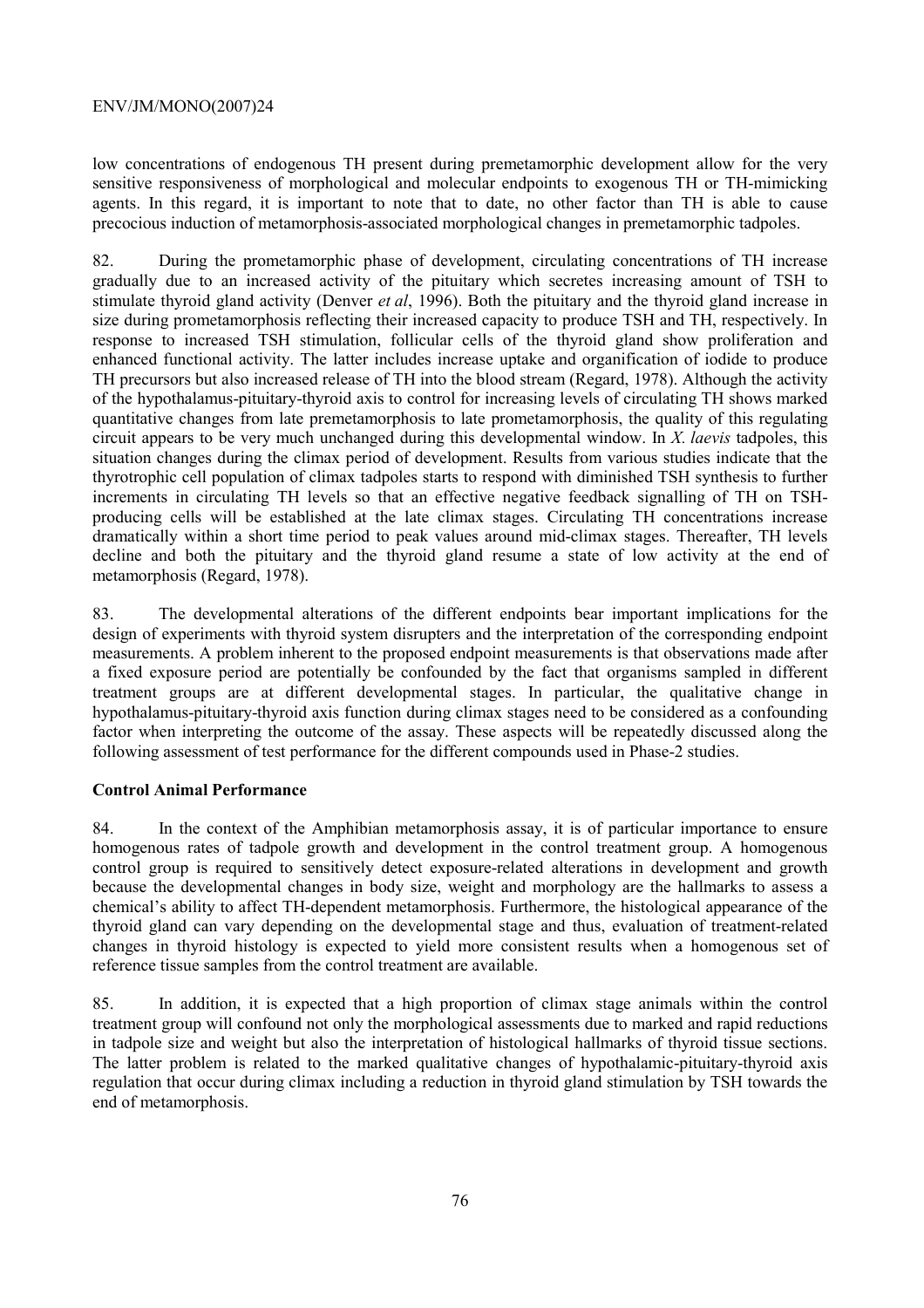low concentrations of endogenous TH present during premetamorphic development allow for the very sensitive responsiveness of morphological and molecular endpoints to exogenous TH or TH-mimicking agents. In this regard, it is important to note that to date, no other factor than TH is able to cause precocious induction of metamorphosis-associated morphological changes in premetamorphic tadpoles.

82. During the prometamorphic phase of development, circulating concentrations of TH increase gradually due to an increased activity of the pituitary which secretes increasing amount of TSH to stimulate thyroid gland activity (Denver *et al*, 1996). Both the pituitary and the thyroid gland increase in size during prometamorphosis reflecting their increased capacity to produce TSH and TH, respectively. In response to increased TSH stimulation, follicular cells of the thyroid gland show proliferation and enhanced functional activity. The latter includes increase uptake and organification of iodide to produce TH precursors but also increased release of TH into the blood stream (Regard, 1978). Although the activity of the hypothalamus-pituitary-thyroid axis to control for increasing levels of circulating TH shows marked quantitative changes from late premetamorphosis to late prometamorphosis, the quality of this regulating circuit appears to be very much unchanged during this developmental window. In *X. laevis* tadpoles, this situation changes during the climax period of development. Results from various studies indicate that the thyrotrophic cell population of climax tadpoles starts to respond with diminished TSH synthesis to further increments in circulating TH levels so that an effective negative feedback signalling of TH on TSH-producing cells will be established at the late climax stages. Circulating TH concentrations increase dramatically within a short time period to peak values around mid-climax stages. Thereafter, TH levels decline and both the pituitary and the thyroid gland resume a state of low activity at the end of metamorphosis (Regard, 1978).

83. The developmental alterations of the different endpoints bear important implications for the design of experiments with thyroid system disrupters and the interpretation of the corresponding endpoint measurements. A problem inherent to the proposed endpoint measurements is that observations made after a fixed exposure period are potentially be confounded by the fact that organisms sampled in different treatment groups are at different developmental stages. In particular, the qualitative change in hypothalamus-pituitary-thyroid axis function during climax stages need to be considered as a confounding factor when interpreting the outcome of the assay. These aspects will be repeatedly discussed along the following assessment of test performance for the different compounds used in Phase-2 studies.

**Control Animal Performance**

84. In the context of the Amphibian metamorphosis assay, it is of particular importance to ensure homogenous rates of tadpole growth and development in the control treatment group. A homogenous control group is required to sensitively detect exposure-related alterations in development and growth because the developmental changes in body size, weight and morphology are the hallmarks to assess a chemical's ability to affect TH-dependent metamorphosis. Furthermore, the histological appearance of the thyroid gland can vary depending on the developmental stage and thus, evaluation of treatment-related changes in thyroid histology is expected to yield more consistent results when a homogenous set of reference tissue samples from the control treatment are available.

85. In addition, it is expected that a high proportion of climax stage animals within the control treatment group will confound not only the morphological assessments due to marked and rapid reductions in tadpole size and weight but also the interpretation of histological hallmarks of thyroid tissue sections. The latter problem is related to the marked qualitative changes of hypothalamic-pituitary-thyroid axis regulation that occur during climax including a reduction in thyroid gland stimulation by TSH towards the end of metamorphosis.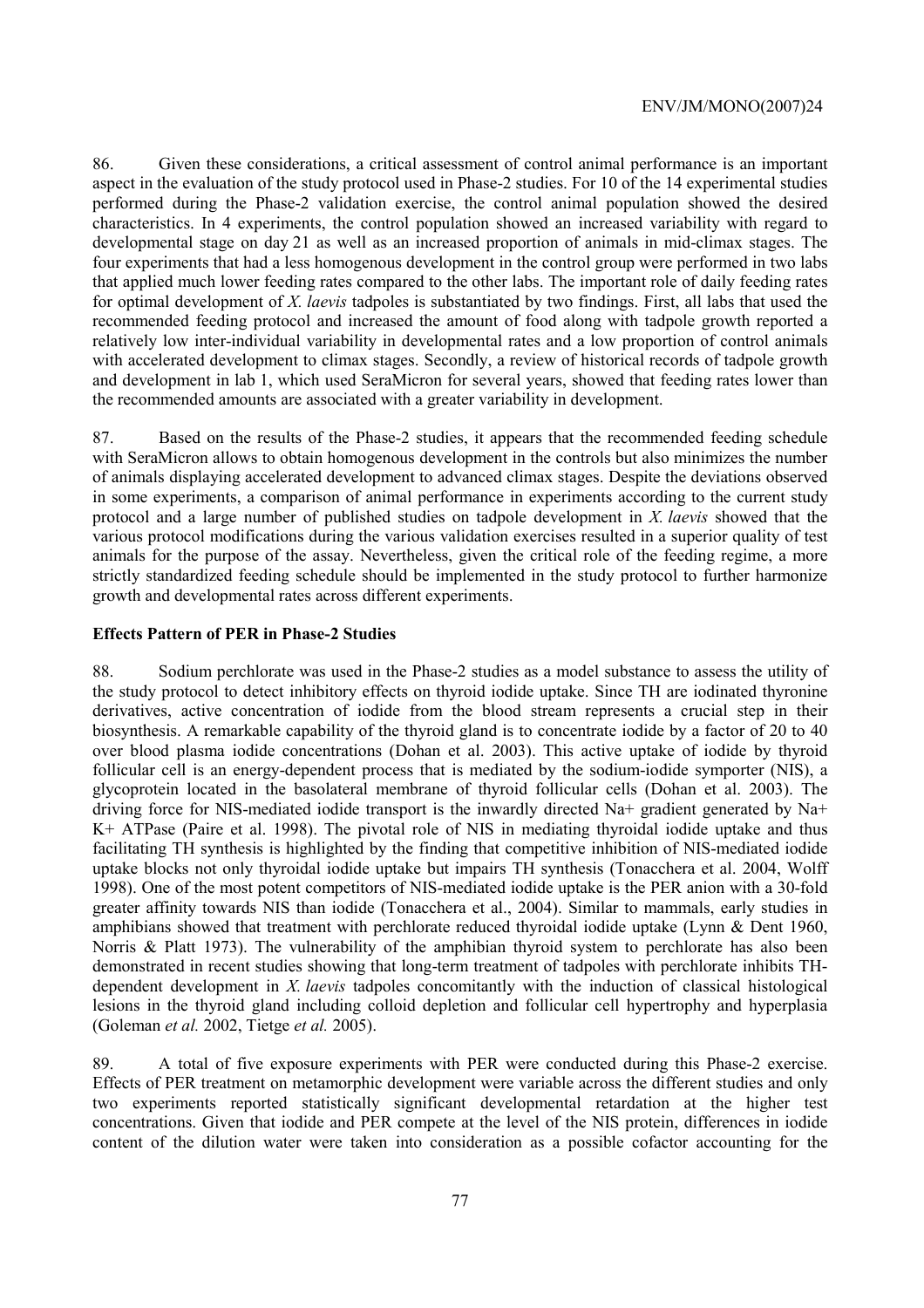86. Given these considerations, a critical assessment of control animal performance is an important aspect in the evaluation of the study protocol used in Phase-2 studies. For 10 of the 14 experimental studies performed during the Phase-2 validation exercise, the control animal population showed the desired characteristics. In 4 experiments, the control population showed an increased variability with regard to developmental stage on day 21 as well as an increased proportion of animals in mid-climax stages. The four experiments that had a less homogenous development in the control group were performed in two labs that applied much lower feeding rates compared to the other labs. The important role of daily feeding rates for optimal development of *X. laevis* tadpoles is substantiated by two findings. First, all labs that used the recommended feeding protocol and increased the amount of food along with tadpole growth reported a relatively low inter-individual variability in developmental rates and a low proportion of control animals with accelerated development to climax stages. Secondly, a review of historical records of tadpole growth and development in lab 1, which used SeraMicron for several years, showed that feeding rates lower than the recommended amounts are associated with a greater variability in development.

87. Based on the results of the Phase-2 studies, it appears that the recommended feeding schedule with SeraMicron allows to obtain homogenous development in the controls but also minimizes the number of animals displaying accelerated development to advanced climax stages. Despite the deviations observed in some experiments, a comparison of animal performance in experiments according to the current study protocol and a large number of published studies on tadpole development in *X. laevis* showed that the various protocol modifications during the various validation exercises resulted in a superior quality of test animals for the purpose of the assay. Nevertheless, given the critical role of the feeding regime, a more strictly standardized feeding schedule should be implemented in the study protocol to further harmonize growth and developmental rates across different experiments.

**Effects Pattern of PER in Phase-2 Studies**

88. Sodium perchlorate was used in the Phase-2 studies as a model substance to assess the utility of the study protocol to detect inhibitory effects on thyroid iodide uptake. Since TH are iodinated thyronine derivatives, active concentration of iodide from the blood stream represents a crucial step in their biosynthesis. A remarkable capability of the thyroid gland is to concentrate iodide by a factor of 20 to 40 over blood plasma iodide concentrations (Dohan et al. 2003). This active uptake of iodide by thyroid follicular cell is an energy-dependent process that is mediated by the sodium-iodide symporter (NIS), a glycoprotein located in the basolateral membrane of thyroid follicular cells (Dohan et al. 2003). The driving force for NIS-mediated iodide transport is the inwardly directed $Na^+$ gradient generated by $Na^+$ $K^+$ ATPase (Paire et al. 1998). The pivotal role of NIS in mediating thyroidal iodide uptake and thus facilitating TH synthesis is highlighted by the finding that competitive inhibition of NIS-mediated iodide uptake blocks not only thyroidal iodide uptake but impairs TH synthesis (Tonacchera et al. 2004, Wolff 1998). One of the most potent competitors of NIS-mediated iodide uptake is the PER anion with a 30-fold greater affinity towards NIS than iodide (Tonacchera et al., 2004). Similar to mammals, early studies in amphibians showed that treatment with perchlorate reduced thyroidal iodide uptake (Lynn & Dent 1960, Norris & Platt 1973). The vulnerability of the amphibian thyroid system to perchlorate has also been demonstrated in recent studies showing that long-term treatment of tadpoles with perchlorate inhibits TH-dependent development in *X. laevis* tadpoles concomitantly with the induction of classical histological lesions in the thyroid gland including colloid depletion and follicular cell hypertrophy and hyperplasia (Goleman *et al.* 2002, Tietge *et al.* 2005).

89. A total of five exposure experiments with PER were conducted during this Phase-2 exercise. Effects of PER treatment on metamorphic development were variable across the different studies and only two experiments reported statistically significant developmental retardation at the higher test concentrations. Given that iodide and PER compete at the level of the NIS protein, differences in iodide content of the dilution water were taken into consideration as a possible cofactor accounting for the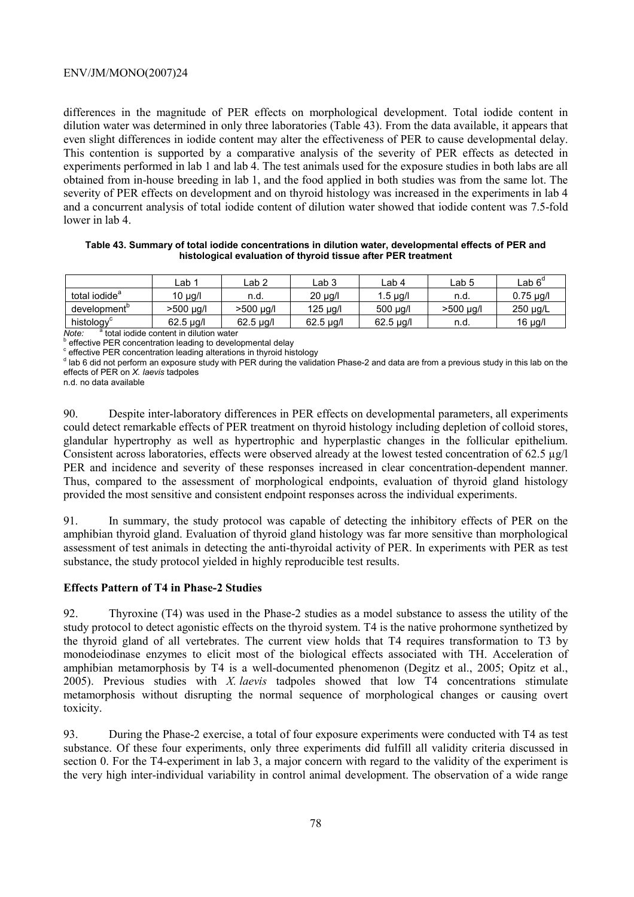differences in the magnitude of PER effects on morphological development. Total iodide content in dilution water was determined in only three laboratories (Table 43). From the data available, it appears that even slight differences in iodide content may alter the effectiveness of PER to cause developmental delay. This contention is supported by a comparative analysis of the severity of PER effects as detected in experiments performed in lab 1 and lab 4. The test animals used for the exposure studies in both labs are all obtained from in-house breeding in lab 1, and the food applied in both studies was from the same lot. The severity of PER effects on development and on thyroid histology was increased in the experiments in lab 4 and a concurrent analysis of total iodide content of dilution water showed that iodide content was 7.5-fold lower in lab 4.

**Table 43. Summary of total iodide concentrations in dilution water, developmental effects of PER and histological evaluation of thyroid tissue after PER treatment**

| | Lab 1 | Lab 2 | Lab 3 | Lab 4 | Lab 5 | Lab 6[d] |
|---|---|---|---|---|---|---|
| total iodide[a] | 10 µg/l | n.d. | 20 µg/l | 1.5 µg/l | n.d. | 0.75 µg/l |
| development[b] | >500 µg/l | >500 µg/l | 125 µg/l | 500 µg/l | >500 µg/l | 250 µg/L |
| histology[c] | 62.5 µg/l | 62.5 µg/l | 62.5 µg/l | 62.5 µg/l | n.d. | 16 µg/l |

*Note:* [a] total iodide content in dilution water
[b] effective PER concentration leading to developmental delay
[c] effective PER concentration leading alterations in thyroid histology
[d] lab 6 did not perform an exposure study with PER during the validation Phase-2 and data are from a previous study in this lab on the effects of PER on *X. laevis* tadpoles
n.d. no data available

90. Despite inter-laboratory differences in PER effects on developmental parameters, all experiments could detect remarkable effects of PER treatment on thyroid histology including depletion of colloid stores, glandular hypertrophy as well as hypertrophic and hyperplastic changes in the follicular epithelium. Consistent across laboratories, effects were observed already at the lowest tested concentration of 62.5 µg/l PER and incidence and severity of these responses increased in clear concentration-dependent manner. Thus, compared to the assessment of morphological endpoints, evaluation of thyroid gland histology provided the most sensitive and consistent endpoint responses across the individual experiments.

91. In summary, the study protocol was capable of detecting the inhibitory effects of PER on the amphibian thyroid gland. Evaluation of thyroid gland histology was far more sensitive than morphological assessment of test animals in detecting the anti-thyroidal activity of PER. In experiments with PER as test substance, the study protocol yielded in highly reproducible test results.

**Effects Pattern of T4 in Phase-2 Studies**

92. Thyroxine (T4) was used in the Phase-2 studies as a model substance to assess the utility of the study protocol to detect agonistic effects on the thyroid system. T4 is the native prohormone synthetized by the thyroid gland of all vertebrates. The current view holds that T4 requires transformation to T3 by monodeiodinase enzymes to elicit most of the biological effects associated with TH. Acceleration of amphibian metamorphosis by T4 is a well-documented phenomenon (Degitz et al., 2005; Opitz et al., 2005). Previous studies with *X. laevis* tadpoles showed that low T4 concentrations stimulate metamorphosis without disrupting the normal sequence of morphological changes or causing overt toxicity.

93. During the Phase-2 exercise, a total of four exposure experiments were conducted with T4 as test substance. Of these four experiments, only three experiments did fulfill all validity criteria discussed in section 0. For the T4-experiment in lab 3, a major concern with regard to the validity of the experiment is the very high inter-individual variability in control animal development. The observation of a wide range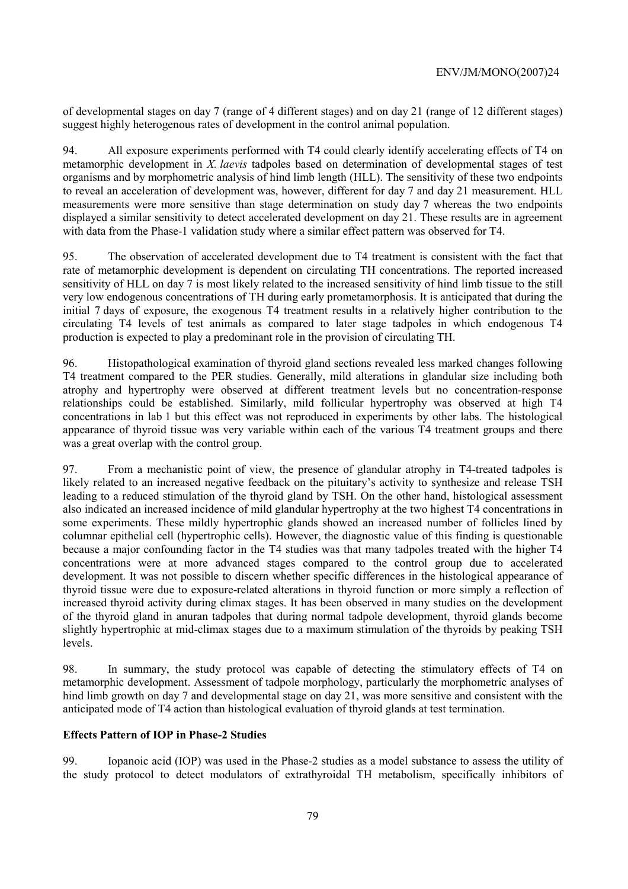of developmental stages on day 7 (range of 4 different stages) and on day 21 (range of 12 different stages) suggest highly heterogenous rates of development in the control animal population.

94. All exposure experiments performed with T4 could clearly identify accelerating effects of T4 on metamorphic development in *X. laevis* tadpoles based on determination of developmental stages of test organisms and by morphometric analysis of hind limb length (HLL). The sensitivity of these two endpoints to reveal an acceleration of development was, however, different for day 7 and day 21 measurement. HLL measurements were more sensitive than stage determination on study day 7 whereas the two endpoints displayed a similar sensitivity to detect accelerated development on day 21. These results are in agreement with data from the Phase-1 validation study where a similar effect pattern was observed for T4.

95. The observation of accelerated development due to T4 treatment is consistent with the fact that rate of metamorphic development is dependent on circulating TH concentrations. The reported increased sensitivity of HLL on day 7 is most likely related to the increased sensitivity of hind limb tissue to the still very low endogenous concentrations of TH during early prometamorphosis. It is anticipated that during the initial 7 days of exposure, the exogenous T4 treatment results in a relatively higher contribution to the circulating T4 levels of test animals as compared to later stage tadpoles in which endogenous T4 production is expected to play a predominant role in the provision of circulating TH.

96. Histopathological examination of thyroid gland sections revealed less marked changes following T4 treatment compared to the PER studies. Generally, mild alterations in glandular size including both atrophy and hypertrophy were observed at different treatment levels but no concentration-response relationships could be established. Similarly, mild follicular hypertrophy was observed at high T4 concentrations in lab 1 but this effect was not reproduced in experiments by other labs. The histological appearance of thyroid tissue was very variable within each of the various T4 treatment groups and there was a great overlap with the control group.

97. From a mechanistic point of view, the presence of glandular atrophy in T4-treated tadpoles is likely related to an increased negative feedback on the pituitary's activity to synthesize and release TSH leading to a reduced stimulation of the thyroid gland by TSH. On the other hand, histological assessment also indicated an increased incidence of mild glandular hypertrophy at the two highest T4 concentrations in some experiments. These mildly hypertrophic glands showed an increased number of follicles lined by columnar epithelial cell (hypertrophic cells). However, the diagnostic value of this finding is questionable because a major confounding factor in the T4 studies was that many tadpoles treated with the higher T4 concentrations were at more advanced stages compared to the control group due to accelerated development. It was not possible to discern whether specific differences in the histological appearance of thyroid tissue were due to exposure-related alterations in thyroid function or more simply a reflection of increased thyroid activity during climax stages. It has been observed in many studies on the development of the thyroid gland in anuran tadpoles that during normal tadpole development, thyroid glands become slightly hypertrophic at mid-climax stages due to a maximum stimulation of the thyroids by peaking TSH levels.

98. In summary, the study protocol was capable of detecting the stimulatory effects of T4 on metamorphic development. Assessment of tadpole morphology, particularly the morphometric analyses of hind limb growth on day 7 and developmental stage on day 21, was more sensitive and consistent with the anticipated mode of T4 action than histological evaluation of thyroid glands at test termination.

**Effects Pattern of IOP in Phase-2 Studies**

99. Iopanoic acid (IOP) was used in the Phase-2 studies as a model substance to assess the utility of the study protocol to detect modulators of extrathyroidal TH metabolism, specifically inhibitors of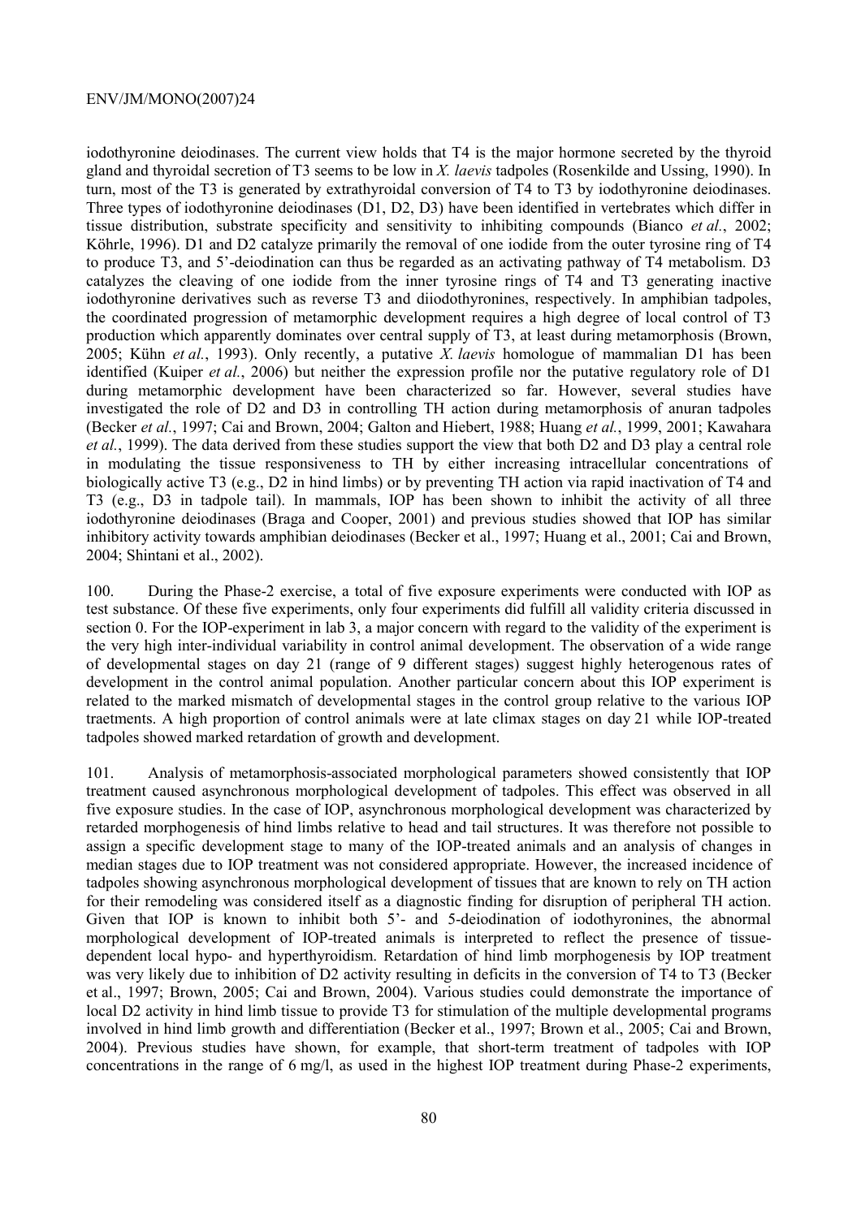iodothyronine deiodinases. The current view holds that T4 is the major hormone secreted by the thyroid gland and thyroidal secretion of T3 seems to be low in *X. laevis* tadpoles (Rosenkilde and Ussing, 1990). In turn, most of the T3 is generated by extrathyroidal conversion of T4 to T3 by iodothyronine deiodinases. Three types of iodothyronine deiodinases (D1, D2, D3) have been identified in vertebrates which differ in tissue distribution, substrate specificity and sensitivity to inhibiting compounds (Bianco *et al.*, 2002; Köhrle, 1996). D1 and D2 catalyze primarily the removal of one iodide from the outer tyrosine ring of T4 to produce T3, and 5'-deiodination can thus be regarded as an activating pathway of T4 metabolism. D3 catalyzes the cleaving of one iodide from the inner tyrosine rings of T4 and T3 generating inactive iodothyronine derivatives such as reverse T3 and diiodothyronines, respectively. In amphibian tadpoles, the coordinated progression of metamorphic development requires a high degree of local control of T3 production which apparently dominates over central supply of T3, at least during metamorphosis (Brown, 2005; Kühn *et al.*, 1993). Only recently, a putative *X. laevis* homologue of mammalian D1 has been identified (Kuiper *et al.*, 2006) but neither the expression profile nor the putative regulatory role of D1 during metamorphic development have been characterized so far. However, several studies have investigated the role of D2 and D3 in controlling TH action during metamorphosis of anuran tadpoles (Becker *et al.*, 1997; Cai and Brown, 2004; Galton and Hiebert, 1988; Huang *et al.*, 1999, 2001; Kawahara *et al.*, 1999). The data derived from these studies support the view that both D2 and D3 play a central role in modulating the tissue responsiveness to TH by either increasing intracellular concentrations of biologically active T3 (e.g., D2 in hind limbs) or by preventing TH action via rapid inactivation of T4 and T3 (e.g., D3 in tadpole tail). In mammals, IOP has been shown to inhibit the activity of all three iodothyronine deiodinases (Braga and Cooper, 2001) and previous studies showed that IOP has similar inhibitory activity towards amphibian deiodinases (Becker et al., 1997; Huang et al., 2001; Cai and Brown, 2004; Shintani et al., 2002).

100. During the Phase-2 exercise, a total of five exposure experiments were conducted with IOP as test substance. Of these five experiments, only four experiments did fulfill all validity criteria discussed in section 0. For the IOP-experiment in lab 3, a major concern with regard to the validity of the experiment is the very high inter-individual variability in control animal development. The observation of a wide range of developmental stages on day 21 (range of 9 different stages) suggest highly heterogenous rates of development in the control animal population. Another particular concern about this IOP experiment is related to the marked mismatch of developmental stages in the control group relative to the various IOP traetments. A high proportion of control animals were at late climax stages on day 21 while IOP-treated tadpoles showed marked retardation of growth and development.

101. Analysis of metamorphosis-associated morphological parameters showed consistently that IOP treatment caused asynchronous morphological development of tadpoles. This effect was observed in all five exposure studies. In the case of IOP, asynchronous morphological development was characterized by retarded morphogenesis of hind limbs relative to head and tail structures. It was therefore not possible to assign a specific development stage to many of the IOP-treated animals and an analysis of changes in median stages due to IOP treatment was not considered appropriate. However, the increased incidence of tadpoles showing asynchronous morphological development of tissues that are known to rely on TH action for their remodeling was considered itself as a diagnostic finding for disruption of peripheral TH action. Given that IOP is known to inhibit both 5'- and 5-deiodination of iodothyronines, the abnormal morphological development of IOP-treated animals is interpreted to reflect the presence of tissue-dependent local hypo- and hyperthyroidism. Retardation of hind limb morphogenesis by IOP treatment was very likely due to inhibition of D2 activity resulting in deficits in the conversion of T4 to T3 (Becker et al., 1997; Brown, 2005; Cai and Brown, 2004). Various studies could demonstrate the importance of local D2 activity in hind limb tissue to provide T3 for stimulation of the multiple developmental programs involved in hind limb growth and differentiation (Becker et al., 1997; Brown et al., 2005; Cai and Brown, 2004). Previous studies have shown, for example, that short-term treatment of tadpoles with IOP concentrations in the range of 6 mg/l, as used in the highest IOP treatment during Phase-2 experiments,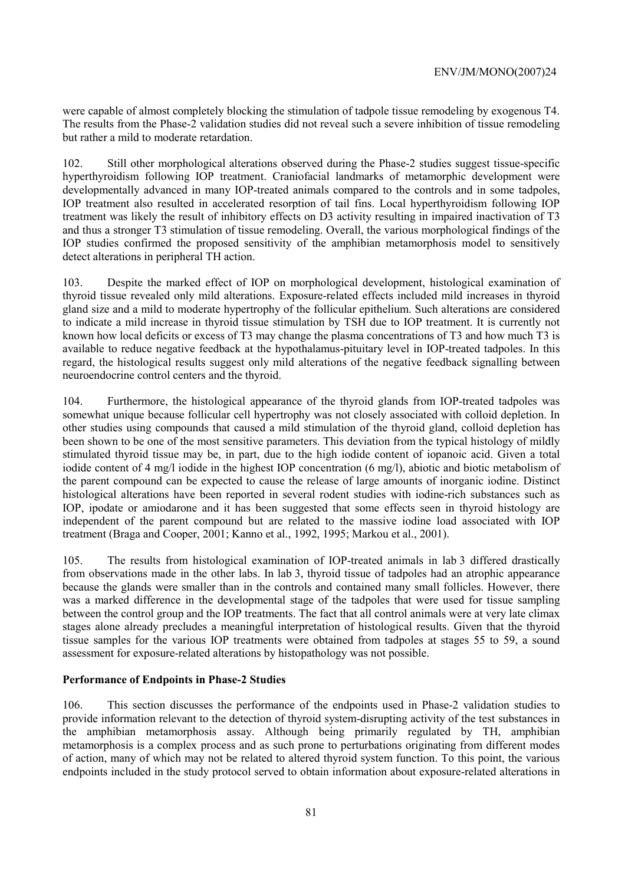were capable of almost completely blocking the stimulation of tadpole tissue remodeling by exogenous T4. The results from the Phase-2 validation studies did not reveal such a severe inhibition of tissue remodeling but rather a mild to moderate retardation.

102. Still other morphological alterations observed during the Phase-2 studies suggest tissue-specific hyperthyroidism following IOP treatment. Craniofacial landmarks of metamorphic development were developmentally advanced in many IOP-treated animals compared to the controls and in some tadpoles, IOP treatment also resulted in accelerated resorption of tail fins. Local hyperthyroidism following IOP treatment was likely the result of inhibitory effects on D3 activity resulting in impaired inactivation of T3 and thus a stronger T3 stimulation of tissue remodeling. Overall, the various morphological findings of the IOP studies confirmed the proposed sensitivity of the amphibian metamorphosis model to sensitively detect alterations in peripheral TH action.

103. Despite the marked effect of IOP on morphological development, histological examination of thyroid tissue revealed only mild alterations. Exposure-related effects included mild increases in thyroid gland size and a mild to moderate hypertrophy of the follicular epithelium. Such alterations are considered to indicate a mild increase in thyroid tissue stimulation by TSH due to IOP treatment. It is currently not known how local deficits or excess of T3 may change the plasma concentrations of T3 and how much T3 is available to reduce negative feedback at the hypothalamus-pituitary level in IOP-treated tadpoles. In this regard, the histological results suggest only mild alterations of the negative feedback signalling between neuroendocrine control centers and the thyroid.

104. Furthermore, the histological appearance of the thyroid glands from IOP-treated tadpoles was somewhat unique because follicular cell hypertrophy was not closely associated with colloid depletion. In other studies using compounds that caused a mild stimulation of the thyroid gland, colloid depletion has been shown to be one of the most sensitive parameters. This deviation from the typical histology of mildly stimulated thyroid tissue may be, in part, due to the high iodide content of iopanoic acid. Given a total iodide content of 4 mg/l iodide in the highest IOP concentration (6 mg/l), abiotic and biotic metabolism of the parent compound can be expected to cause the release of large amounts of inorganic iodine. Distinct histological alterations have been reported in several rodent studies with iodine-rich substances such as IOP, ipodate or amiodarone and it has been suggested that some effects seen in thyroid histology are independent of the parent compound but are related to the massive iodine load associated with IOP treatment (Braga and Cooper, 2001; Kanno et al., 1992, 1995; Markou et al., 2001).

105. The results from histological examination of IOP-treated animals in lab 3 differed drastically from observations made in the other labs. In lab 3, thyroid tissue of tadpoles had an atrophic appearance because the glands were smaller than in the controls and contained many small follicles. However, there was a marked difference in the developmental stage of the tadpoles that were used for tissue sampling between the control group and the IOP treatments. The fact that all control animals were at very late climax stages alone already precludes a meaningful interpretation of histological results. Given that the thyroid tissue samples for the various IOP treatments were obtained from tadpoles at stages 55 to 59, a sound assessment for exposure-related alterations by histopathology was not possible.

**Performance of Endpoints in Phase-2 Studies**

106. This section discusses the performance of the endpoints used in Phase-2 validation studies to provide information relevant to the detection of thyroid system-disrupting activity of the test substances in the amphibian metamorphosis assay. Although being primarily regulated by TH, amphibian metamorphosis is a complex process and as such prone to perturbations originating from different modes of action, many of which may not be related to altered thyroid system function. To this point, the various endpoints included in the study protocol served to obtain information about exposure-related alterations in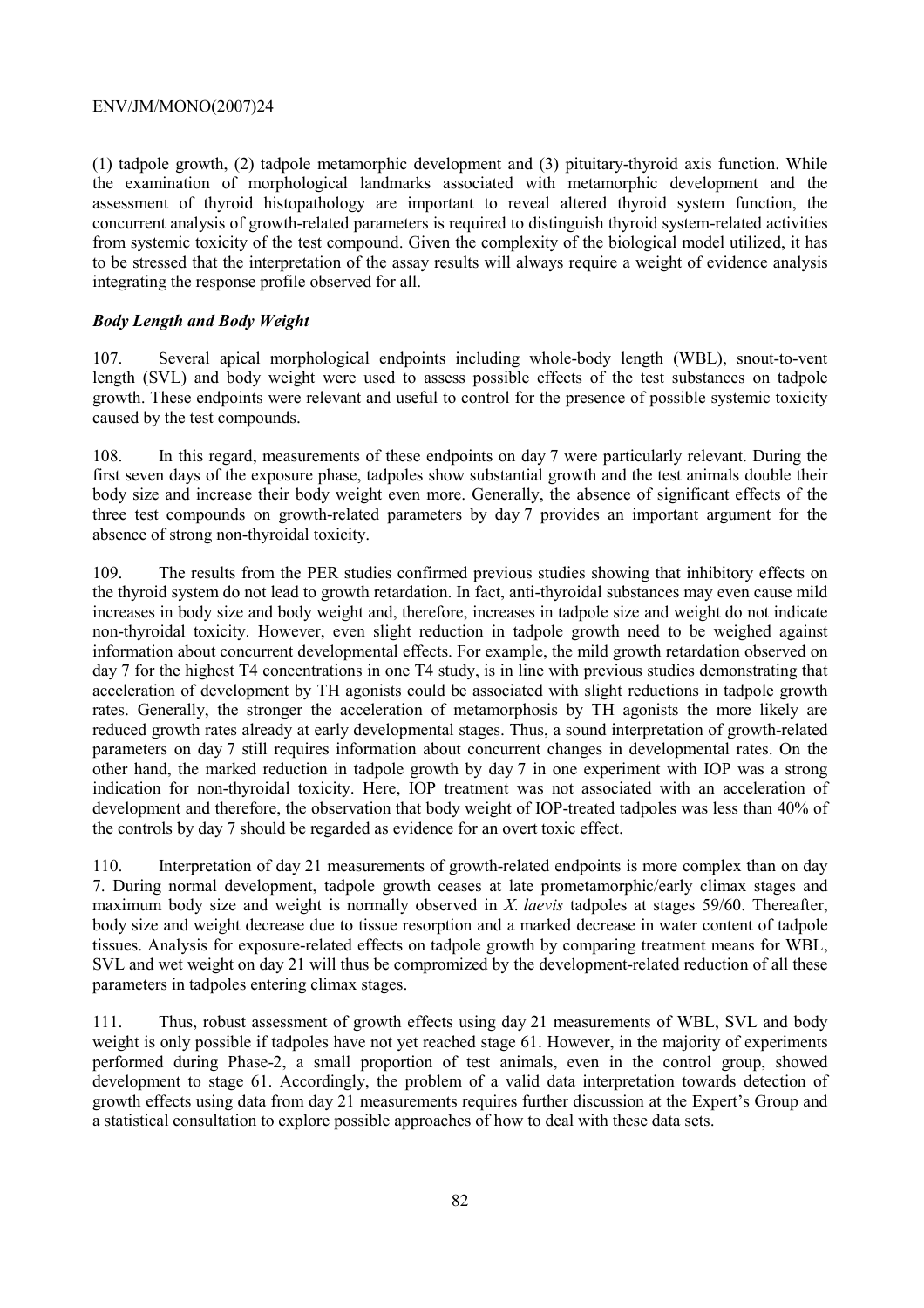(1) tadpole growth, (2) tadpole metamorphic development and (3) pituitary-thyroid axis function. While the examination of morphological landmarks associated with metamorphic development and the assessment of thyroid histopathology are important to reveal altered thyroid system function, the concurrent analysis of growth-related parameters is required to distinguish thyroid system-related activities from systemic toxicity of the test compound. Given the complexity of the biological model utilized, it has to be stressed that the interpretation of the assay results will always require a weight of evidence analysis integrating the response profile observed for all.

### *Body Length and Body Weight*

107. Several apical morphological endpoints including whole-body length (WBL), snout-to-vent length (SVL) and body weight were used to assess possible effects of the test substances on tadpole growth. These endpoints were relevant and useful to control for the presence of possible systemic toxicity caused by the test compounds.

108. In this regard, measurements of these endpoints on day 7 were particularly relevant. During the first seven days of the exposure phase, tadpoles show substantial growth and the test animals double their body size and increase their body weight even more. Generally, the absence of significant effects of the three test compounds on growth-related parameters by day 7 provides an important argument for the absence of strong non-thyroidal toxicity.

109. The results from the PER studies confirmed previous studies showing that inhibitory effects on the thyroid system do not lead to growth retardation. In fact, anti-thyroidal substances may even cause mild increases in body size and body weight and, therefore, increases in tadpole size and weight do not indicate non-thyroidal toxicity. However, even slight reduction in tadpole growth need to be weighed against information about concurrent developmental effects. For example, the mild growth retardation observed on day 7 for the highest T4 concentrations in one T4 study, is in line with previous studies demonstrating that acceleration of development by TH agonists could be associated with slight reductions in tadpole growth rates. Generally, the stronger the acceleration of metamorphosis by TH agonists the more likely are reduced growth rates already at early developmental stages. Thus, a sound interpretation of growth-related parameters on day 7 still requires information about concurrent changes in developmental rates. On the other hand, the marked reduction in tadpole growth by day 7 in one experiment with IOP was a strong indication for non-thyroidal toxicity. Here, IOP treatment was not associated with an acceleration of development and therefore, the observation that body weight of IOP-treated tadpoles was less than 40% of the controls by day 7 should be regarded as evidence for an overt toxic effect.

110. Interpretation of day 21 measurements of growth-related endpoints is more complex than on day 7. During normal development, tadpole growth ceases at late prometamorphic/early climax stages and maximum body size and weight is normally observed in *X. laevis* tadpoles at stages 59/60. Thereafter, body size and weight decrease due to tissue resorption and a marked decrease in water content of tadpole tissues. Analysis for exposure-related effects on tadpole growth by comparing treatment means for WBL, SVL and wet weight on day 21 will thus be compromized by the development-related reduction of all these parameters in tadpoles entering climax stages.

111. Thus, robust assessment of growth effects using day 21 measurements of WBL, SVL and body weight is only possible if tadpoles have not yet reached stage 61. However, in the majority of experiments performed during Phase-2, a small proportion of test animals, even in the control group, showed development to stage 61. Accordingly, the problem of a valid data interpretation towards detection of growth effects using data from day 21 measurements requires further discussion at the Expert's Group and a statistical consultation to explore possible approaches of how to deal with these data sets.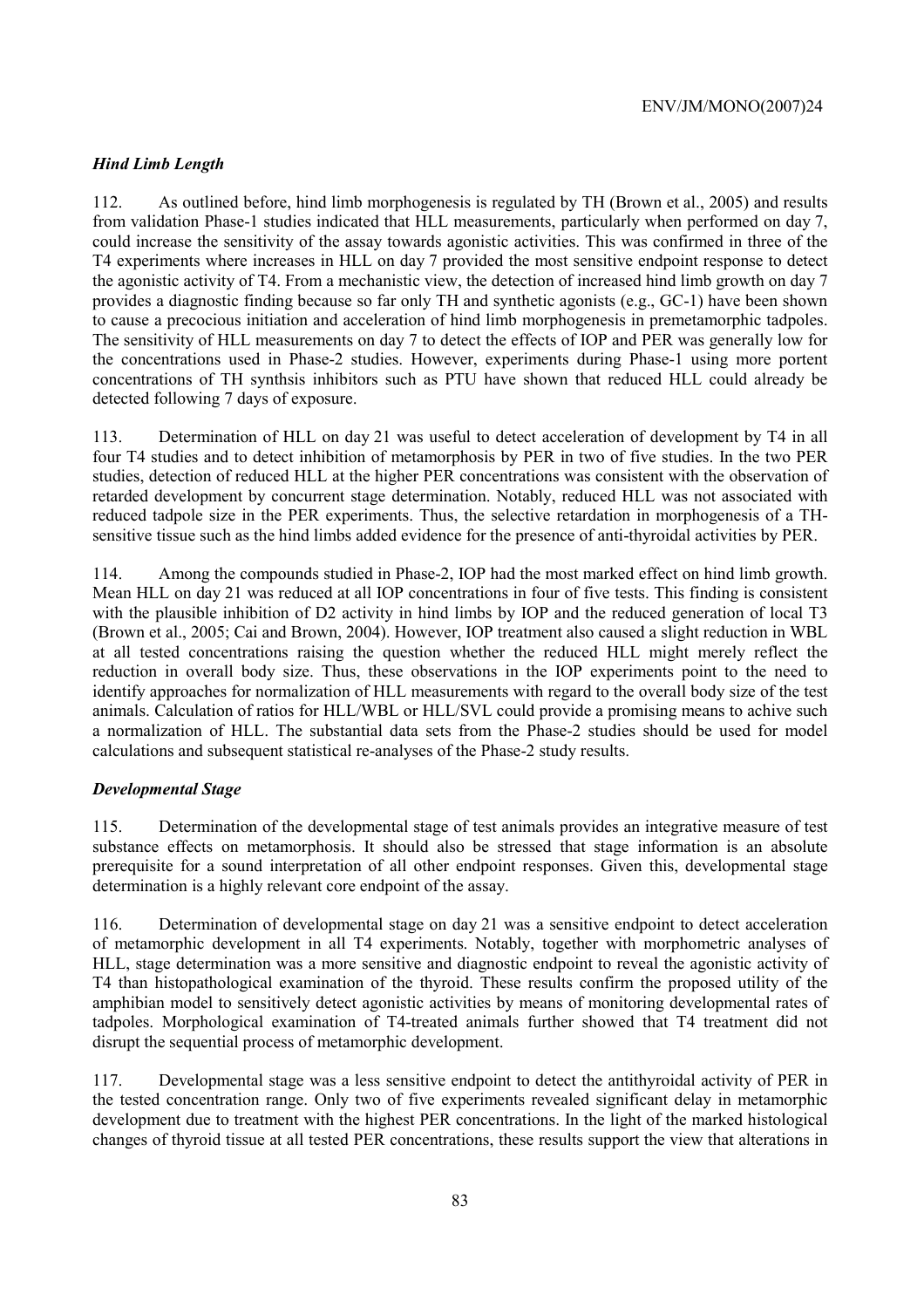### *Hind Limb Length*

112. As outlined before, hind limb morphogenesis is regulated by TH (Brown et al., 2005) and results from validation Phase-1 studies indicated that HLL measurements, particularly when performed on day 7, could increase the sensitivity of the assay towards agonistic activities. This was confirmed in three of the T4 experiments where increases in HLL on day 7 provided the most sensitive endpoint response to detect the agonistic activity of T4. From a mechanistic view, the detection of increased hind limb growth on day 7 provides a diagnostic finding because so far only TH and synthetic agonists (e.g., GC-1) have been shown to cause a precocious initiation and acceleration of hind limb morphogenesis in premetamorphic tadpoles. The sensitivity of HLL measurements on day 7 to detect the effects of IOP and PER was generally low for the concentrations used in Phase-2 studies. However, experiments during Phase-1 using more portent concentrations of TH synthsis inhibitors such as PTU have shown that reduced HLL could already be detected following 7 days of exposure.

113. Determination of HLL on day 21 was useful to detect acceleration of development by T4 in all four T4 studies and to detect inhibition of metamorphosis by PER in two of five studies. In the two PER studies, detection of reduced HLL at the higher PER concentrations was consistent with the observation of retarded development by concurrent stage determination. Notably, reduced HLL was not associated with reduced tadpole size in the PER experiments. Thus, the selective retardation in morphogenesis of a TH-sensitive tissue such as the hind limbs added evidence for the presence of anti-thyroidal activities by PER.

114. Among the compounds studied in Phase-2, IOP had the most marked effect on hind limb growth. Mean HLL on day 21 was reduced at all IOP concentrations in four of five tests. This finding is consistent with the plausible inhibition of D2 activity in hind limbs by IOP and the reduced generation of local T3 (Brown et al., 2005; Cai and Brown, 2004). However, IOP treatment also caused a slight reduction in WBL at all tested concentrations raising the question whether the reduced HLL might merely reflect the reduction in overall body size. Thus, these observations in the IOP experiments point to the need to identify approaches for normalization of HLL measurements with regard to the overall body size of the test animals. Calculation of ratios for HLL/WBL or HLL/SVL could provide a promising means to achive such a normalization of HLL. The substantial data sets from the Phase-2 studies should be used for model calculations and subsequent statistical re-analyses of the Phase-2 study results.

### *Developmental Stage*

115. Determination of the developmental stage of test animals provides an integrative measure of test substance effects on metamorphosis. It should also be stressed that stage information is an absolute prerequisite for a sound interpretation of all other endpoint responses. Given this, developmental stage determination is a highly relevant core endpoint of the assay.

116. Determination of developmental stage on day 21 was a sensitive endpoint to detect acceleration of metamorphic development in all T4 experiments. Notably, together with morphometric analyses of HLL, stage determination was a more sensitive and diagnostic endpoint to reveal the agonistic activity of T4 than histopathological examination of the thyroid. These results confirm the proposed utility of the amphibian model to sensitively detect agonistic activities by means of monitoring developmental rates of tadpoles. Morphological examination of T4-treated animals further showed that T4 treatment did not disrupt the sequential process of metamorphic development.

117. Developmental stage was a less sensitive endpoint to detect the antithyroidal activity of PER in the tested concentration range. Only two of five experiments revealed significant delay in metamorphic development due to treatment with the highest PER concentrations. In the light of the marked histological changes of thyroid tissue at all tested PER concentrations, these results support the view that alterations in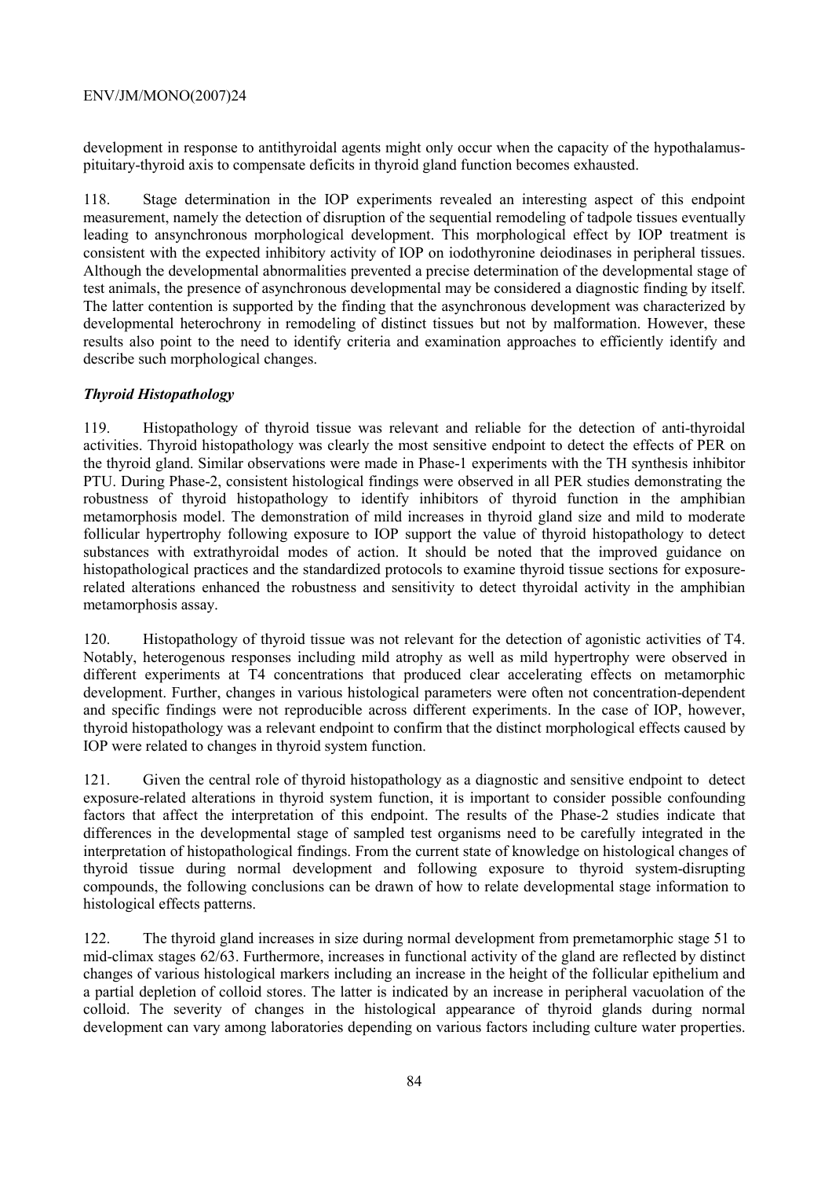development in response to antithyroidal agents might only occur when the capacity of the hypothalamus-pituitary-thyroid axis to compensate deficits in thyroid gland function becomes exhausted.

118. Stage determination in the IOP experiments revealed an interesting aspect of this endpoint measurement, namely the detection of disruption of the sequential remodeling of tadpole tissues eventually leading to ansynchronous morphological development. This morphological effect by IOP treatment is consistent with the expected inhibitory activity of IOP on iodothyronine deiodinases in peripheral tissues. Although the developmental abnormalities prevented a precise determination of the developmental stage of test animals, the presence of asynchronous developmental may be considered a diagnostic finding by itself. The latter contention is supported by the finding that the asynchronous development was characterized by developmental heterochrony in remodeling of distinct tissues but not by malformation. However, these results also point to the need to identify criteria and examination approaches to efficiently identify and describe such morphological changes.

### *Thyroid Histopathology*

119. Histopathology of thyroid tissue was relevant and reliable for the detection of anti-thyroidal activities. Thyroid histopathology was clearly the most sensitive endpoint to detect the effects of PER on the thyroid gland. Similar observations were made in Phase-1 experiments with the TH synthesis inhibitor PTU. During Phase-2, consistent histological findings were observed in all PER studies demonstrating the robustness of thyroid histopathology to identify inhibitors of thyroid function in the amphibian metamorphosis model. The demonstration of mild increases in thyroid gland size and mild to moderate follicular hypertrophy following exposure to IOP support the value of thyroid histopathology to detect substances with extrathyroidal modes of action. It should be noted that the improved guidance on histopathological practices and the standardized protocols to examine thyroid tissue sections for exposure-related alterations enhanced the robustness and sensitivity to detect thyroidal activity in the amphibian metamorphosis assay.

120. Histopathology of thyroid tissue was not relevant for the detection of agonistic activities of T4. Notably, heterogenous responses including mild atrophy as well as mild hypertrophy were observed in different experiments at T4 concentrations that produced clear accelerating effects on metamorphic development. Further, changes in various histological parameters were often not concentration-dependent and specific findings were not reproducible across different experiments. In the case of IOP, however, thyroid histopathology was a relevant endpoint to confirm that the distinct morphological effects caused by IOP were related to changes in thyroid system function.

121. Given the central role of thyroid histopathology as a diagnostic and sensitive endpoint to detect exposure-related alterations in thyroid system function, it is important to consider possible confounding factors that affect the interpretation of this endpoint. The results of the Phase-2 studies indicate that differences in the developmental stage of sampled test organisms need to be carefully integrated in the interpretation of histopathological findings. From the current state of knowledge on histological changes of thyroid tissue during normal development and following exposure to thyroid system-disrupting compounds, the following conclusions can be drawn of how to relate developmental stage information to histological effects patterns.

122. The thyroid gland increases in size during normal development from premetamorphic stage 51 to mid-climax stages 62/63. Furthermore, increases in functional activity of the gland are reflected by distinct changes of various histological markers including an increase in the height of the follicular epithelium and a partial depletion of colloid stores. The latter is indicated by an increase in peripheral vacuolation of the colloid. The severity of changes in the histological appearance of thyroid glands during normal development can vary among laboratories depending on various factors including culture water properties.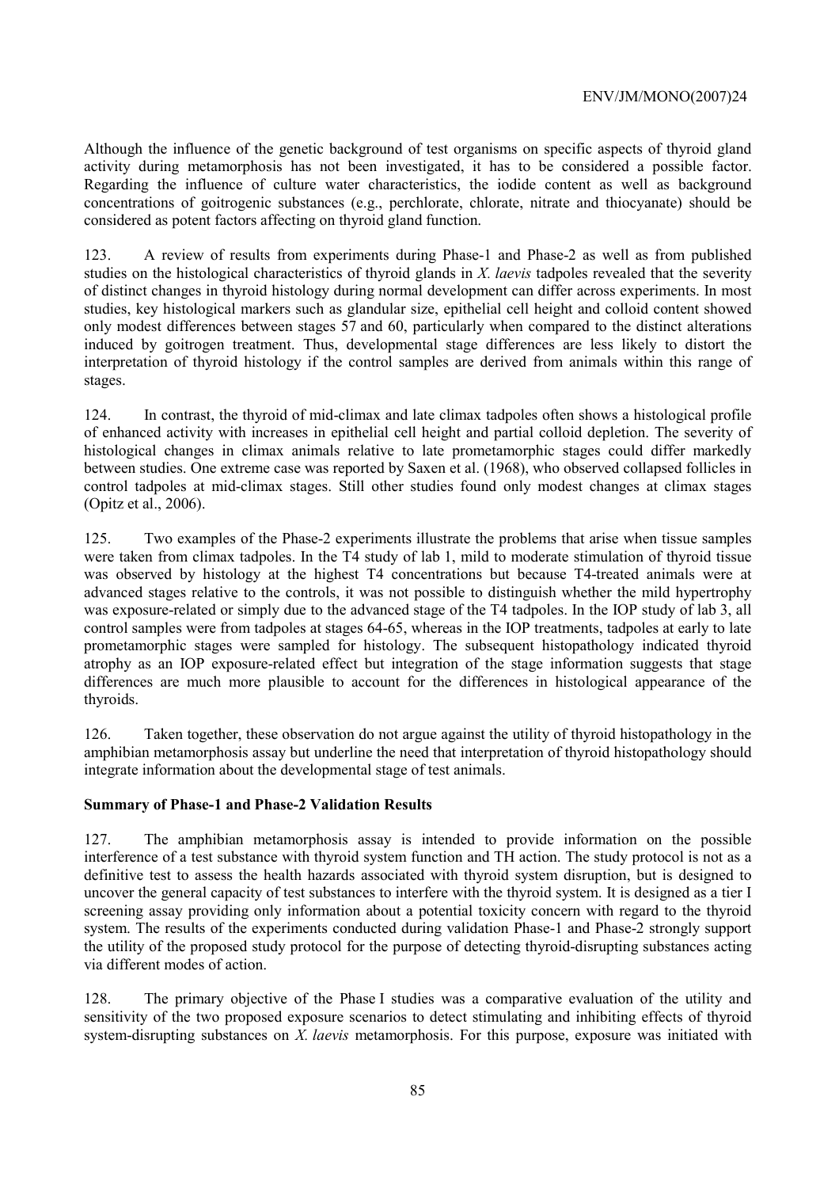Although the influence of the genetic background of test organisms on specific aspects of thyroid gland activity during metamorphosis has not been investigated, it has to be considered a possible factor. Regarding the influence of culture water characteristics, the iodide content as well as background concentrations of goitrogenic substances (e.g., perchlorate, chlorate, nitrate and thiocyanate) should be considered as potent factors affecting on thyroid gland function.

123. A review of results from experiments during Phase-1 and Phase-2 as well as from published studies on the histological characteristics of thyroid glands in *X. laevis* tadpoles revealed that the severity of distinct changes in thyroid histology during normal development can differ across experiments. In most studies, key histological markers such as glandular size, epithelial cell height and colloid content showed only modest differences between stages 57 and 60, particularly when compared to the distinct alterations induced by goitrogen treatment. Thus, developmental stage differences are less likely to distort the interpretation of thyroid histology if the control samples are derived from animals within this range of stages.

124. In contrast, the thyroid of mid-climax and late climax tadpoles often shows a histological profile of enhanced activity with increases in epithelial cell height and partial colloid depletion. The severity of histological changes in climax animals relative to late prometamorphic stages could differ markedly between studies. One extreme case was reported by Saxen et al. (1968), who observed collapsed follicles in control tadpoles at mid-climax stages. Still other studies found only modest changes at climax stages (Opitz et al., 2006).

125. Two examples of the Phase-2 experiments illustrate the problems that arise when tissue samples were taken from climax tadpoles. In the T4 study of lab 1, mild to moderate stimulation of thyroid tissue was observed by histology at the highest T4 concentrations but because T4-treated animals were at advanced stages relative to the controls, it was not possible to distinguish whether the mild hypertrophy was exposure-related or simply due to the advanced stage of the T4 tadpoles. In the IOP study of lab 3, all control samples were from tadpoles at stages 64-65, whereas in the IOP treatments, tadpoles at early to late prometamorphic stages were sampled for histology. The subsequent histopathology indicated thyroid atrophy as an IOP exposure-related effect but integration of the stage information suggests that stage differences are much more plausible to account for the differences in histological appearance of the thyroids.

126. Taken together, these observation do not argue against the utility of thyroid histopathology in the amphibian metamorphosis assay but underline the need that interpretation of thyroid histopathology should integrate information about the developmental stage of test animals.

**Summary of Phase-1 and Phase-2 Validation Results**

127. The amphibian metamorphosis assay is intended to provide information on the possible interference of a test substance with thyroid system function and TH action. The study protocol is not as a definitive test to assess the health hazards associated with thyroid system disruption, but is designed to uncover the general capacity of test substances to interfere with the thyroid system. It is designed as a tier I screening assay providing only information about a potential toxicity concern with regard to the thyroid system. The results of the experiments conducted during validation Phase-1 and Phase-2 strongly support the utility of the proposed study protocol for the purpose of detecting thyroid-disrupting substances acting via different modes of action.

128. The primary objective of the Phase I studies was a comparative evaluation of the utility and sensitivity of the two proposed exposure scenarios to detect stimulating and inhibiting effects of thyroid system-disrupting substances on *X. laevis* metamorphosis. For this purpose, exposure was initiated with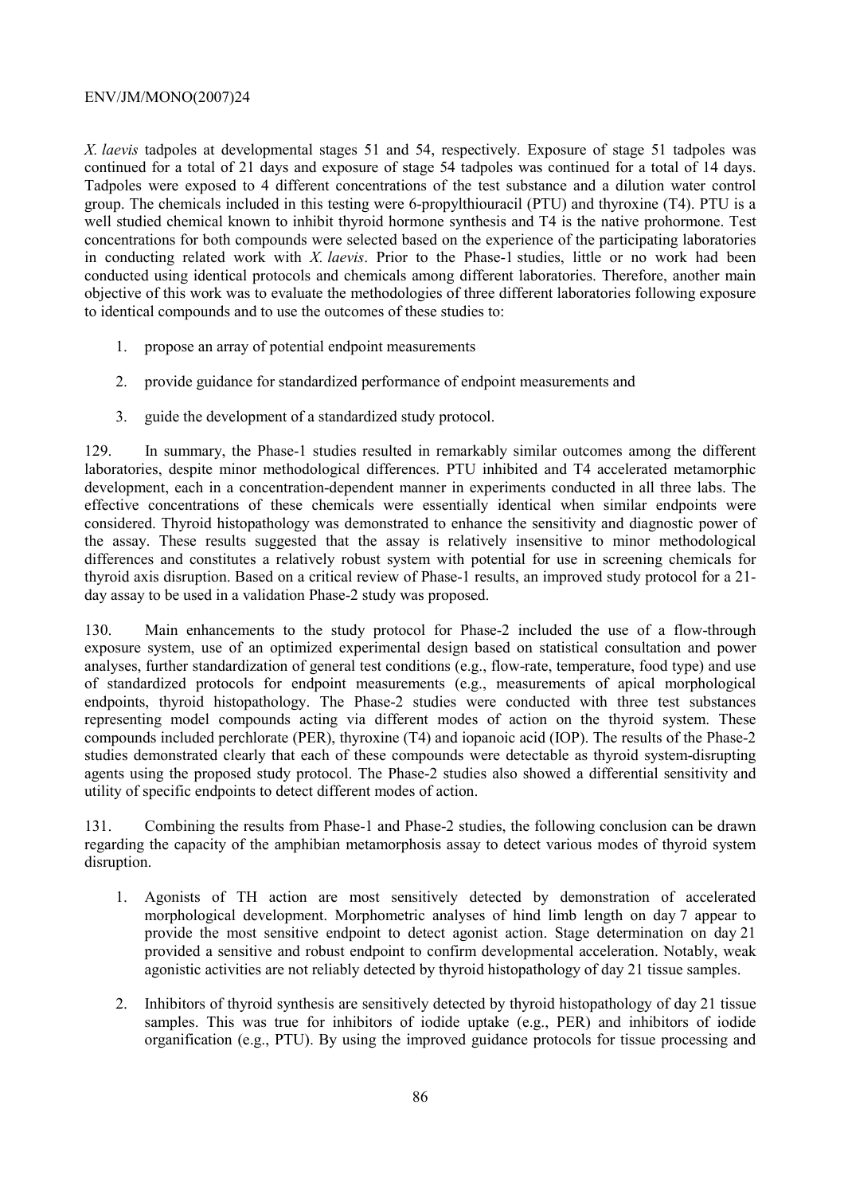*X. laevis* tadpoles at developmental stages 51 and 54, respectively. Exposure of stage 51 tadpoles was continued for a total of 21 days and exposure of stage 54 tadpoles was continued for a total of 14 days. Tadpoles were exposed to 4 different concentrations of the test substance and a dilution water control group. The chemicals included in this testing were 6-propylthiouracil (PTU) and thyroxine (T4). PTU is a well studied chemical known to inhibit thyroid hormone synthesis and T4 is the native prohormone. Test concentrations for both compounds were selected based on the experience of the participating laboratories in conducting related work with *X. laevis*. Prior to the Phase-1 studies, little or no work had been conducted using identical protocols and chemicals among different laboratories. Therefore, another main objective of this work was to evaluate the methodologies of three different laboratories following exposure to identical compounds and to use the outcomes of these studies to:

1. propose an array of potential endpoint measurements
2. provide guidance for standardized performance of endpoint measurements and
3. guide the development of a standardized study protocol.

129. In summary, the Phase-1 studies resulted in remarkably similar outcomes among the different laboratories, despite minor methodological differences. PTU inhibited and T4 accelerated metamorphic development, each in a concentration-dependent manner in experiments conducted in all three labs. The effective concentrations of these chemicals were essentially identical when similar endpoints were considered. Thyroid histopathology was demonstrated to enhance the sensitivity and diagnostic power of the assay. These results suggested that the assay is relatively insensitive to minor methodological differences and constitutes a relatively robust system with potential for use in screening chemicals for thyroid axis disruption. Based on a critical review of Phase-1 results, an improved study protocol for a 21-day assay to be used in a validation Phase-2 study was proposed.

130. Main enhancements to the study protocol for Phase-2 included the use of a flow-through exposure system, use of an optimized experimental design based on statistical consultation and power analyses, further standardization of general test conditions (e.g., flow-rate, temperature, food type) and use of standardized protocols for endpoint measurements (e.g., measurements of apical morphological endpoints, thyroid histopathology. The Phase-2 studies were conducted with three test substances representing model compounds acting via different modes of action on the thyroid system. These compounds included perchlorate (PER), thyroxine (T4) and iopanoic acid (IOP). The results of the Phase-2 studies demonstrated clearly that each of these compounds were detectable as thyroid system-disrupting agents using the proposed study protocol. The Phase-2 studies also showed a differential sensitivity and utility of specific endpoints to detect different modes of action.

131. Combining the results from Phase-1 and Phase-2 studies, the following conclusion can be drawn regarding the capacity of the amphibian metamorphosis assay to detect various modes of thyroid system disruption.

1. Agonists of TH action are most sensitively detected by demonstration of accelerated morphological development. Morphometric analyses of hind limb length on day 7 appear to provide the most sensitive endpoint to detect agonist action. Stage determination on day 21 provided a sensitive and robust endpoint to confirm developmental acceleration. Notably, weak agonistic activities are not reliably detected by thyroid histopathology of day 21 tissue samples.
2. Inhibitors of thyroid synthesis are sensitively detected by thyroid histopathology of day 21 tissue samples. This was true for inhibitors of iodide uptake (e.g., PER) and inhibitors of iodide organification (e.g., PTU). By using the improved guidance protocols for tissue processing and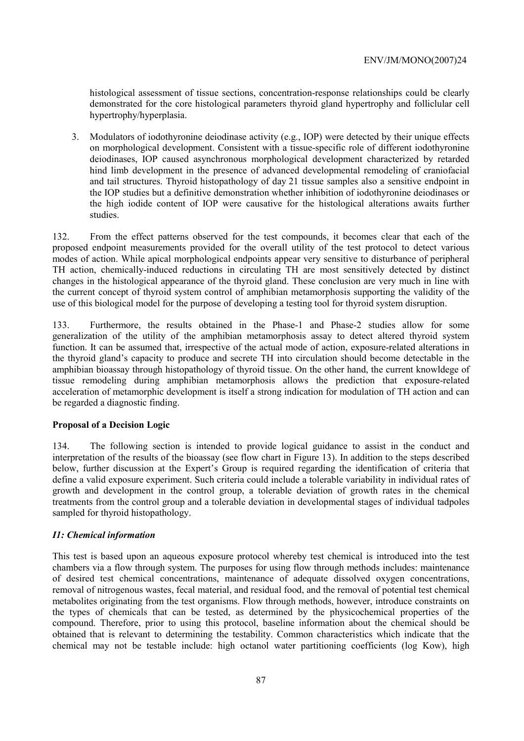histological assessment of tissue sections, concentration-response relationships could be clearly demonstrated for the core histological parameters thyroid gland hypertrophy and folliclular cell hypertrophy/hyperplasia.

3. Modulators of iodothyronine deiodinase activity (e.g., IOP) were detected by their unique effects on morphological development. Consistent with a tissue-specific role of different iodothyronine deiodinases, IOP caused asynchronous morphological development characterized by retarded hind limb development in the presence of advanced developmental remodeling of craniofacial and tail structures. Thyroid histopathology of day 21 tissue samples also a sensitive endpoint in the IOP studies but a definitive demonstration whether inhibition of iodothyronine deiodinases or the high iodide content of IOP were causative for the histological alterations awaits further studies.

132. From the effect patterns observed for the test compounds, it becomes clear that each of the proposed endpoint measurements provided for the overall utility of the test protocol to detect various modes of action. While apical morphological endpoints appear very sensitive to disturbance of peripheral TH action, chemically-induced reductions in circulating TH are most sensitively detected by distinct changes in the histological appearance of the thyroid gland. These conclusion are very much in line with the current concept of thyroid system control of amphibian metamorphosis supporting the validity of the use of this biological model for the purpose of developing a testing tool for thyroid system disruption.

133. Furthermore, the results obtained in the Phase-1 and Phase-2 studies allow for some generalization of the utility of the amphibian metamorphosis assay to detect altered thyroid system function. It can be assumed that, irrespective of the actual mode of action, exposure-related alterations in the thyroid gland's capacity to produce and secrete TH into circulation should become detectable in the amphibian bioassay through histopathology of thyroid tissue. On the other hand, the current knowldege of tissue remodeling during amphibian metamorphosis allows the prediction that exposure-related acceleration of metamorphic development is itself a strong indication for modulation of TH action and can be regarded a diagnostic finding.

**Proposal of a Decision Logic**

134. The following section is intended to provide logical guidance to assist in the conduct and interpretation of the results of the bioassay (see flow chart in Figure 13). In addition to the steps described below, further discussion at the Expert's Group is required regarding the identification of criteria that define a valid exposure experiment. Such criteria could include a tolerable variability in individual rates of growth and development in the control group, a tolerable deviation of growth rates in the chemical treatments from the control group and a tolerable deviation in developmental stages of individual tadpoles sampled for thyroid histopathology.

***I1: Chemical information***

This test is based upon an aqueous exposure protocol whereby test chemical is introduced into the test chambers via a flow through system. The purposes for using flow through methods includes: maintenance of desired test chemical concentrations, maintenance of adequate dissolved oxygen concentrations, removal of nitrogenous wastes, fecal material, and residual food, and the removal of potential test chemical metabolites originating from the test organisms. Flow through methods, however, introduce constraints on the types of chemicals that can be tested, as determined by the physicochemical properties of the compound. Therefore, prior to using this protocol, baseline information about the chemical should be obtained that is relevant to determining the testability. Common characteristics which indicate that the chemical may not be testable include: high octanol water partitioning coefficients (log Kow), high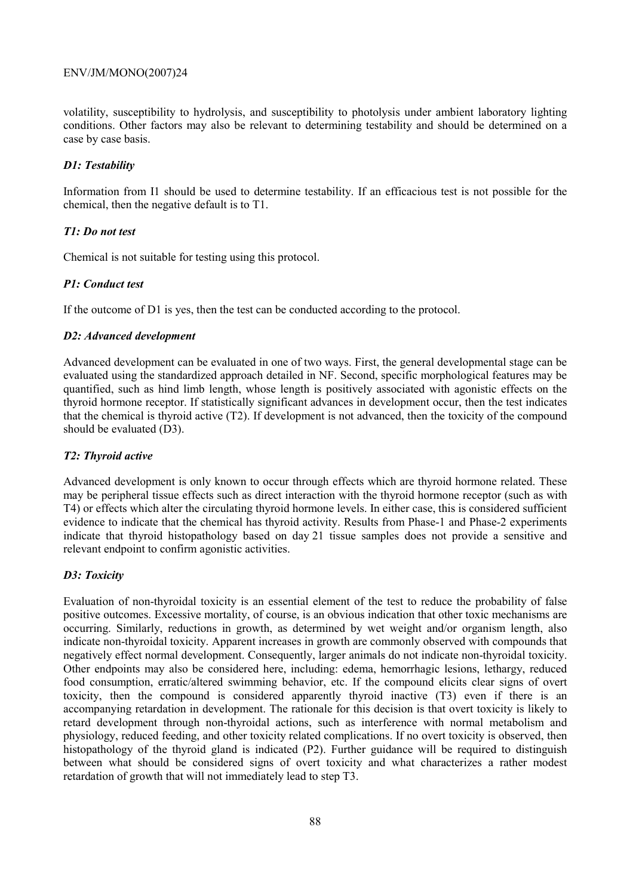volatility, susceptibility to hydrolysis, and susceptibility to photolysis under ambient laboratory lighting conditions. Other factors may also be relevant to determining testability and should be determined on a case by case basis.

### *D1: Testability*

Information from I1 should be used to determine testability. If an efficacious test is not possible for the chemical, then the negative default is to T1.

### *T1: Do not test*

Chemical is not suitable for testing using this protocol.

### *P1: Conduct test*

If the outcome of D1 is yes, then the test can be conducted according to the protocol.

### *D2: Advanced development*

Advanced development can be evaluated in one of two ways. First, the general developmental stage can be evaluated using the standardized approach detailed in NF. Second, specific morphological features may be quantified, such as hind limb length, whose length is positively associated with agonistic effects on the thyroid hormone receptor. If statistically significant advances in development occur, then the test indicates that the chemical is thyroid active (T2). If development is not advanced, then the toxicity of the compound should be evaluated (D3).

### *T2: Thyroid active*

Advanced development is only known to occur through effects which are thyroid hormone related. These may be peripheral tissue effects such as direct interaction with the thyroid hormone receptor (such as with T4) or effects which alter the circulating thyroid hormone levels. In either case, this is considered sufficient evidence to indicate that the chemical has thyroid activity. Results from Phase-1 and Phase-2 experiments indicate that thyroid histopathology based on day 21 tissue samples does not provide a sensitive and relevant endpoint to confirm agonistic activities.

### *D3: Toxicity*

Evaluation of non-thyroidal toxicity is an essential element of the test to reduce the probability of false positive outcomes. Excessive mortality, of course, is an obvious indication that other toxic mechanisms are occurring. Similarly, reductions in growth, as determined by wet weight and/or organism length, also indicate non-thyroidal toxicity. Apparent increases in growth are commonly observed with compounds that negatively effect normal development. Consequently, larger animals do not indicate non-thyroidal toxicity. Other endpoints may also be considered here, including: edema, hemorrhagic lesions, lethargy, reduced food consumption, erratic/altered swimming behavior, etc. If the compound elicits clear signs of overt toxicity, then the compound is considered apparently thyroid inactive (T3) even if there is an accompanying retardation in development. The rationale for this decision is that overt toxicity is likely to retard development through non-thyroidal actions, such as interference with normal metabolism and physiology, reduced feeding, and other toxicity related complications. If no overt toxicity is observed, then histopathology of the thyroid gland is indicated (P2). Further guidance will be required to distinguish between what should be considered signs of overt toxicity and what characterizes a rather modest retardation of growth that will not immediately lead to step T3.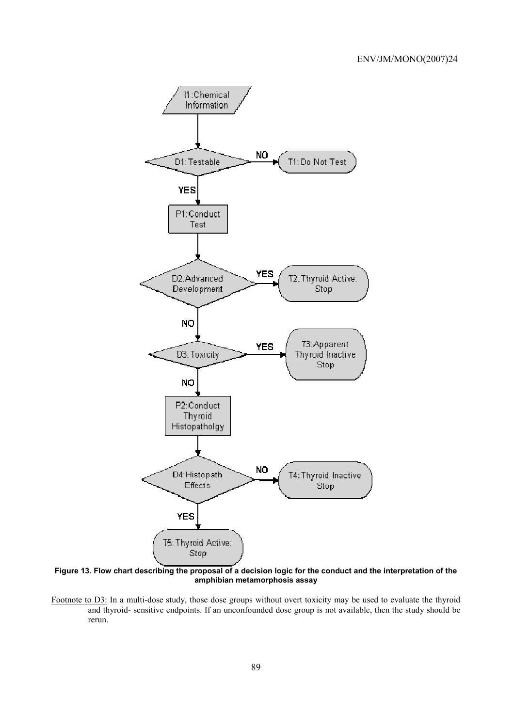I1: Chemical Information

D1: Testable — NO → T1: Do Not Test

YES ↓

P1: Conduct Test

D2: Advanced Development — YES → T2: Thyroid Active: Stop

NO ↓

D3: Toxicity — YES → T3: Apparent Thyroid Inactive Stop

NO ↓

P2: Conduct Thyroid Histopatholgy

D4: Histopath Effects — NO → T4: Thyroid Inactive Stop

YES ↓

T5: Thyroid Active: Stop

**Figure 13. Flow chart describing the proposal of a decision logic for the conduct and the interpretation of the amphibian metamorphosis assay**

Footnote to D3: In a multi-dose study, those dose groups without overt toxicity may be used to evaluate the thyroid and thyroid- sensitive endpoints. If an unconfounded dose group is not available, then the study should be rerun.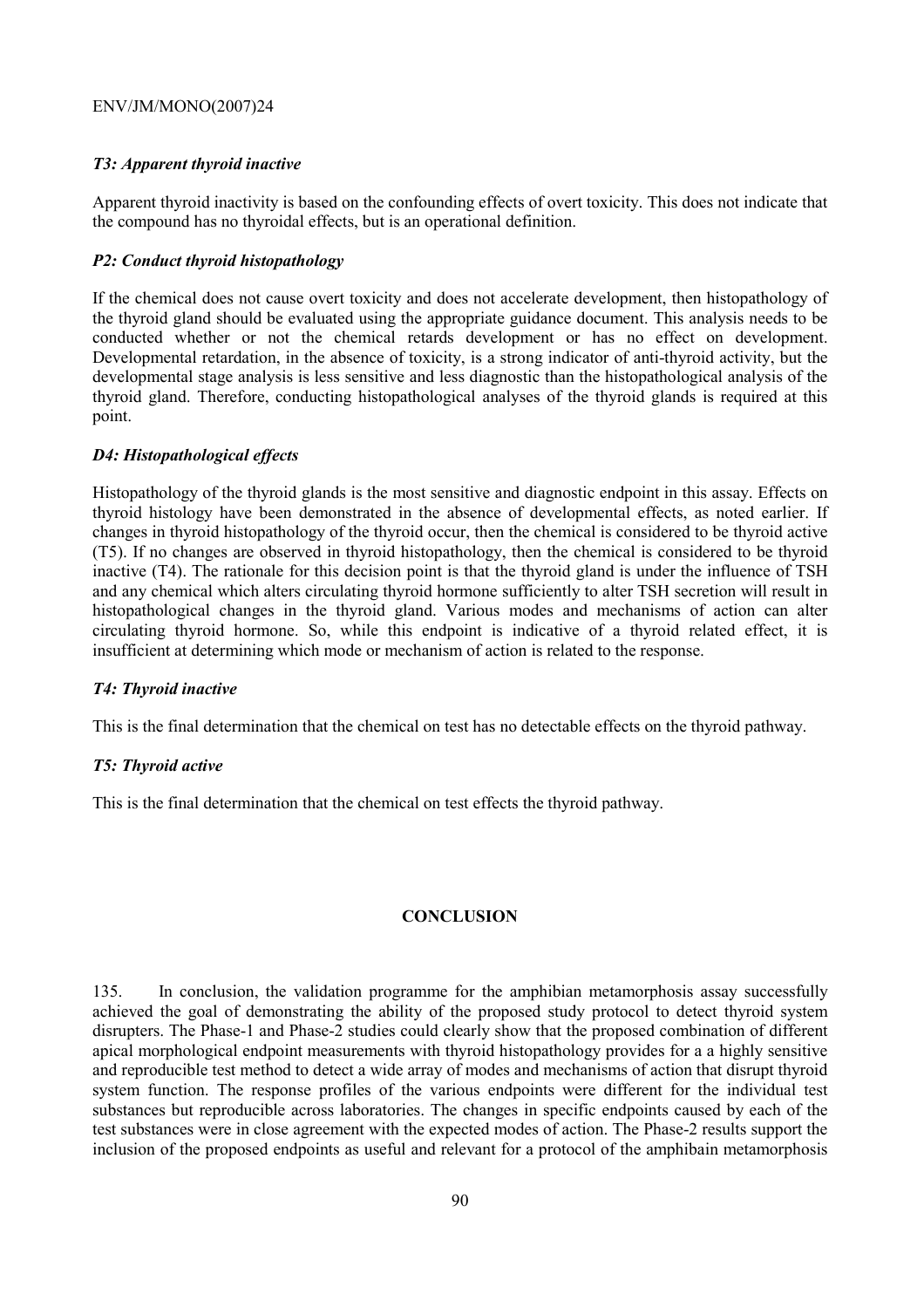*T3: Apparent thyroid inactive*

Apparent thyroid inactivity is based on the confounding effects of overt toxicity. This does not indicate that the compound has no thyroidal effects, but is an operational definition.

*P2: Conduct thyroid histopathology*

If the chemical does not cause overt toxicity and does not accelerate development, then histopathology of the thyroid gland should be evaluated using the appropriate guidance document. This analysis needs to be conducted whether or not the chemical retards development or has no effect on development. Developmental retardation, in the absence of toxicity, is a strong indicator of anti-thyroid activity, but the developmental stage analysis is less sensitive and less diagnostic than the histopathological analysis of the thyroid gland. Therefore, conducting histopathological analyses of the thyroid glands is required at this point.

*D4: Histopathological effects*

Histopathology of the thyroid glands is the most sensitive and diagnostic endpoint in this assay. Effects on thyroid histology have been demonstrated in the absence of developmental effects, as noted earlier. If changes in thyroid histopathology of the thyroid occur, then the chemical is considered to be thyroid active (T5). If no changes are observed in thyroid histopathology, then the chemical is considered to be thyroid inactive (T4). The rationale for this decision point is that the thyroid gland is under the influence of TSH and any chemical which alters circulating thyroid hormone sufficiently to alter TSH secretion will result in histopathological changes in the thyroid gland. Various modes and mechanisms of action can alter circulating thyroid hormone. So, while this endpoint is indicative of a thyroid related effect, it is insufficient at determining which mode or mechanism of action is related to the response.

*T4: Thyroid inactive*

This is the final determination that the chemical on test has no detectable effects on the thyroid pathway.

*T5: Thyroid active*

This is the final determination that the chemical on test effects the thyroid pathway.

## CONCLUSION

135. In conclusion, the validation programme for the amphibian metamorphosis assay successfully achieved the goal of demonstrating the ability of the proposed study protocol to detect thyroid system disrupters. The Phase-1 and Phase-2 studies could clearly show that the proposed combination of different apical morphological endpoint measurements with thyroid histopathology provides for a a highly sensitive and reproducible test method to detect a wide array of modes and mechanisms of action that disrupt thyroid system function. The response profiles of the various endpoints were different for the individual test substances but reproducible across laboratories. The changes in specific endpoints caused by each of the test substances were in close agreement with the expected modes of action. The Phase-2 results support the inclusion of the proposed endpoints as useful and relevant for a protocol of the amphibain metamorphosis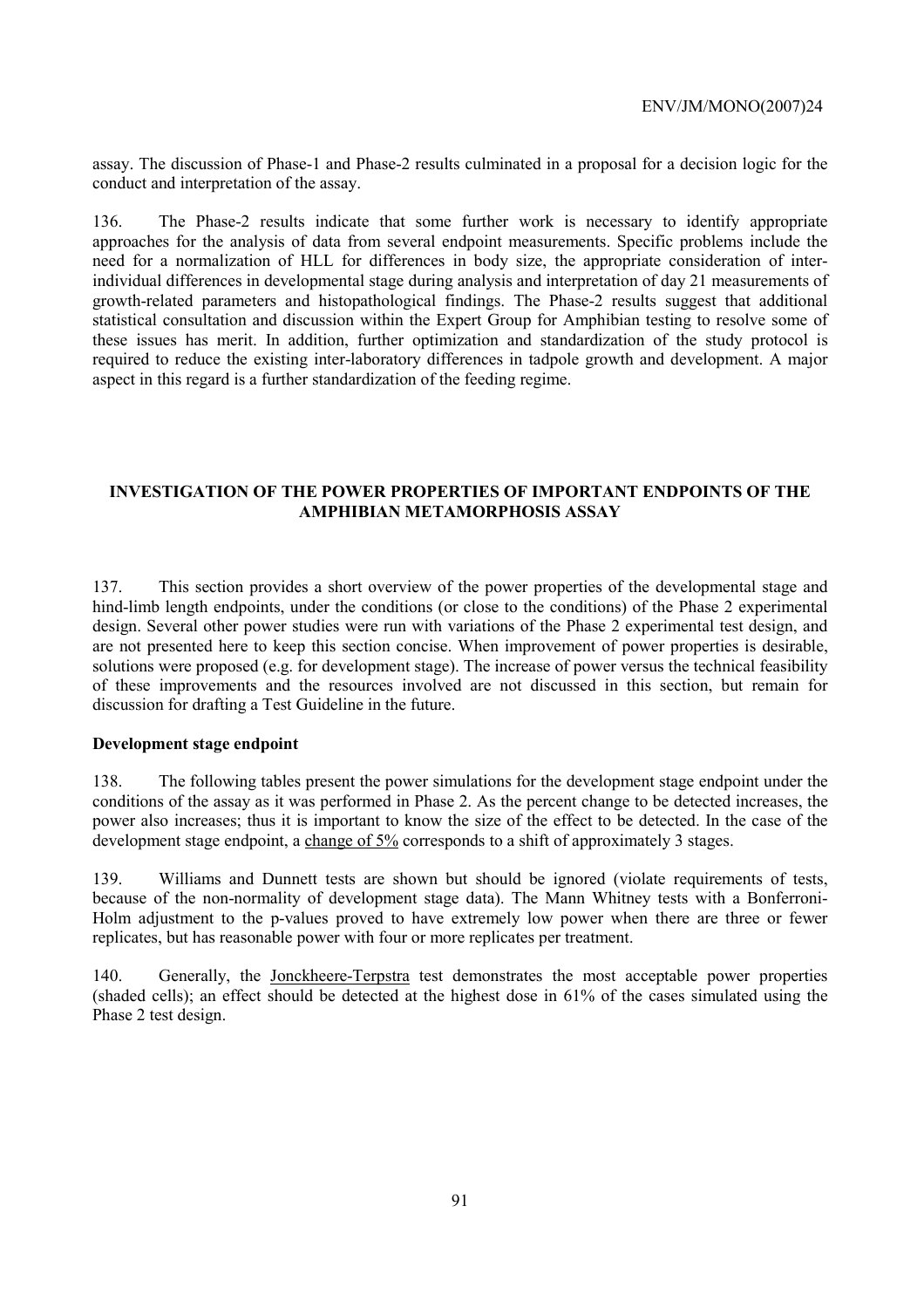assay. The discussion of Phase-1 and Phase-2 results culminated in a proposal for a decision logic for the conduct and interpretation of the assay.

136. The Phase-2 results indicate that some further work is necessary to identify appropriate approaches for the analysis of data from several endpoint measurements. Specific problems include the need for a normalization of HLL for differences in body size, the appropriate consideration of inter-individual differences in developmental stage during analysis and interpretation of day 21 measurements of growth-related parameters and histopathological findings. The Phase-2 results suggest that additional statistical consultation and discussion within the Expert Group for Amphibian testing to resolve some of these issues has merit. In addition, further optimization and standardization of the study protocol is required to reduce the existing inter-laboratory differences in tadpole growth and development. A major aspect in this regard is a further standardization of the feeding regime.

## INVESTIGATION OF THE POWER PROPERTIES OF IMPORTANT ENDPOINTS OF THE AMPHIBIAN METAMORPHOSIS ASSAY

137. This section provides a short overview of the power properties of the developmental stage and hind-limb length endpoints, under the conditions (or close to the conditions) of the Phase 2 experimental design. Several other power studies were run with variations of the Phase 2 experimental test design, and are not presented here to keep this section concise. When improvement of power properties is desirable, solutions were proposed (e.g. for development stage). The increase of power versus the technical feasibility of these improvements and the resources involved are not discussed in this section, but remain for discussion for drafting a Test Guideline in the future.

### Development stage endpoint

138. The following tables present the power simulations for the development stage endpoint under the conditions of the assay as it was performed in Phase 2. As the percent change to be detected increases, the power also increases; thus it is important to know the size of the effect to be detected. In the case of the development stage endpoint, a change of 5% corresponds to a shift of approximately 3 stages.

139. Williams and Dunnett tests are shown but should be ignored (violate requirements of tests, because of the non-normality of development stage data). The Mann Whitney tests with a Bonferroni-Holm adjustment to the p-values proved to have extremely low power when there are three or fewer replicates, but has reasonable power with four or more replicates per treatment.

140. Generally, the Jonckheere-Terpstra test demonstrates the most acceptable power properties (shaded cells); an effect should be detected at the highest dose in 61% of the cases simulated using the Phase 2 test design.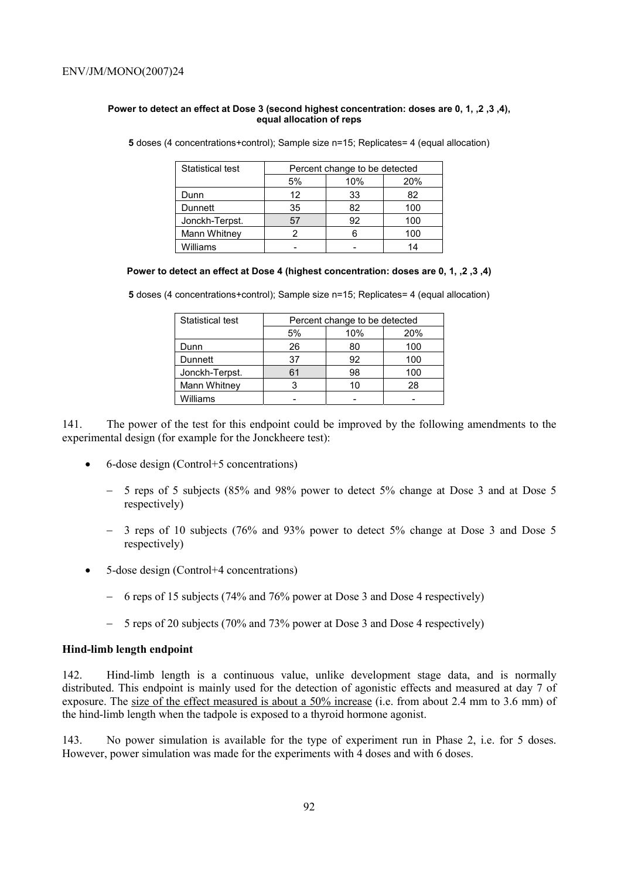**Power to detect an effect at Dose 3 (second highest concentration: doses are 0, 1, ,2 ,3 ,4), equal allocation of reps**

**5** doses (4 concentrations+control); Sample size n=15; Replicates= 4 (equal allocation)

| Statistical test | Percent change to be detected | | |
|---|---|---|---|
| | 5% | 10% | 20% |
| Dunn | 12 | 33 | 82 |
| Dunnett | 35 | 82 | 100 |
| Jonckh-Terpst. | 57 | 92 | 100 |
| Mann Whitney | 2 | 6 | 100 |
| Williams | - | - | 14 |

**Power to detect an effect at Dose 4 (highest concentration: doses are 0, 1, ,2 ,3 ,4)**

**5** doses (4 concentrations+control); Sample size n=15; Replicates= 4 (equal allocation)

| Statistical test | Percent change to be detected | | |
|---|---|---|---|
| | 5% | 10% | 20% |
| Dunn | 26 | 80 | 100 |
| Dunnett | 37 | 92 | 100 |
| Jonckh-Terpst. | 61 | 98 | 100 |
| Mann Whitney | 3 | 10 | 28 |
| Williams | - | - | - |

141. The power of the test for this endpoint could be improved by the following amendments to the experimental design (for example for the Jonckheere test):

- 6-dose design (Control+5 concentrations)
  - 5 reps of 5 subjects (85% and 98% power to detect 5% change at Dose 3 and at Dose 5 respectively)
  - 3 reps of 10 subjects (76% and 93% power to detect 5% change at Dose 3 and Dose 5 respectively)
- 5-dose design (Control+4 concentrations)
  - 6 reps of 15 subjects (74% and 76% power at Dose 3 and Dose 4 respectively)
  - 5 reps of 20 subjects (70% and 73% power at Dose 3 and Dose 4 respectively)

**Hind-limb length endpoint**

142. Hind-limb length is a continuous value, unlike development stage data, and is normally distributed. This endpoint is mainly used for the detection of agonistic effects and measured at day 7 of exposure. The size of the effect measured is about a 50% increase (i.e. from about 2.4 mm to 3.6 mm) of the hind-limb length when the tadpole is exposed to a thyroid hormone agonist.

143. No power simulation is available for the type of experiment run in Phase 2, i.e. for 5 doses. However, power simulation was made for the experiments with 4 doses and with 6 doses.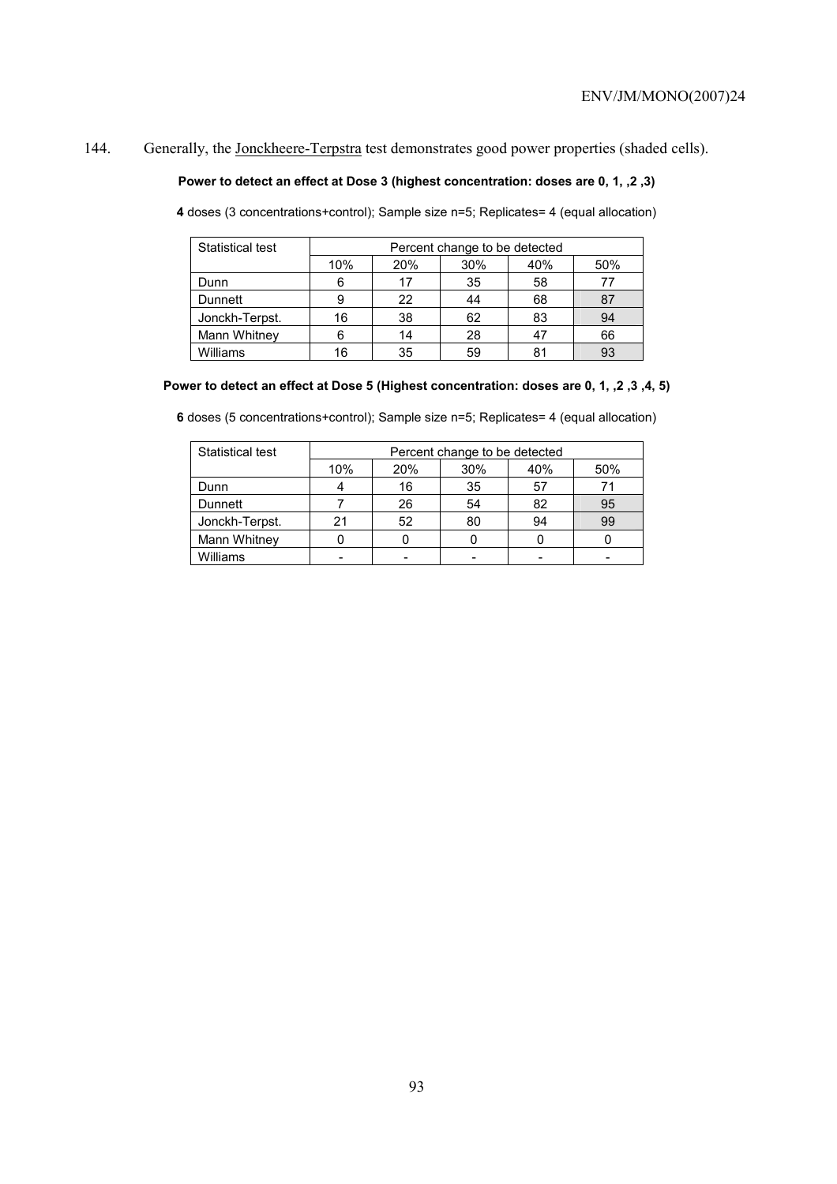144. Generally, the Jonckheere-Terpstra test demonstrates good power properties (shaded cells).

**Power to detect an effect at Dose 3 (highest concentration: doses are 0, 1, ,2 ,3)**

**4** doses (3 concentrations+control); Sample size n=5; Replicates= 4 (equal allocation)

| Statistical test | Percent change to be detected | | | | |
|---|---|---|---|---|---|
| | 10% | 20% | 30% | 40% | 50% |
| Dunn | 6 | 17 | 35 | 58 | 77 |
| Dunnett | 9 | 22 | 44 | 68 | 87 |
| Jonckh-Terpst. | 16 | 38 | 62 | 83 | 94 |
| Mann Whitney | 6 | 14 | 28 | 47 | 66 |
| Williams | 16 | 35 | 59 | 81 | 93 |

**Power to detect an effect at Dose 5 (Highest concentration: doses are 0, 1, ,2 ,3 ,4, 5)**

**6** doses (5 concentrations+control); Sample size n=5; Replicates= 4 (equal allocation)

| Statistical test | Percent change to be detected | | | | |
|---|---|---|---|---|---|
| | 10% | 20% | 30% | 40% | 50% |
| Dunn | 4 | 16 | 35 | 57 | 71 |
| Dunnett | 7 | 26 | 54 | 82 | 95 |
| Jonckh-Terpst. | 21 | 52 | 80 | 94 | 99 |
| Mann Whitney | 0 | 0 | 0 | 0 | 0 |
| Williams | - | - | - | - | - |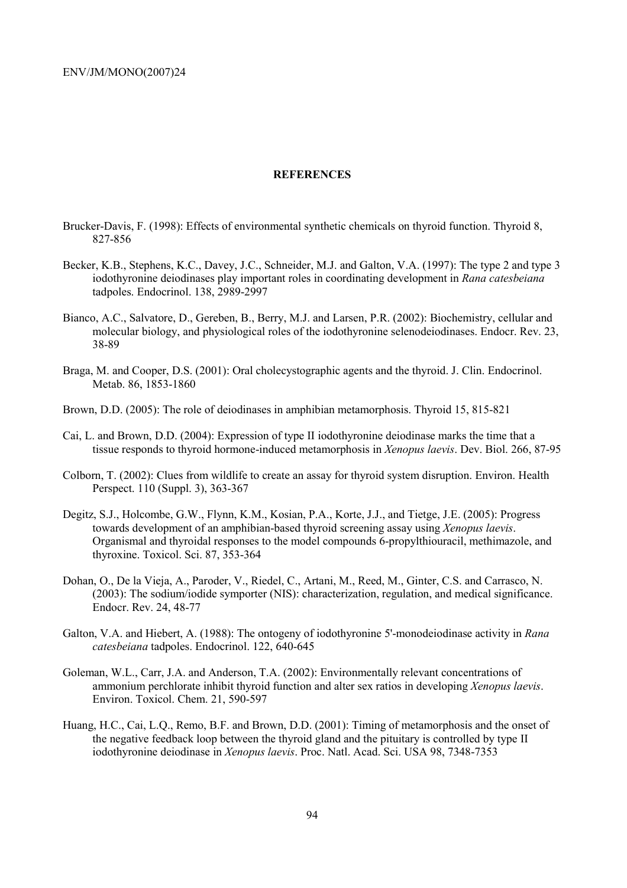## REFERENCES

Brucker-Davis, F. (1998): Effects of environmental synthetic chemicals on thyroid function. Thyroid 8, 827-856

Becker, K.B., Stephens, K.C., Davey, J.C., Schneider, M.J. and Galton, V.A. (1997): The type 2 and type 3 iodothyronine deiodinases play important roles in coordinating development in *Rana catesbeiana* tadpoles. Endocrinol. 138, 2989-2997

Bianco, A.C., Salvatore, D., Gereben, B., Berry, M.J. and Larsen, P.R. (2002): Biochemistry, cellular and molecular biology, and physiological roles of the iodothyronine selenodeiodinases. Endocr. Rev. 23, 38-89

Braga, M. and Cooper, D.S. (2001): Oral cholecystographic agents and the thyroid. J. Clin. Endocrinol. Metab. 86, 1853-1860

Brown, D.D. (2005): The role of deiodinases in amphibian metamorphosis. Thyroid 15, 815-821

Cai, L. and Brown, D.D. (2004): Expression of type II iodothyronine deiodinase marks the time that a tissue responds to thyroid hormone-induced metamorphosis in *Xenopus laevis*. Dev. Biol. 266, 87-95

Colborn, T. (2002): Clues from wildlife to create an assay for thyroid system disruption. Environ. Health Perspect. 110 (Suppl. 3), 363-367

Degitz, S.J., Holcombe, G.W., Flynn, K.M., Kosian, P.A., Korte, J.J., and Tietge, J.E. (2005): Progress towards development of an amphibian-based thyroid screening assay using *Xenopus laevis*. Organismal and thyroidal responses to the model compounds 6-propylthiouracil, methimazole, and thyroxine. Toxicol. Sci. 87, 353-364

Dohan, O., De la Vieja, A., Paroder, V., Riedel, C., Artani, M., Reed, M., Ginter, C.S. and Carrasco, N. (2003): The sodium/iodide symporter (NIS): characterization, regulation, and medical significance. Endocr. Rev. 24, 48-77

Galton, V.A. and Hiebert, A. (1988): The ontogeny of iodothyronine 5'-monodeiodinase activity in *Rana catesbeiana* tadpoles. Endocrinol. 122, 640-645

Goleman, W.L., Carr, J.A. and Anderson, T.A. (2002): Environmentally relevant concentrations of ammonium perchlorate inhibit thyroid function and alter sex ratios in developing *Xenopus laevis*. Environ. Toxicol. Chem. 21, 590-597

Huang, H.C., Cai, L.Q., Remo, B.F. and Brown, D.D. (2001): Timing of metamorphosis and the onset of the negative feedback loop between the thyroid gland and the pituitary is controlled by type II iodothyronine deiodinase in *Xenopus laevis*. Proc. Natl. Acad. Sci. USA 98, 7348-7353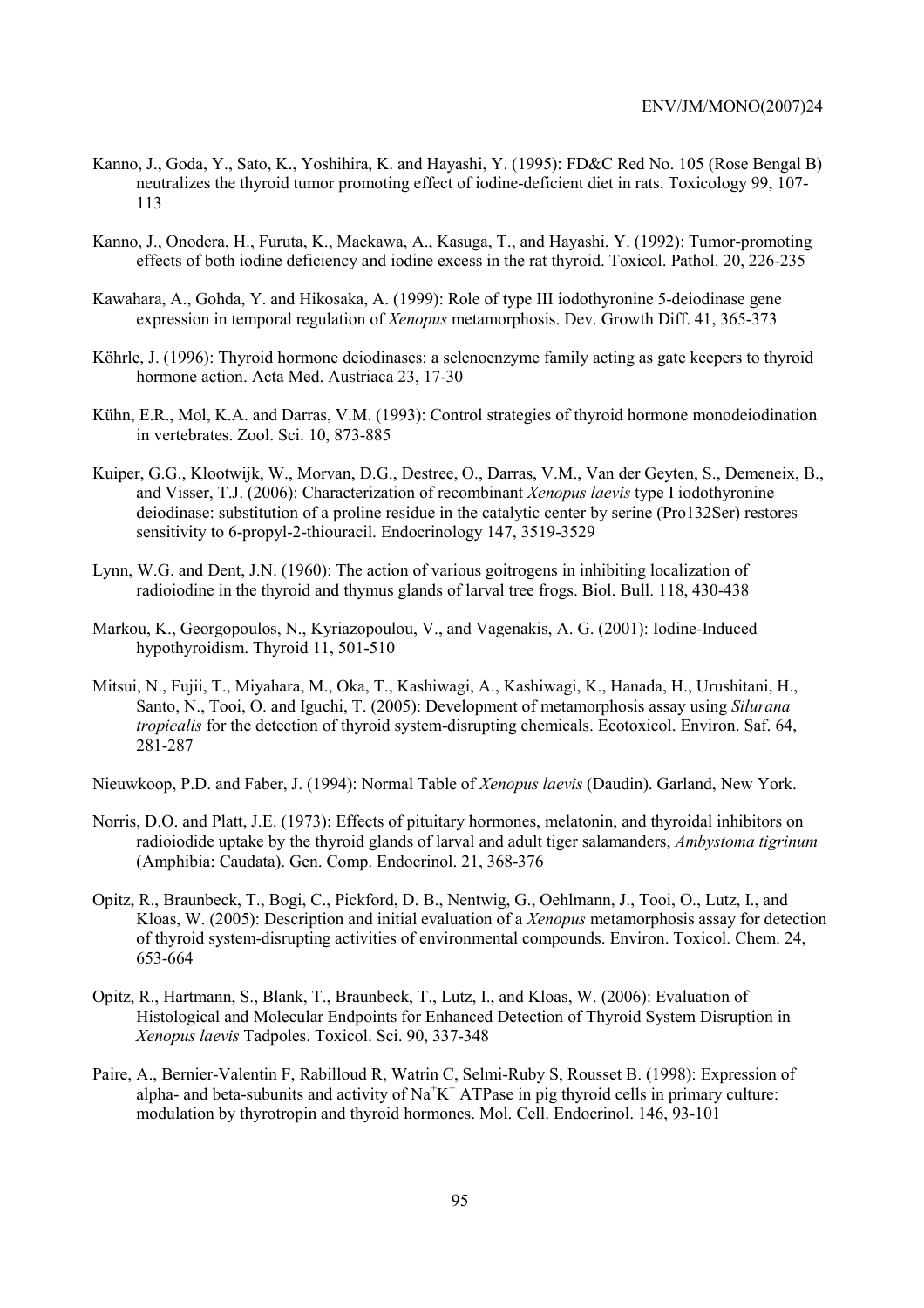Kanno, J., Goda, Y., Sato, K., Yoshihira, K. and Hayashi, Y. (1995): FD&C Red No. 105 (Rose Bengal B) neutralizes the thyroid tumor promoting effect of iodine-deficient diet in rats. Toxicology 99, 107-113

Kanno, J., Onodera, H., Furuta, K., Maekawa, A., Kasuga, T., and Hayashi, Y. (1992): Tumor-promoting effects of both iodine deficiency and iodine excess in the rat thyroid. Toxicol. Pathol. 20, 226-235

Kawahara, A., Gohda, Y. and Hikosaka, A. (1999): Role of type III iodothyronine 5-deiodinase gene expression in temporal regulation of *Xenopus* metamorphosis. Dev. Growth Diff. 41, 365-373

Köhrle, J. (1996): Thyroid hormone deiodinases: a selenoenzyme family acting as gate keepers to thyroid hormone action. Acta Med. Austriaca 23, 17-30

Kühn, E.R., Mol, K.A. and Darras, V.M. (1993): Control strategies of thyroid hormone monodeiodination in vertebrates. Zool. Sci. 10, 873-885

Kuiper, G.G., Klootwijk, W., Morvan, D.G., Destree, O., Darras, V.M., Van der Geyten, S., Demeneix, B., and Visser, T.J. (2006): Characterization of recombinant *Xenopus laevis* type I iodothyronine deiodinase: substitution of a proline residue in the catalytic center by serine (Pro132Ser) restores sensitivity to 6-propyl-2-thiouracil. Endocrinology 147, 3519-3529

Lynn, W.G. and Dent, J.N. (1960): The action of various goitrogens in inhibiting localization of radioiodine in the thyroid and thymus glands of larval tree frogs. Biol. Bull. 118, 430-438

Markou, K., Georgopoulos, N., Kyriazopoulou, V., and Vagenakis, A. G. (2001): Iodine-Induced hypothyroidism. Thyroid 11, 501-510

Mitsui, N., Fujii, T., Miyahara, M., Oka, T., Kashiwagi, A., Kashiwagi, K., Hanada, H., Urushitani, H., Santo, N., Tooi, O. and Iguchi, T. (2005): Development of metamorphosis assay using *Silurana tropicalis* for the detection of thyroid system-disrupting chemicals. Ecotoxicol. Environ. Saf. 64, 281-287

Nieuwkoop, P.D. and Faber, J. (1994): Normal Table of *Xenopus laevis* (Daudin). Garland, New York.

Norris, D.O. and Platt, J.E. (1973): Effects of pituitary hormones, melatonin, and thyroidal inhibitors on radioiodide uptake by the thyroid glands of larval and adult tiger salamanders, *Ambystoma tigrinum* (Amphibia: Caudata). Gen. Comp. Endocrinol. 21, 368-376

Opitz, R., Braunbeck, T., Bogi, C., Pickford, D. B., Nentwig, G., Oehlmann, J., Tooi, O., Lutz, I., and Kloas, W. (2005): Description and initial evaluation of a *Xenopus* metamorphosis assay for detection of thyroid system-disrupting activities of environmental compounds. Environ. Toxicol. Chem. 24, 653-664

Opitz, R., Hartmann, S., Blank, T., Braunbeck, T., Lutz, I., and Kloas, W. (2006): Evaluation of Histological and Molecular Endpoints for Enhanced Detection of Thyroid System Disruption in *Xenopus laevis* Tadpoles. Toxicol. Sci. 90, 337-348

Paire, A., Bernier-Valentin F, Rabilloud R, Watrin C, Selmi-Ruby S, Rousset B. (1998): Expression of alpha- and beta-subunits and activity of $Na^{+}K^{+}$ ATPase in pig thyroid cells in primary culture: modulation by thyrotropin and thyroid hormones. Mol. Cell. Endocrinol. 146, 93-101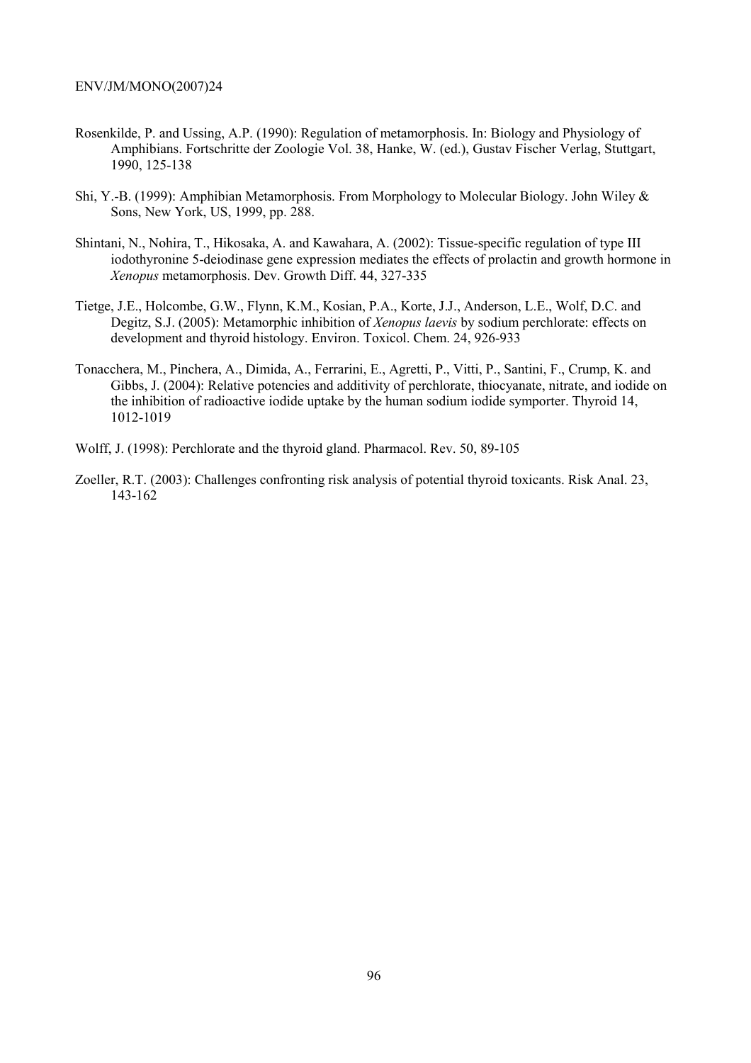Rosenkilde, P. and Ussing, A.P. (1990): Regulation of metamorphosis. In: Biology and Physiology of Amphibians. Fortschritte der Zoologie Vol. 38, Hanke, W. (ed.), Gustav Fischer Verlag, Stuttgart, 1990, 125-138

Shi, Y.-B. (1999): Amphibian Metamorphosis. From Morphology to Molecular Biology. John Wiley & Sons, New York, US, 1999, pp. 288.

Shintani, N., Nohira, T., Hikosaka, A. and Kawahara, A. (2002): Tissue-specific regulation of type III iodothyronine 5-deiodinase gene expression mediates the effects of prolactin and growth hormone in *Xenopus* metamorphosis. Dev. Growth Diff. 44, 327-335

Tietge, J.E., Holcombe, G.W., Flynn, K.M., Kosian, P.A., Korte, J.J., Anderson, L.E., Wolf, D.C. and Degitz, S.J. (2005): Metamorphic inhibition of *Xenopus laevis* by sodium perchlorate: effects on development and thyroid histology. Environ. Toxicol. Chem. 24, 926-933

Tonacchera, M., Pinchera, A., Dimida, A., Ferrarini, E., Agretti, P., Vitti, P., Santini, F., Crump, K. and Gibbs, J. (2004): Relative potencies and additivity of perchlorate, thiocyanate, nitrate, and iodide on the inhibition of radioactive iodide uptake by the human sodium iodide symporter. Thyroid 14, 1012-1019

Wolff, J. (1998): Perchlorate and the thyroid gland. Pharmacol. Rev. 50, 89-105

Zoeller, R.T. (2003): Challenges confronting risk analysis of potential thyroid toxicants. Risk Anal. 23, 143-162